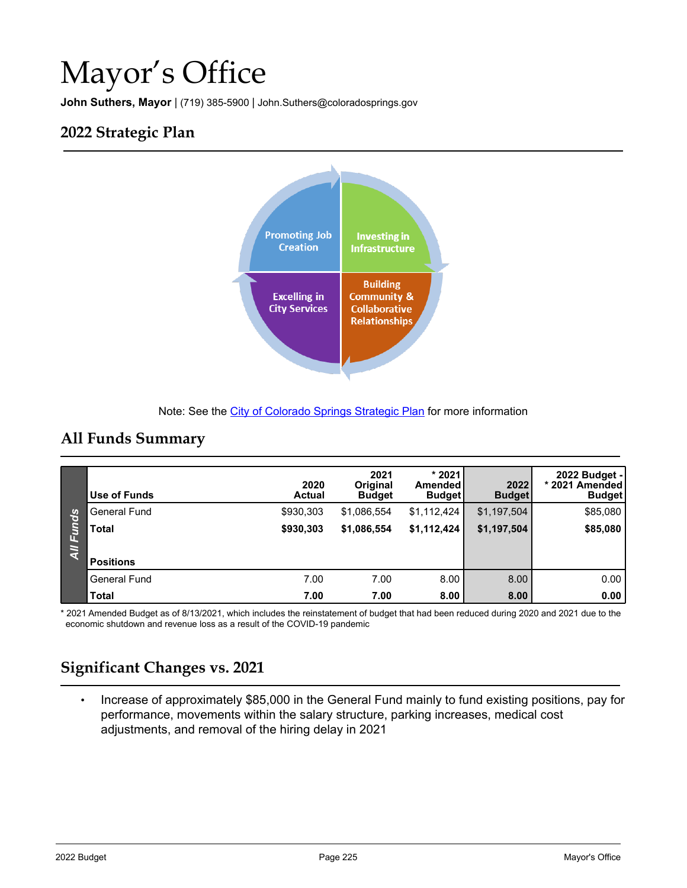# Mayor's Office

**John Suthers, Mayor** | (719) 385-5900 | John.Suthers@coloradosprings.gov

## 2022 Strategic Plan

Promoting Job Creation

Investing in Infrastructure

Excelling in City Services

Building Community & Collaborative Relationships

Note: See the City of Colorado Springs Strategic Plan for more information

## All Funds Summary

| | Use of Funds | 2020 Actual | 2021 Original Budget | * 2021 Amended Budget | 2022 Budget | 2022 Budget - * 2021 Amended Budget |
|---|---|---|---|---|---|---|
| All Funds | General Fund | $930,303 | $1,086,554 | $1,112,424 | $1,197,504 | $85,080 |
| | **Total** | **$930,303** | **$1,086,554** | **$1,112,424** | **$1,197,504** | **$85,080** |
| | **Positions** | | | | | |
| | General Fund | 7.00 | 7.00 | 8.00 | 8.00 | 0.00 |
| | **Total** | **7.00** | **7.00** | **8.00** | **8.00** | **0.00** |

\* 2021 Amended Budget as of 8/13/2021, which includes the reinstatement of budget that had been reduced during 2020 and 2021 due to the economic shutdown and revenue loss as a result of the COVID-19 pandemic

## Significant Changes vs. 2021

- Increase of approximately $85,000 in the General Fund mainly to fund existing positions, pay for performance, movements within the salary structure, parking increases, medical cost adjustments, and removal of the hiring delay in 2021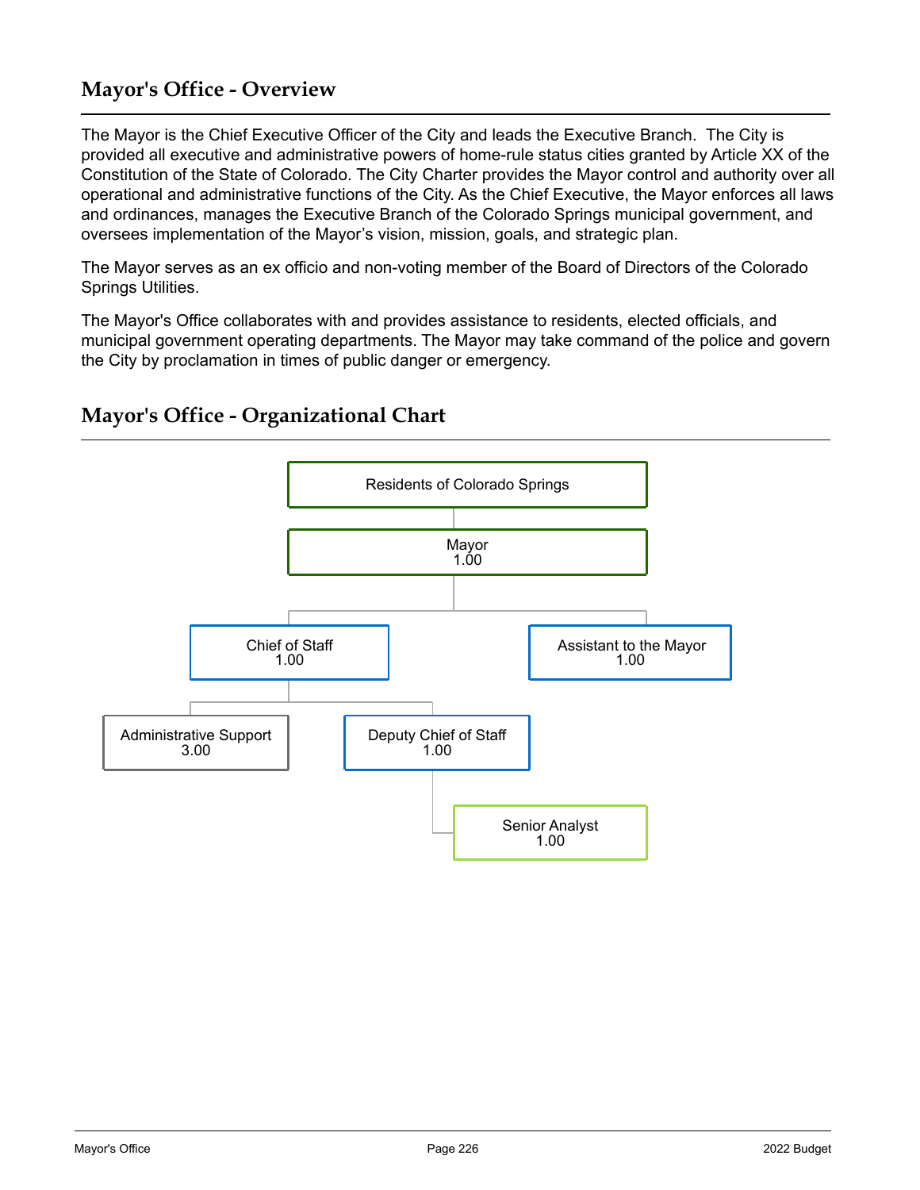## Mayor's Office - Overview

The Mayor is the Chief Executive Officer of the City and leads the Executive Branch. The City is provided all executive and administrative powers of home-rule status cities granted by Article XX of the Constitution of the State of Colorado. The City Charter provides the Mayor control and authority over all operational and administrative functions of the City. As the Chief Executive, the Mayor enforces all laws and ordinances, manages the Executive Branch of the Colorado Springs municipal government, and oversees implementation of the Mayor's vision, mission, goals, and strategic plan.

The Mayor serves as an ex officio and non-voting member of the Board of Directors of the Colorado Springs Utilities.

The Mayor's Office collaborates with and provides assistance to residents, elected officials, and municipal government operating departments. The Mayor may take command of the police and govern the City by proclamation in times of public danger or emergency.

## Mayor's Office - Organizational Chart

- Residents of Colorado Springs
  - Mayor 1.00
    - Chief of Staff 1.00
      - Administrative Support 3.00
      - Deputy Chief of Staff 1.00
        - Senior Analyst 1.00
    - Assistant to the Mayor 1.00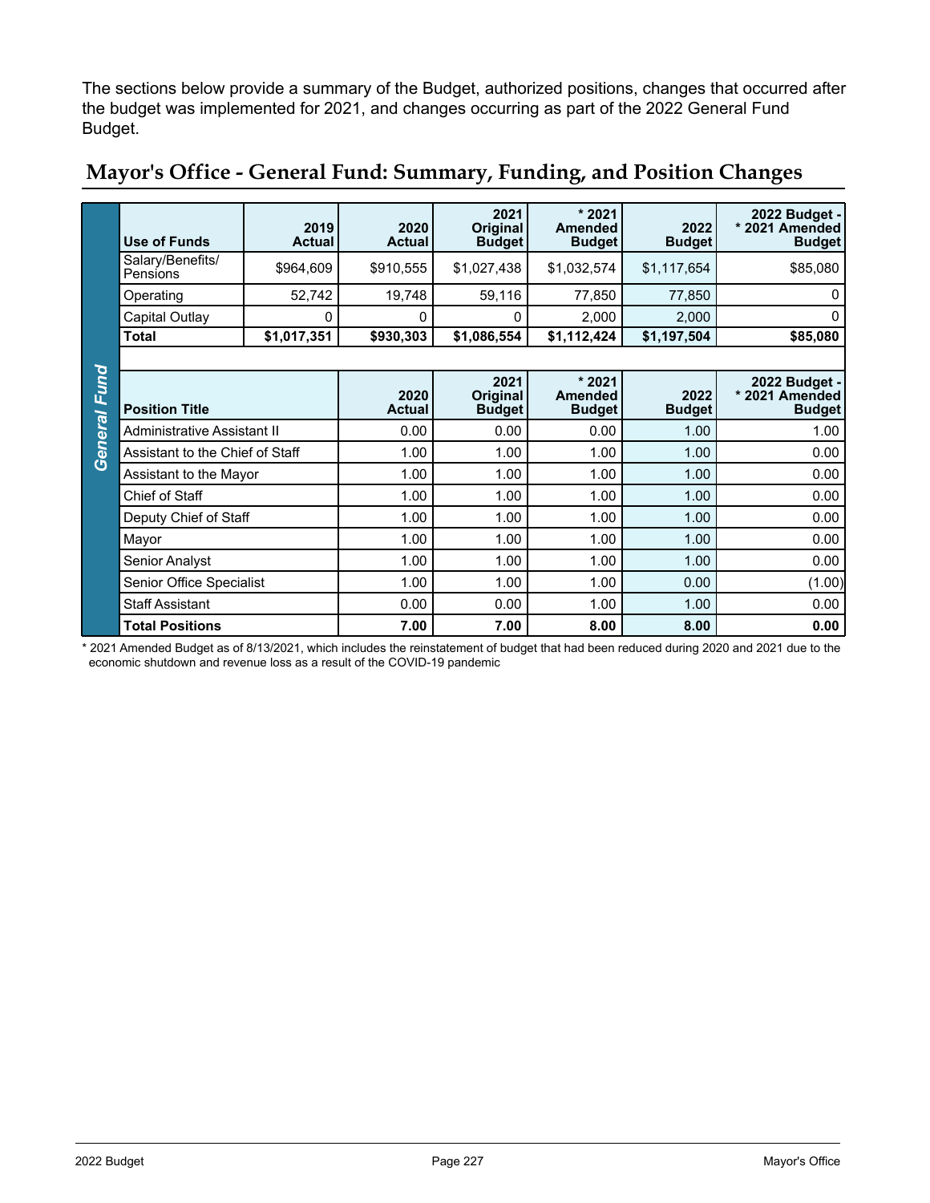The sections below provide a summary of the Budget, authorized positions, changes that occurred after the budget was implemented for 2021, and changes occurring as part of the 2022 General Fund Budget.

## Mayor's Office - General Fund: Summary, Funding, and Position Changes

**General Fund**

| Use of Funds | 2019 Actual | 2020 Actual | 2021 Original Budget | * 2021 Amended Budget | 2022 Budget | 2022 Budget - * 2021 Amended Budget |
|---|---|---|---|---|---|---|
| Salary/Benefits/ Pensions | $964,609 | $910,555 | $1,027,438 | $1,032,574 | $1,117,654 | $85,080 |
| Operating | 52,742 | 19,748 | 59,116 | 77,850 | 77,850 | 0 |
| Capital Outlay | 0 | 0 | 0 | 2,000 | 2,000 | 0 |
| **Total** | **$1,017,351** | **$930,303** | **$1,086,554** | **$1,112,424** | **$1,197,504** | **$85,080** |

| Position Title | 2020 Actual | 2021 Original Budget | * 2021 Amended Budget | 2022 Budget | 2022 Budget - * 2021 Amended Budget |
|---|---|---|---|---|---|
| Administrative Assistant II | 0.00 | 0.00 | 0.00 | 1.00 | 1.00 |
| Assistant to the Chief of Staff | 1.00 | 1.00 | 1.00 | 1.00 | 0.00 |
| Assistant to the Mayor | 1.00 | 1.00 | 1.00 | 1.00 | 0.00 |
| Chief of Staff | 1.00 | 1.00 | 1.00 | 1.00 | 0.00 |
| Deputy Chief of Staff | 1.00 | 1.00 | 1.00 | 1.00 | 0.00 |
| Mayor | 1.00 | 1.00 | 1.00 | 1.00 | 0.00 |
| Senior Analyst | 1.00 | 1.00 | 1.00 | 1.00 | 0.00 |
| Senior Office Specialist | 1.00 | 1.00 | 1.00 | 0.00 | (1.00) |
| Staff Assistant | 0.00 | 0.00 | 1.00 | 1.00 | 0.00 |
| **Total Positions** | **7.00** | **7.00** | **8.00** | **8.00** | **0.00** |

* 2021 Amended Budget as of 8/13/2021, which includes the reinstatement of budget that had been reduced during 2020 and 2021 due to the economic shutdown and revenue loss as a result of the COVID-19 pandemic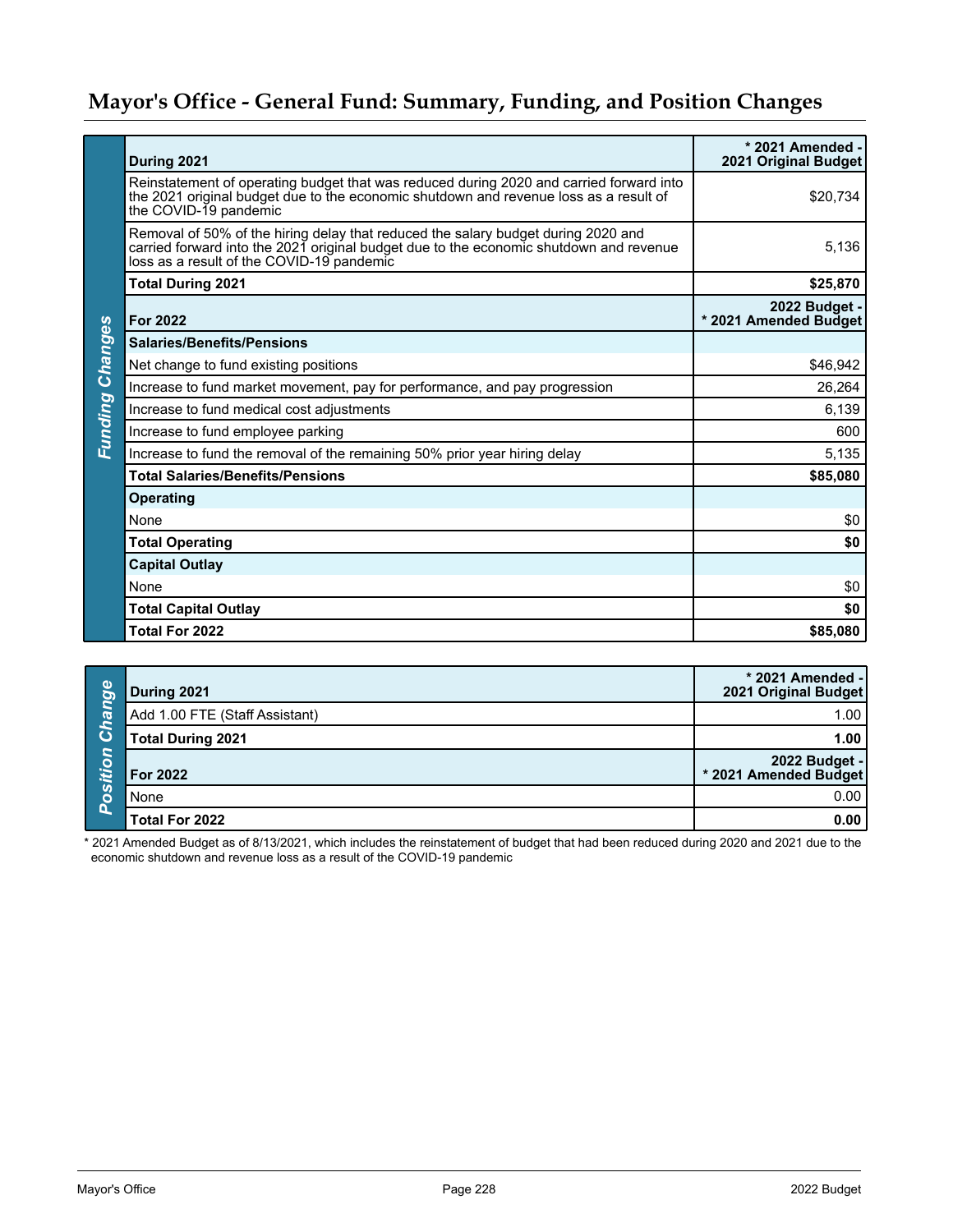# Mayor's Office - General Fund: Summary, Funding, and Position Changes

## Funding Changes

| During 2021 | * 2021 Amended - 2021 Original Budget |
|---|---|
| Reinstatement of operating budget that was reduced during 2020 and carried forward into the 2021 original budget due to the economic shutdown and revenue loss as a result of the COVID-19 pandemic | $20,734 |
| Removal of 50% of the hiring delay that reduced the salary budget during 2020 and carried forward into the 2021 original budget due to the economic shutdown and revenue loss as a result of the COVID-19 pandemic | 5,136 |
| **Total During 2021** | **$25,870** |
| **For 2022** | **2022 Budget - * 2021 Amended Budget** |
| **Salaries/Benefits/Pensions** | |
| Net change to fund existing positions | $46,942 |
| Increase to fund market movement, pay for performance, and pay progression | 26,264 |
| Increase to fund medical cost adjustments | 6,139 |
| Increase to fund employee parking | 600 |
| Increase to fund the removal of the remaining 50% prior year hiring delay | 5,135 |
| **Total Salaries/Benefits/Pensions** | **$85,080** |
| **Operating** | |
| None | $0 |
| **Total Operating** | **$0** |
| **Capital Outlay** | |
| None | $0 |
| **Total Capital Outlay** | **$0** |
| **Total For 2022** | **$85,080** |

## Position Change

| During 2021 | * 2021 Amended - 2021 Original Budget |
|---|---|
| Add 1.00 FTE (Staff Assistant) | 1.00 |
| **Total During 2021** | **1.00** |
| **For 2022** | **2022 Budget - * 2021 Amended Budget** |
| None | 0.00 |
| **Total For 2022** | **0.00** |

* 2021 Amended Budget as of 8/13/2021, which includes the reinstatement of budget that had been reduced during 2020 and 2021 due to the economic shutdown and revenue loss as a result of the COVID-19 pandemic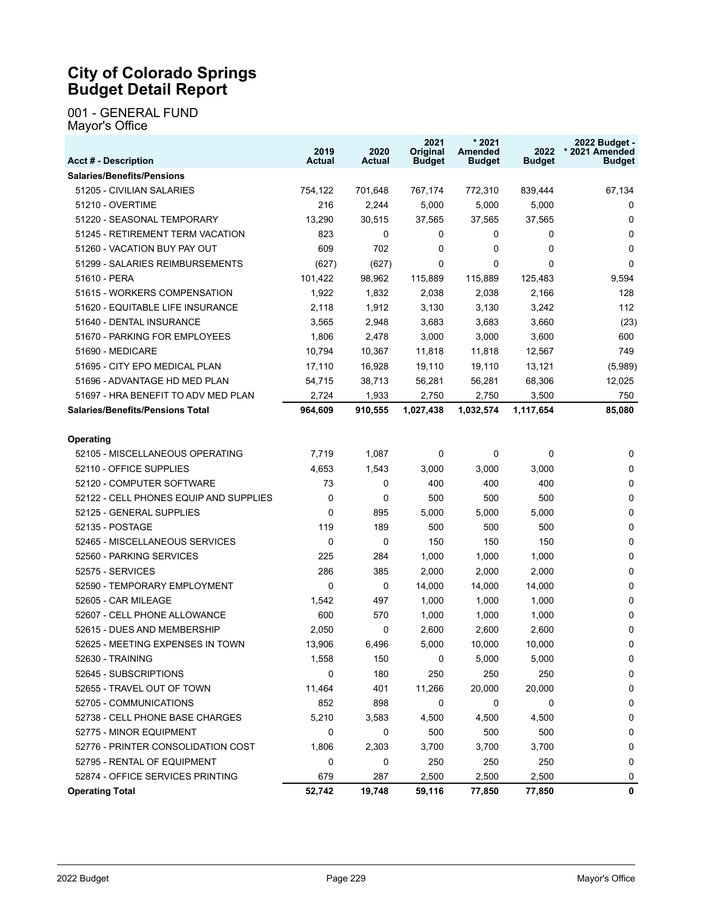# City of Colorado Springs
# Budget Detail Report

001 - GENERAL FUND
Mayor's Office

| Acct # - Description | 2019 Actual | 2020 Actual | 2021 Original Budget | * 2021 Amended Budget | 2022 Budget | 2022 Budget - * 2021 Amended Budget |
|---|---|---|---|---|---|---|
| **Salaries/Benefits/Pensions** | | | | | | |
| 51205 - CIVILIAN SALARIES | 754,122 | 701,648 | 767,174 | 772,310 | 839,444 | 67,134 |
| 51210 - OVERTIME | 216 | 2,244 | 5,000 | 5,000 | 5,000 | 0 |
| 51220 - SEASONAL TEMPORARY | 13,290 | 30,515 | 37,565 | 37,565 | 37,565 | 0 |
| 51245 - RETIREMENT TERM VACATION | 823 | 0 | 0 | 0 | 0 | 0 |
| 51260 - VACATION BUY PAY OUT | 609 | 702 | 0 | 0 | 0 | 0 |
| 51299 - SALARIES REIMBURSEMENTS | (627) | (627) | 0 | 0 | 0 | 0 |
| 51610 - PERA | 101,422 | 98,962 | 115,889 | 115,889 | 125,483 | 9,594 |
| 51615 - WORKERS COMPENSATION | 1,922 | 1,832 | 2,038 | 2,038 | 2,166 | 128 |
| 51620 - EQUITABLE LIFE INSURANCE | 2,118 | 1,912 | 3,130 | 3,130 | 3,242 | 112 |
| 51640 - DENTAL INSURANCE | 3,565 | 2,948 | 3,683 | 3,683 | 3,660 | (23) |
| 51670 - PARKING FOR EMPLOYEES | 1,806 | 2,478 | 3,000 | 3,000 | 3,600 | 600 |
| 51690 - MEDICARE | 10,794 | 10,367 | 11,818 | 11,818 | 12,567 | 749 |
| 51695 - CITY EPO MEDICAL PLAN | 17,110 | 16,928 | 19,110 | 19,110 | 13,121 | (5,989) |
| 51696 - ADVANTAGE HD MED PLAN | 54,715 | 38,713 | 56,281 | 56,281 | 68,306 | 12,025 |
| 51697 - HRA BENEFIT TO ADV MED PLAN | 2,724 | 1,933 | 2,750 | 2,750 | 3,500 | 750 |
| **Salaries/Benefits/Pensions Total** | **964,609** | **910,555** | **1,027,438** | **1,032,574** | **1,117,654** | **85,080** |
| | | | | | | |
| **Operating** | | | | | | |
| 52105 - MISCELLANEOUS OPERATING | 7,719 | 1,087 | 0 | 0 | 0 | 0 |
| 52110 - OFFICE SUPPLIES | 4,653 | 1,543 | 3,000 | 3,000 | 3,000 | 0 |
| 52120 - COMPUTER SOFTWARE | 73 | 0 | 400 | 400 | 400 | 0 |
| 52122 - CELL PHONES EQUIP AND SUPPLIES | 0 | 0 | 500 | 500 | 500 | 0 |
| 52125 - GENERAL SUPPLIES | 0 | 895 | 5,000 | 5,000 | 5,000 | 0 |
| 52135 - POSTAGE | 119 | 189 | 500 | 500 | 500 | 0 |
| 52465 - MISCELLANEOUS SERVICES | 0 | 0 | 150 | 150 | 150 | 0 |
| 52560 - PARKING SERVICES | 225 | 284 | 1,000 | 1,000 | 1,000 | 0 |
| 52575 - SERVICES | 286 | 385 | 2,000 | 2,000 | 2,000 | 0 |
| 52590 - TEMPORARY EMPLOYMENT | 0 | 0 | 14,000 | 14,000 | 14,000 | 0 |
| 52605 - CAR MILEAGE | 1,542 | 497 | 1,000 | 1,000 | 1,000 | 0 |
| 52607 - CELL PHONE ALLOWANCE | 600 | 570 | 1,000 | 1,000 | 1,000 | 0 |
| 52615 - DUES AND MEMBERSHIP | 2,050 | 0 | 2,600 | 2,600 | 2,600 | 0 |
| 52625 - MEETING EXPENSES IN TOWN | 13,906 | 6,496 | 5,000 | 10,000 | 10,000 | 0 |
| 52630 - TRAINING | 1,558 | 150 | 0 | 5,000 | 5,000 | 0 |
| 52645 - SUBSCRIPTIONS | 0 | 180 | 250 | 250 | 250 | 0 |
| 52655 - TRAVEL OUT OF TOWN | 11,464 | 401 | 11,266 | 20,000 | 20,000 | 0 |
| 52705 - COMMUNICATIONS | 852 | 898 | 0 | 0 | 0 | 0 |
| 52738 - CELL PHONE BASE CHARGES | 5,210 | 3,583 | 4,500 | 4,500 | 4,500 | 0 |
| 52775 - MINOR EQUIPMENT | 0 | 0 | 500 | 500 | 500 | 0 |
| 52776 - PRINTER CONSOLIDATION COST | 1,806 | 2,303 | 3,700 | 3,700 | 3,700 | 0 |
| 52795 - RENTAL OF EQUIPMENT | 0 | 0 | 250 | 250 | 250 | 0 |
| 52874 - OFFICE SERVICES PRINTING | 679 | 287 | 2,500 | 2,500 | 2,500 | 0 |
| **Operating Total** | **52,742** | **19,748** | **59,116** | **77,850** | **77,850** | **0** |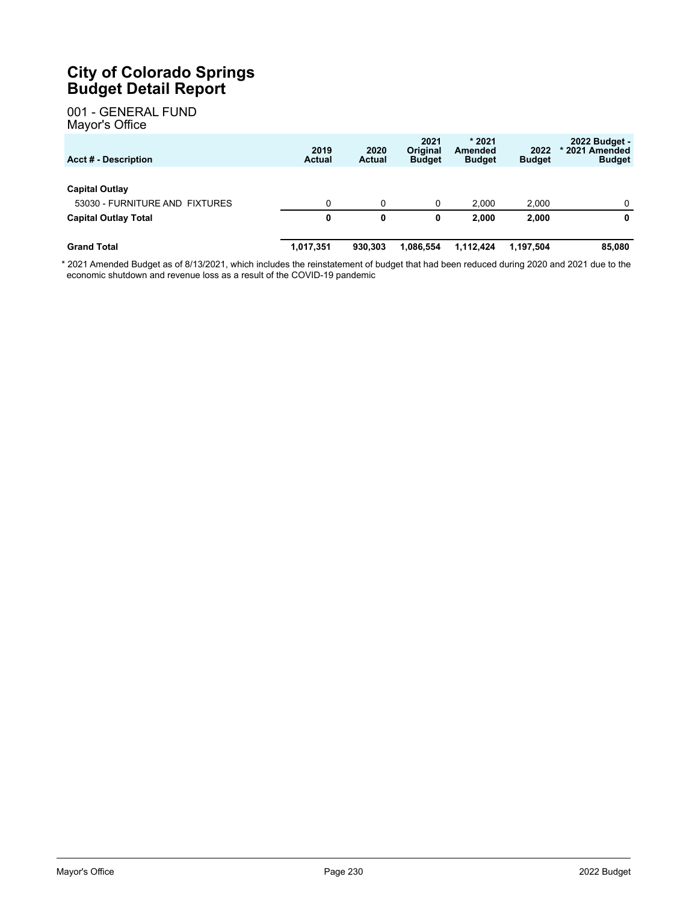# City of Colorado Springs
# Budget Detail Report

## 001 - GENERAL FUND
### Mayor's Office

| Acct # - Description | 2019 Actual | 2020 Actual | 2021 Original Budget | * 2021 Amended Budget | 2022 Budget | 2022 Budget - * 2021 Amended Budget |
|---|---|---|---|---|---|---|
| **Capital Outlay** | | | | | | |
| 53030 - FURNITURE AND FIXTURES | 0 | 0 | 0 | 2,000 | 2,000 | 0 |
| **Capital Outlay Total** | **0** | **0** | **0** | **2,000** | **2,000** | **0** |
| **Grand Total** | **1,017,351** | **930,303** | **1,086,554** | **1,112,424** | **1,197,504** | **85,080** |

* 2021 Amended Budget as of 8/13/2021, which includes the reinstatement of budget that had been reduced during 2020 and 2021 due to the economic shutdown and revenue loss as a result of the COVID-19 pandemic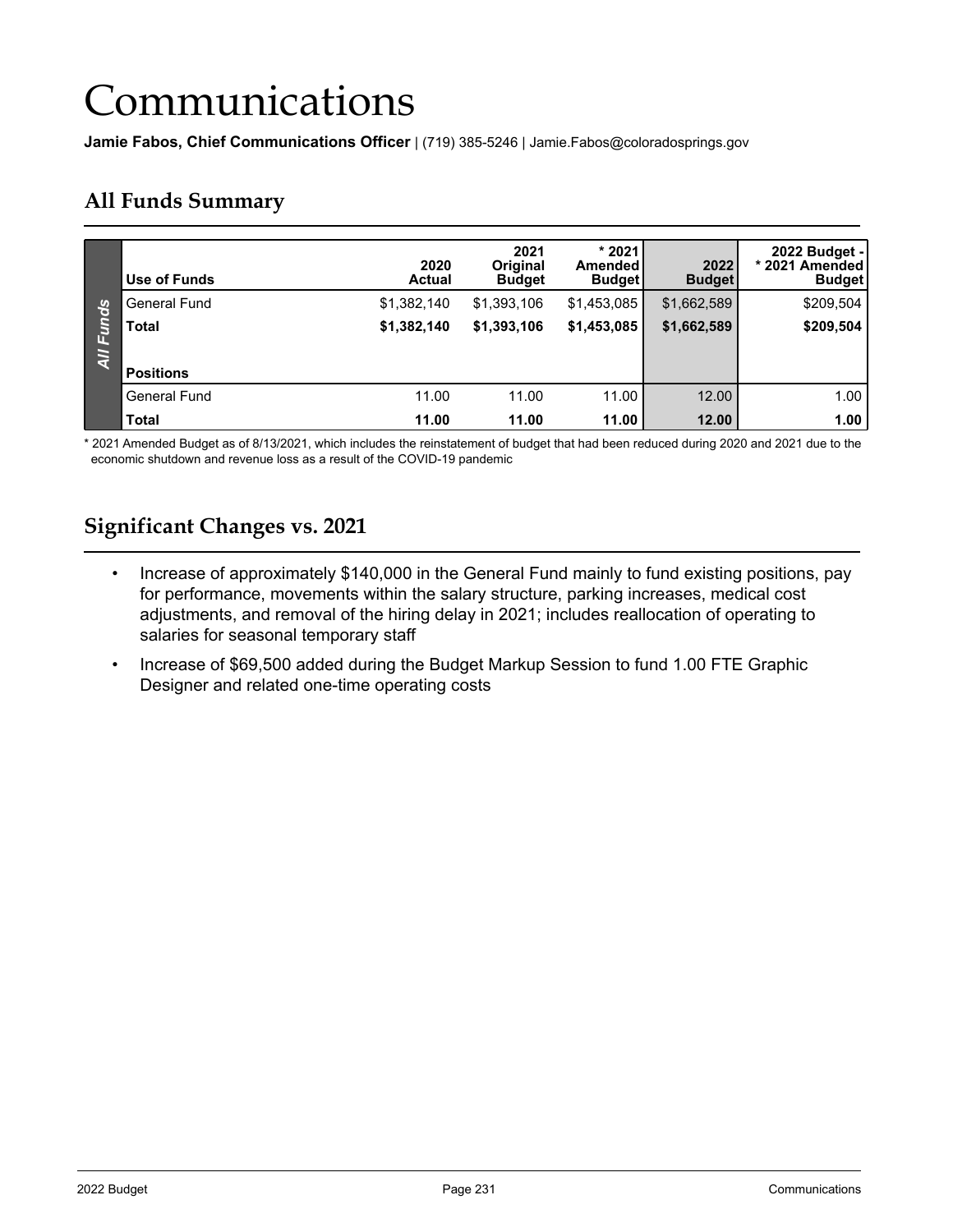# Communications

**Jamie Fabos, Chief Communications Officer** | (719) 385-5246 | Jamie.Fabos@coloradosprings.gov

## All Funds Summary

| | Use of Funds | 2020 Actual | 2021 Original Budget | * 2021 Amended Budget | 2022 Budget | 2022 Budget - * 2021 Amended Budget |
|---|---|---|---|---|---|---|
| All Funds | General Fund | $1,382,140 | $1,393,106 | $1,453,085 | $1,662,589 | $209,504 |
| | **Total** | **$1,382,140** | **$1,393,106** | **$1,453,085** | **$1,662,589** | **$209,504** |
| | **Positions** | | | | | |
| | General Fund | 11.00 | 11.00 | 11.00 | 12.00 | 1.00 |
| | **Total** | **11.00** | **11.00** | **11.00** | **12.00** | **1.00** |

* 2021 Amended Budget as of 8/13/2021, which includes the reinstatement of budget that had been reduced during 2020 and 2021 due to the economic shutdown and revenue loss as a result of the COVID-19 pandemic

## Significant Changes vs. 2021

- Increase of approximately $140,000 in the General Fund mainly to fund existing positions, pay for performance, movements within the salary structure, parking increases, medical cost adjustments, and removal of the hiring delay in 2021; includes reallocation of operating to salaries for seasonal temporary staff
- Increase of $69,500 added during the Budget Markup Session to fund 1.00 FTE Graphic Designer and related one-time operating costs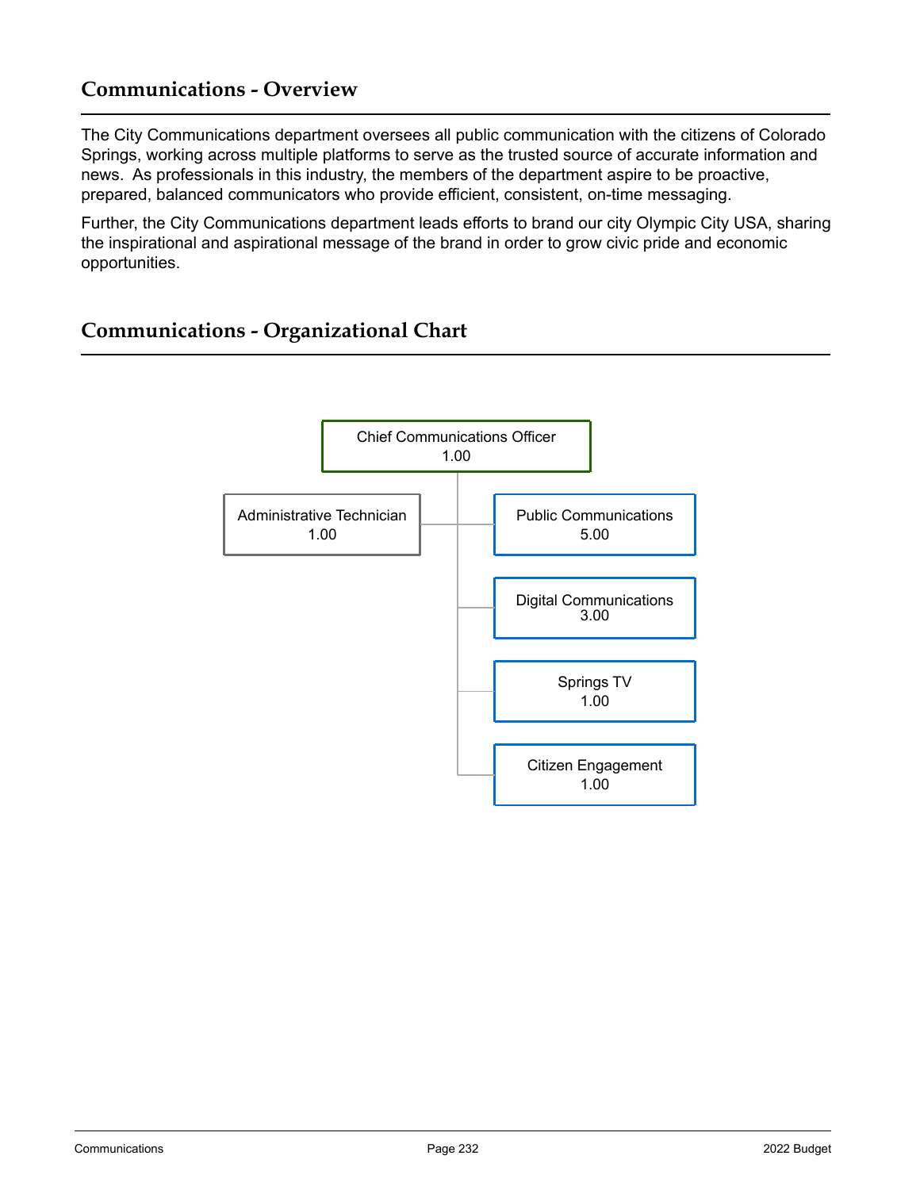## Communications - Overview

The City Communications department oversees all public communication with the citizens of Colorado Springs, working across multiple platforms to serve as the trusted source of accurate information and news. As professionals in this industry, the members of the department aspire to be proactive, prepared, balanced communicators who provide efficient, consistent, on-time messaging.

Further, the City Communications department leads efforts to brand our city Olympic City USA, sharing the inspirational and aspirational message of the brand in order to grow civic pride and economic opportunities.

## Communications - Organizational Chart

- Chief Communications Officer 1.00
  - Administrative Technician 1.00
  - Public Communications 5.00
  - Digital Communications 3.00
  - Springs TV 1.00
  - Citizen Engagement 1.00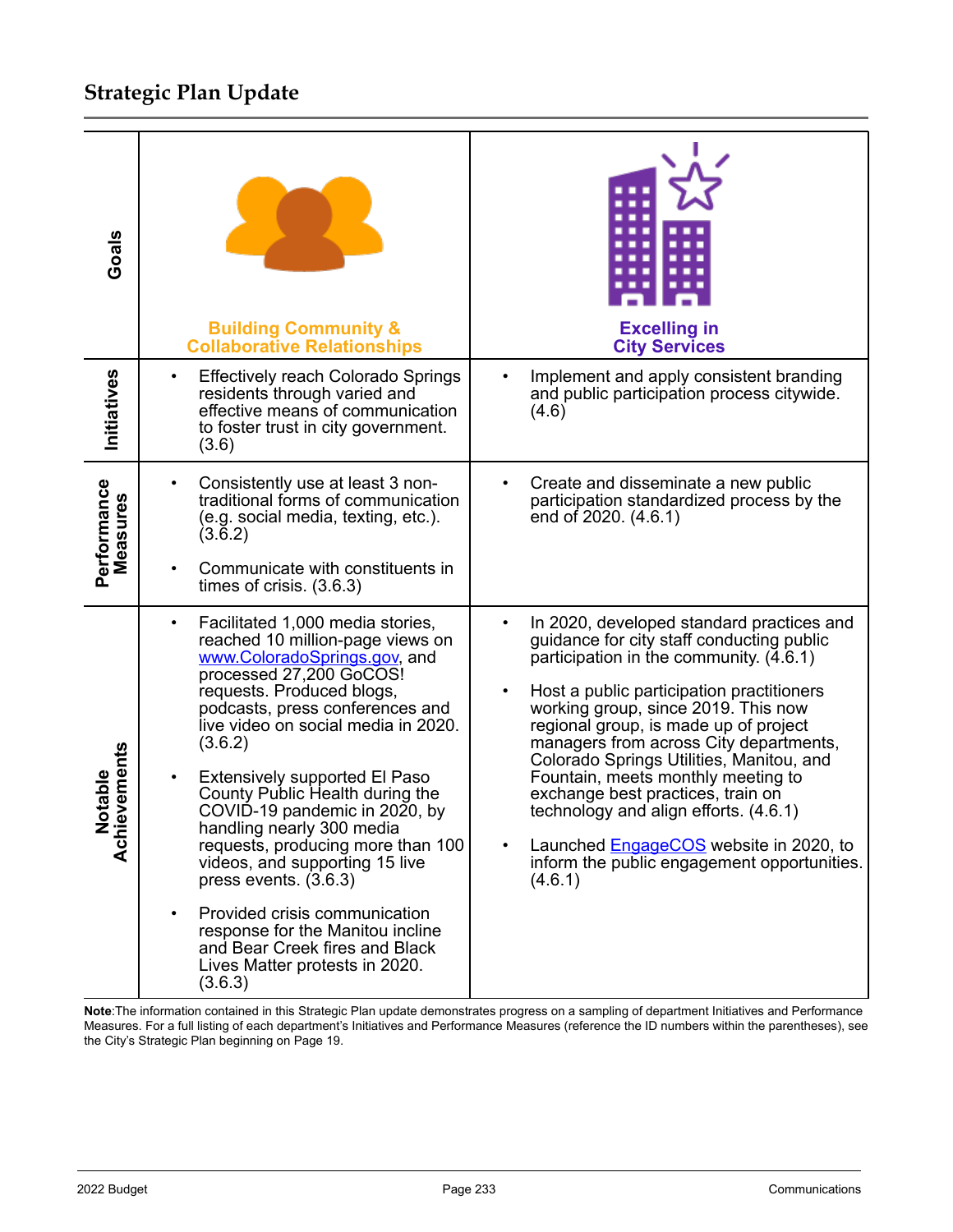## Strategic Plan Update

| | Building Community & Collaborative Relationships | Excelling in City Services |
|---|---|---|
| **Initiatives** | • Effectively reach Colorado Springs residents through varied and effective means of communication to foster trust in city government. (3.6) | • Implement and apply consistent branding and public participation process citywide. (4.6) |
| **Performance Measures** | • Consistently use at least 3 non-traditional forms of communication (e.g. social media, texting, etc.). (3.6.2)<br><br>• Communicate with constituents in times of crisis. (3.6.3) | • Create and disseminate a new public participation standardized process by the end of 2020. (4.6.1) |
| **Notable Achievements** | • Facilitated 1,000 media stories, reached 10 million-page views on www.ColoradoSprings.gov, and processed 27,200 GoCOS! requests. Produced blogs, podcasts, press conferences and live video on social media in 2020. (3.6.2)<br><br>• Extensively supported El Paso County Public Health during the COVID-19 pandemic in 2020, by handling nearly 300 media requests, producing more than 100 videos, and supporting 15 live press events. (3.6.3)<br><br>• Provided crisis communication response for the Manitou incline and Bear Creek fires and Black Lives Matter protests in 2020. (3.6.3) | • In 2020, developed standard practices and guidance for city staff conducting public participation in the community. (4.6.1)<br><br>• Host a public participation practitioners working group, since 2019. This now regional group, is made up of project managers from across City departments, Colorado Springs Utilities, Manitou, and Fountain, meets monthly meeting to exchange best practices, train on technology and align efforts. (4.6.1)<br><br>• Launched EngageCOS website in 2020, to inform the public engagement opportunities. (4.6.1) |

**Note**:The information contained in this Strategic Plan update demonstrates progress on a sampling of department Initiatives and Performance Measures. For a full listing of each department's Initiatives and Performance Measures (reference the ID numbers within the parentheses), see the City's Strategic Plan beginning on Page 19.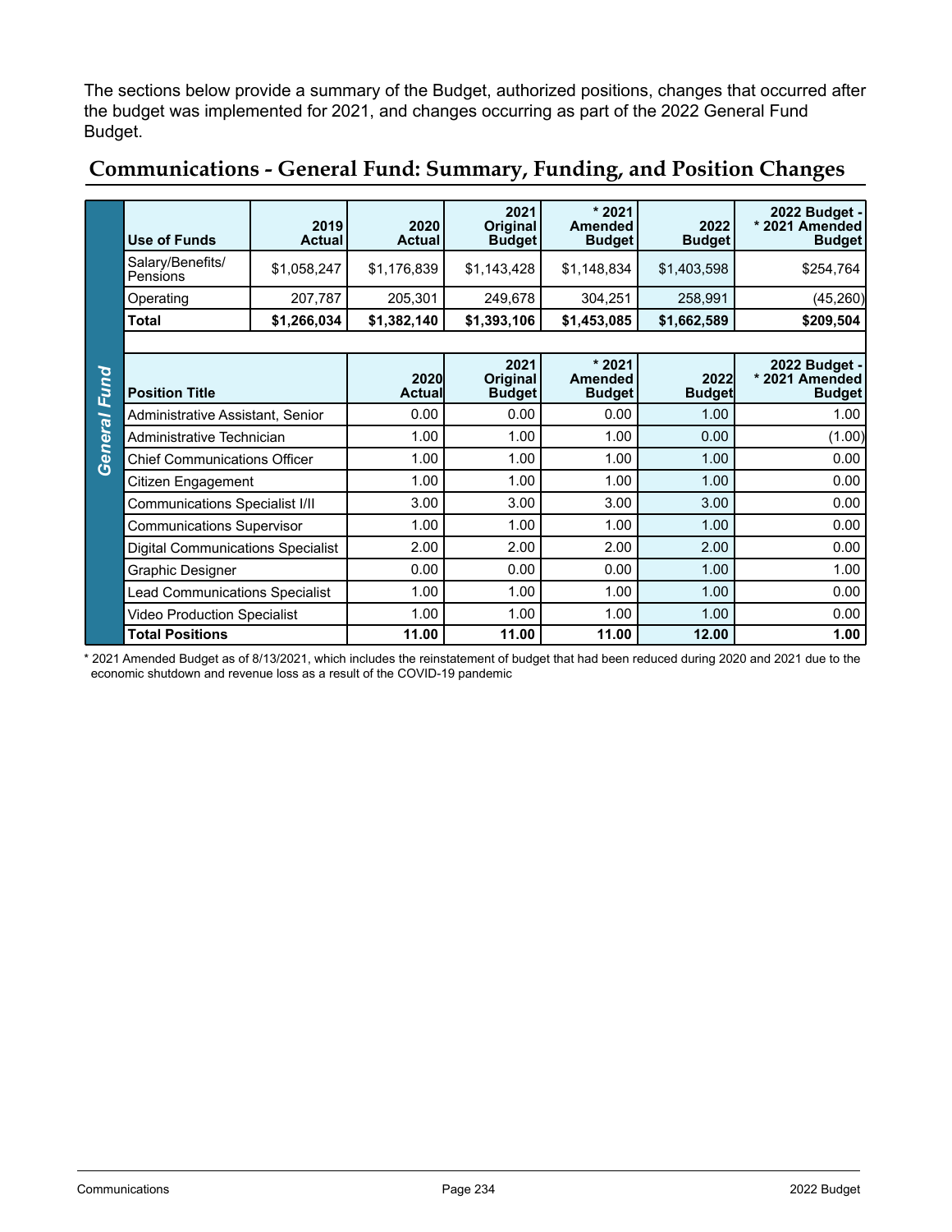The sections below provide a summary of the Budget, authorized positions, changes that occurred after the budget was implemented for 2021, and changes occurring as part of the 2022 General Fund Budget.

## Communications - General Fund: Summary, Funding, and Position Changes

*General Fund*

| Use of Funds | 2019 Actual | 2020 Actual | 2021 Original Budget | * 2021 Amended Budget | 2022 Budget | 2022 Budget - * 2021 Amended Budget |
|---|---|---|---|---|---|---|
| Salary/Benefits/ Pensions | $1,058,247 | $1,176,839 | $1,143,428 | $1,148,834 | $1,403,598 | $254,764 |
| Operating | 207,787 | 205,301 | 249,678 | 304,251 | 258,991 | (45,260) |
| **Total** | **$1,266,034** | **$1,382,140** | **$1,393,106** | **$1,453,085** | **$1,662,589** | **$209,504** |

| Position Title | 2020 Actual | 2021 Original Budget | * 2021 Amended Budget | 2022 Budget | 2022 Budget - * 2021 Amended Budget |
|---|---|---|---|---|---|
| Administrative Assistant, Senior | 0.00 | 0.00 | 0.00 | 1.00 | 1.00 |
| Administrative Technician | 1.00 | 1.00 | 1.00 | 0.00 | (1.00) |
| Chief Communications Officer | 1.00 | 1.00 | 1.00 | 1.00 | 0.00 |
| Citizen Engagement | 1.00 | 1.00 | 1.00 | 1.00 | 0.00 |
| Communications Specialist I/II | 3.00 | 3.00 | 3.00 | 3.00 | 0.00 |
| Communications Supervisor | 1.00 | 1.00 | 1.00 | 1.00 | 0.00 |
| Digital Communications Specialist | 2.00 | 2.00 | 2.00 | 2.00 | 0.00 |
| Graphic Designer | 0.00 | 0.00 | 0.00 | 1.00 | 1.00 |
| Lead Communications Specialist | 1.00 | 1.00 | 1.00 | 1.00 | 0.00 |
| Video Production Specialist | 1.00 | 1.00 | 1.00 | 1.00 | 0.00 |
| **Total Positions** | **11.00** | **11.00** | **11.00** | **12.00** | **1.00** |

* 2021 Amended Budget as of 8/13/2021, which includes the reinstatement of budget that had been reduced during 2020 and 2021 due to the economic shutdown and revenue loss as a result of the COVID-19 pandemic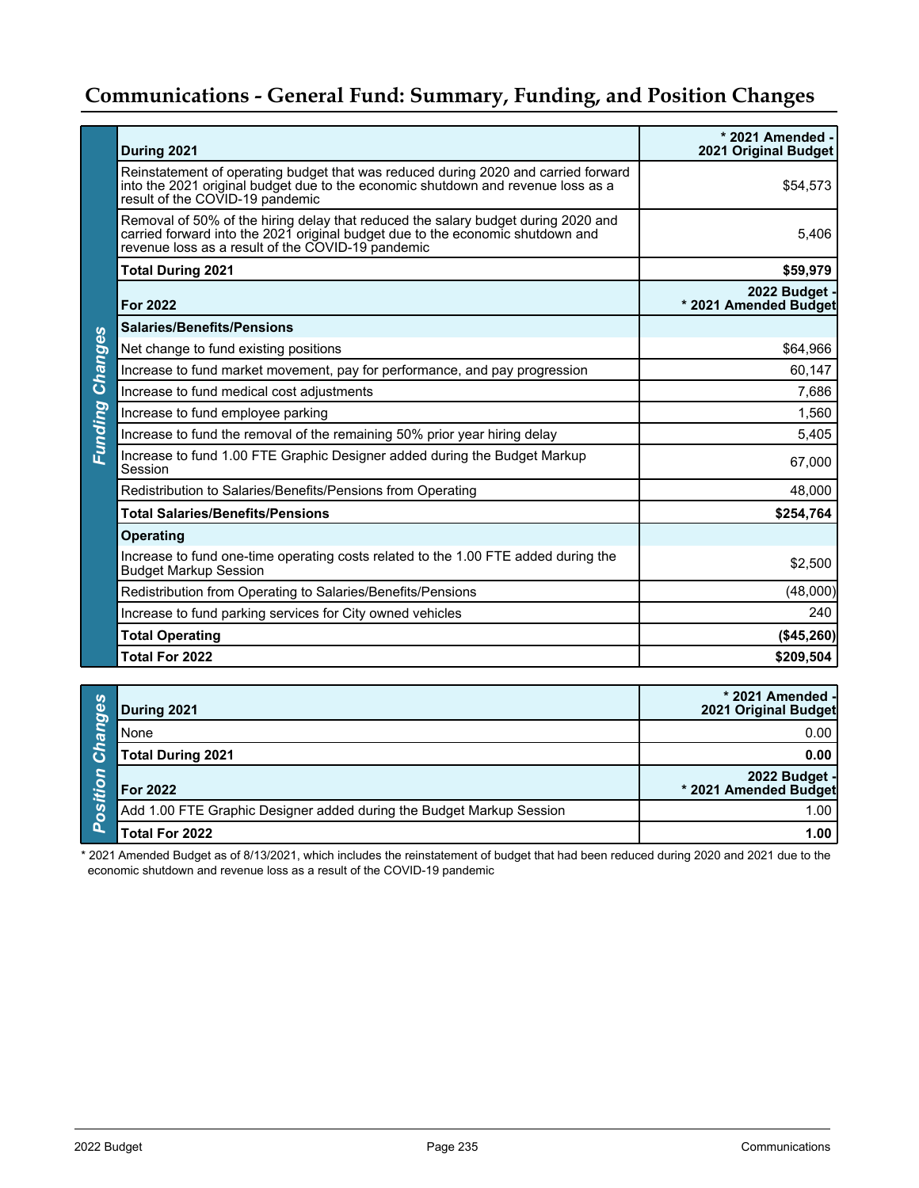# Communications - General Fund: Summary, Funding, and Position Changes

**Funding Changes**

| During 2021 | * 2021 Amended - 2021 Original Budget |
|---|---|
| Reinstatement of operating budget that was reduced during 2020 and carried forward into the 2021 original budget due to the economic shutdown and revenue loss as a result of the COVID-19 pandemic | $54,573 |
| Removal of 50% of the hiring delay that reduced the salary budget during 2020 and carried forward into the 2021 original budget due to the economic shutdown and revenue loss as a result of the COVID-19 pandemic | 5,406 |
| **Total During 2021** | **$59,979** |
| **For 2022** | **2022 Budget - * 2021 Amended Budget** |
| **Salaries/Benefits/Pensions** | |
| Net change to fund existing positions | $64,966 |
| Increase to fund market movement, pay for performance, and pay progression | 60,147 |
| Increase to fund medical cost adjustments | 7,686 |
| Increase to fund employee parking | 1,560 |
| Increase to fund the removal of the remaining 50% prior year hiring delay | 5,405 |
| Increase to fund 1.00 FTE Graphic Designer added during the Budget Markup Session | 67,000 |
| Redistribution to Salaries/Benefits/Pensions from Operating | 48,000 |
| **Total Salaries/Benefits/Pensions** | **$254,764** |
| **Operating** | |
| Increase to fund one-time operating costs related to the 1.00 FTE added during the Budget Markup Session | $2,500 |
| Redistribution from Operating to Salaries/Benefits/Pensions | (48,000) |
| Increase to fund parking services for City owned vehicles | 240 |
| **Total Operating** | **($45,260)** |
| **Total For 2022** | **$209,504** |

**Position Changes**

| During 2021 | * 2021 Amended - 2021 Original Budget |
|---|---|
| None | 0.00 |
| **Total During 2021** | **0.00** |
| **For 2022** | **2022 Budget - * 2021 Amended Budget** |
| Add 1.00 FTE Graphic Designer added during the Budget Markup Session | 1.00 |
| **Total For 2022** | **1.00** |

* 2021 Amended Budget as of 8/13/2021, which includes the reinstatement of budget that had been reduced during 2020 and 2021 due to the economic shutdown and revenue loss as a result of the COVID-19 pandemic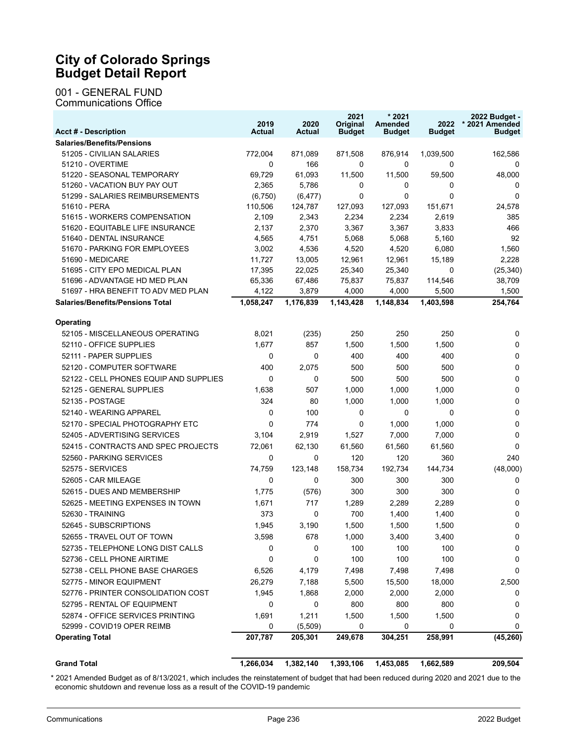# City of Colorado Springs
# Budget Detail Report

## 001 - GENERAL FUND
### Communications Office

| Acct # - Description | 2019 Actual | 2020 Actual | 2021 Original Budget | * 2021 Amended Budget | 2022 Budget | 2022 Budget - * 2021 Amended Budget |
|---|---|---|---|---|---|---|
| **Salaries/Benefits/Pensions** | | | | | | |
| 51205 - CIVILIAN SALARIES | 772,004 | 871,089 | 871,508 | 876,914 | 1,039,500 | 162,586 |
| 51210 - OVERTIME | 0 | 166 | 0 | 0 | 0 | 0 |
| 51220 - SEASONAL TEMPORARY | 69,729 | 61,093 | 11,500 | 11,500 | 59,500 | 48,000 |
| 51260 - VACATION BUY PAY OUT | 2,365 | 5,786 | 0 | 0 | 0 | 0 |
| 51299 - SALARIES REIMBURSEMENTS | (6,750) | (6,477) | 0 | 0 | 0 | 0 |
| 51610 - PERA | 110,506 | 124,787 | 127,093 | 127,093 | 151,671 | 24,578 |
| 51615 - WORKERS COMPENSATION | 2,109 | 2,343 | 2,234 | 2,234 | 2,619 | 385 |
| 51620 - EQUITABLE LIFE INSURANCE | 2,137 | 2,370 | 3,367 | 3,367 | 3,833 | 466 |
| 51640 - DENTAL INSURANCE | 4,565 | 4,751 | 5,068 | 5,068 | 5,160 | 92 |
| 51670 - PARKING FOR EMPLOYEES | 3,002 | 4,536 | 4,520 | 4,520 | 6,080 | 1,560 |
| 51690 - MEDICARE | 11,727 | 13,005 | 12,961 | 12,961 | 15,189 | 2,228 |
| 51695 - CITY EPO MEDICAL PLAN | 17,395 | 22,025 | 25,340 | 25,340 | 0 | (25,340) |
| 51696 - ADVANTAGE HD MED PLAN | 65,336 | 67,486 | 75,837 | 75,837 | 114,546 | 38,709 |
| 51697 - HRA BENEFIT TO ADV MED PLAN | 4,122 | 3,879 | 4,000 | 4,000 | 5,500 | 1,500 |
| **Salaries/Benefits/Pensions Total** | **1,058,247** | **1,176,839** | **1,143,428** | **1,148,834** | **1,403,598** | **254,764** |
| **Operating** | | | | | | |
| 52105 - MISCELLANEOUS OPERATING | 8,021 | (235) | 250 | 250 | 250 | 0 |
| 52110 - OFFICE SUPPLIES | 1,677 | 857 | 1,500 | 1,500 | 1,500 | 0 |
| 52111 - PAPER SUPPLIES | 0 | 0 | 400 | 400 | 400 | 0 |
| 52120 - COMPUTER SOFTWARE | 400 | 2,075 | 500 | 500 | 500 | 0 |
| 52122 - CELL PHONES EQUIP AND SUPPLIES | 0 | 0 | 500 | 500 | 500 | 0 |
| 52125 - GENERAL SUPPLIES | 1,638 | 507 | 1,000 | 1,000 | 1,000 | 0 |
| 52135 - POSTAGE | 324 | 80 | 1,000 | 1,000 | 1,000 | 0 |
| 52140 - WEARING APPAREL | 0 | 100 | 0 | 0 | 0 | 0 |
| 52170 - SPECIAL PHOTOGRAPHY ETC | 0 | 774 | 0 | 1,000 | 1,000 | 0 |
| 52405 - ADVERTISING SERVICES | 3,104 | 2,919 | 1,527 | 7,000 | 7,000 | 0 |
| 52415 - CONTRACTS AND SPEC PROJECTS | 72,061 | 62,130 | 61,560 | 61,560 | 61,560 | 0 |
| 52560 - PARKING SERVICES | 0 | 0 | 120 | 120 | 360 | 240 |
| 52575 - SERVICES | 74,759 | 123,148 | 158,734 | 192,734 | 144,734 | (48,000) |
| 52605 - CAR MILEAGE | 0 | 0 | 300 | 300 | 300 | 0 |
| 52615 - DUES AND MEMBERSHIP | 1,775 | (576) | 300 | 300 | 300 | 0 |
| 52625 - MEETING EXPENSES IN TOWN | 1,671 | 717 | 1,289 | 2,289 | 2,289 | 0 |
| 52630 - TRAINING | 373 | 0 | 700 | 1,400 | 1,400 | 0 |
| 52645 - SUBSCRIPTIONS | 1,945 | 3,190 | 1,500 | 1,500 | 1,500 | 0 |
| 52655 - TRAVEL OUT OF TOWN | 3,598 | 678 | 1,000 | 3,400 | 3,400 | 0 |
| 52735 - TELEPHONE LONG DIST CALLS | 0 | 0 | 100 | 100 | 100 | 0 |
| 52736 - CELL PHONE AIRTIME | 0 | 0 | 100 | 100 | 100 | 0 |
| 52738 - CELL PHONE BASE CHARGES | 6,526 | 4,179 | 7,498 | 7,498 | 7,498 | 0 |
| 52775 - MINOR EQUIPMENT | 26,279 | 7,188 | 5,500 | 15,500 | 18,000 | 2,500 |
| 52776 - PRINTER CONSOLIDATION COST | 1,945 | 1,868 | 2,000 | 2,000 | 2,000 | 0 |
| 52795 - RENTAL OF EQUIPMENT | 0 | 0 | 800 | 800 | 800 | 0 |
| 52874 - OFFICE SERVICES PRINTING | 1,691 | 1,211 | 1,500 | 1,500 | 1,500 | 0 |
| 52999 - COVID19 OPER REIMB | 0 | (5,509) | 0 | 0 | 0 | 0 |
| **Operating Total** | **207,787** | **205,301** | **249,678** | **304,251** | **258,991** | **(45,260)** |
| **Grand Total** | **1,266,034** | **1,382,140** | **1,393,106** | **1,453,085** | **1,662,589** | **209,504** |

* 2021 Amended Budget as of 8/13/2021, which includes the reinstatement of budget that had been reduced during 2020 and 2021 due to the economic shutdown and revenue loss as a result of the COVID-19 pandemic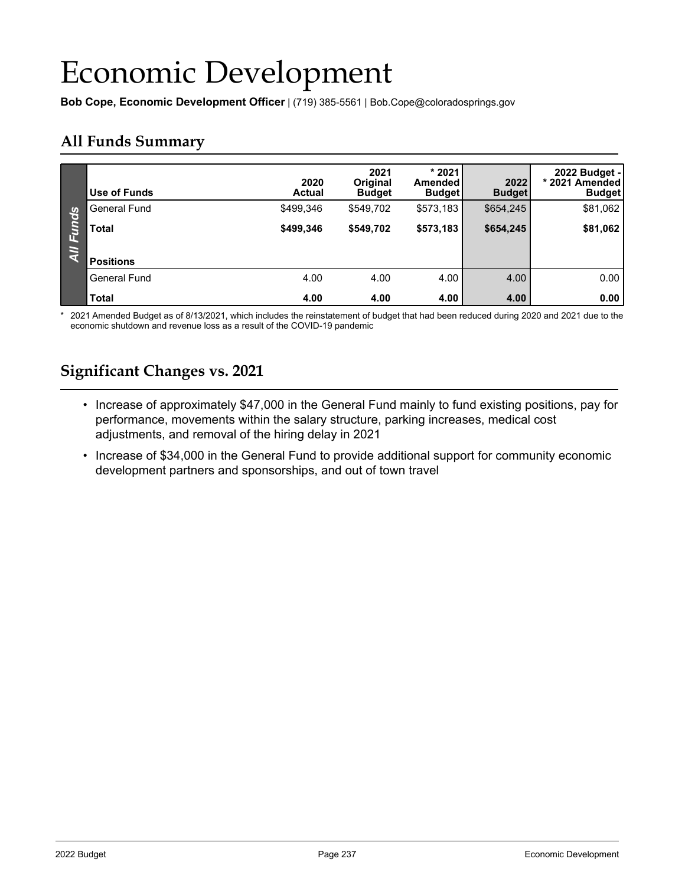# Economic Development

**Bob Cope, Economic Development Officer** | (719) 385-5561 | Bob.Cope@coloradosprings.gov

## All Funds Summary

| Use of Funds | 2020 Actual | 2021 Original Budget | * 2021 Amended Budget | 2022 Budget | 2022 Budget - * 2021 Amended Budget |
|---|---|---|---|---|---|
| General Fund | $499,346 | $549,702 | $573,183 | $654,245 | $81,062 |
| **Total** | **$499,346** | **$549,702** | **$573,183** | **$654,245** | **$81,062** |
| **Positions** | | | | | |
| General Fund | 4.00 | 4.00 | 4.00 | 4.00 | 0.00 |
| **Total** | **4.00** | **4.00** | **4.00** | **4.00** | **0.00** |

* 2021 Amended Budget as of 8/13/2021, which includes the reinstatement of budget that had been reduced during 2020 and 2021 due to the economic shutdown and revenue loss as a result of the COVID-19 pandemic

## Significant Changes vs. 2021

- Increase of approximately $47,000 in the General Fund mainly to fund existing positions, pay for performance, movements within the salary structure, parking increases, medical cost adjustments, and removal of the hiring delay in 2021
- Increase of $34,000 in the General Fund to provide additional support for community economic development partners and sponsorships, and out of town travel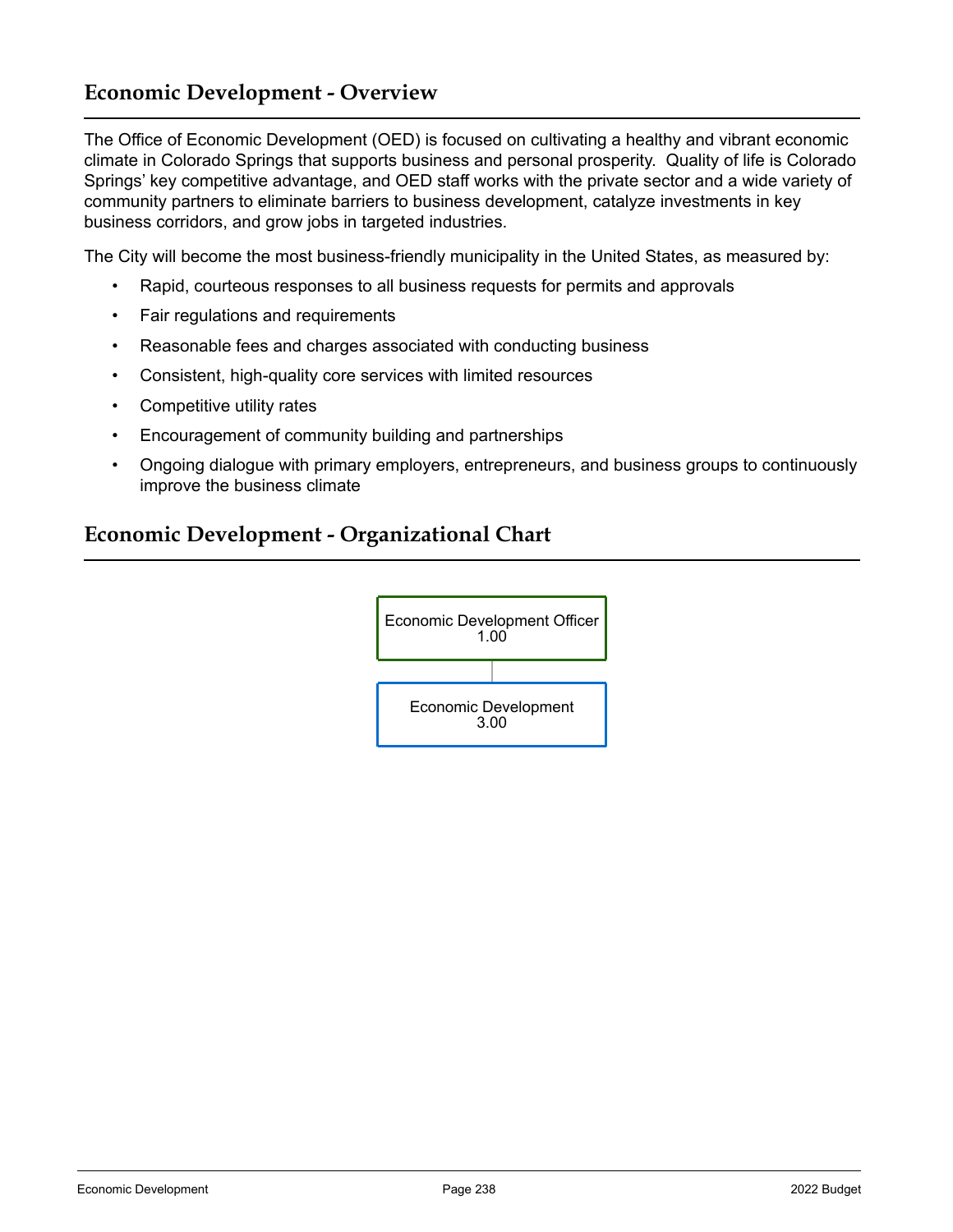## Economic Development - Overview

The Office of Economic Development (OED) is focused on cultivating a healthy and vibrant economic climate in Colorado Springs that supports business and personal prosperity. Quality of life is Colorado Springs' key competitive advantage, and OED staff works with the private sector and a wide variety of community partners to eliminate barriers to business development, catalyze investments in key business corridors, and grow jobs in targeted industries.

The City will become the most business-friendly municipality in the United States, as measured by:

- Rapid, courteous responses to all business requests for permits and approvals
- Fair regulations and requirements
- Reasonable fees and charges associated with conducting business
- Consistent, high-quality core services with limited resources
- Competitive utility rates
- Encouragement of community building and partnerships
- Ongoing dialogue with primary employers, entrepreneurs, and business groups to continuously improve the business climate

## Economic Development - Organizational Chart

Economic Development Officer
1.00

Economic Development
3.00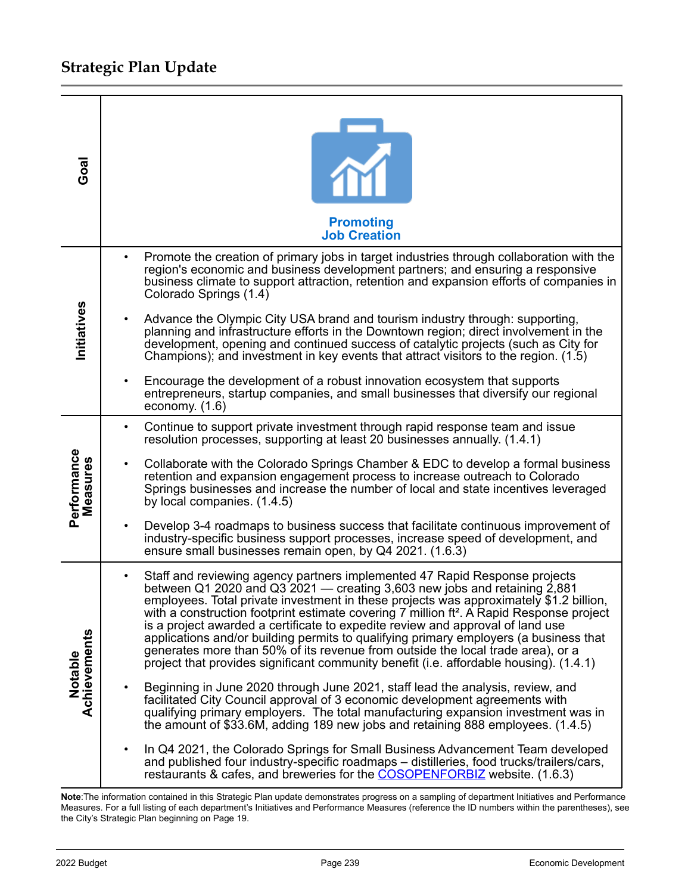## Strategic Plan Update

| | |
|---|---|
| **Goal** | **Promoting Job Creation** |
| **Initiatives** | • Promote the creation of primary jobs in target industries through collaboration with the region's economic and business development partners; and ensuring a responsive business climate to support attraction, retention and expansion efforts of companies in Colorado Springs (1.4)<br><br>• Advance the Olympic City USA brand and tourism industry through: supporting, planning and infrastructure efforts in the Downtown region; direct involvement in the development, opening and continued success of catalytic projects (such as City for Champions); and investment in key events that attract visitors to the region. (1.5)<br><br>• Encourage the development of a robust innovation ecosystem that supports entrepreneurs, startup companies, and small businesses that diversify our regional economy. (1.6) |
| **Performance Measures** | • Continue to support private investment through rapid response team and issue resolution processes, supporting at least 20 businesses annually. (1.4.1)<br><br>• Collaborate with the Colorado Springs Chamber & EDC to develop a formal business retention and expansion engagement process to increase outreach to Colorado Springs businesses and increase the number of local and state incentives leveraged by local companies. (1.4.5)<br><br>• Develop 3-4 roadmaps to business success that facilitate continuous improvement of industry-specific business support processes, increase speed of development, and ensure small businesses remain open, by Q4 2021. (1.6.3) |
| **Notable Achievements** | • Staff and reviewing agency partners implemented 47 Rapid Response projects between Q1 2020 and Q3 2021 — creating 3,603 new jobs and retaining 2,881 employees. Total private investment in these projects was approximately $1.2 billion, with a construction footprint estimate covering 7 million ft². A Rapid Response project is a project awarded a certificate to expedite review and approval of land use applications and/or building permits to qualifying primary employers (a business that generates more than 50% of its revenue from outside the local trade area), or a project that provides significant community benefit (i.e. affordable housing). (1.4.1)<br><br>• Beginning in June 2020 through June 2021, staff lead the analysis, review, and facilitated City Council approval of 3 economic development agreements with qualifying primary employers. The total manufacturing expansion investment was in the amount of $33.6M, adding 189 new jobs and retaining 888 employees. (1.4.5)<br><br>• In Q4 2021, the Colorado Springs for Small Business Advancement Team developed and published four industry-specific roadmaps – distilleries, food trucks/trailers/cars, restaurants & cafes, and breweries for the COSOPENFORBIZ website. (1.6.3) |

**Note**:The information contained in this Strategic Plan update demonstrates progress on a sampling of department Initiatives and Performance Measures. For a full listing of each department's Initiatives and Performance Measures (reference the ID numbers within the parentheses), see the City's Strategic Plan beginning on Page 19.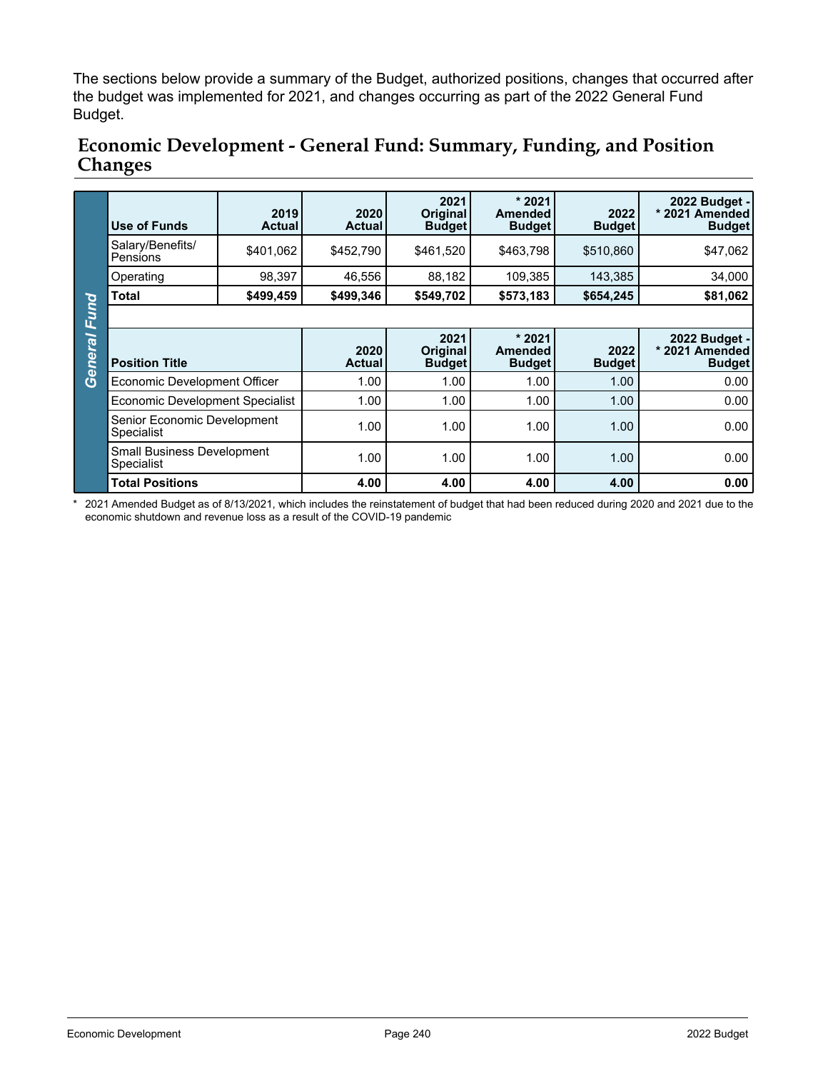The sections below provide a summary of the Budget, authorized positions, changes that occurred after the budget was implemented for 2021, and changes occurring as part of the 2022 General Fund Budget.

## Economic Development - General Fund: Summary, Funding, and Position Changes

**General Fund**

| Use of Funds | 2019 Actual | 2020 Actual | 2021 Original Budget | * 2021 Amended Budget | 2022 Budget | 2022 Budget - * 2021 Amended Budget |
|---|---|---|---|---|---|---|
| Salary/Benefits/ Pensions | $401,062 | $452,790 | $461,520 | $463,798 | $510,860 | $47,062 |
| Operating | 98,397 | 46,556 | 88,182 | 109,385 | 143,385 | 34,000 |
| **Total** | **$499,459** | **$499,346** | **$549,702** | **$573,183** | **$654,245** | **$81,062** |

| Position Title | 2020 Actual | 2021 Original Budget | * 2021 Amended Budget | 2022 Budget | 2022 Budget - * 2021 Amended Budget |
|---|---|---|---|---|---|
| Economic Development Officer | 1.00 | 1.00 | 1.00 | 1.00 | 0.00 |
| Economic Development Specialist | 1.00 | 1.00 | 1.00 | 1.00 | 0.00 |
| Senior Economic Development Specialist | 1.00 | 1.00 | 1.00 | 1.00 | 0.00 |
| Small Business Development Specialist | 1.00 | 1.00 | 1.00 | 1.00 | 0.00 |
| **Total Positions** | **4.00** | **4.00** | **4.00** | **4.00** | **0.00** |

* 2021 Amended Budget as of 8/13/2021, which includes the reinstatement of budget that had been reduced during 2020 and 2021 due to the economic shutdown and revenue loss as a result of the COVID-19 pandemic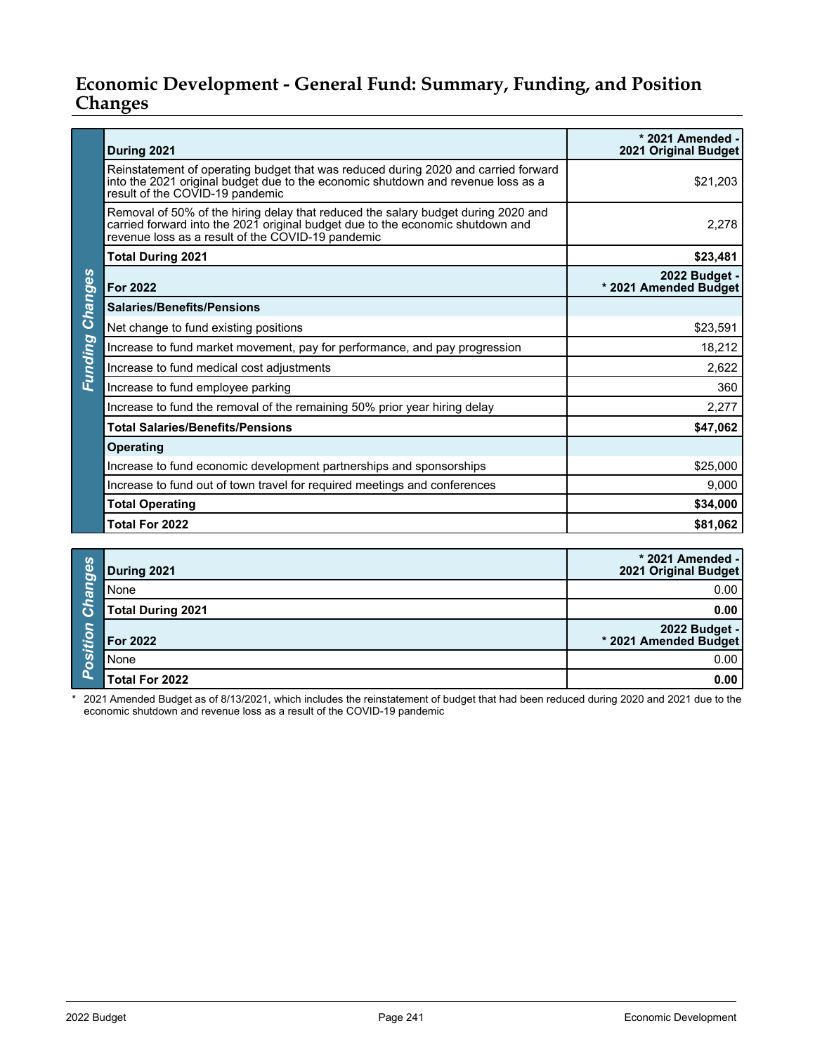# Economic Development - General Fund: Summary, Funding, and Position Changes

## Funding Changes

| During 2021 | * 2021 Amended - 2021 Original Budget |
|---|---|
| Reinstatement of operating budget that was reduced during 2020 and carried forward into the 2021 original budget due to the economic shutdown and revenue loss as a result of the COVID-19 pandemic | $21,203 |
| Removal of 50% of the hiring delay that reduced the salary budget during 2020 and carried forward into the 2021 original budget due to the economic shutdown and revenue loss as a result of the COVID-19 pandemic | 2,278 |
| **Total During 2021** | **$23,481** |
| **For 2022** | **2022 Budget - * 2021 Amended Budget** |
| **Salaries/Benefits/Pensions** | |
| Net change to fund existing positions | $23,591 |
| Increase to fund market movement, pay for performance, and pay progression | 18,212 |
| Increase to fund medical cost adjustments | 2,622 |
| Increase to fund employee parking | 360 |
| Increase to fund the removal of the remaining 50% prior year hiring delay | 2,277 |
| **Total Salaries/Benefits/Pensions** | **$47,062** |
| **Operating** | |
| Increase to fund economic development partnerships and sponsorships | $25,000 |
| Increase to fund out of town travel for required meetings and conferences | 9,000 |
| **Total Operating** | **$34,000** |
| **Total For 2022** | **$81,062** |

## Position Changes

| During 2021 | * 2021 Amended - 2021 Original Budget |
|---|---|
| None | 0.00 |
| **Total During 2021** | **0.00** |
| **For 2022** | **2022 Budget - * 2021 Amended Budget** |
| None | 0.00 |
| **Total For 2022** | **0.00** |

* 2021 Amended Budget as of 8/13/2021, which includes the reinstatement of budget that had been reduced during 2020 and 2021 due to the economic shutdown and revenue loss as a result of the COVID-19 pandemic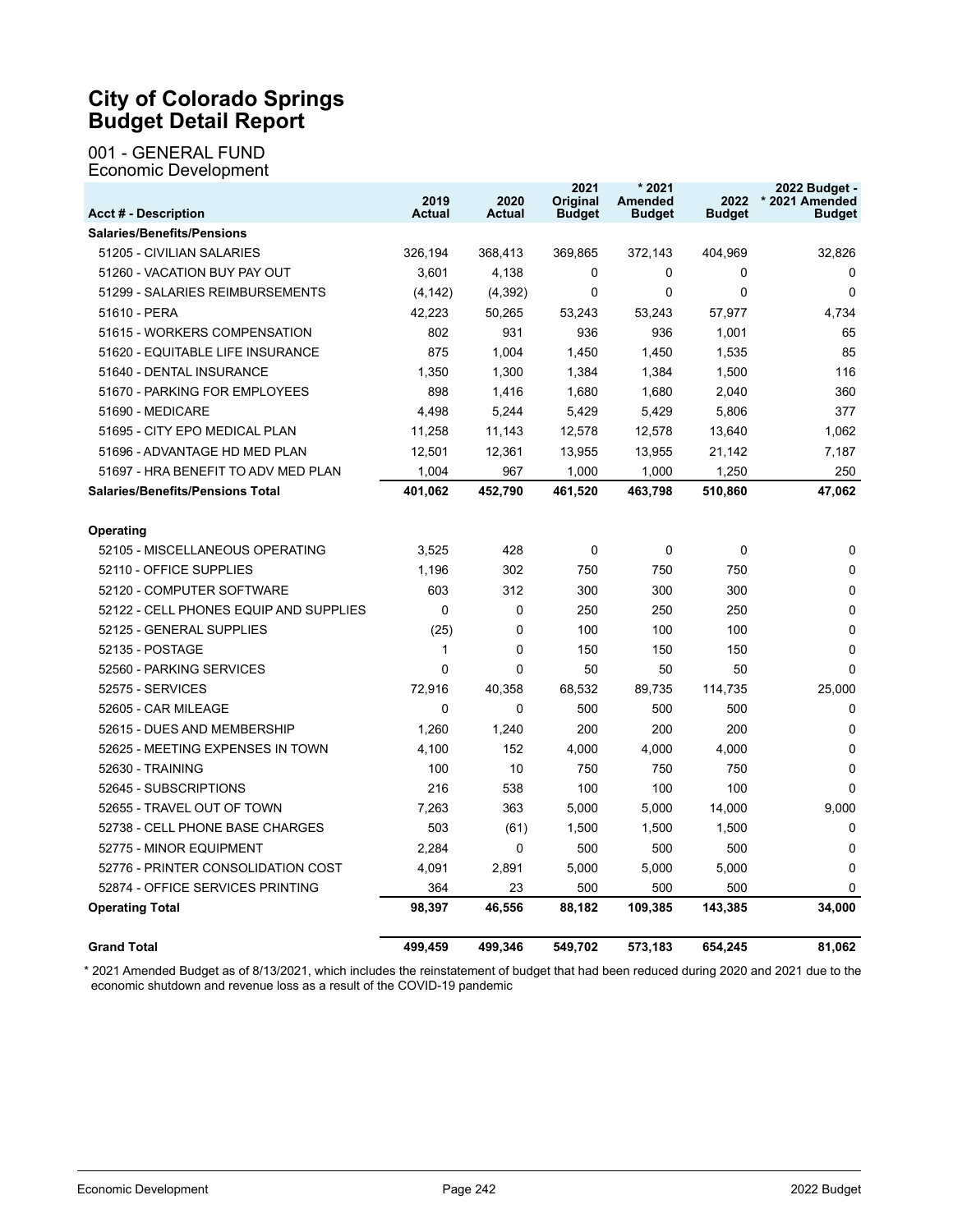# City of Colorado Springs
# Budget Detail Report

## 001 - GENERAL FUND
### Economic Development

| Acct # - Description | 2019 Actual | 2020 Actual | 2021 Original Budget | * 2021 Amended Budget | 2022 Budget | 2022 Budget - * 2021 Amended Budget |
|---|---|---|---|---|---|---|
| **Salaries/Benefits/Pensions** | | | | | | |
| 51205 - CIVILIAN SALARIES | 326,194 | 368,413 | 369,865 | 372,143 | 404,969 | 32,826 |
| 51260 - VACATION BUY PAY OUT | 3,601 | 4,138 | 0 | 0 | 0 | 0 |
| 51299 - SALARIES REIMBURSEMENTS | (4,142) | (4,392) | 0 | 0 | 0 | 0 |
| 51610 - PERA | 42,223 | 50,265 | 53,243 | 53,243 | 57,977 | 4,734 |
| 51615 - WORKERS COMPENSATION | 802 | 931 | 936 | 936 | 1,001 | 65 |
| 51620 - EQUITABLE LIFE INSURANCE | 875 | 1,004 | 1,450 | 1,450 | 1,535 | 85 |
| 51640 - DENTAL INSURANCE | 1,350 | 1,300 | 1,384 | 1,384 | 1,500 | 116 |
| 51670 - PARKING FOR EMPLOYEES | 898 | 1,416 | 1,680 | 1,680 | 2,040 | 360 |
| 51690 - MEDICARE | 4,498 | 5,244 | 5,429 | 5,429 | 5,806 | 377 |
| 51695 - CITY EPO MEDICAL PLAN | 11,258 | 11,143 | 12,578 | 12,578 | 13,640 | 1,062 |
| 51696 - ADVANTAGE HD MED PLAN | 12,501 | 12,361 | 13,955 | 13,955 | 21,142 | 7,187 |
| 51697 - HRA BENEFIT TO ADV MED PLAN | 1,004 | 967 | 1,000 | 1,000 | 1,250 | 250 |
| **Salaries/Benefits/Pensions Total** | **401,062** | **452,790** | **461,520** | **463,798** | **510,860** | **47,062** |
| **Operating** | | | | | | |
| 52105 - MISCELLANEOUS OPERATING | 3,525 | 428 | 0 | 0 | 0 | 0 |
| 52110 - OFFICE SUPPLIES | 1,196 | 302 | 750 | 750 | 750 | 0 |
| 52120 - COMPUTER SOFTWARE | 603 | 312 | 300 | 300 | 300 | 0 |
| 52122 - CELL PHONES EQUIP AND SUPPLIES | 0 | 0 | 250 | 250 | 250 | 0 |
| 52125 - GENERAL SUPPLIES | (25) | 0 | 100 | 100 | 100 | 0 |
| 52135 - POSTAGE | 1 | 0 | 150 | 150 | 150 | 0 |
| 52560 - PARKING SERVICES | 0 | 0 | 50 | 50 | 50 | 0 |
| 52575 - SERVICES | 72,916 | 40,358 | 68,532 | 89,735 | 114,735 | 25,000 |
| 52605 - CAR MILEAGE | 0 | 0 | 500 | 500 | 500 | 0 |
| 52615 - DUES AND MEMBERSHIP | 1,260 | 1,240 | 200 | 200 | 200 | 0 |
| 52625 - MEETING EXPENSES IN TOWN | 4,100 | 152 | 4,000 | 4,000 | 4,000 | 0 |
| 52630 - TRAINING | 100 | 10 | 750 | 750 | 750 | 0 |
| 52645 - SUBSCRIPTIONS | 216 | 538 | 100 | 100 | 100 | 0 |
| 52655 - TRAVEL OUT OF TOWN | 7,263 | 363 | 5,000 | 5,000 | 14,000 | 9,000 |
| 52738 - CELL PHONE BASE CHARGES | 503 | (61) | 1,500 | 1,500 | 1,500 | 0 |
| 52775 - MINOR EQUIPMENT | 2,284 | 0 | 500 | 500 | 500 | 0 |
| 52776 - PRINTER CONSOLIDATION COST | 4,091 | 2,891 | 5,000 | 5,000 | 5,000 | 0 |
| 52874 - OFFICE SERVICES PRINTING | 364 | 23 | 500 | 500 | 500 | 0 |
| **Operating Total** | **98,397** | **46,556** | **88,182** | **109,385** | **143,385** | **34,000** |
| **Grand Total** | **499,459** | **499,346** | **549,702** | **573,183** | **654,245** | **81,062** |

* 2021 Amended Budget as of 8/13/2021, which includes the reinstatement of budget that had been reduced during 2020 and 2021 due to the economic shutdown and revenue loss as a result of the COVID-19 pandemic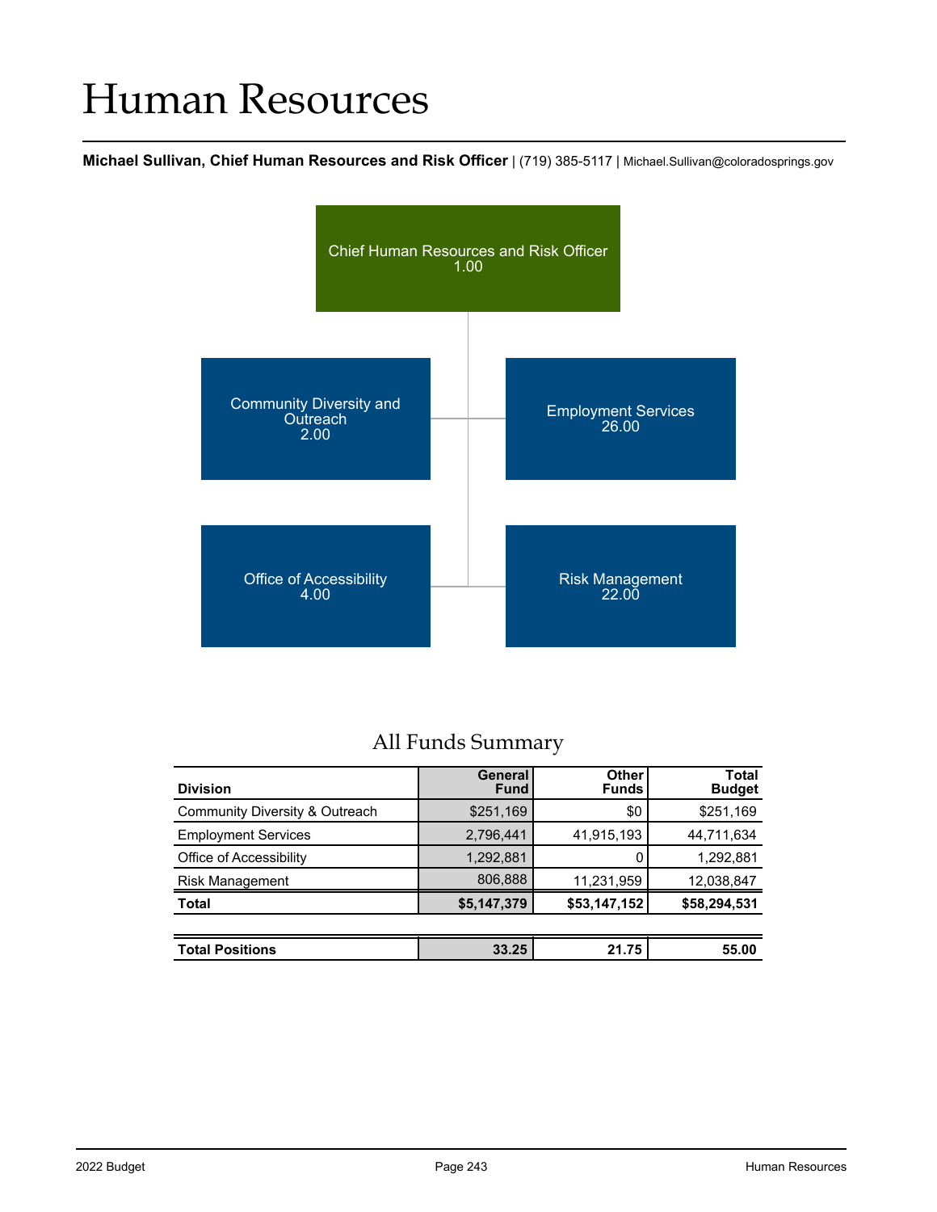# Human Resources

**Michael Sullivan, Chief Human Resources and Risk Officer** | (719) 385-5117 | Michael.Sullivan@coloradosprings.gov

Chief Human Resources and Risk Officer
1.00

Community Diversity and Outreach
2.00

Employment Services
26.00

Office of Accessibility
4.00

Risk Management
22.00

## All Funds Summary

| Division | General Fund | Other Funds | Total Budget |
|---|---|---|---|
| Community Diversity & Outreach | $251,169 | $0 | $251,169 |
| Employment Services | 2,796,441 | 41,915,193 | 44,711,634 |
| Office of Accessibility | 1,292,881 | 0 | 1,292,881 |
| Risk Management | 806,888 | 11,231,959 | 12,038,847 |
| **Total** | **$5,147,379** | **$53,147,152** | **$58,294,531** |
| | | | |
| **Total Positions** | **33.25** | **21.75** | **55.00** |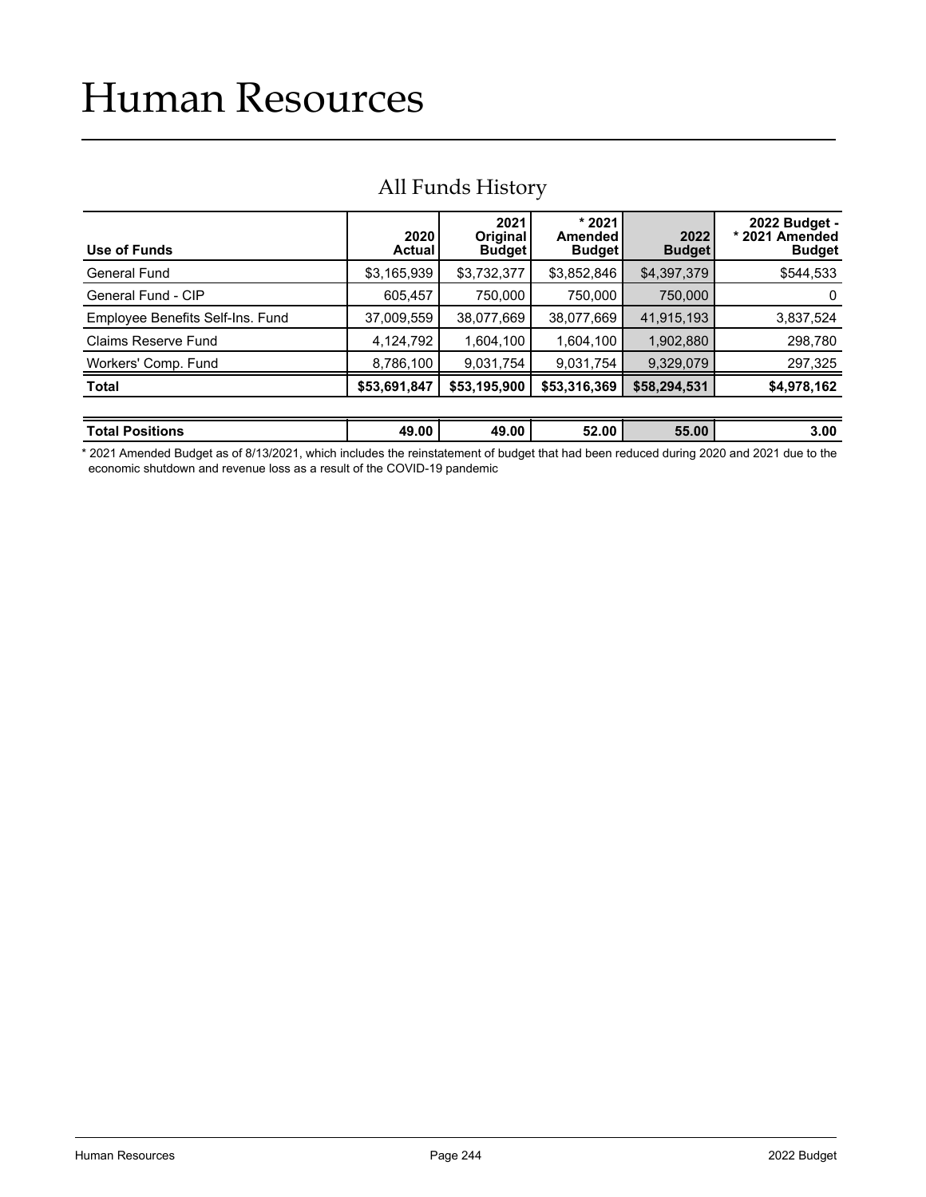# Human Resources

## All Funds History

| Use of Funds | 2020 Actual | 2021 Original Budget | * 2021 Amended Budget | 2022 Budget | 2022 Budget - * 2021 Amended Budget |
|---|---|---|---|---|---|
| General Fund | $3,165,939 | $3,732,377 | $3,852,846 | $4,397,379 | $544,533 |
| General Fund - CIP | 605,457 | 750,000 | 750,000 | 750,000 | 0 |
| Employee Benefits Self-Ins. Fund | 37,009,559 | 38,077,669 | 38,077,669 | 41,915,193 | 3,837,524 |
| Claims Reserve Fund | 4,124,792 | 1,604,100 | 1,604,100 | 1,902,880 | 298,780 |
| Workers' Comp. Fund | 8,786,100 | 9,031,754 | 9,031,754 | 9,329,079 | 297,325 |
| **Total** | **$53,691,847** | **$53,195,900** | **$53,316,369** | **$58,294,531** | **$4,978,162** |
| **Total Positions** | **49.00** | **49.00** | **52.00** | **55.00** | **3.00** |

* 2021 Amended Budget as of 8/13/2021, which includes the reinstatement of budget that had been reduced during 2020 and 2021 due to the economic shutdown and revenue loss as a result of the COVID-19 pandemic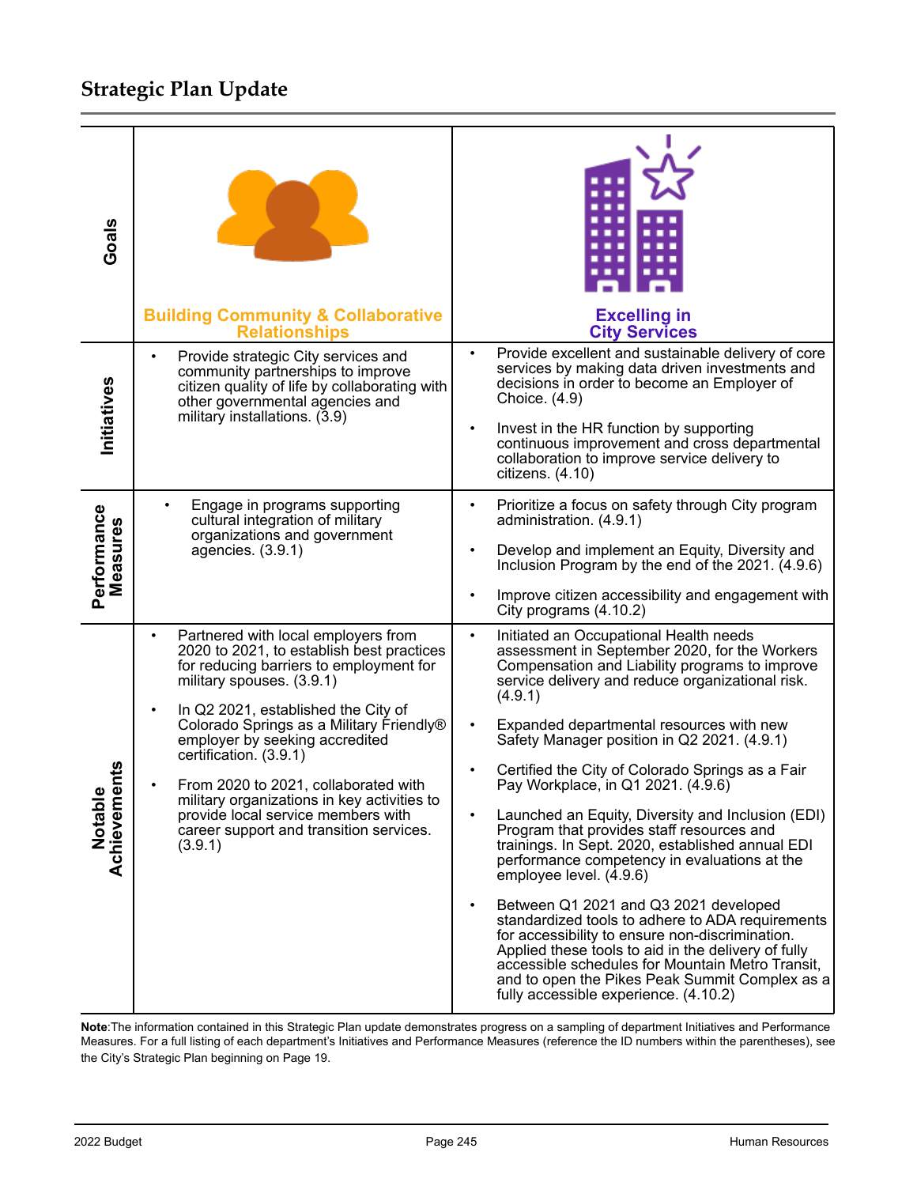## Strategic Plan Update

| | Building Community & Collaborative Relationships | Excelling in City Services |
|---|---|---|
| **Goals** | Building Community & Collaborative Relationships | Excelling in City Services |
| **Initiatives** | • Provide strategic City services and community partnerships to improve citizen quality of life by collaborating with other governmental agencies and military installations. (3.9) | • Provide excellent and sustainable delivery of core services by making data driven investments and decisions in order to become an Employer of Choice. (4.9)<br><br>• Invest in the HR function by supporting continuous improvement and cross departmental collaboration to improve service delivery to citizens. (4.10) |
| **Performance Measures** | • Engage in programs supporting cultural integration of military organizations and government agencies. (3.9.1) | • Prioritize a focus on safety through City program administration. (4.9.1)<br><br>• Develop and implement an Equity, Diversity and Inclusion Program by the end of the 2021. (4.9.6)<br><br>• Improve citizen accessibility and engagement with City programs (4.10.2) |
| **Notable Achievements** | • Partnered with local employers from 2020 to 2021, to establish best practices for reducing barriers to employment for military spouses. (3.9.1)<br><br>• In Q2 2021, established the City of Colorado Springs as a Military Friendly® employer by seeking accredited certification. (3.9.1)<br><br>• From 2020 to 2021, collaborated with military organizations in key activities to provide local service members with career support and transition services. (3.9.1) | • Initiated an Occupational Health needs assessment in September 2020, for the Workers Compensation and Liability programs to improve service delivery and reduce organizational risk. (4.9.1)<br><br>• Expanded departmental resources with new Safety Manager position in Q2 2021. (4.9.1)<br><br>• Certified the City of Colorado Springs as a Fair Pay Workplace, in Q1 2021. (4.9.6)<br><br>• Launched an Equity, Diversity and Inclusion (EDI) Program that provides staff resources and trainings. In Sept. 2020, established annual EDI performance competency in evaluations at the employee level. (4.9.6)<br><br>• Between Q1 2021 and Q3 2021 developed standardized tools to adhere to ADA requirements for accessibility to ensure non-discrimination. Applied these tools to aid in the delivery of fully accessible schedules for Mountain Metro Transit, and to open the Pikes Peak Summit Complex as a fully accessible experience. (4.10.2) |

**Note**:The information contained in this Strategic Plan update demonstrates progress on a sampling of department Initiatives and Performance Measures. For a full listing of each department's Initiatives and Performance Measures (reference the ID numbers within the parentheses), see the City's Strategic Plan beginning on Page 19.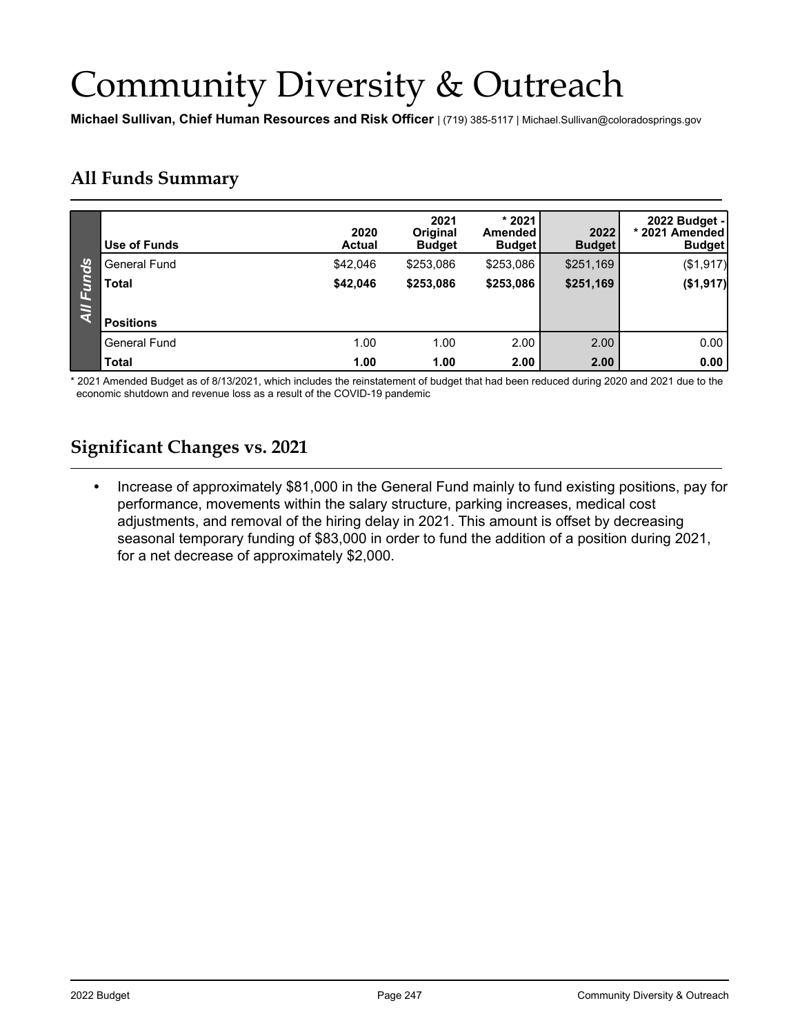# Community Diversity & Outreach

**Michael Sullivan, Chief Human Resources and Risk Officer** | (719) 385-5117 | Michael.Sullivan@coloradosprings.gov

## All Funds Summary

| Use of Funds | 2020 Actual | 2021 Original Budget | * 2021 Amended Budget | 2022 Budget | 2022 Budget - * 2021 Amended Budget |
|---|---|---|---|---|---|
| General Fund | $42,046 | $253,086 | $253,086 | $251,169 | ($1,917) |
| **Total** | **$42,046** | **$253,086** | **$253,086** | **$251,169** | **($1,917)** |
| **Positions** | | | | | |
| General Fund | 1.00 | 1.00 | 2.00 | 2.00 | 0.00 |
| **Total** | **1.00** | **1.00** | **2.00** | **2.00** | **0.00** |

* 2021 Amended Budget as of 8/13/2021, which includes the reinstatement of budget that had been reduced during 2020 and 2021 due to the economic shutdown and revenue loss as a result of the COVID-19 pandemic

## Significant Changes vs. 2021

- Increase of approximately $81,000 in the General Fund mainly to fund existing positions, pay for performance, movements within the salary structure, parking increases, medical cost adjustments, and removal of the hiring delay in 2021. This amount is offset by decreasing seasonal temporary funding of $83,000 in order to fund the addition of a position during 2021, for a net decrease of approximately $2,000.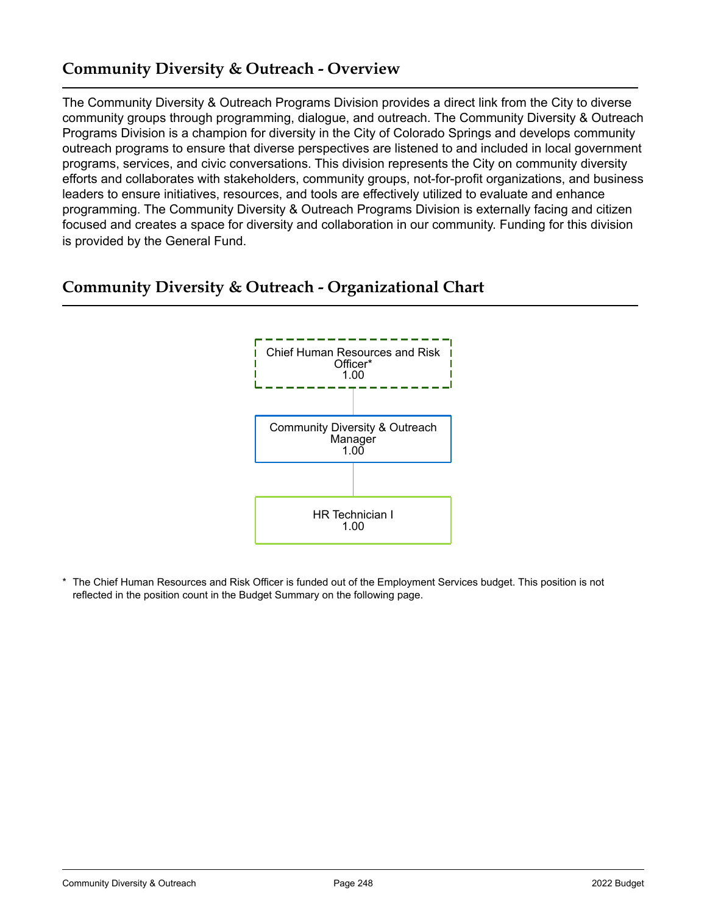## Community Diversity & Outreach - Overview

The Community Diversity & Outreach Programs Division provides a direct link from the City to diverse community groups through programming, dialogue, and outreach. The Community Diversity & Outreach Programs Division is a champion for diversity in the City of Colorado Springs and develops community outreach programs to ensure that diverse perspectives are listened to and included in local government programs, services, and civic conversations. This division represents the City on community diversity efforts and collaborates with stakeholders, community groups, not-for-profit organizations, and business leaders to ensure initiatives, resources, and tools are effectively utilized to evaluate and enhance programming. The Community Diversity & Outreach Programs Division is externally facing and citizen focused and creates a space for diversity and collaboration in our community. Funding for this division is provided by the General Fund.

## Community Diversity & Outreach - Organizational Chart

Chief Human Resources and Risk Officer*
1.00

Community Diversity & Outreach Manager
1.00

HR Technician I
1.00

\* The Chief Human Resources and Risk Officer is funded out of the Employment Services budget. This position is not reflected in the position count in the Budget Summary on the following page.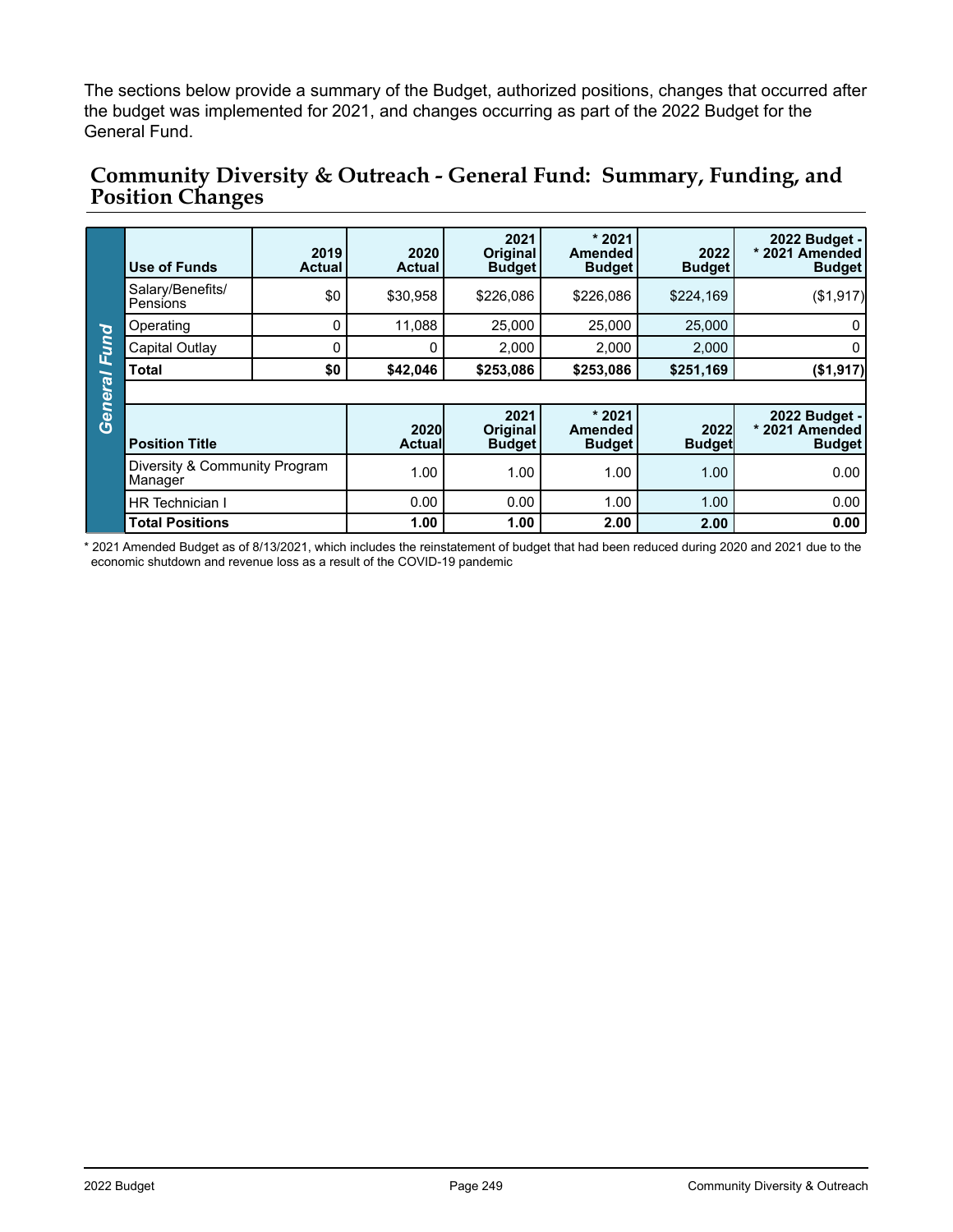The sections below provide a summary of the Budget, authorized positions, changes that occurred after the budget was implemented for 2021, and changes occurring as part of the 2022 Budget for the General Fund.

## Community Diversity & Outreach - General Fund: Summary, Funding, and Position Changes

*General Fund*

| Use of Funds | 2019 Actual | 2020 Actual | 2021 Original Budget | * 2021 Amended Budget | 2022 Budget | 2022 Budget - * 2021 Amended Budget |
|---|---|---|---|---|---|---|
| Salary/Benefits/ Pensions | $0 | $30,958 | $226,086 | $226,086 | $224,169 | ($1,917) |
| Operating | 0 | 11,088 | 25,000 | 25,000 | 25,000 | 0 |
| Capital Outlay | 0 | 0 | 2,000 | 2,000 | 2,000 | 0 |
| **Total** | **$0** | **$42,046** | **$253,086** | **$253,086** | **$251,169** | **($1,917)** |

| Position Title | 2020 Actual | 2021 Original Budget | * 2021 Amended Budget | 2022 Budget | 2022 Budget - * 2021 Amended Budget |
|---|---|---|---|---|---|
| Diversity & Community Program Manager | 1.00 | 1.00 | 1.00 | 1.00 | 0.00 |
| HR Technician I | 0.00 | 0.00 | 1.00 | 1.00 | 0.00 |
| **Total Positions** | **1.00** | **1.00** | **2.00** | **2.00** | **0.00** |

* 2021 Amended Budget as of 8/13/2021, which includes the reinstatement of budget that had been reduced during 2020 and 2021 due to the economic shutdown and revenue loss as a result of the COVID-19 pandemic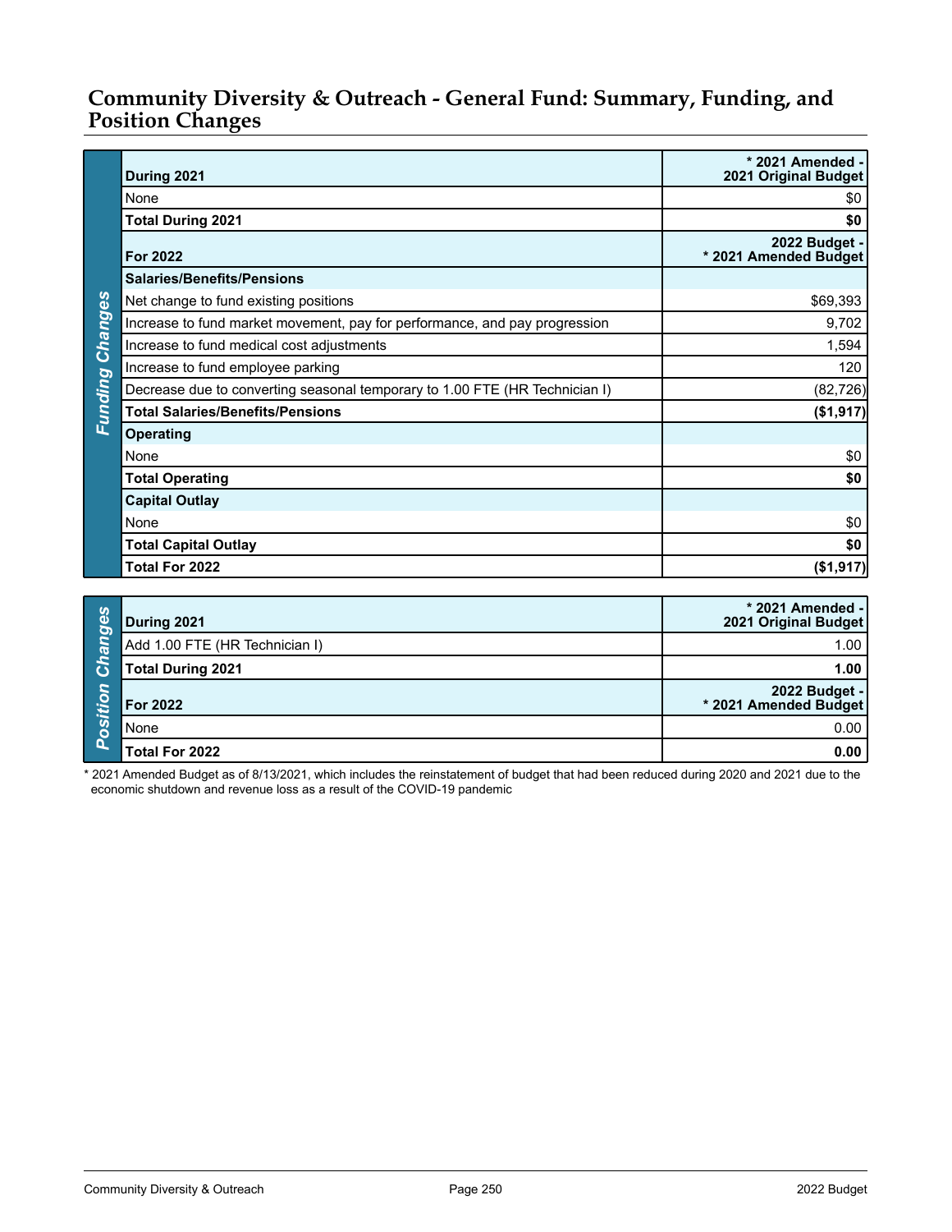## Community Diversity & Outreach - General Fund: Summary, Funding, and Position Changes

**Funding Changes**

| During 2021 | * 2021 Amended - 2021 Original Budget |
|---|---|
| None | $0 |
| **Total During 2021** | **$0** |
| **For 2022** | **2022 Budget - * 2021 Amended Budget** |
| **Salaries/Benefits/Pensions** | |
| Net change to fund existing positions | $69,393 |
| Increase to fund market movement, pay for performance, and pay progression | 9,702 |
| Increase to fund medical cost adjustments | 1,594 |
| Increase to fund employee parking | 120 |
| Decrease due to converting seasonal temporary to 1.00 FTE (HR Technician I) | (82,726) |
| **Total Salaries/Benefits/Pensions** | **($1,917)** |
| **Operating** | |
| None | $0 |
| **Total Operating** | **$0** |
| **Capital Outlay** | |
| None | $0 |
| **Total Capital Outlay** | **$0** |
| **Total For 2022** | **($1,917)** |

**Position Changes**

| During 2021 | * 2021 Amended - 2021 Original Budget |
|---|---|
| Add 1.00 FTE (HR Technician I) | 1.00 |
| **Total During 2021** | **1.00** |
| **For 2022** | **2022 Budget - * 2021 Amended Budget** |
| None | 0.00 |
| **Total For 2022** | **0.00** |

* 2021 Amended Budget as of 8/13/2021, which includes the reinstatement of budget that had been reduced during 2020 and 2021 due to the economic shutdown and revenue loss as a result of the COVID-19 pandemic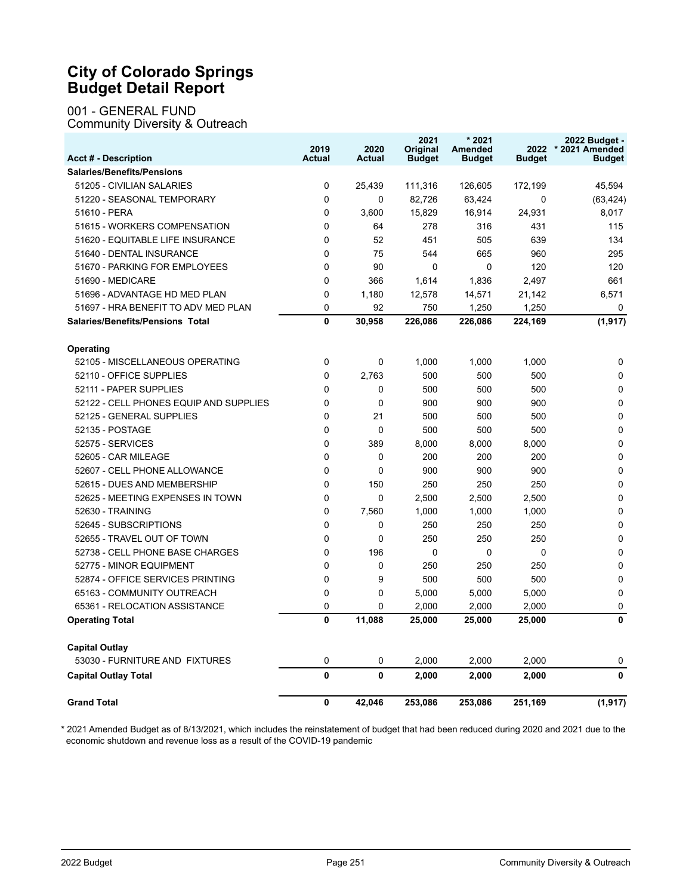# City of Colorado Springs
# Budget Detail Report

## 001 - GENERAL FUND
### Community Diversity & Outreach

| Acct # - Description | 2019 Actual | 2020 Actual | 2021 Original Budget | * 2021 Amended Budget | 2022 Budget | 2022 Budget - * 2021 Amended Budget |
|---|---|---|---|---|---|---|
| **Salaries/Benefits/Pensions** | | | | | | |
| 51205 - CIVILIAN SALARIES | 0 | 25,439 | 111,316 | 126,605 | 172,199 | 45,594 |
| 51220 - SEASONAL TEMPORARY | 0 | 0 | 82,726 | 63,424 | 0 | (63,424) |
| 51610 - PERA | 0 | 3,600 | 15,829 | 16,914 | 24,931 | 8,017 |
| 51615 - WORKERS COMPENSATION | 0 | 64 | 278 | 316 | 431 | 115 |
| 51620 - EQUITABLE LIFE INSURANCE | 0 | 52 | 451 | 505 | 639 | 134 |
| 51640 - DENTAL INSURANCE | 0 | 75 | 544 | 665 | 960 | 295 |
| 51670 - PARKING FOR EMPLOYEES | 0 | 90 | 0 | 0 | 120 | 120 |
| 51690 - MEDICARE | 0 | 366 | 1,614 | 1,836 | 2,497 | 661 |
| 51696 - ADVANTAGE HD MED PLAN | 0 | 1,180 | 12,578 | 14,571 | 21,142 | 6,571 |
| 51697 - HRA BENEFIT TO ADV MED PLAN | 0 | 92 | 750 | 1,250 | 1,250 | 0 |
| **Salaries/Benefits/Pensions Total** | **0** | **30,958** | **226,086** | **226,086** | **224,169** | **(1,917)** |
| **Operating** | | | | | | |
| 52105 - MISCELLANEOUS OPERATING | 0 | 0 | 1,000 | 1,000 | 1,000 | 0 |
| 52110 - OFFICE SUPPLIES | 0 | 2,763 | 500 | 500 | 500 | 0 |
| 52111 - PAPER SUPPLIES | 0 | 0 | 500 | 500 | 500 | 0 |
| 52122 - CELL PHONES EQUIP AND SUPPLIES | 0 | 0 | 900 | 900 | 900 | 0 |
| 52125 - GENERAL SUPPLIES | 0 | 21 | 500 | 500 | 500 | 0 |
| 52135 - POSTAGE | 0 | 0 | 500 | 500 | 500 | 0 |
| 52575 - SERVICES | 0 | 389 | 8,000 | 8,000 | 8,000 | 0 |
| 52605 - CAR MILEAGE | 0 | 0 | 200 | 200 | 200 | 0 |
| 52607 - CELL PHONE ALLOWANCE | 0 | 0 | 900 | 900 | 900 | 0 |
| 52615 - DUES AND MEMBERSHIP | 0 | 150 | 250 | 250 | 250 | 0 |
| 52625 - MEETING EXPENSES IN TOWN | 0 | 0 | 2,500 | 2,500 | 2,500 | 0 |
| 52630 - TRAINING | 0 | 7,560 | 1,000 | 1,000 | 1,000 | 0 |
| 52645 - SUBSCRIPTIONS | 0 | 0 | 250 | 250 | 250 | 0 |
| 52655 - TRAVEL OUT OF TOWN | 0 | 0 | 250 | 250 | 250 | 0 |
| 52738 - CELL PHONE BASE CHARGES | 0 | 196 | 0 | 0 | 0 | 0 |
| 52775 - MINOR EQUIPMENT | 0 | 0 | 250 | 250 | 250 | 0 |
| 52874 - OFFICE SERVICES PRINTING | 0 | 9 | 500 | 500 | 500 | 0 |
| 65163 - COMMUNITY OUTREACH | 0 | 0 | 5,000 | 5,000 | 5,000 | 0 |
| 65361 - RELOCATION ASSISTANCE | 0 | 0 | 2,000 | 2,000 | 2,000 | 0 |
| **Operating Total** | **0** | **11,088** | **25,000** | **25,000** | **25,000** | **0** |
| **Capital Outlay** | | | | | | |
| 53030 - FURNITURE AND FIXTURES | 0 | 0 | 2,000 | 2,000 | 2,000 | 0 |
| **Capital Outlay Total** | **0** | **0** | **2,000** | **2,000** | **2,000** | **0** |
| **Grand Total** | **0** | **42,046** | **253,086** | **253,086** | **251,169** | **(1,917)** |

* 2021 Amended Budget as of 8/13/2021, which includes the reinstatement of budget that had been reduced during 2020 and 2021 due to the economic shutdown and revenue loss as a result of the COVID-19 pandemic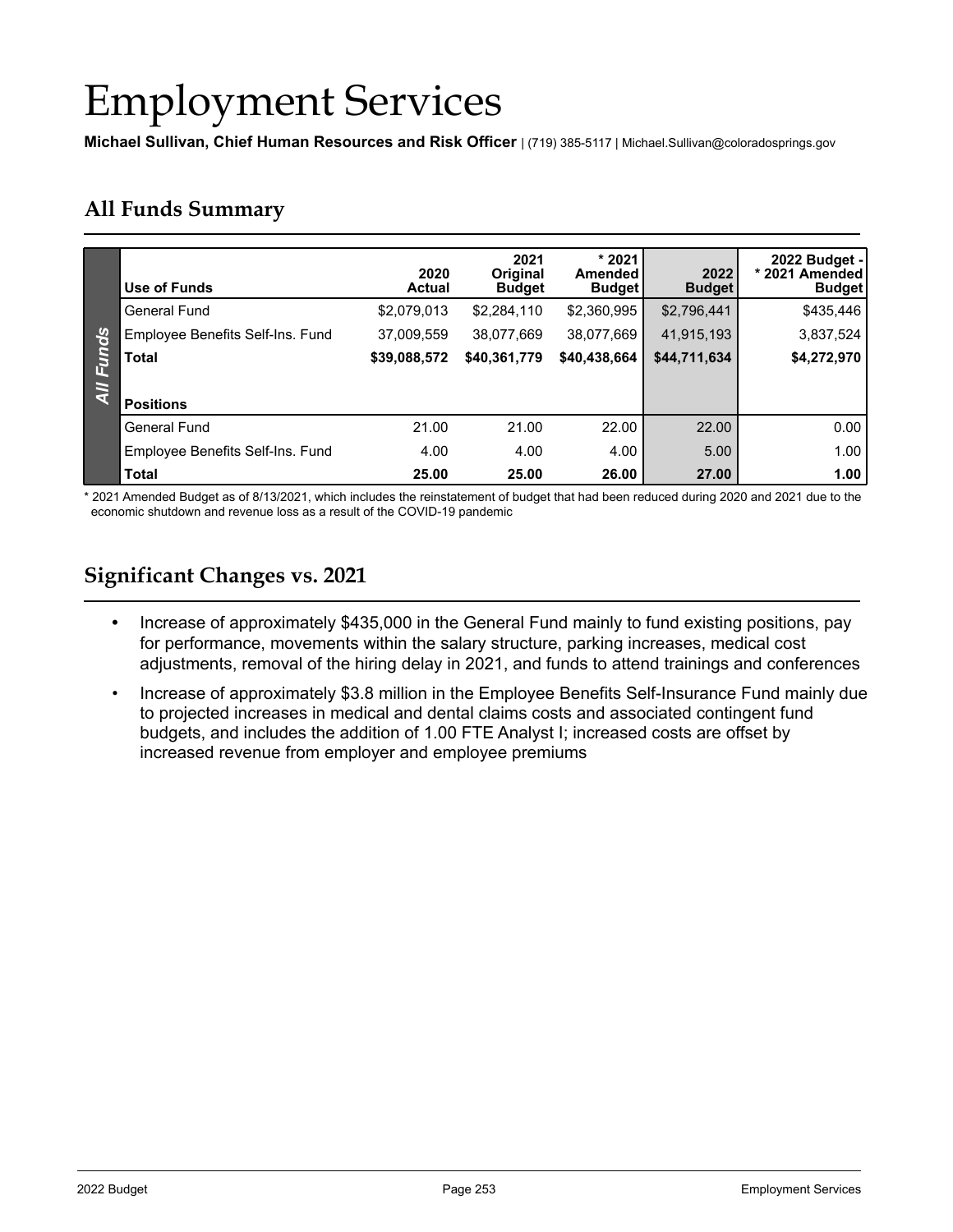# Employment Services

**Michael Sullivan, Chief Human Resources and Risk Officer** | (719) 385-5117 | Michael.Sullivan@coloradosprings.gov

## All Funds Summary

| Use of Funds | 2020 Actual | 2021 Original Budget | * 2021 Amended Budget | 2022 Budget | 2022 Budget - * 2021 Amended Budget |
|---|---|---|---|---|---|
| General Fund | $2,079,013 | $2,284,110 | $2,360,995 | $2,796,441 | $435,446 |
| Employee Benefits Self-Ins. Fund | 37,009,559 | 38,077,669 | 38,077,669 | 41,915,193 | 3,837,524 |
| **Total** | **$39,088,572** | **$40,361,779** | **$40,438,664** | **$44,711,634** | **$4,272,970** |
| **Positions** | | | | | |
| General Fund | 21.00 | 21.00 | 22.00 | 22.00 | 0.00 |
| Employee Benefits Self-Ins. Fund | 4.00 | 4.00 | 4.00 | 5.00 | 1.00 |
| **Total** | **25.00** | **25.00** | **26.00** | **27.00** | **1.00** |

* 2021 Amended Budget as of 8/13/2021, which includes the reinstatement of budget that had been reduced during 2020 and 2021 due to the economic shutdown and revenue loss as a result of the COVID-19 pandemic

## Significant Changes vs. 2021

- Increase of approximately $435,000 in the General Fund mainly to fund existing positions, pay for performance, movements within the salary structure, parking increases, medical cost adjustments, removal of the hiring delay in 2021, and funds to attend trainings and conferences
- Increase of approximately $3.8 million in the Employee Benefits Self-Insurance Fund mainly due to projected increases in medical and dental claims costs and associated contingent fund budgets, and includes the addition of 1.00 FTE Analyst I; increased costs are offset by increased revenue from employer and employee premiums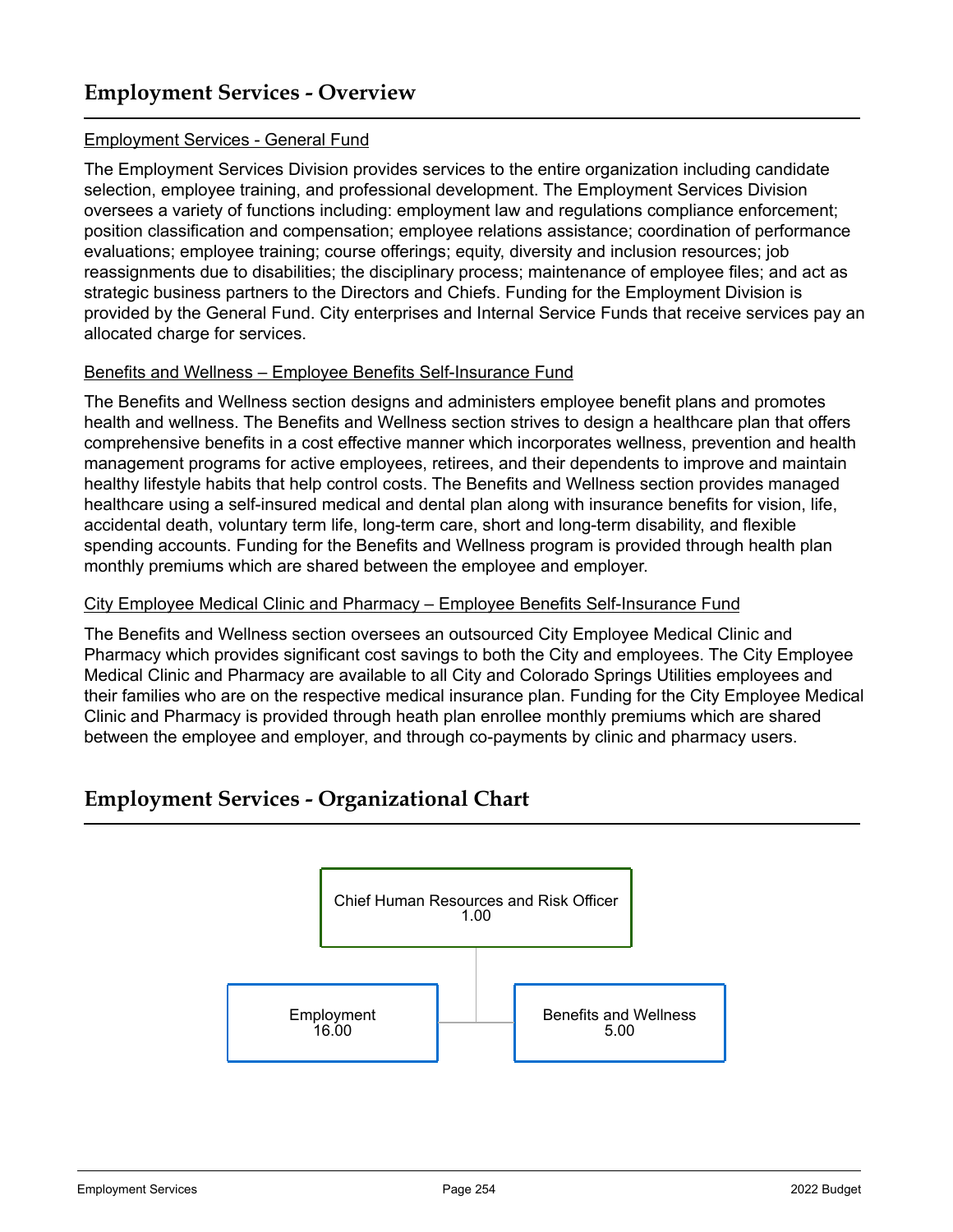## Employment Services - Overview

Employment Services - General Fund

The Employment Services Division provides services to the entire organization including candidate selection, employee training, and professional development. The Employment Services Division oversees a variety of functions including: employment law and regulations compliance enforcement; position classification and compensation; employee relations assistance; coordination of performance evaluations; employee training; course offerings; equity, diversity and inclusion resources; job reassignments due to disabilities; the disciplinary process; maintenance of employee files; and act as strategic business partners to the Directors and Chiefs. Funding for the Employment Division is provided by the General Fund. City enterprises and Internal Service Funds that receive services pay an allocated charge for services.

Benefits and Wellness – Employee Benefits Self-Insurance Fund

The Benefits and Wellness section designs and administers employee benefit plans and promotes health and wellness. The Benefits and Wellness section strives to design a healthcare plan that offers comprehensive benefits in a cost effective manner which incorporates wellness, prevention and health management programs for active employees, retirees, and their dependents to improve and maintain healthy lifestyle habits that help control costs. The Benefits and Wellness section provides managed healthcare using a self-insured medical and dental plan along with insurance benefits for vision, life, accidental death, voluntary term life, long-term care, short and long-term disability, and flexible spending accounts. Funding for the Benefits and Wellness program is provided through health plan monthly premiums which are shared between the employee and employer.

City Employee Medical Clinic and Pharmacy – Employee Benefits Self-Insurance Fund

The Benefits and Wellness section oversees an outsourced City Employee Medical Clinic and Pharmacy which provides significant cost savings to both the City and employees. The City Employee Medical Clinic and Pharmacy are available to all City and Colorado Springs Utilities employees and their families who are on the respective medical insurance plan. Funding for the City Employee Medical Clinic and Pharmacy is provided through heath plan enrollee monthly premiums which are shared between the employee and employer, and through co-payments by clinic and pharmacy users.

## Employment Services - Organizational Chart

Chief Human Resources and Risk Officer
1.00

- Employment
  16.00
- Benefits and Wellness
  5.00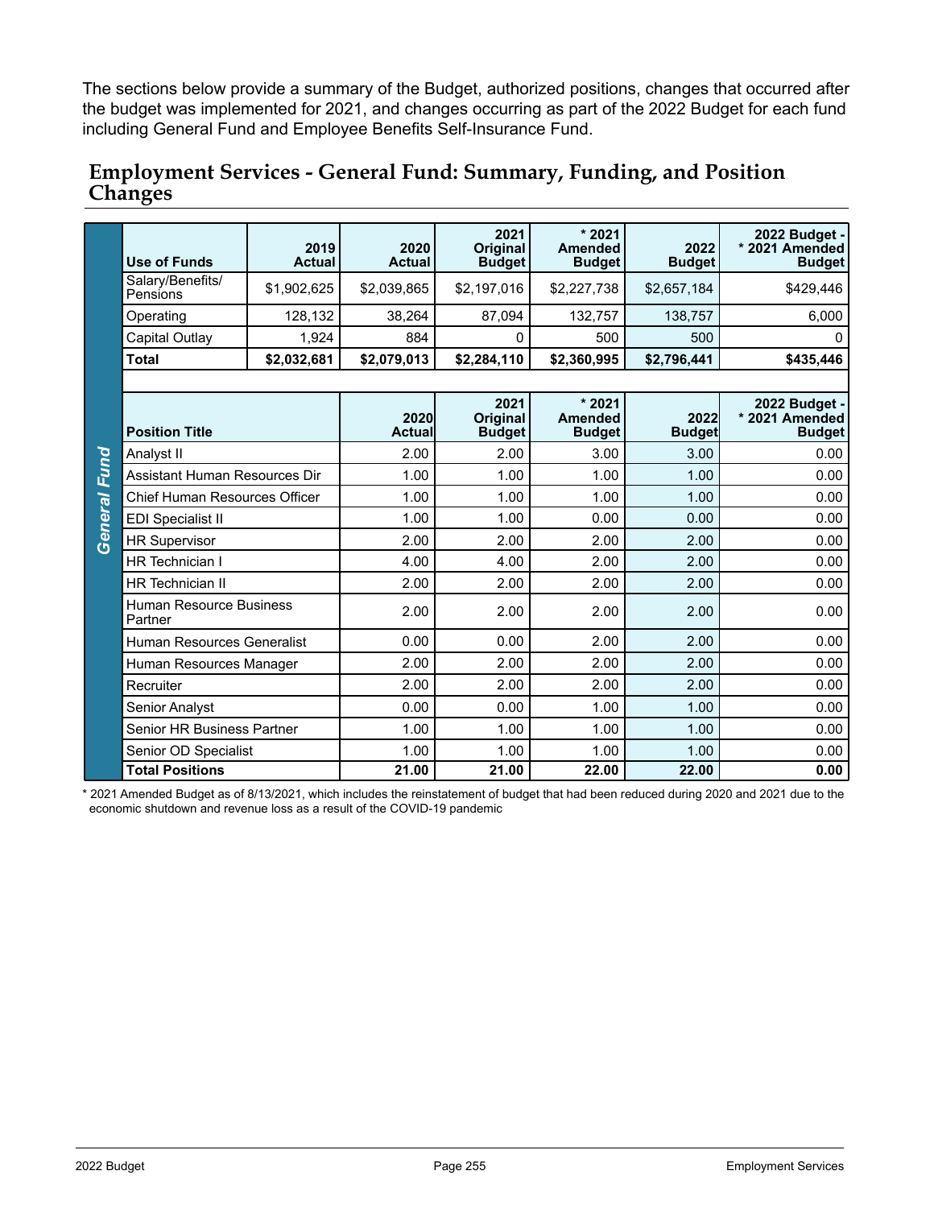The sections below provide a summary of the Budget, authorized positions, changes that occurred after the budget was implemented for 2021, and changes occurring as part of the 2022 Budget for each fund including General Fund and Employee Benefits Self-Insurance Fund.

## Employment Services - General Fund: Summary, Funding, and Position Changes

*General Fund*

| Use of Funds | 2019 Actual | 2020 Actual | 2021 Original Budget | * 2021 Amended Budget | 2022 Budget | 2022 Budget - * 2021 Amended Budget |
|---|---|---|---|---|---|---|
| Salary/Benefits/ Pensions | $1,902,625 | $2,039,865 | $2,197,016 | $2,227,738 | $2,657,184 | $429,446 |
| Operating | 128,132 | 38,264 | 87,094 | 132,757 | 138,757 | 6,000 |
| Capital Outlay | 1,924 | 884 | 0 | 500 | 500 | 0 |
| **Total** | **$2,032,681** | **$2,079,013** | **$2,284,110** | **$2,360,995** | **$2,796,441** | **$435,446** |

| Position Title | 2020 Actual | 2021 Original Budget | * 2021 Amended Budget | 2022 Budget | 2022 Budget - * 2021 Amended Budget |
|---|---|---|---|---|---|
| Analyst II | 2.00 | 2.00 | 3.00 | 3.00 | 0.00 |
| Assistant Human Resources Dir | 1.00 | 1.00 | 1.00 | 1.00 | 0.00 |
| Chief Human Resources Officer | 1.00 | 1.00 | 1.00 | 1.00 | 0.00 |
| EDI Specialist II | 1.00 | 1.00 | 0.00 | 0.00 | 0.00 |
| HR Supervisor | 2.00 | 2.00 | 2.00 | 2.00 | 0.00 |
| HR Technician I | 4.00 | 4.00 | 2.00 | 2.00 | 0.00 |
| HR Technician II | 2.00 | 2.00 | 2.00 | 2.00 | 0.00 |
| Human Resource Business Partner | 2.00 | 2.00 | 2.00 | 2.00 | 0.00 |
| Human Resources Generalist | 0.00 | 0.00 | 2.00 | 2.00 | 0.00 |
| Human Resources Manager | 2.00 | 2.00 | 2.00 | 2.00 | 0.00 |
| Recruiter | 2.00 | 2.00 | 2.00 | 2.00 | 0.00 |
| Senior Analyst | 0.00 | 0.00 | 1.00 | 1.00 | 0.00 |
| Senior HR Business Partner | 1.00 | 1.00 | 1.00 | 1.00 | 0.00 |
| Senior OD Specialist | 1.00 | 1.00 | 1.00 | 1.00 | 0.00 |
| **Total Positions** | **21.00** | **21.00** | **22.00** | **22.00** | **0.00** |

* 2021 Amended Budget as of 8/13/2021, which includes the reinstatement of budget that had been reduced during 2020 and 2021 due to the economic shutdown and revenue loss as a result of the COVID-19 pandemic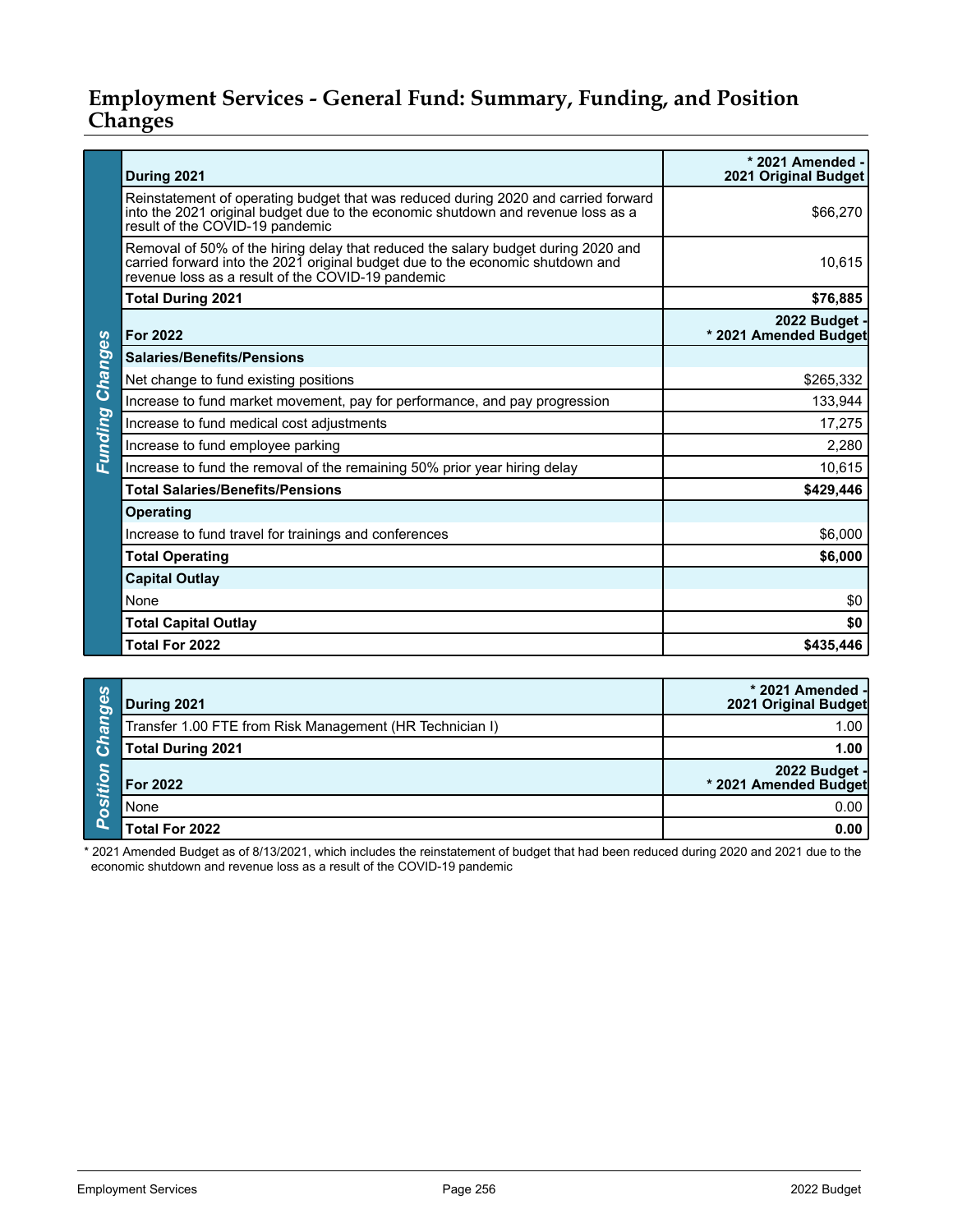## Employment Services - General Fund: Summary, Funding, and Position Changes

**Funding Changes**

| During 2021 | * 2021 Amended - 2021 Original Budget |
|---|---|
| Reinstatement of operating budget that was reduced during 2020 and carried forward into the 2021 original budget due to the economic shutdown and revenue loss as a result of the COVID-19 pandemic | $66,270 |
| Removal of 50% of the hiring delay that reduced the salary budget during 2020 and carried forward into the 2021 original budget due to the economic shutdown and revenue loss as a result of the COVID-19 pandemic | 10,615 |
| **Total During 2021** | **$76,885** |
| **For 2022** | **2022 Budget - * 2021 Amended Budget** |
| **Salaries/Benefits/Pensions** | |
| Net change to fund existing positions | $265,332 |
| Increase to fund market movement, pay for performance, and pay progression | 133,944 |
| Increase to fund medical cost adjustments | 17,275 |
| Increase to fund employee parking | 2,280 |
| Increase to fund the removal of the remaining 50% prior year hiring delay | 10,615 |
| **Total Salaries/Benefits/Pensions** | **$429,446** |
| **Operating** | |
| Increase to fund travel for trainings and conferences | $6,000 |
| **Total Operating** | **$6,000** |
| **Capital Outlay** | |
| None | $0 |
| **Total Capital Outlay** | **$0** |
| **Total For 2022** | **$435,446** |

**Position Changes**

| During 2021 | * 2021 Amended - 2021 Original Budget |
|---|---|
| Transfer 1.00 FTE from Risk Management (HR Technician I) | 1.00 |
| **Total During 2021** | **1.00** |
| **For 2022** | **2022 Budget - * 2021 Amended Budget** |
| None | 0.00 |
| **Total For 2022** | **0.00** |

* 2021 Amended Budget as of 8/13/2021, which includes the reinstatement of budget that had been reduced during 2020 and 2021 due to the economic shutdown and revenue loss as a result of the COVID-19 pandemic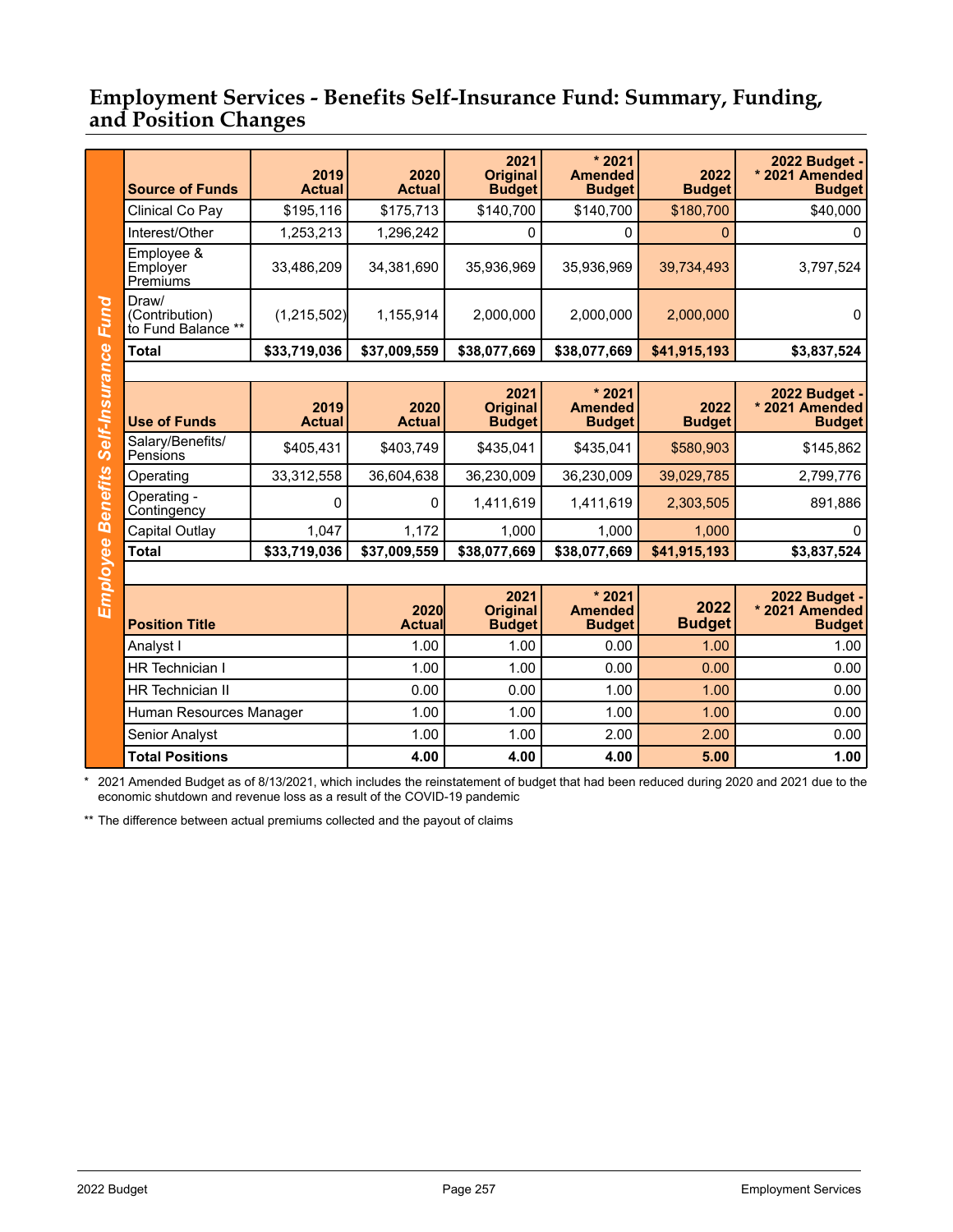## Employment Services - Benefits Self-Insurance Fund: Summary, Funding, and Position Changes

**Employee Benefits Self-Insurance Fund**

| Source of Funds | 2019 Actual | 2020 Actual | 2021 Original Budget | * 2021 Amended Budget | 2022 Budget | 2022 Budget - * 2021 Amended Budget |
|---|---|---|---|---|---|---|
| Clinical Co Pay | $195,116 | $175,713 | $140,700 | $140,700 | $180,700 | $40,000 |
| Interest/Other | 1,253,213 | 1,296,242 | 0 | 0 | 0 | 0 |
| Employee & Employer Premiums | 33,486,209 | 34,381,690 | 35,936,969 | 35,936,969 | 39,734,493 | 3,797,524 |
| Draw/ (Contribution) to Fund Balance ** | (1,215,502) | 1,155,914 | 2,000,000 | 2,000,000 | 2,000,000 | 0 |
| **Total** | **$33,719,036** | **$37,009,559** | **$38,077,669** | **$38,077,669** | **$41,915,193** | **$3,837,524** |

| Use of Funds | 2019 Actual | 2020 Actual | 2021 Original Budget | * 2021 Amended Budget | 2022 Budget | 2022 Budget - * 2021 Amended Budget |
|---|---|---|---|---|---|---|
| Salary/Benefits/ Pensions | $405,431 | $403,749 | $435,041 | $435,041 | $580,903 | $145,862 |
| Operating | 33,312,558 | 36,604,638 | 36,230,009 | 36,230,009 | 39,029,785 | 2,799,776 |
| Operating - Contingency | 0 | 0 | 1,411,619 | 1,411,619 | 2,303,505 | 891,886 |
| Capital Outlay | 1,047 | 1,172 | 1,000 | 1,000 | 1,000 | 0 |
| **Total** | **$33,719,036** | **$37,009,559** | **$38,077,669** | **$38,077,669** | **$41,915,193** | **$3,837,524** |

| Position Title | 2020 Actual | 2021 Original Budget | * 2021 Amended Budget | 2022 Budget | 2022 Budget - * 2021 Amended Budget |
|---|---|---|---|---|---|
| Analyst I | 1.00 | 1.00 | 0.00 | 1.00 | 1.00 |
| HR Technician I | 1.00 | 1.00 | 0.00 | 0.00 | 0.00 |
| HR Technician II | 0.00 | 0.00 | 1.00 | 1.00 | 0.00 |
| Human Resources Manager | 1.00 | 1.00 | 1.00 | 1.00 | 0.00 |
| Senior Analyst | 1.00 | 1.00 | 2.00 | 2.00 | 0.00 |
| **Total Positions** | **4.00** | **4.00** | **4.00** | **5.00** | **1.00** |

\* 2021 Amended Budget as of 8/13/2021, which includes the reinstatement of budget that had been reduced during 2020 and 2021 due to the economic shutdown and revenue loss as a result of the COVID-19 pandemic

** The difference between actual premiums collected and the payout of claims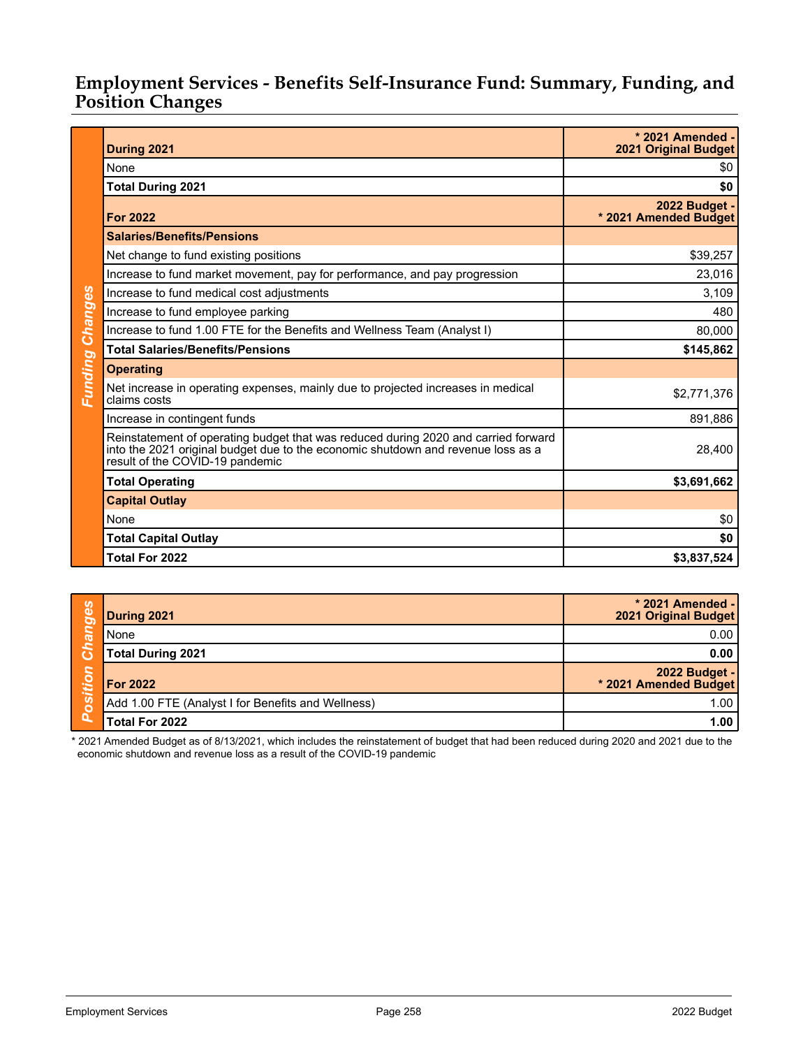# Employment Services - Benefits Self-Insurance Fund: Summary, Funding, and Position Changes

**Funding Changes**

| During 2021 | * 2021 Amended - 2021 Original Budget |
|---|---|
| None | $0 |
| **Total During 2021** | **$0** |
| **For 2022** | **2022 Budget - * 2021 Amended Budget** |
| **Salaries/Benefits/Pensions** | |
| Net change to fund existing positions | $39,257 |
| Increase to fund market movement, pay for performance, and pay progression | 23,016 |
| Increase to fund medical cost adjustments | 3,109 |
| Increase to fund employee parking | 480 |
| Increase to fund 1.00 FTE for the Benefits and Wellness Team (Analyst I) | 80,000 |
| **Total Salaries/Benefits/Pensions** | **$145,862** |
| **Operating** | |
| Net increase in operating expenses, mainly due to projected increases in medical claims costs | $2,771,376 |
| Increase in contingent funds | 891,886 |
| Reinstatement of operating budget that was reduced during 2020 and carried forward into the 2021 original budget due to the economic shutdown and revenue loss as a result of the COVID-19 pandemic | 28,400 |
| **Total Operating** | **$3,691,662** |
| **Capital Outlay** | |
| None | $0 |
| **Total Capital Outlay** | **$0** |
| **Total For 2022** | **$3,837,524** |

**Position Changes**

| During 2021 | * 2021 Amended - 2021 Original Budget |
|---|---|
| None | 0.00 |
| **Total During 2021** | **0.00** |
| **For 2022** | **2022 Budget - * 2021 Amended Budget** |
| Add 1.00 FTE (Analyst I for Benefits and Wellness) | 1.00 |
| **Total For 2022** | **1.00** |

* 2021 Amended Budget as of 8/13/2021, which includes the reinstatement of budget that had been reduced during 2020 and 2021 due to the economic shutdown and revenue loss as a result of the COVID-19 pandemic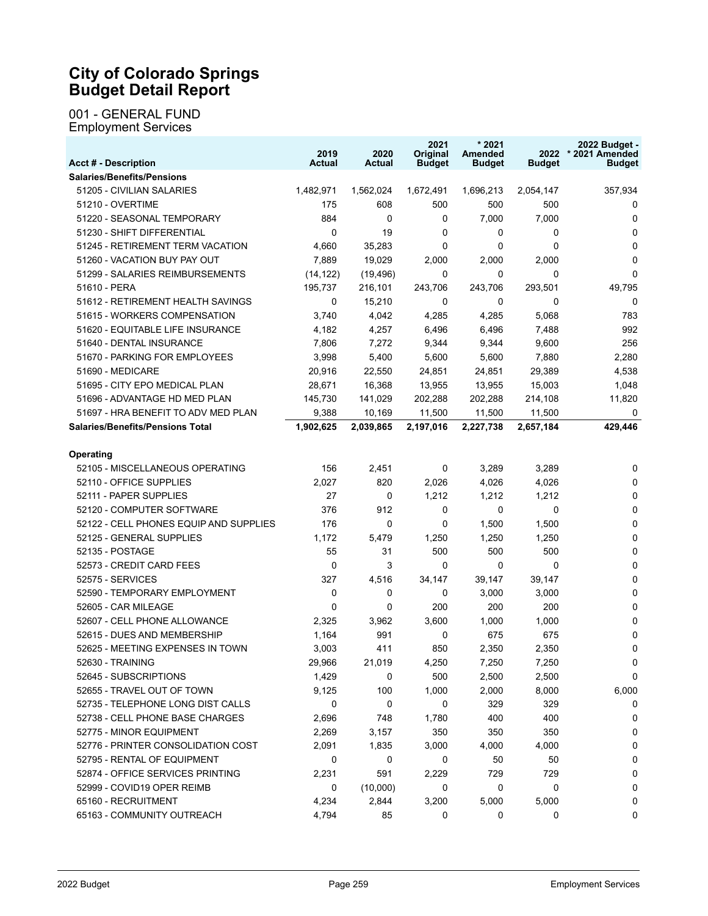# City of Colorado Springs
# Budget Detail Report

## 001 - GENERAL FUND
### Employment Services

| Acct # - Description | 2019 Actual | 2020 Actual | 2021 Original Budget | * 2021 Amended Budget | 2022 Budget | 2022 Budget - * 2021 Amended Budget |
|---|---|---|---|---|---|---|
| **Salaries/Benefits/Pensions** | | | | | | |
| 51205 - CIVILIAN SALARIES | 1,482,971 | 1,562,024 | 1,672,491 | 1,696,213 | 2,054,147 | 357,934 |
| 51210 - OVERTIME | 175 | 608 | 500 | 500 | 500 | 0 |
| 51220 - SEASONAL TEMPORARY | 884 | 0 | 0 | 7,000 | 7,000 | 0 |
| 51230 - SHIFT DIFFERENTIAL | 0 | 19 | 0 | 0 | 0 | 0 |
| 51245 - RETIREMENT TERM VACATION | 4,660 | 35,283 | 0 | 0 | 0 | 0 |
| 51260 - VACATION BUY PAY OUT | 7,889 | 19,029 | 2,000 | 2,000 | 2,000 | 0 |
| 51299 - SALARIES REIMBURSEMENTS | (14,122) | (19,496) | 0 | 0 | 0 | 0 |
| 51610 - PERA | 195,737 | 216,101 | 243,706 | 243,706 | 293,501 | 49,795 |
| 51612 - RETIREMENT HEALTH SAVINGS | 0 | 15,210 | 0 | 0 | 0 | 0 |
| 51615 - WORKERS COMPENSATION | 3,740 | 4,042 | 4,285 | 4,285 | 5,068 | 783 |
| 51620 - EQUITABLE LIFE INSURANCE | 4,182 | 4,257 | 6,496 | 6,496 | 7,488 | 992 |
| 51640 - DENTAL INSURANCE | 7,806 | 7,272 | 9,344 | 9,344 | 9,600 | 256 |
| 51670 - PARKING FOR EMPLOYEES | 3,998 | 5,400 | 5,600 | 5,600 | 7,880 | 2,280 |
| 51690 - MEDICARE | 20,916 | 22,550 | 24,851 | 24,851 | 29,389 | 4,538 |
| 51695 - CITY EPO MEDICAL PLAN | 28,671 | 16,368 | 13,955 | 13,955 | 15,003 | 1,048 |
| 51696 - ADVANTAGE HD MED PLAN | 145,730 | 141,029 | 202,288 | 202,288 | 214,108 | 11,820 |
| 51697 - HRA BENEFIT TO ADV MED PLAN | 9,388 | 10,169 | 11,500 | 11,500 | 11,500 | 0 |
| **Salaries/Benefits/Pensions Total** | **1,902,625** | **2,039,865** | **2,197,016** | **2,227,738** | **2,657,184** | **429,446** |
| | | | | | | |
| **Operating** | | | | | | |
| 52105 - MISCELLANEOUS OPERATING | 156 | 2,451 | 0 | 3,289 | 3,289 | 0 |
| 52110 - OFFICE SUPPLIES | 2,027 | 820 | 2,026 | 4,026 | 4,026 | 0 |
| 52111 - PAPER SUPPLIES | 27 | 0 | 1,212 | 1,212 | 1,212 | 0 |
| 52120 - COMPUTER SOFTWARE | 376 | 912 | 0 | 0 | 0 | 0 |
| 52122 - CELL PHONES EQUIP AND SUPPLIES | 176 | 0 | 0 | 1,500 | 1,500 | 0 |
| 52125 - GENERAL SUPPLIES | 1,172 | 5,479 | 1,250 | 1,250 | 1,250 | 0 |
| 52135 - POSTAGE | 55 | 31 | 500 | 500 | 500 | 0 |
| 52573 - CREDIT CARD FEES | 0 | 3 | 0 | 0 | 0 | 0 |
| 52575 - SERVICES | 327 | 4,516 | 34,147 | 39,147 | 39,147 | 0 |
| 52590 - TEMPORARY EMPLOYMENT | 0 | 0 | 0 | 3,000 | 3,000 | 0 |
| 52605 - CAR MILEAGE | 0 | 0 | 200 | 200 | 200 | 0 |
| 52607 - CELL PHONE ALLOWANCE | 2,325 | 3,962 | 3,600 | 1,000 | 1,000 | 0 |
| 52615 - DUES AND MEMBERSHIP | 1,164 | 991 | 0 | 675 | 675 | 0 |
| 52625 - MEETING EXPENSES IN TOWN | 3,003 | 411 | 850 | 2,350 | 2,350 | 0 |
| 52630 - TRAINING | 29,966 | 21,019 | 4,250 | 7,250 | 7,250 | 0 |
| 52645 - SUBSCRIPTIONS | 1,429 | 0 | 500 | 2,500 | 2,500 | 0 |
| 52655 - TRAVEL OUT OF TOWN | 9,125 | 100 | 1,000 | 2,000 | 8,000 | 6,000 |
| 52735 - TELEPHONE LONG DIST CALLS | 0 | 0 | 0 | 329 | 329 | 0 |
| 52738 - CELL PHONE BASE CHARGES | 2,696 | 748 | 1,780 | 400 | 400 | 0 |
| 52775 - MINOR EQUIPMENT | 2,269 | 3,157 | 350 | 350 | 350 | 0 |
| 52776 - PRINTER CONSOLIDATION COST | 2,091 | 1,835 | 3,000 | 4,000 | 4,000 | 0 |
| 52795 - RENTAL OF EQUIPMENT | 0 | 0 | 0 | 50 | 50 | 0 |
| 52874 - OFFICE SERVICES PRINTING | 2,231 | 591 | 2,229 | 729 | 729 | 0 |
| 52999 - COVID19 OPER REIMB | 0 | (10,000) | 0 | 0 | 0 | 0 |
| 65160 - RECRUITMENT | 4,234 | 2,844 | 3,200 | 5,000 | 5,000 | 0 |
| 65163 - COMMUNITY OUTREACH | 4,794 | 85 | 0 | 0 | 0 | 0 |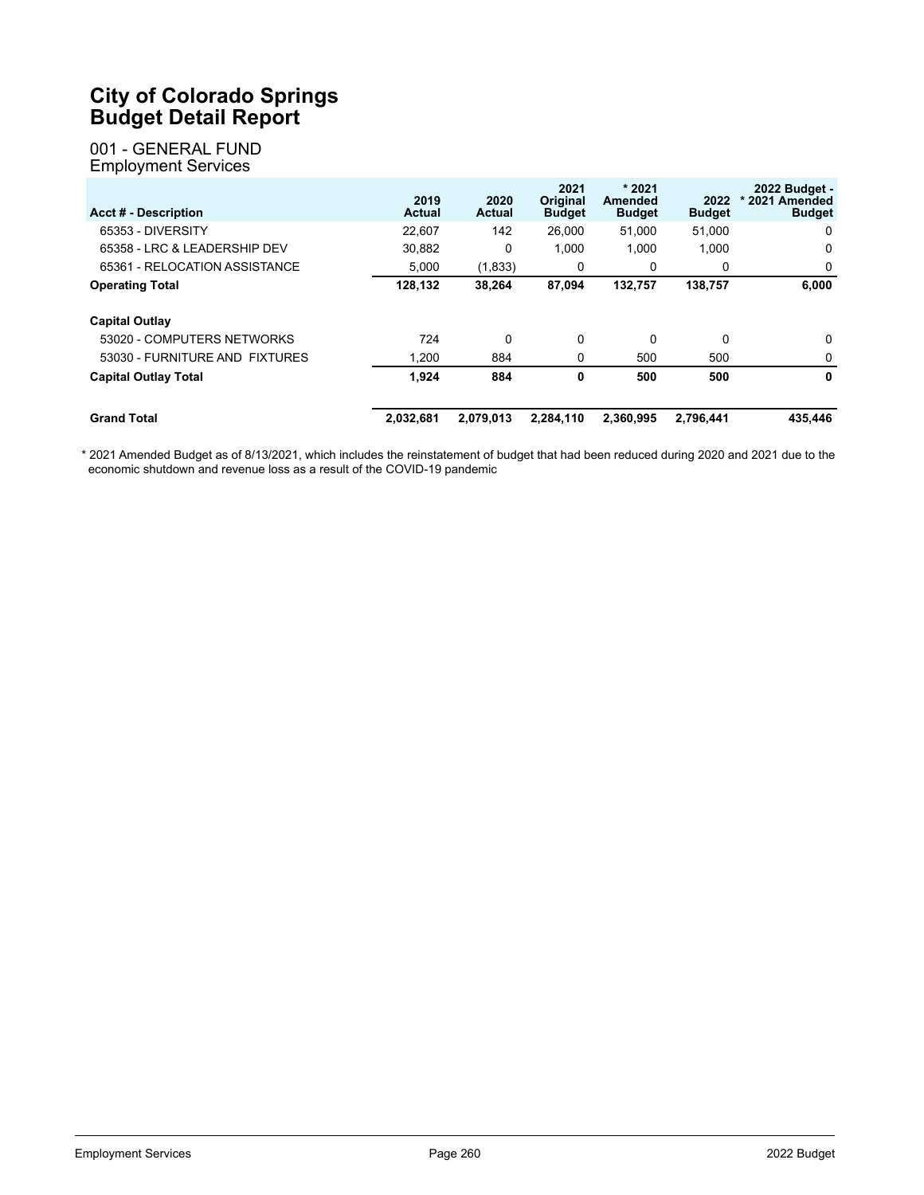# City of Colorado Springs
# Budget Detail Report

## 001 - GENERAL FUND
### Employment Services

| Acct # - Description | 2019 Actual | 2020 Actual | 2021 Original Budget | * 2021 Amended Budget | 2022 Budget | 2022 Budget - * 2021 Amended Budget |
|---|---|---|---|---|---|---|
| 65353 - DIVERSITY | 22,607 | 142 | 26,000 | 51,000 | 51,000 | 0 |
| 65358 - LRC & LEADERSHIP DEV | 30,882 | 0 | 1,000 | 1,000 | 1,000 | 0 |
| 65361 - RELOCATION ASSISTANCE | 5,000 | (1,833) | 0 | 0 | 0 | 0 |
| **Operating Total** | **128,132** | **38,264** | **87,094** | **132,757** | **138,757** | **6,000** |
| **Capital Outlay** | | | | | | |
| 53020 - COMPUTERS NETWORKS | 724 | 0 | 0 | 0 | 0 | 0 |
| 53030 - FURNITURE AND FIXTURES | 1,200 | 884 | 0 | 500 | 500 | 0 |
| **Capital Outlay Total** | **1,924** | **884** | **0** | **500** | **500** | **0** |
| **Grand Total** | **2,032,681** | **2,079,013** | **2,284,110** | **2,360,995** | **2,796,441** | **435,446** |

* 2021 Amended Budget as of 8/13/2021, which includes the reinstatement of budget that had been reduced during 2020 and 2021 due to the economic shutdown and revenue loss as a result of the COVID-19 pandemic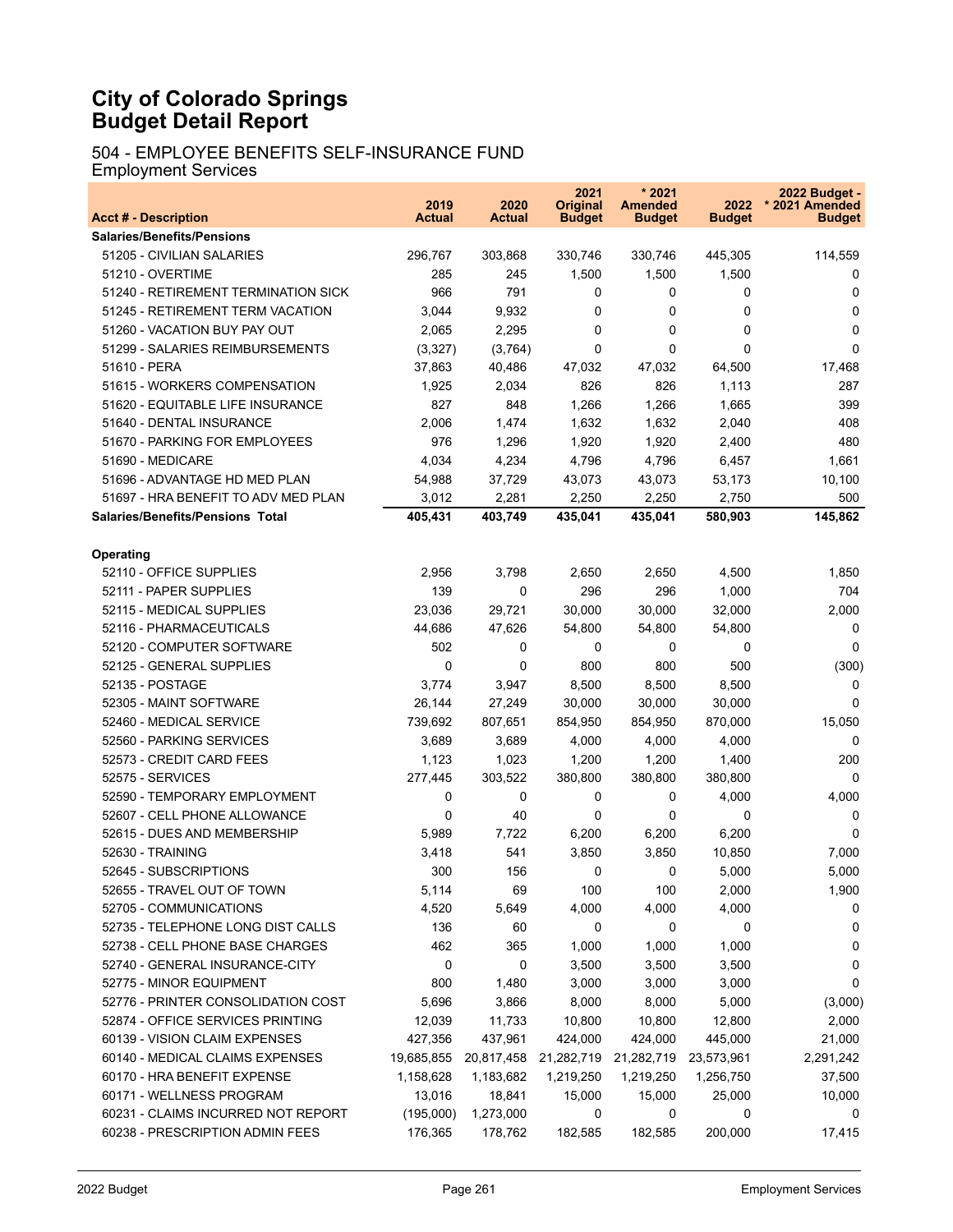# City of Colorado Springs
# Budget Detail Report

## 504 - EMPLOYEE BENEFITS SELF-INSURANCE FUND
Employment Services

| Acct # - Description | 2019 Actual | 2020 Actual | 2021 Original Budget | * 2021 Amended Budget | 2022 Budget | 2022 Budget - * 2021 Amended Budget |
|---|---|---|---|---|---|---|
| **Salaries/Benefits/Pensions** | | | | | | |
| 51205 - CIVILIAN SALARIES | 296,767 | 303,868 | 330,746 | 330,746 | 445,305 | 114,559 |
| 51210 - OVERTIME | 285 | 245 | 1,500 | 1,500 | 1,500 | 0 |
| 51240 - RETIREMENT TERMINATION SICK | 966 | 791 | 0 | 0 | 0 | 0 |
| 51245 - RETIREMENT TERM VACATION | 3,044 | 9,932 | 0 | 0 | 0 | 0 |
| 51260 - VACATION BUY PAY OUT | 2,065 | 2,295 | 0 | 0 | 0 | 0 |
| 51299 - SALARIES REIMBURSEMENTS | (3,327) | (3,764) | 0 | 0 | 0 | 0 |
| 51610 - PERA | 37,863 | 40,486 | 47,032 | 47,032 | 64,500 | 17,468 |
| 51615 - WORKERS COMPENSATION | 1,925 | 2,034 | 826 | 826 | 1,113 | 287 |
| 51620 - EQUITABLE LIFE INSURANCE | 827 | 848 | 1,266 | 1,266 | 1,665 | 399 |
| 51640 - DENTAL INSURANCE | 2,006 | 1,474 | 1,632 | 1,632 | 2,040 | 408 |
| 51670 - PARKING FOR EMPLOYEES | 976 | 1,296 | 1,920 | 1,920 | 2,400 | 480 |
| 51690 - MEDICARE | 4,034 | 4,234 | 4,796 | 4,796 | 6,457 | 1,661 |
| 51696 - ADVANTAGE HD MED PLAN | 54,988 | 37,729 | 43,073 | 43,073 | 53,173 | 10,100 |
| 51697 - HRA BENEFIT TO ADV MED PLAN | 3,012 | 2,281 | 2,250 | 2,250 | 2,750 | 500 |
| **Salaries/Benefits/Pensions Total** | **405,431** | **403,749** | **435,041** | **435,041** | **580,903** | **145,862** |
| **Operating** | | | | | | |
| 52110 - OFFICE SUPPLIES | 2,956 | 3,798 | 2,650 | 2,650 | 4,500 | 1,850 |
| 52111 - PAPER SUPPLIES | 139 | 0 | 296 | 296 | 1,000 | 704 |
| 52115 - MEDICAL SUPPLIES | 23,036 | 29,721 | 30,000 | 30,000 | 32,000 | 2,000 |
| 52116 - PHARMACEUTICALS | 44,686 | 47,626 | 54,800 | 54,800 | 54,800 | 0 |
| 52120 - COMPUTER SOFTWARE | 502 | 0 | 0 | 0 | 0 | 0 |
| 52125 - GENERAL SUPPLIES | 0 | 0 | 800 | 800 | 500 | (300) |
| 52135 - POSTAGE | 3,774 | 3,947 | 8,500 | 8,500 | 8,500 | 0 |
| 52305 - MAINT SOFTWARE | 26,144 | 27,249 | 30,000 | 30,000 | 30,000 | 0 |
| 52460 - MEDICAL SERVICE | 739,692 | 807,651 | 854,950 | 854,950 | 870,000 | 15,050 |
| 52560 - PARKING SERVICES | 3,689 | 3,689 | 4,000 | 4,000 | 4,000 | 0 |
| 52573 - CREDIT CARD FEES | 1,123 | 1,023 | 1,200 | 1,200 | 1,400 | 200 |
| 52575 - SERVICES | 277,445 | 303,522 | 380,800 | 380,800 | 380,800 | 0 |
| 52590 - TEMPORARY EMPLOYMENT | 0 | 0 | 0 | 0 | 4,000 | 4,000 |
| 52607 - CELL PHONE ALLOWANCE | 0 | 40 | 0 | 0 | 0 | 0 |
| 52615 - DUES AND MEMBERSHIP | 5,989 | 7,722 | 6,200 | 6,200 | 6,200 | 0 |
| 52630 - TRAINING | 3,418 | 541 | 3,850 | 3,850 | 10,850 | 7,000 |
| 52645 - SUBSCRIPTIONS | 300 | 156 | 0 | 0 | 5,000 | 5,000 |
| 52655 - TRAVEL OUT OF TOWN | 5,114 | 69 | 100 | 100 | 2,000 | 1,900 |
| 52705 - COMMUNICATIONS | 4,520 | 5,649 | 4,000 | 4,000 | 4,000 | 0 |
| 52735 - TELEPHONE LONG DIST CALLS | 136 | 60 | 0 | 0 | 0 | 0 |
| 52738 - CELL PHONE BASE CHARGES | 462 | 365 | 1,000 | 1,000 | 1,000 | 0 |
| 52740 - GENERAL INSURANCE-CITY | 0 | 0 | 3,500 | 3,500 | 3,500 | 0 |
| 52775 - MINOR EQUIPMENT | 800 | 1,480 | 3,000 | 3,000 | 3,000 | 0 |
| 52776 - PRINTER CONSOLIDATION COST | 5,696 | 3,866 | 8,000 | 8,000 | 5,000 | (3,000) |
| 52874 - OFFICE SERVICES PRINTING | 12,039 | 11,733 | 10,800 | 10,800 | 12,800 | 2,000 |
| 60139 - VISION CLAIM EXPENSES | 427,356 | 437,961 | 424,000 | 424,000 | 445,000 | 21,000 |
| 60140 - MEDICAL CLAIMS EXPENSES | 19,685,855 | 20,817,458 | 21,282,719 | 21,282,719 | 23,573,961 | 2,291,242 |
| 60170 - HRA BENEFIT EXPENSE | 1,158,628 | 1,183,682 | 1,219,250 | 1,219,250 | 1,256,750 | 37,500 |
| 60171 - WELLNESS PROGRAM | 13,016 | 18,841 | 15,000 | 15,000 | 25,000 | 10,000 |
| 60231 - CLAIMS INCURRED NOT REPORT | (195,000) | 1,273,000 | 0 | 0 | 0 | 0 |
| 60238 - PRESCRIPTION ADMIN FEES | 176,365 | 178,762 | 182,585 | 182,585 | 200,000 | 17,415 |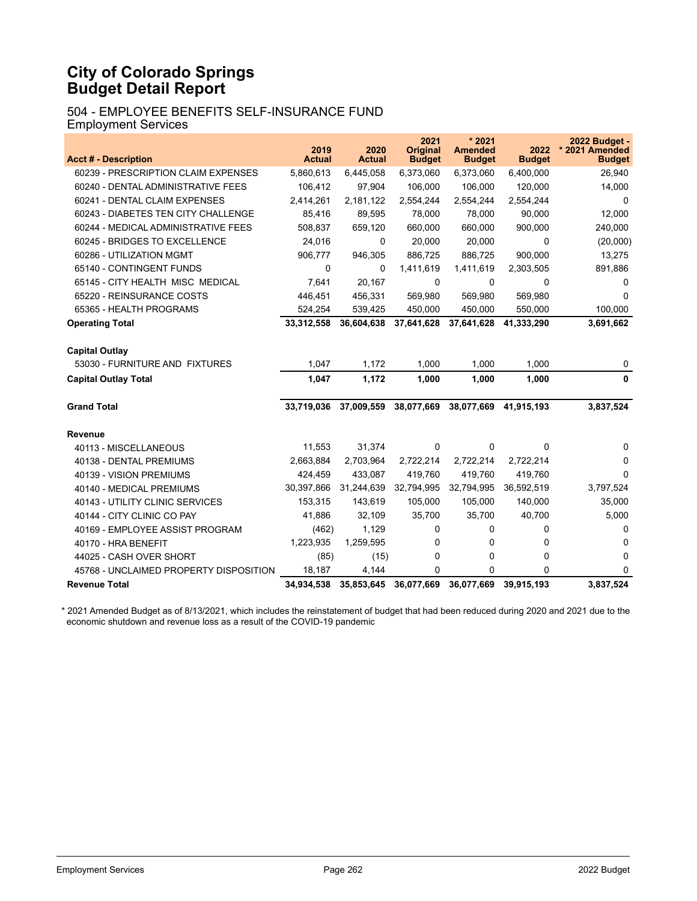# City of Colorado Springs
# Budget Detail Report

## 504 - EMPLOYEE BENEFITS SELF-INSURANCE FUND
### Employment Services

| Acct # - Description | 2019 Actual | 2020 Actual | 2021 Original Budget | * 2021 Amended Budget | 2022 Budget | 2022 Budget - * 2021 Amended Budget |
|---|---|---|---|---|---|---|
| 60239 - PRESCRIPTION CLAIM EXPENSES | 5,860,613 | 6,445,058 | 6,373,060 | 6,373,060 | 6,400,000 | 26,940 |
| 60240 - DENTAL ADMINISTRATIVE FEES | 106,412 | 97,904 | 106,000 | 106,000 | 120,000 | 14,000 |
| 60241 - DENTAL CLAIM EXPENSES | 2,414,261 | 2,181,122 | 2,554,244 | 2,554,244 | 2,554,244 | 0 |
| 60243 - DIABETES TEN CITY CHALLENGE | 85,416 | 89,595 | 78,000 | 78,000 | 90,000 | 12,000 |
| 60244 - MEDICAL ADMINISTRATIVE FEES | 508,837 | 659,120 | 660,000 | 660,000 | 900,000 | 240,000 |
| 60245 - BRIDGES TO EXCELLENCE | 24,016 | 0 | 20,000 | 20,000 | 0 | (20,000) |
| 60286 - UTILIZATION MGMT | 906,777 | 946,305 | 886,725 | 886,725 | 900,000 | 13,275 |
| 65140 - CONTINGENT FUNDS | 0 | 0 | 1,411,619 | 1,411,619 | 2,303,505 | 891,886 |
| 65145 - CITY HEALTH MISC MEDICAL | 7,641 | 20,167 | 0 | 0 | 0 | 0 |
| 65220 - REINSURANCE COSTS | 446,451 | 456,331 | 569,980 | 569,980 | 569,980 | 0 |
| 65365 - HEALTH PROGRAMS | 524,254 | 539,425 | 450,000 | 450,000 | 550,000 | 100,000 |
| **Operating Total** | **33,312,558** | **36,604,638** | **37,641,628** | **37,641,628** | **41,333,290** | **3,691,662** |
| **Capital Outlay** | | | | | | |
| 53030 - FURNITURE AND FIXTURES | 1,047 | 1,172 | 1,000 | 1,000 | 1,000 | 0 |
| **Capital Outlay Total** | **1,047** | **1,172** | **1,000** | **1,000** | **1,000** | **0** |
| **Grand Total** | **33,719,036** | **37,009,559** | **38,077,669** | **38,077,669** | **41,915,193** | **3,837,524** |
| **Revenue** | | | | | | |
| 40113 - MISCELLANEOUS | 11,553 | 31,374 | 0 | 0 | 0 | 0 |
| 40138 - DENTAL PREMIUMS | 2,663,884 | 2,703,964 | 2,722,214 | 2,722,214 | 2,722,214 | 0 |
| 40139 - VISION PREMIUMS | 424,459 | 433,087 | 419,760 | 419,760 | 419,760 | 0 |
| 40140 - MEDICAL PREMIUMS | 30,397,866 | 31,244,639 | 32,794,995 | 32,794,995 | 36,592,519 | 3,797,524 |
| 40143 - UTILITY CLINIC SERVICES | 153,315 | 143,619 | 105,000 | 105,000 | 140,000 | 35,000 |
| 40144 - CITY CLINIC CO PAY | 41,886 | 32,109 | 35,700 | 35,700 | 40,700 | 5,000 |
| 40169 - EMPLOYEE ASSIST PROGRAM | (462) | 1,129 | 0 | 0 | 0 | 0 |
| 40170 - HRA BENEFIT | 1,223,935 | 1,259,595 | 0 | 0 | 0 | 0 |
| 44025 - CASH OVER SHORT | (85) | (15) | 0 | 0 | 0 | 0 |
| 45768 - UNCLAIMED PROPERTY DISPOSITION | 18,187 | 4,144 | 0 | 0 | 0 | 0 |
| **Revenue Total** | **34,934,538** | **35,853,645** | **36,077,669** | **36,077,669** | **39,915,193** | **3,837,524** |

* 2021 Amended Budget as of 8/13/2021, which includes the reinstatement of budget that had been reduced during 2020 and 2021 due to the economic shutdown and revenue loss as a result of the COVID-19 pandemic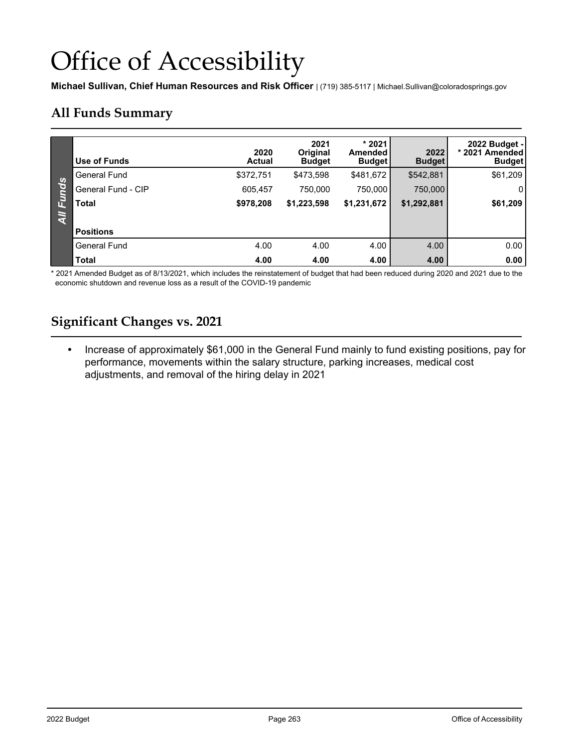# Office of Accessibility

**Michael Sullivan, Chief Human Resources and Risk Officer** | (719) 385-5117 | Michael.Sullivan@coloradosprings.gov

## All Funds Summary

| Use of Funds | 2020 Actual | 2021 Original Budget | * 2021 Amended Budget | 2022 Budget | 2022 Budget - * 2021 Amended Budget |
|---|---|---|---|---|---|
| General Fund | $372,751 | $473,598 | $481,672 | $542,881 | $61,209 |
| General Fund - CIP | 605,457 | 750,000 | 750,000 | 750,000 | 0 |
| **Total** | **$978,208** | **$1,223,598** | **$1,231,672** | **$1,292,881** | **$61,209** |
| **Positions** | | | | | |
| General Fund | 4.00 | 4.00 | 4.00 | 4.00 | 0.00 |
| **Total** | **4.00** | **4.00** | **4.00** | **4.00** | **0.00** |

* 2021 Amended Budget as of 8/13/2021, which includes the reinstatement of budget that had been reduced during 2020 and 2021 due to the economic shutdown and revenue loss as a result of the COVID-19 pandemic

## Significant Changes vs. 2021

- Increase of approximately $61,000 in the General Fund mainly to fund existing positions, pay for performance, movements within the salary structure, parking increases, medical cost adjustments, and removal of the hiring delay in 2021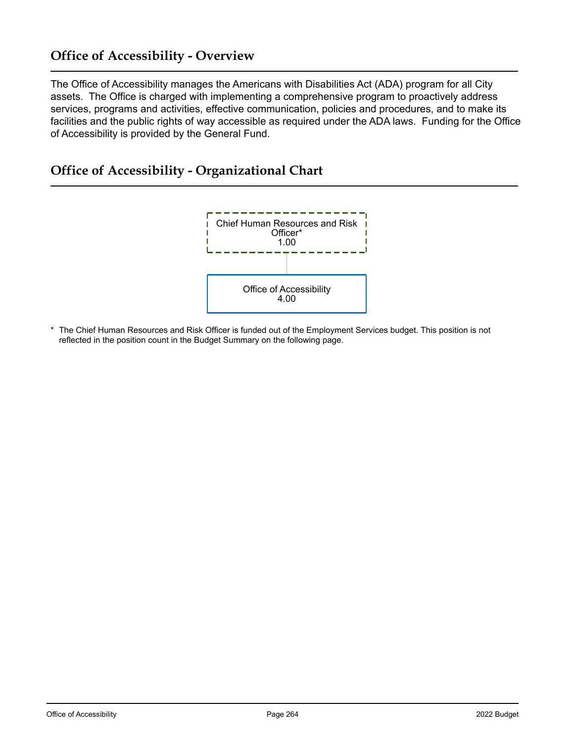## Office of Accessibility - Overview

The Office of Accessibility manages the Americans with Disabilities Act (ADA) program for all City assets. The Office is charged with implementing a comprehensive program to proactively address services, programs and activities, effective communication, policies and procedures, and to make its facilities and the public rights of way accessible as required under the ADA laws. Funding for the Office of Accessibility is provided by the General Fund.

## Office of Accessibility - Organizational Chart

Chief Human Resources and Risk Officer*
1.00

Office of Accessibility
4.00

* The Chief Human Resources and Risk Officer is funded out of the Employment Services budget. This position is not reflected in the position count in the Budget Summary on the following page.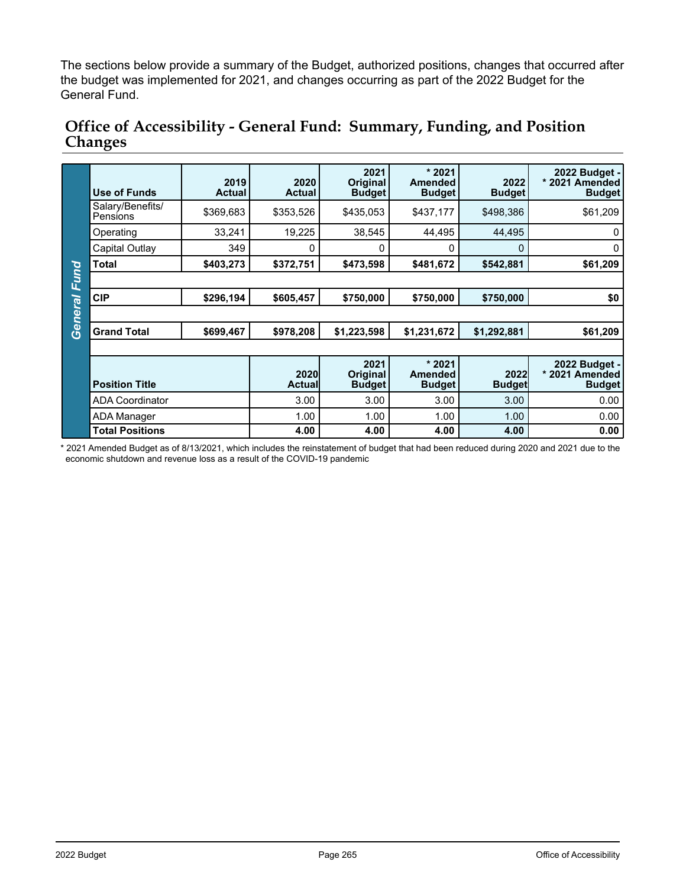The sections below provide a summary of the Budget, authorized positions, changes that occurred after the budget was implemented for 2021, and changes occurring as part of the 2022 Budget for the General Fund.

## Office of Accessibility - General Fund: Summary, Funding, and Position Changes

**General Fund**

| Use of Funds | 2019 Actual | 2020 Actual | 2021 Original Budget | * 2021 Amended Budget | 2022 Budget | 2022 Budget - * 2021 Amended Budget |
|---|---|---|---|---|---|---|
| Salary/Benefits/ Pensions | $369,683 | $353,526 | $435,053 | $437,177 | $498,386 | $61,209 |
| Operating | 33,241 | 19,225 | 38,545 | 44,495 | 44,495 | 0 |
| Capital Outlay | 349 | 0 | 0 | 0 | 0 | 0 |
| **Total** | **$403,273** | **$372,751** | **$473,598** | **$481,672** | **$542,881** | **$61,209** |
| | | | | | | |
| **CIP** | **$296,194** | **$605,457** | **$750,000** | **$750,000** | **$750,000** | **$0** |
| | | | | | | |
| **Grand Total** | **$699,467** | **$978,208** | **$1,223,598** | **$1,231,672** | **$1,292,881** | **$61,209** |

| Position Title | 2020 Actual | 2021 Original Budget | * 2021 Amended Budget | 2022 Budget | 2022 Budget - * 2021 Amended Budget |
|---|---|---|---|---|---|
| ADA Coordinator | 3.00 | 3.00 | 3.00 | 3.00 | 0.00 |
| ADA Manager | 1.00 | 1.00 | 1.00 | 1.00 | 0.00 |
| **Total Positions** | **4.00** | **4.00** | **4.00** | **4.00** | **0.00** |

* 2021 Amended Budget as of 8/13/2021, which includes the reinstatement of budget that had been reduced during 2020 and 2021 due to the economic shutdown and revenue loss as a result of the COVID-19 pandemic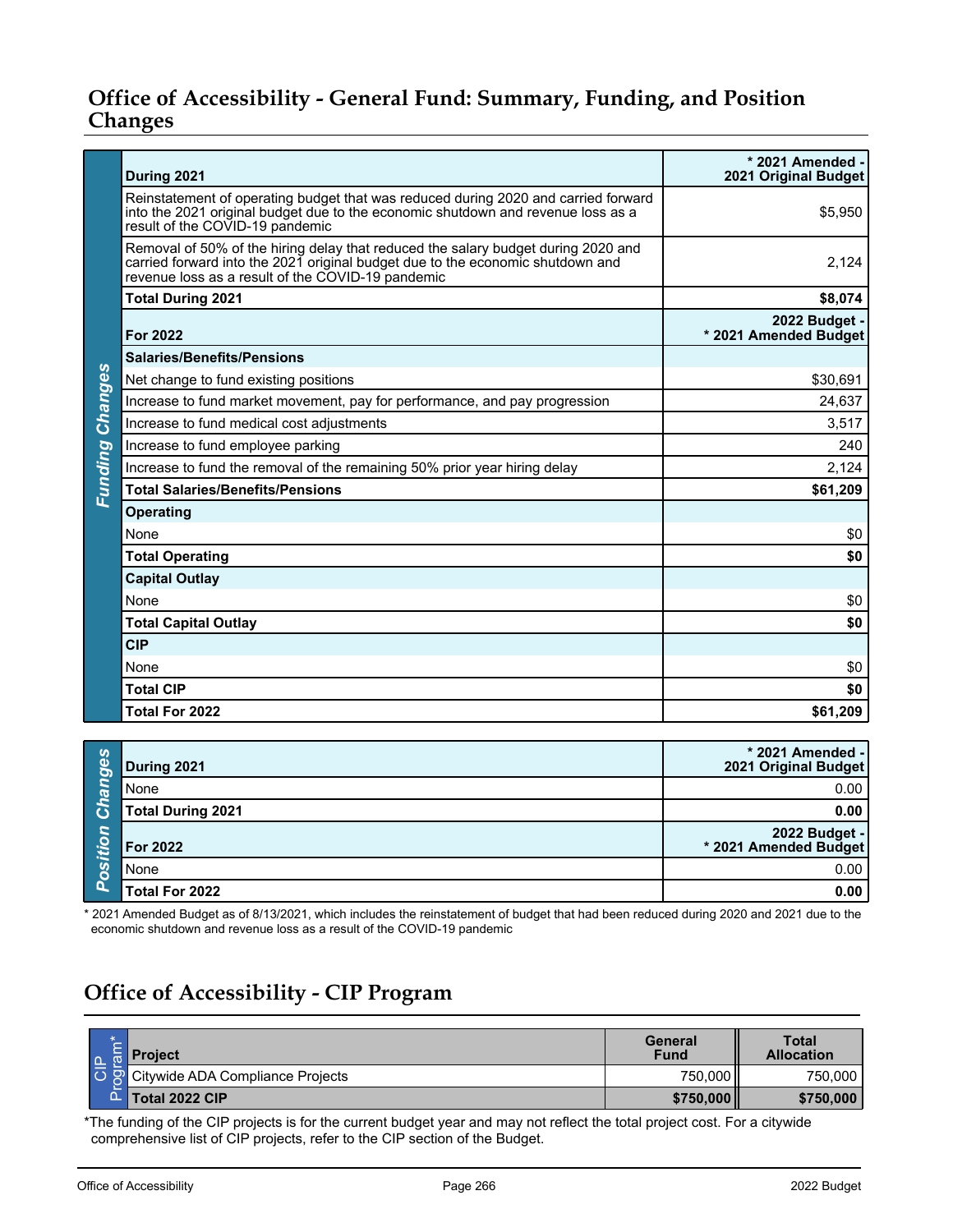## Office of Accessibility - General Fund: Summary, Funding, and Position Changes

**Funding Changes**

| During 2021 | * 2021 Amended - 2021 Original Budget |
|---|---|
| Reinstatement of operating budget that was reduced during 2020 and carried forward into the 2021 original budget due to the economic shutdown and revenue loss as a result of the COVID-19 pandemic | $5,950 |
| Removal of 50% of the hiring delay that reduced the salary budget during 2020 and carried forward into the 2021 original budget due to the economic shutdown and revenue loss as a result of the COVID-19 pandemic | 2,124 |
| **Total During 2021** | **$8,074** |
| **For 2022** | **2022 Budget - * 2021 Amended Budget** |
| **Salaries/Benefits/Pensions** | |
| Net change to fund existing positions | $30,691 |
| Increase to fund market movement, pay for performance, and pay progression | 24,637 |
| Increase to fund medical cost adjustments | 3,517 |
| Increase to fund employee parking | 240 |
| Increase to fund the removal of the remaining 50% prior year hiring delay | 2,124 |
| **Total Salaries/Benefits/Pensions** | **$61,209** |
| **Operating** | |
| None | $0 |
| **Total Operating** | **$0** |
| **Capital Outlay** | |
| None | $0 |
| **Total Capital Outlay** | **$0** |
| **CIP** | |
| None | $0 |
| **Total CIP** | **$0** |
| **Total For 2022** | **$61,209** |

**Position Changes**

| During 2021 | * 2021 Amended - 2021 Original Budget |
|---|---|
| None | 0.00 |
| **Total During 2021** | **0.00** |
| **For 2022** | **2022 Budget - * 2021 Amended Budget** |
| None | 0.00 |
| **Total For 2022** | **0.00** |

* 2021 Amended Budget as of 8/13/2021, which includes the reinstatement of budget that had been reduced during 2020 and 2021 due to the economic shutdown and revenue loss as a result of the COVID-19 pandemic

## Office of Accessibility - CIP Program

**CIP Program***

| Project | General Fund | Total Allocation |
|---|---|---|
| Citywide ADA Compliance Projects | 750,000 | 750,000 |
| **Total 2022 CIP** | **$750,000** | **$750,000** |

*The funding of the CIP projects is for the current budget year and may not reflect the total project cost. For a citywide comprehensive list of CIP projects, refer to the CIP section of the Budget.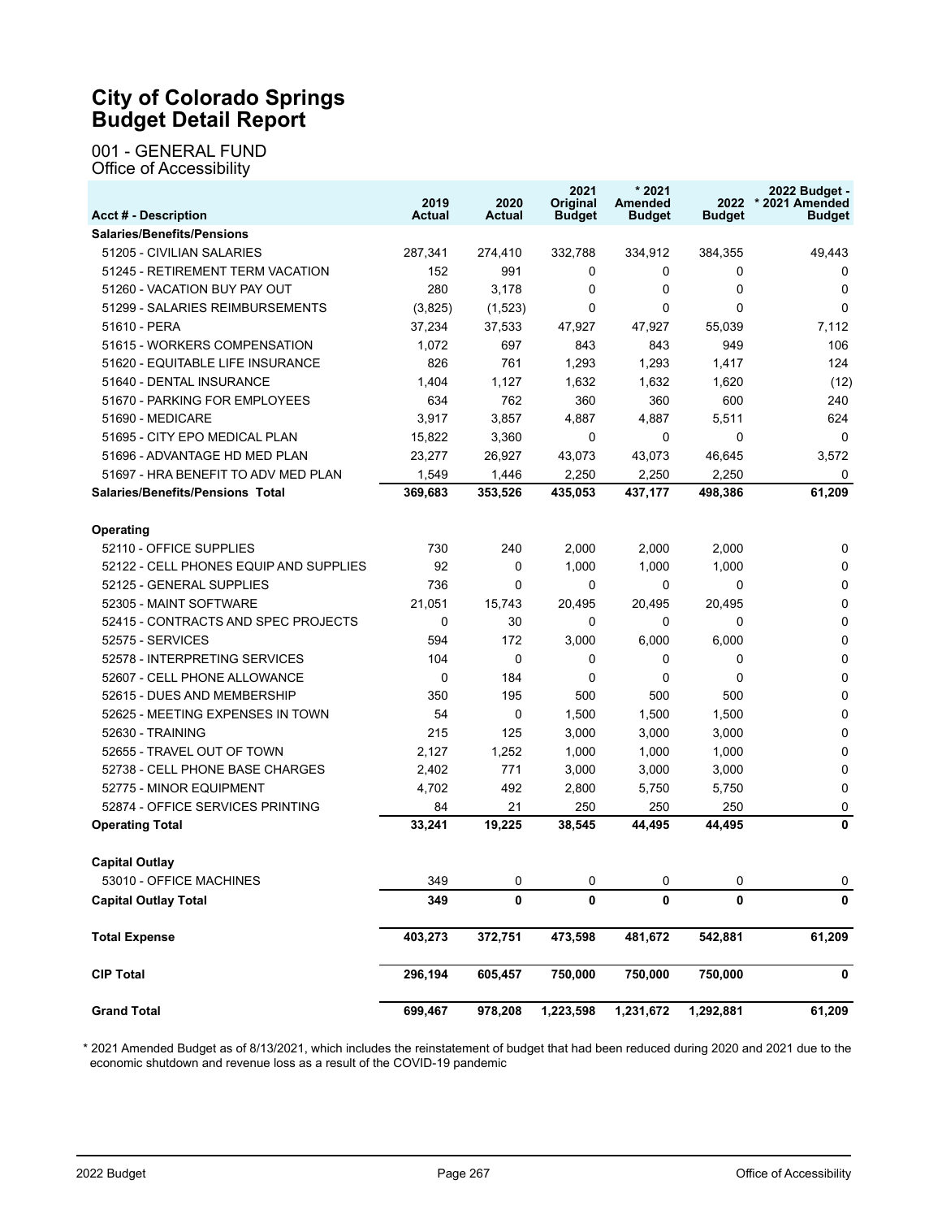# City of Colorado Springs Budget Detail Report

001 - GENERAL FUND
Office of Accessibility

| Acct # - Description | 2019 Actual | 2020 Actual | 2021 Original Budget | * 2021 Amended Budget | 2022 Budget | 2022 Budget - * 2021 Amended Budget |
|---|---|---|---|---|---|---|
| **Salaries/Benefits/Pensions** | | | | | | |
| 51205 - CIVILIAN SALARIES | 287,341 | 274,410 | 332,788 | 334,912 | 384,355 | 49,443 |
| 51245 - RETIREMENT TERM VACATION | 152 | 991 | 0 | 0 | 0 | 0 |
| 51260 - VACATION BUY PAY OUT | 280 | 3,178 | 0 | 0 | 0 | 0 |
| 51299 - SALARIES REIMBURSEMENTS | (3,825) | (1,523) | 0 | 0 | 0 | 0 |
| 51610 - PERA | 37,234 | 37,533 | 47,927 | 47,927 | 55,039 | 7,112 |
| 51615 - WORKERS COMPENSATION | 1,072 | 697 | 843 | 843 | 949 | 106 |
| 51620 - EQUITABLE LIFE INSURANCE | 826 | 761 | 1,293 | 1,293 | 1,417 | 124 |
| 51640 - DENTAL INSURANCE | 1,404 | 1,127 | 1,632 | 1,632 | 1,620 | (12) |
| 51670 - PARKING FOR EMPLOYEES | 634 | 762 | 360 | 360 | 600 | 240 |
| 51690 - MEDICARE | 3,917 | 3,857 | 4,887 | 4,887 | 5,511 | 624 |
| 51695 - CITY EPO MEDICAL PLAN | 15,822 | 3,360 | 0 | 0 | 0 | 0 |
| 51696 - ADVANTAGE HD MED PLAN | 23,277 | 26,927 | 43,073 | 43,073 | 46,645 | 3,572 |
| 51697 - HRA BENEFIT TO ADV MED PLAN | 1,549 | 1,446 | 2,250 | 2,250 | 2,250 | 0 |
| **Salaries/Benefits/Pensions Total** | **369,683** | **353,526** | **435,053** | **437,177** | **498,386** | **61,209** |
| **Operating** | | | | | | |
| 52110 - OFFICE SUPPLIES | 730 | 240 | 2,000 | 2,000 | 2,000 | 0 |
| 52122 - CELL PHONES EQUIP AND SUPPLIES | 92 | 0 | 1,000 | 1,000 | 1,000 | 0 |
| 52125 - GENERAL SUPPLIES | 736 | 0 | 0 | 0 | 0 | 0 |
| 52305 - MAINT SOFTWARE | 21,051 | 15,743 | 20,495 | 20,495 | 20,495 | 0 |
| 52415 - CONTRACTS AND SPEC PROJECTS | 0 | 30 | 0 | 0 | 0 | 0 |
| 52575 - SERVICES | 594 | 172 | 3,000 | 6,000 | 6,000 | 0 |
| 52578 - INTERPRETING SERVICES | 104 | 0 | 0 | 0 | 0 | 0 |
| 52607 - CELL PHONE ALLOWANCE | 0 | 184 | 0 | 0 | 0 | 0 |
| 52615 - DUES AND MEMBERSHIP | 350 | 195 | 500 | 500 | 500 | 0 |
| 52625 - MEETING EXPENSES IN TOWN | 54 | 0 | 1,500 | 1,500 | 1,500 | 0 |
| 52630 - TRAINING | 215 | 125 | 3,000 | 3,000 | 3,000 | 0 |
| 52655 - TRAVEL OUT OF TOWN | 2,127 | 1,252 | 1,000 | 1,000 | 1,000 | 0 |
| 52738 - CELL PHONE BASE CHARGES | 2,402 | 771 | 3,000 | 3,000 | 3,000 | 0 |
| 52775 - MINOR EQUIPMENT | 4,702 | 492 | 2,800 | 5,750 | 5,750 | 0 |
| 52874 - OFFICE SERVICES PRINTING | 84 | 21 | 250 | 250 | 250 | 0 |
| **Operating Total** | **33,241** | **19,225** | **38,545** | **44,495** | **44,495** | **0** |
| **Capital Outlay** | | | | | | |
| 53010 - OFFICE MACHINES | 349 | 0 | 0 | 0 | 0 | 0 |
| **Capital Outlay Total** | **349** | **0** | **0** | **0** | **0** | **0** |
| **Total Expense** | **403,273** | **372,751** | **473,598** | **481,672** | **542,881** | **61,209** |
| **CIP Total** | **296,194** | **605,457** | **750,000** | **750,000** | **750,000** | **0** |
| **Grand Total** | **699,467** | **978,208** | **1,223,598** | **1,231,672** | **1,292,881** | **61,209** |

\* 2021 Amended Budget as of 8/13/2021, which includes the reinstatement of budget that had been reduced during 2020 and 2021 due to the economic shutdown and revenue loss as a result of the COVID-19 pandemic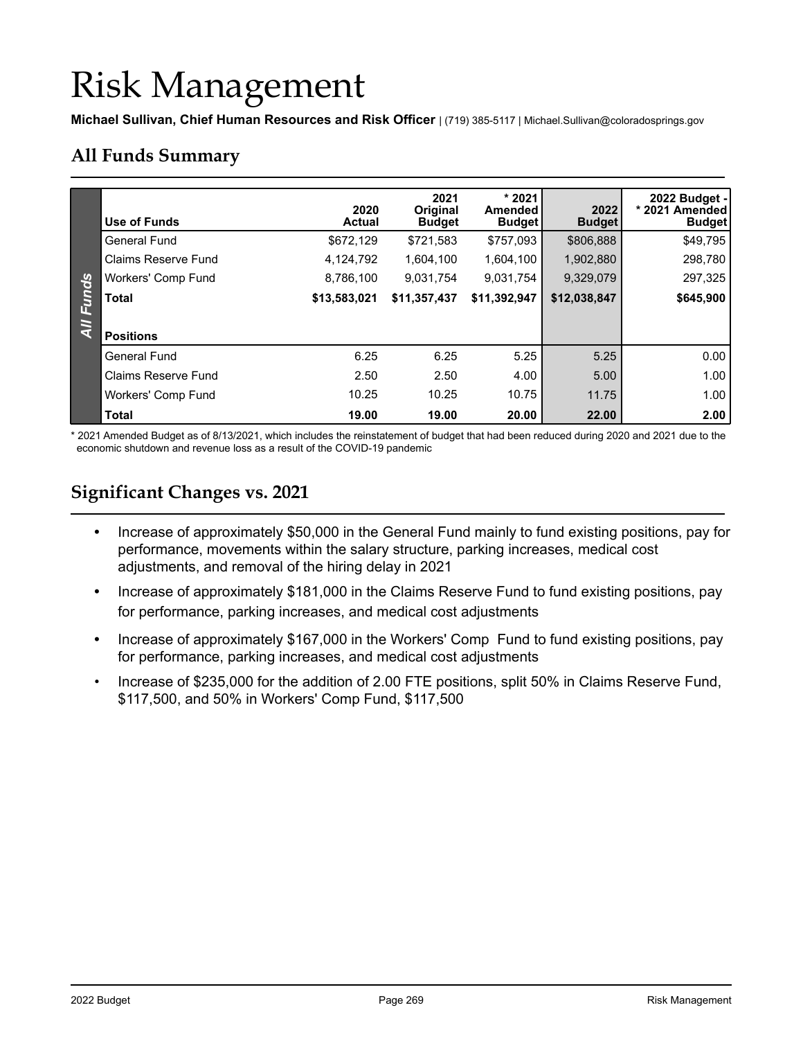# Risk Management

**Michael Sullivan, Chief Human Resources and Risk Officer** | (719) 385-5117 | Michael.Sullivan@coloradosprings.gov

## All Funds Summary

| Use of Funds | 2020 Actual | 2021 Original Budget | * 2021 Amended Budget | 2022 Budget | 2022 Budget - * 2021 Amended Budget |
|---|---|---|---|---|---|
| General Fund | $672,129 | $721,583 | $757,093 | $806,888 | $49,795 |
| Claims Reserve Fund | 4,124,792 | 1,604,100 | 1,604,100 | 1,902,880 | 298,780 |
| Workers' Comp Fund | 8,786,100 | 9,031,754 | 9,031,754 | 9,329,079 | 297,325 |
| **Total** | **$13,583,021** | **$11,357,437** | **$11,392,947** | **$12,038,847** | **$645,900** |
| **Positions** | | | | | |
| General Fund | 6.25 | 6.25 | 5.25 | 5.25 | 0.00 |
| Claims Reserve Fund | 2.50 | 2.50 | 4.00 | 5.00 | 1.00 |
| Workers' Comp Fund | 10.25 | 10.25 | 10.75 | 11.75 | 1.00 |
| **Total** | **19.00** | **19.00** | **20.00** | **22.00** | **2.00** |

* 2021 Amended Budget as of 8/13/2021, which includes the reinstatement of budget that had been reduced during 2020 and 2021 due to the economic shutdown and revenue loss as a result of the COVID-19 pandemic

## Significant Changes vs. 2021

- Increase of approximately $50,000 in the General Fund mainly to fund existing positions, pay for performance, movements within the salary structure, parking increases, medical cost adjustments, and removal of the hiring delay in 2021
- Increase of approximately $181,000 in the Claims Reserve Fund to fund existing positions, pay for performance, parking increases, and medical cost adjustments
- Increase of approximately $167,000 in the Workers' Comp Fund to fund existing positions, pay for performance, parking increases, and medical cost adjustments
- Increase of $235,000 for the addition of 2.00 FTE positions, split 50% in Claims Reserve Fund, $117,500, and 50% in Workers' Comp Fund, $117,500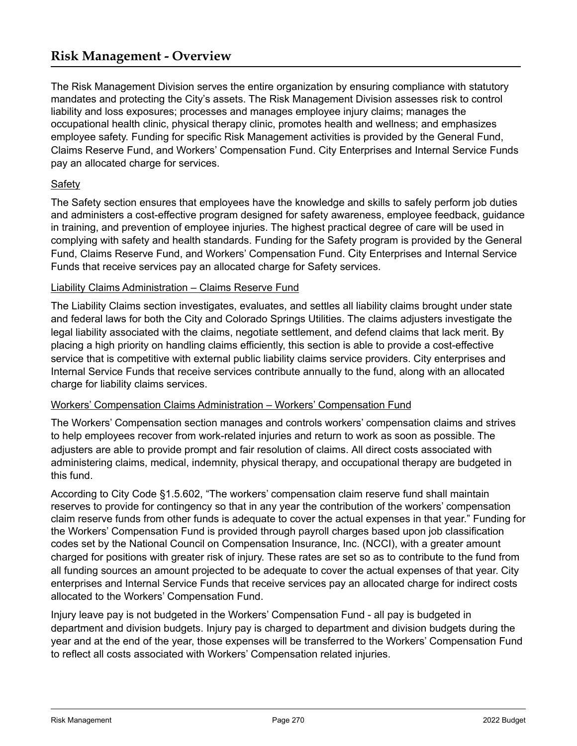# Risk Management - Overview

The Risk Management Division serves the entire organization by ensuring compliance with statutory mandates and protecting the City's assets. The Risk Management Division assesses risk to control liability and loss exposures; processes and manages employee injury claims; manages the occupational health clinic, physical therapy clinic, promotes health and wellness; and emphasizes employee safety. Funding for specific Risk Management activities is provided by the General Fund, Claims Reserve Fund, and Workers' Compensation Fund. City Enterprises and Internal Service Funds pay an allocated charge for services.

Safety

The Safety section ensures that employees have the knowledge and skills to safely perform job duties and administers a cost-effective program designed for safety awareness, employee feedback, guidance in training, and prevention of employee injuries. The highest practical degree of care will be used in complying with safety and health standards. Funding for the Safety program is provided by the General Fund, Claims Reserve Fund, and Workers' Compensation Fund. City Enterprises and Internal Service Funds that receive services pay an allocated charge for Safety services.

Liability Claims Administration – Claims Reserve Fund

The Liability Claims section investigates, evaluates, and settles all liability claims brought under state and federal laws for both the City and Colorado Springs Utilities. The claims adjusters investigate the legal liability associated with the claims, negotiate settlement, and defend claims that lack merit. By placing a high priority on handling claims efficiently, this section is able to provide a cost-effective service that is competitive with external public liability claims service providers. City enterprises and Internal Service Funds that receive services contribute annually to the fund, along with an allocated charge for liability claims services.

Workers' Compensation Claims Administration – Workers' Compensation Fund

The Workers' Compensation section manages and controls workers' compensation claims and strives to help employees recover from work-related injuries and return to work as soon as possible. The adjusters are able to provide prompt and fair resolution of claims. All direct costs associated with administering claims, medical, indemnity, physical therapy, and occupational therapy are budgeted in this fund.

According to City Code §1.5.602, "The workers' compensation claim reserve fund shall maintain reserves to provide for contingency so that in any year the contribution of the workers' compensation claim reserve funds from other funds is adequate to cover the actual expenses in that year." Funding for the Workers' Compensation Fund is provided through payroll charges based upon job classification codes set by the National Council on Compensation Insurance, Inc. (NCCI), with a greater amount charged for positions with greater risk of injury. These rates are set so as to contribute to the fund from all funding sources an amount projected to be adequate to cover the actual expenses of that year. City enterprises and Internal Service Funds that receive services pay an allocated charge for indirect costs allocated to the Workers' Compensation Fund.

Injury leave pay is not budgeted in the Workers' Compensation Fund - all pay is budgeted in department and division budgets. Injury pay is charged to department and division budgets during the year and at the end of the year, those expenses will be transferred to the Workers' Compensation Fund to reflect all costs associated with Workers' Compensation related injuries.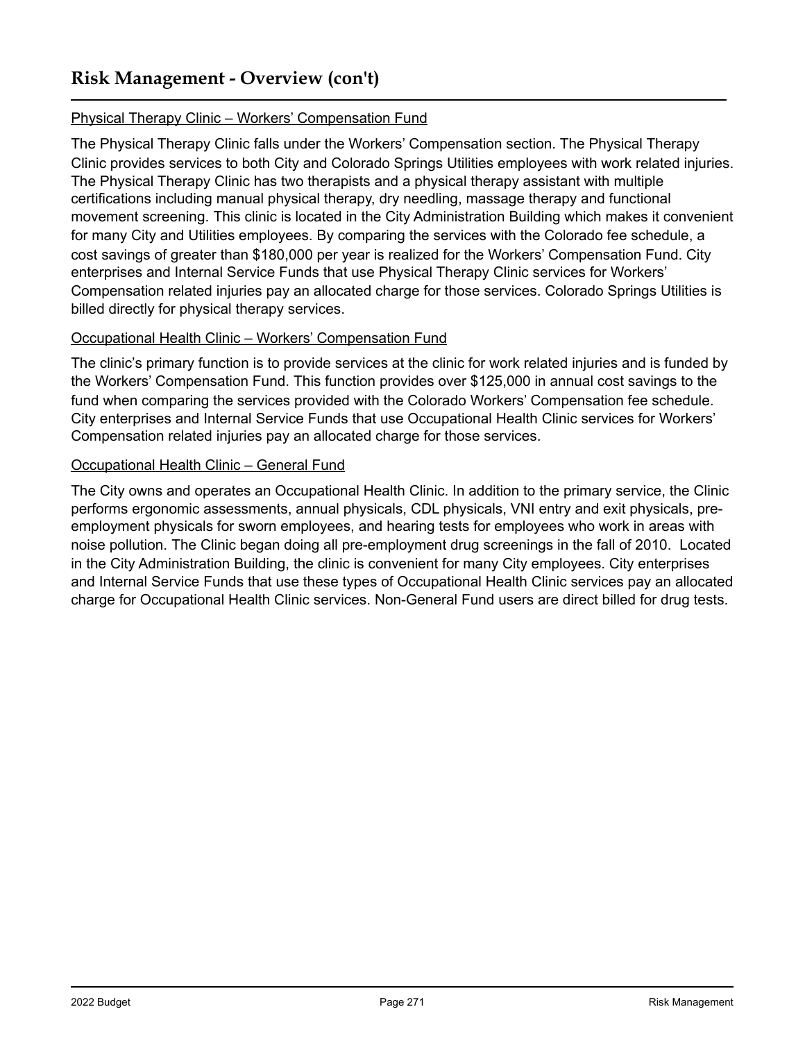# Risk Management - Overview (con't)

Physical Therapy Clinic – Workers' Compensation Fund

The Physical Therapy Clinic falls under the Workers' Compensation section. The Physical Therapy Clinic provides services to both City and Colorado Springs Utilities employees with work related injuries. The Physical Therapy Clinic has two therapists and a physical therapy assistant with multiple certifications including manual physical therapy, dry needling, massage therapy and functional movement screening. This clinic is located in the City Administration Building which makes it convenient for many City and Utilities employees. By comparing the services with the Colorado fee schedule, a cost savings of greater than $180,000 per year is realized for the Workers' Compensation Fund. City enterprises and Internal Service Funds that use Physical Therapy Clinic services for Workers' Compensation related injuries pay an allocated charge for those services. Colorado Springs Utilities is billed directly for physical therapy services.

Occupational Health Clinic – Workers' Compensation Fund

The clinic's primary function is to provide services at the clinic for work related injuries and is funded by the Workers' Compensation Fund. This function provides over $125,000 in annual cost savings to the fund when comparing the services provided with the Colorado Workers' Compensation fee schedule. City enterprises and Internal Service Funds that use Occupational Health Clinic services for Workers' Compensation related injuries pay an allocated charge for those services.

Occupational Health Clinic – General Fund

The City owns and operates an Occupational Health Clinic. In addition to the primary service, the Clinic performs ergonomic assessments, annual physicals, CDL physicals, VNI entry and exit physicals, pre-employment physicals for sworn employees, and hearing tests for employees who work in areas with noise pollution. The Clinic began doing all pre-employment drug screenings in the fall of 2010. Located in the City Administration Building, the clinic is convenient for many City employees. City enterprises and Internal Service Funds that use these types of Occupational Health Clinic services pay an allocated charge for Occupational Health Clinic services. Non-General Fund users are direct billed for drug tests.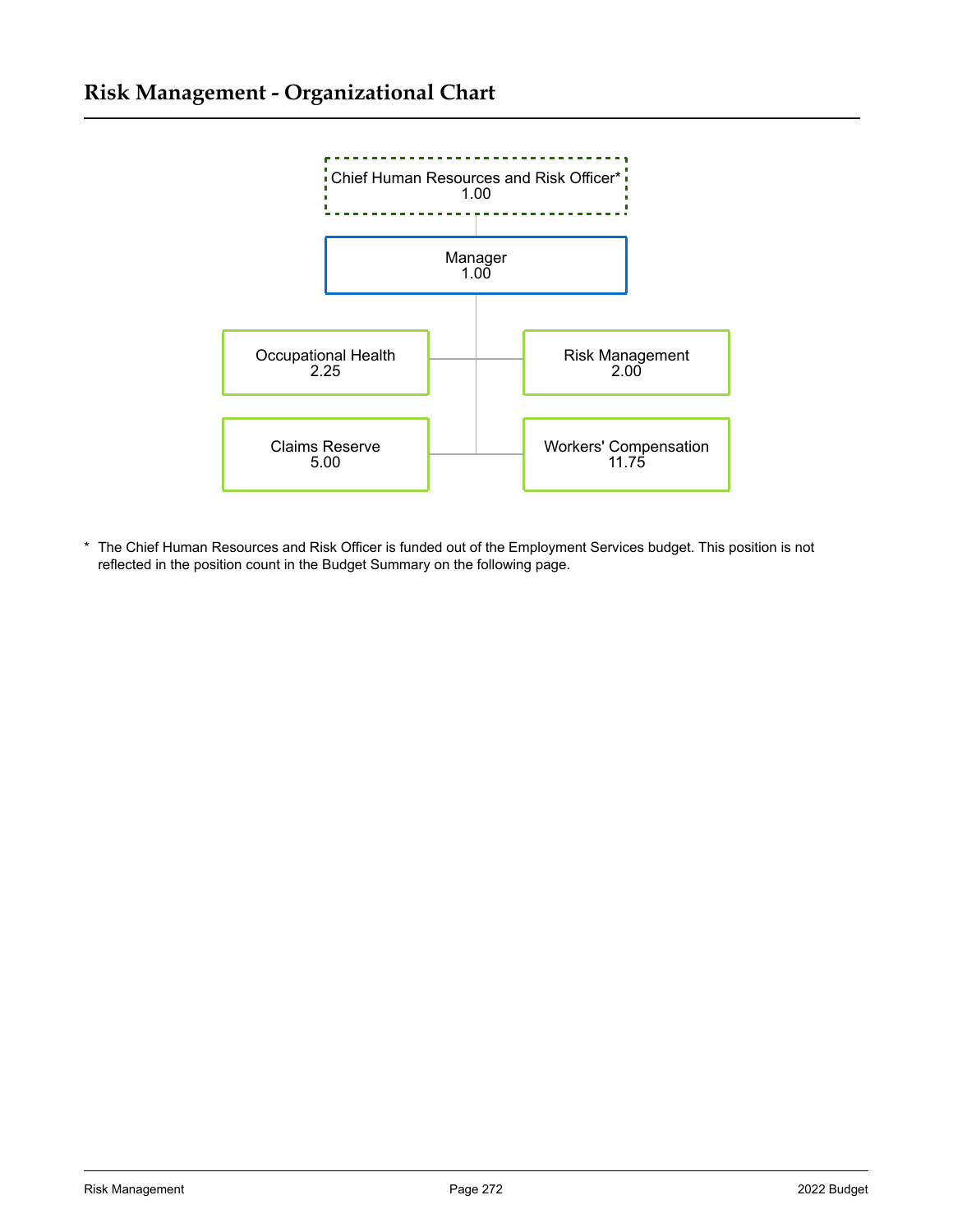# Risk Management - Organizational Chart

Chief Human Resources and Risk Officer*
1.00

Manager
1.00

Occupational Health
2.25

Risk Management
2.00

Claims Reserve
5.00

Workers' Compensation
11.75

\* The Chief Human Resources and Risk Officer is funded out of the Employment Services budget. This position is not reflected in the position count in the Budget Summary on the following page.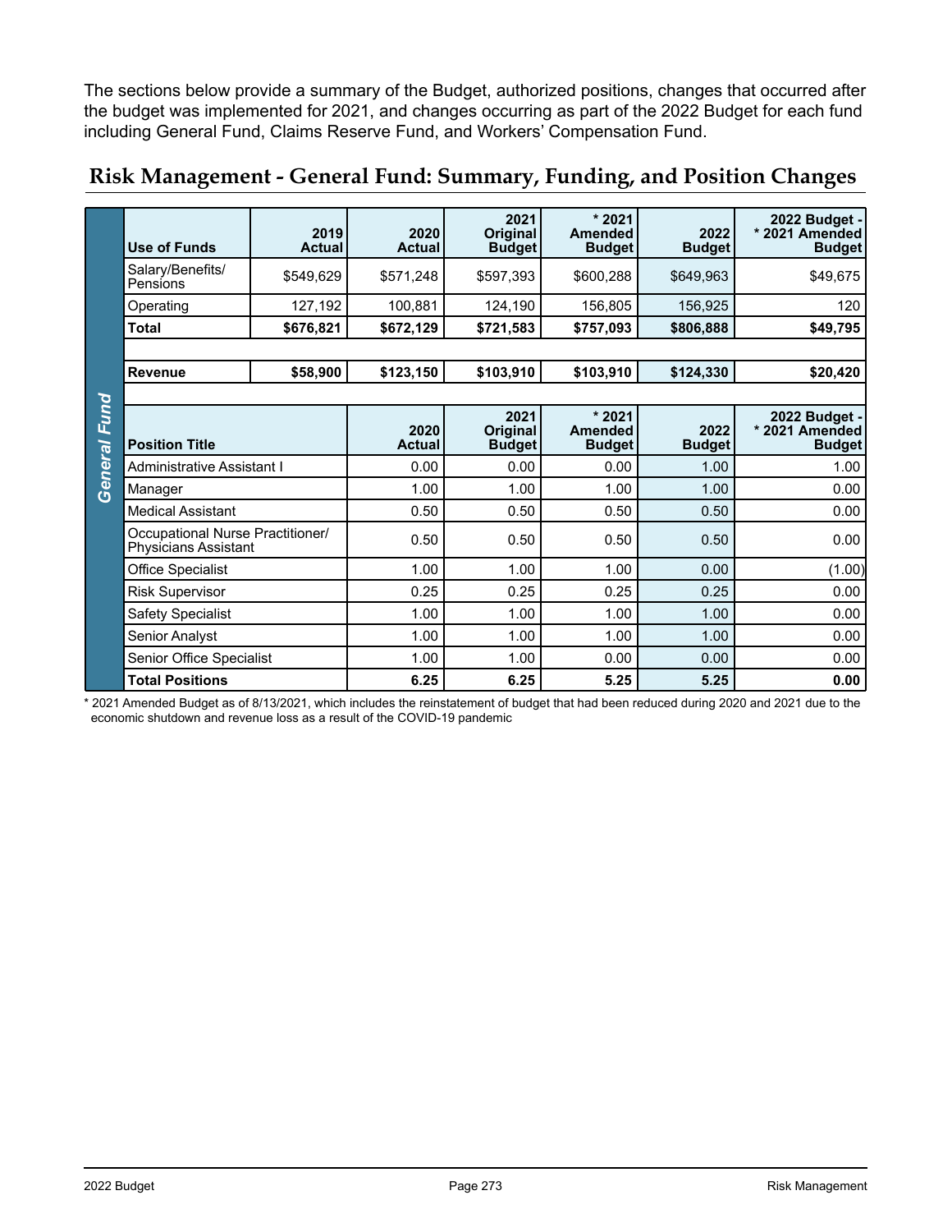The sections below provide a summary of the Budget, authorized positions, changes that occurred after the budget was implemented for 2021, and changes occurring as part of the 2022 Budget for each fund including General Fund, Claims Reserve Fund, and Workers' Compensation Fund.

## Risk Management - General Fund: Summary, Funding, and Position Changes

**General Fund**

| Use of Funds | 2019 Actual | 2020 Actual | 2021 Original Budget | * 2021 Amended Budget | 2022 Budget | 2022 Budget - * 2021 Amended Budget |
|---|---|---|---|---|---|---|
| Salary/Benefits/ Pensions | $549,629 | $571,248 | $597,393 | $600,288 | $649,963 | $49,675 |
| Operating | 127,192 | 100,881 | 124,190 | 156,805 | 156,925 | 120 |
| **Total** | **$676,821** | **$672,129** | **$721,583** | **$757,093** | **$806,888** | **$49,795** |
| | | | | | | |
| **Revenue** | **$58,900** | **$123,150** | **$103,910** | **$103,910** | **$124,330** | **$20,420** |

| Position Title | 2020 Actual | 2021 Original Budget | * 2021 Amended Budget | 2022 Budget | 2022 Budget - * 2021 Amended Budget |
|---|---|---|---|---|---|
| Administrative Assistant I | 0.00 | 0.00 | 0.00 | 1.00 | 1.00 |
| Manager | 1.00 | 1.00 | 1.00 | 1.00 | 0.00 |
| Medical Assistant | 0.50 | 0.50 | 0.50 | 0.50 | 0.00 |
| Occupational Nurse Practitioner/ Physicians Assistant | 0.50 | 0.50 | 0.50 | 0.50 | 0.00 |
| Office Specialist | 1.00 | 1.00 | 1.00 | 0.00 | (1.00) |
| Risk Supervisor | 0.25 | 0.25 | 0.25 | 0.25 | 0.00 |
| Safety Specialist | 1.00 | 1.00 | 1.00 | 1.00 | 0.00 |
| Senior Analyst | 1.00 | 1.00 | 1.00 | 1.00 | 0.00 |
| Senior Office Specialist | 1.00 | 1.00 | 0.00 | 0.00 | 0.00 |
| **Total Positions** | **6.25** | **6.25** | **5.25** | **5.25** | **0.00** |

* 2021 Amended Budget as of 8/13/2021, which includes the reinstatement of budget that had been reduced during 2020 and 2021 due to the economic shutdown and revenue loss as a result of the COVID-19 pandemic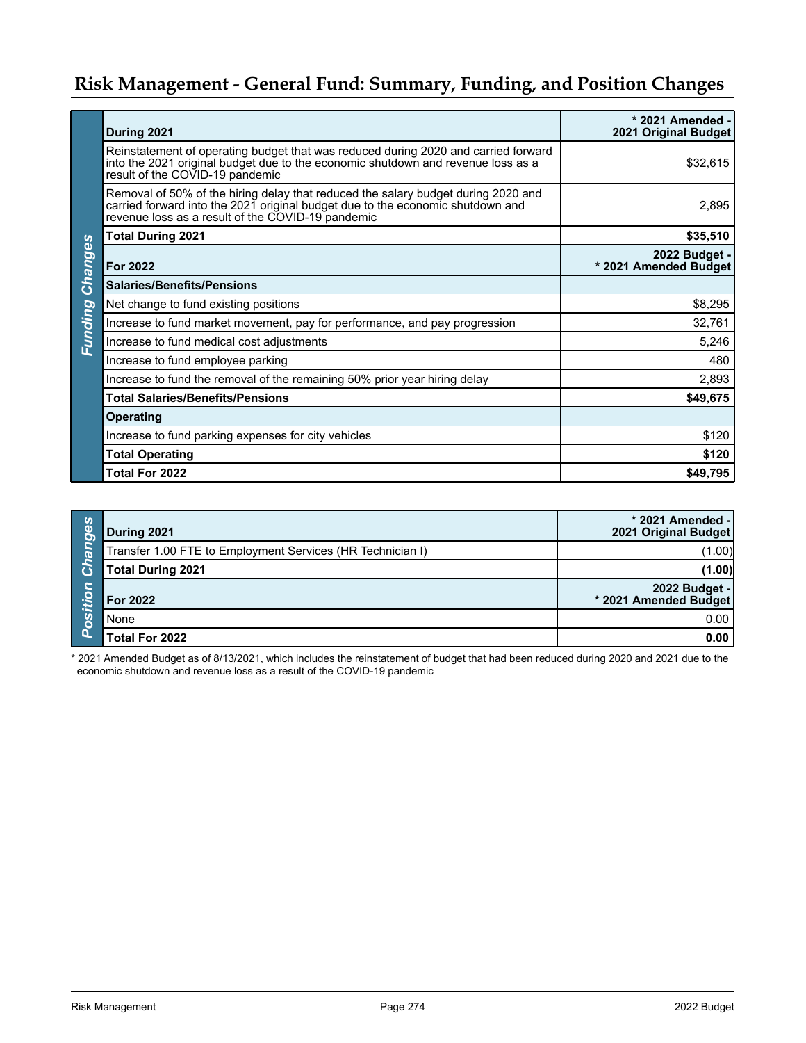# Risk Management - General Fund: Summary, Funding, and Position Changes

## Funding Changes

| During 2021 | * 2021 Amended - 2021 Original Budget |
|---|---|
| Reinstatement of operating budget that was reduced during 2020 and carried forward into the 2021 original budget due to the economic shutdown and revenue loss as a result of the COVID-19 pandemic | $32,615 |
| Removal of 50% of the hiring delay that reduced the salary budget during 2020 and carried forward into the 2021 original budget due to the economic shutdown and revenue loss as a result of the COVID-19 pandemic | 2,895 |
| **Total During 2021** | **$35,510** |
| **For 2022** | **2022 Budget - * 2021 Amended Budget** |
| **Salaries/Benefits/Pensions** | |
| Net change to fund existing positions | $8,295 |
| Increase to fund market movement, pay for performance, and pay progression | 32,761 |
| Increase to fund medical cost adjustments | 5,246 |
| Increase to fund employee parking | 480 |
| Increase to fund the removal of the remaining 50% prior year hiring delay | 2,893 |
| **Total Salaries/Benefits/Pensions** | **$49,675** |
| **Operating** | |
| Increase to fund parking expenses for city vehicles | $120 |
| **Total Operating** | **$120** |
| **Total For 2022** | **$49,795** |

## Position Changes

| During 2021 | * 2021 Amended - 2021 Original Budget |
|---|---|
| Transfer 1.00 FTE to Employment Services (HR Technician I) | (1.00) |
| **Total During 2021** | **(1.00)** |
| **For 2022** | **2022 Budget - * 2021 Amended Budget** |
| None | 0.00 |
| **Total For 2022** | **0.00** |

* 2021 Amended Budget as of 8/13/2021, which includes the reinstatement of budget that had been reduced during 2020 and 2021 due to the economic shutdown and revenue loss as a result of the COVID-19 pandemic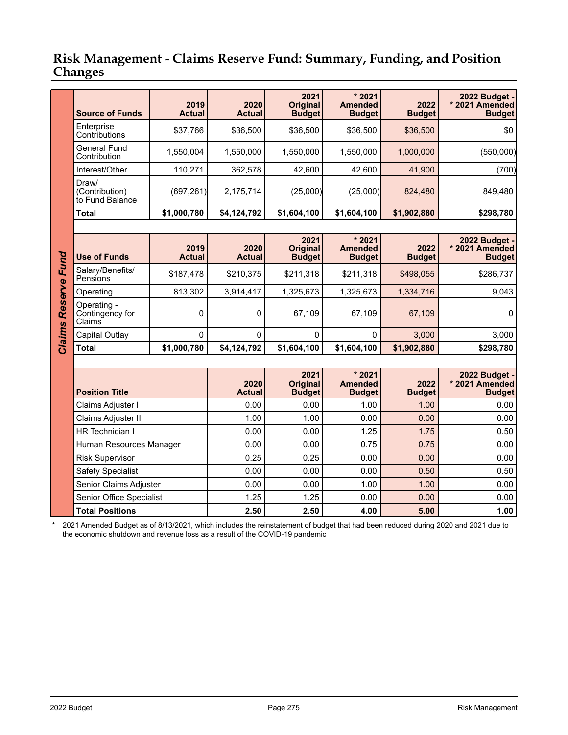## Risk Management - Claims Reserve Fund: Summary, Funding, and Position Changes

**Claims Reserve Fund**

| Source of Funds | 2019 Actual | 2020 Actual | 2021 Original Budget | * 2021 Amended Budget | 2022 Budget | 2022 Budget - * 2021 Amended Budget |
|---|---|---|---|---|---|---|
| Enterprise Contributions | $37,766 | $36,500 | $36,500 | $36,500 | $36,500 | $0 |
| General Fund Contribution | 1,550,004 | 1,550,000 | 1,550,000 | 1,550,000 | 1,000,000 | (550,000) |
| Interest/Other | 110,271 | 362,578 | 42,600 | 42,600 | 41,900 | (700) |
| Draw/ (Contribution) to Fund Balance | (697,261) | 2,175,714 | (25,000) | (25,000) | 824,480 | 849,480 |
| **Total** | **$1,000,780** | **$4,124,792** | **$1,604,100** | **$1,604,100** | **$1,902,880** | **$298,780** |

| Use of Funds | 2019 Actual | 2020 Actual | 2021 Original Budget | * 2021 Amended Budget | 2022 Budget | 2022 Budget - * 2021 Amended Budget |
|---|---|---|---|---|---|---|
| Salary/Benefits/ Pensions | $187,478 | $210,375 | $211,318 | $211,318 | $498,055 | $286,737 |
| Operating | 813,302 | 3,914,417 | 1,325,673 | 1,325,673 | 1,334,716 | 9,043 |
| Operating - Contingency for Claims | 0 | 0 | 67,109 | 67,109 | 67,109 | 0 |
| Capital Outlay | 0 | 0 | 0 | 0 | 3,000 | 3,000 |
| **Total** | **$1,000,780** | **$4,124,792** | **$1,604,100** | **$1,604,100** | **$1,902,880** | **$298,780** |

| Position Title | 2020 Actual | 2021 Original Budget | * 2021 Amended Budget | 2022 Budget | 2022 Budget - * 2021 Amended Budget |
|---|---|---|---|---|---|
| Claims Adjuster I | 0.00 | 0.00 | 1.00 | 1.00 | 0.00 |
| Claims Adjuster II | 1.00 | 1.00 | 0.00 | 0.00 | 0.00 |
| HR Technician I | 0.00 | 0.00 | 1.25 | 1.75 | 0.50 |
| Human Resources Manager | 0.00 | 0.00 | 0.75 | 0.75 | 0.00 |
| Risk Supervisor | 0.25 | 0.25 | 0.00 | 0.00 | 0.00 |
| Safety Specialist | 0.00 | 0.00 | 0.00 | 0.50 | 0.50 |
| Senior Claims Adjuster | 0.00 | 0.00 | 1.00 | 1.00 | 0.00 |
| Senior Office Specialist | 1.25 | 1.25 | 0.00 | 0.00 | 0.00 |
| **Total Positions** | **2.50** | **2.50** | **4.00** | **5.00** | **1.00** |

* 2021 Amended Budget as of 8/13/2021, which includes the reinstatement of budget that had been reduced during 2020 and 2021 due to the economic shutdown and revenue loss as a result of the COVID-19 pandemic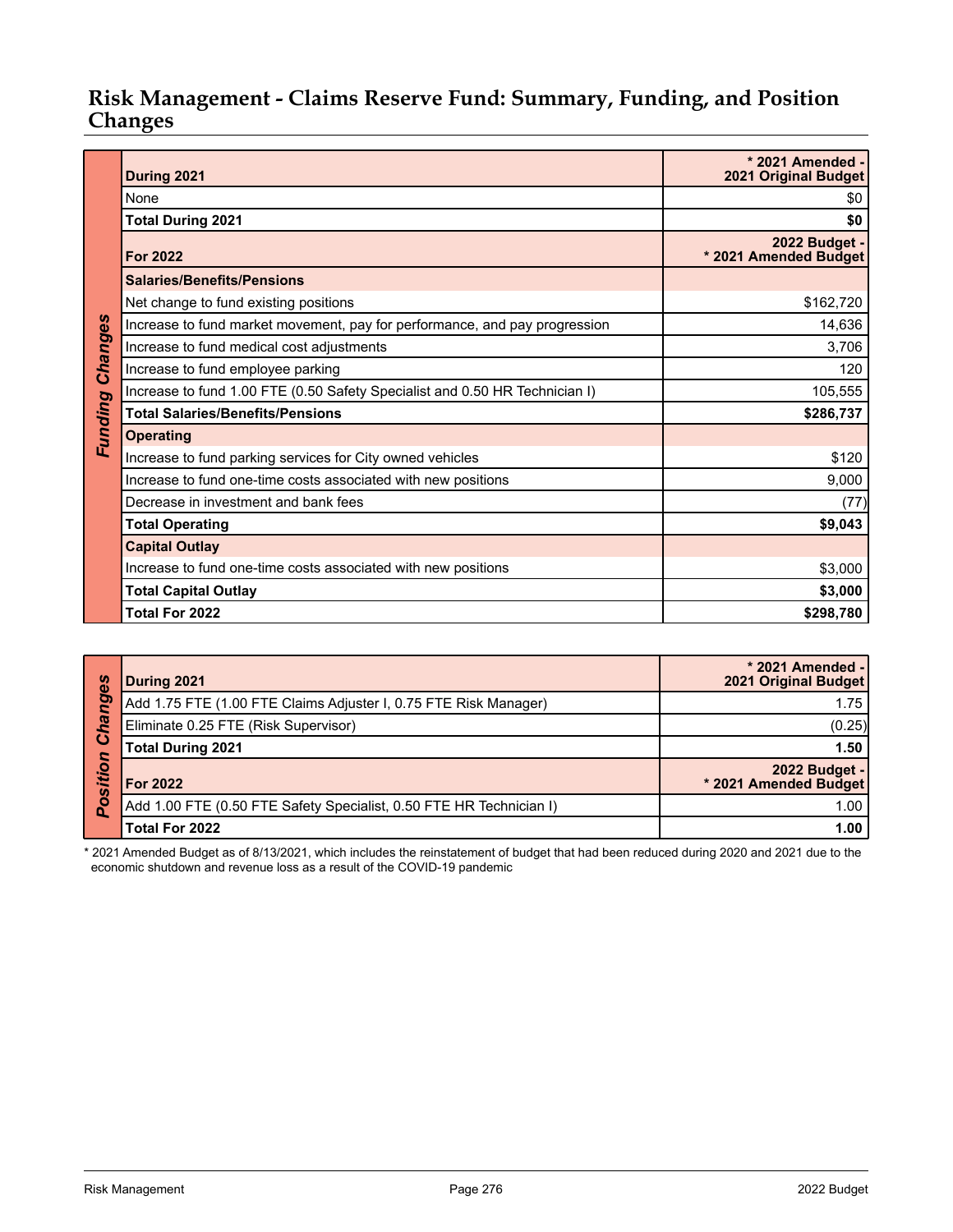## Risk Management - Claims Reserve Fund: Summary, Funding, and Position Changes

**Funding Changes**

| During 2021 | * 2021 Amended - 2021 Original Budget |
| --- | --- |
| None | $0 |
| **Total During 2021** | **$0** |
| **For 2022** | **2022 Budget - * 2021 Amended Budget** |
| **Salaries/Benefits/Pensions** | |
| Net change to fund existing positions | $162,720 |
| Increase to fund market movement, pay for performance, and pay progression | 14,636 |
| Increase to fund medical cost adjustments | 3,706 |
| Increase to fund employee parking | 120 |
| Increase to fund 1.00 FTE (0.50 Safety Specialist and 0.50 HR Technician I) | 105,555 |
| **Total Salaries/Benefits/Pensions** | **$286,737** |
| **Operating** | |
| Increase to fund parking services for City owned vehicles | $120 |
| Increase to fund one-time costs associated with new positions | 9,000 |
| Decrease in investment and bank fees | (77) |
| **Total Operating** | **$9,043** |
| **Capital Outlay** | |
| Increase to fund one-time costs associated with new positions | $3,000 |
| **Total Capital Outlay** | **$3,000** |
| **Total For 2022** | **$298,780** |

**Position Changes**

| During 2021 | * 2021 Amended - 2021 Original Budget |
| --- | --- |
| Add 1.75 FTE (1.00 FTE Claims Adjuster I, 0.75 FTE Risk Manager) | 1.75 |
| Eliminate 0.25 FTE (Risk Supervisor) | (0.25) |
| **Total During 2021** | **1.50** |
| **For 2022** | **2022 Budget - * 2021 Amended Budget** |
| Add 1.00 FTE (0.50 FTE Safety Specialist, 0.50 FTE HR Technician I) | 1.00 |
| **Total For 2022** | **1.00** |

* 2021 Amended Budget as of 8/13/2021, which includes the reinstatement of budget that had been reduced during 2020 and 2021 due to the economic shutdown and revenue loss as a result of the COVID-19 pandemic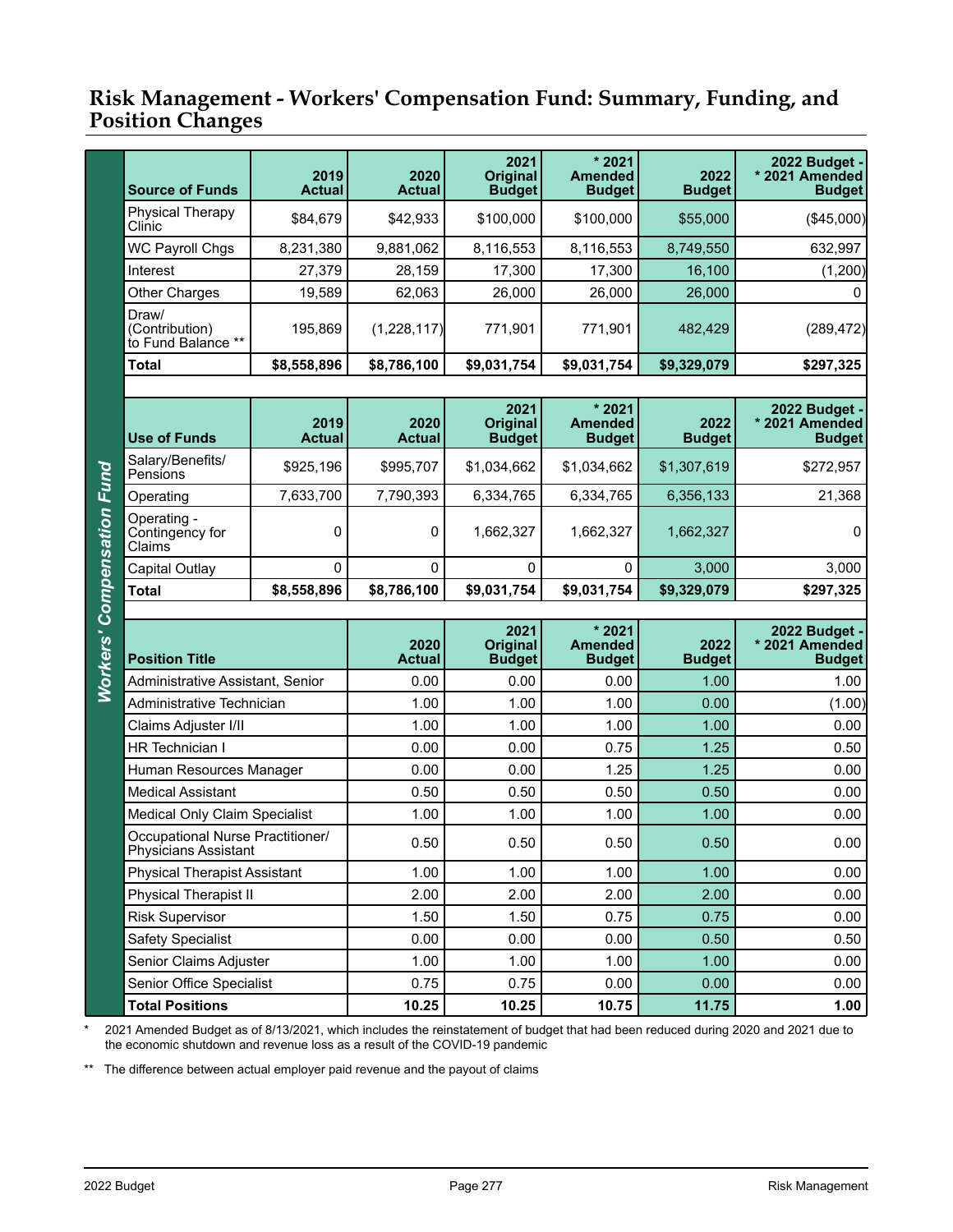## Risk Management - Workers' Compensation Fund: Summary, Funding, and Position Changes

**Workers' Compensation Fund**

| Source of Funds | 2019 Actual | 2020 Actual | 2021 Original Budget | * 2021 Amended Budget | 2022 Budget | 2022 Budget - * 2021 Amended Budget |
|---|---|---|---|---|---|---|
| Physical Therapy Clinic | $84,679 | $42,933 | $100,000 | $100,000 | $55,000 | ($45,000) |
| WC Payroll Chgs | 8,231,380 | 9,881,062 | 8,116,553 | 8,116,553 | 8,749,550 | 632,997 |
| Interest | 27,379 | 28,159 | 17,300 | 17,300 | 16,100 | (1,200) |
| Other Charges | 19,589 | 62,063 | 26,000 | 26,000 | 26,000 | 0 |
| Draw/ (Contribution) to Fund Balance ** | 195,869 | (1,228,117) | 771,901 | 771,901 | 482,429 | (289,472) |
| **Total** | **$8,558,896** | **$8,786,100** | **$9,031,754** | **$9,031,754** | **$9,329,079** | **$297,325** |

| Use of Funds | 2019 Actual | 2020 Actual | 2021 Original Budget | * 2021 Amended Budget | 2022 Budget | 2022 Budget - * 2021 Amended Budget |
|---|---|---|---|---|---|---|
| Salary/Benefits/ Pensions | $925,196 | $995,707 | $1,034,662 | $1,034,662 | $1,307,619 | $272,957 |
| Operating | 7,633,700 | 7,790,393 | 6,334,765 | 6,334,765 | 6,356,133 | 21,368 |
| Operating - Contingency for Claims | 0 | 0 | 1,662,327 | 1,662,327 | 1,662,327 | 0 |
| Capital Outlay | 0 | 0 | 0 | 0 | 3,000 | 3,000 |
| **Total** | **$8,558,896** | **$8,786,100** | **$9,031,754** | **$9,031,754** | **$9,329,079** | **$297,325** |

| Position Title | 2020 Actual | 2021 Original Budget | * 2021 Amended Budget | 2022 Budget | 2022 Budget - * 2021 Amended Budget |
|---|---|---|---|---|---|
| Administrative Assistant, Senior | 0.00 | 0.00 | 0.00 | 1.00 | 1.00 |
| Administrative Technician | 1.00 | 1.00 | 1.00 | 0.00 | (1.00) |
| Claims Adjuster I/II | 1.00 | 1.00 | 1.00 | 1.00 | 0.00 |
| HR Technician I | 0.00 | 0.00 | 0.75 | 1.25 | 0.50 |
| Human Resources Manager | 0.00 | 0.00 | 1.25 | 1.25 | 0.00 |
| Medical Assistant | 0.50 | 0.50 | 0.50 | 0.50 | 0.00 |
| Medical Only Claim Specialist | 1.00 | 1.00 | 1.00 | 1.00 | 0.00 |
| Occupational Nurse Practitioner/ Physicians Assistant | 0.50 | 0.50 | 0.50 | 0.50 | 0.00 |
| Physical Therapist Assistant | 1.00 | 1.00 | 1.00 | 1.00 | 0.00 |
| Physical Therapist II | 2.00 | 2.00 | 2.00 | 2.00 | 0.00 |
| Risk Supervisor | 1.50 | 1.50 | 0.75 | 0.75 | 0.00 |
| Safety Specialist | 0.00 | 0.00 | 0.00 | 0.50 | 0.50 |
| Senior Claims Adjuster | 1.00 | 1.00 | 1.00 | 1.00 | 0.00 |
| Senior Office Specialist | 0.75 | 0.75 | 0.00 | 0.00 | 0.00 |
| **Total Positions** | **10.25** | **10.25** | **10.75** | **11.75** | **1.00** |

\* 2021 Amended Budget as of 8/13/2021, which includes the reinstatement of budget that had been reduced during 2020 and 2021 due to the economic shutdown and revenue loss as a result of the COVID-19 pandemic

** The difference between actual employer paid revenue and the payout of claims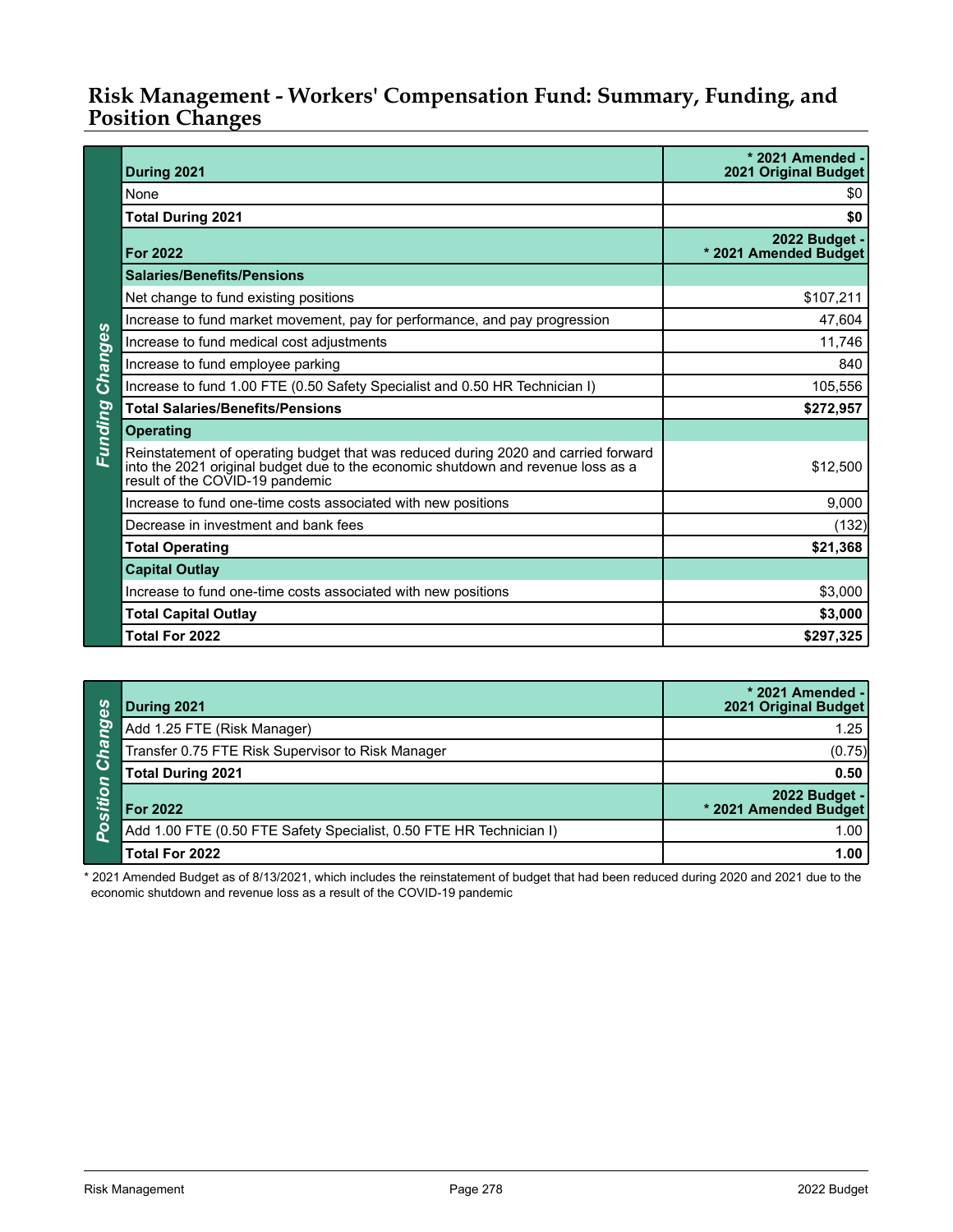# Risk Management - Workers' Compensation Fund: Summary, Funding, and Position Changes

**Funding Changes**

| During 2021 | * 2021 Amended - 2021 Original Budget |
|---|---|
| None | $0 |
| **Total During 2021** | **$0** |
| **For 2022** | **2022 Budget - * 2021 Amended Budget** |
| **Salaries/Benefits/Pensions** | |
| Net change to fund existing positions | $107,211 |
| Increase to fund market movement, pay for performance, and pay progression | 47,604 |
| Increase to fund medical cost adjustments | 11,746 |
| Increase to fund employee parking | 840 |
| Increase to fund 1.00 FTE (0.50 Safety Specialist and 0.50 HR Technician I) | 105,556 |
| **Total Salaries/Benefits/Pensions** | **$272,957** |
| **Operating** | |
| Reinstatement of operating budget that was reduced during 2020 and carried forward into the 2021 original budget due to the economic shutdown and revenue loss as a result of the COVID-19 pandemic | $12,500 |
| Increase to fund one-time costs associated with new positions | 9,000 |
| Decrease in investment and bank fees | (132) |
| **Total Operating** | **$21,368** |
| **Capital Outlay** | |
| Increase to fund one-time costs associated with new positions | $3,000 |
| **Total Capital Outlay** | **$3,000** |
| **Total For 2022** | **$297,325** |

**Position Changes**

| During 2021 | * 2021 Amended - 2021 Original Budget |
|---|---|
| Add 1.25 FTE (Risk Manager) | 1.25 |
| Transfer 0.75 FTE Risk Supervisor to Risk Manager | (0.75) |
| **Total During 2021** | **0.50** |
| **For 2022** | **2022 Budget - * 2021 Amended Budget** |
| Add 1.00 FTE (0.50 FTE Safety Specialist, 0.50 FTE HR Technician I) | 1.00 |
| **Total For 2022** | **1.00** |

* 2021 Amended Budget as of 8/13/2021, which includes the reinstatement of budget that had been reduced during 2020 and 2021 due to the economic shutdown and revenue loss as a result of the COVID-19 pandemic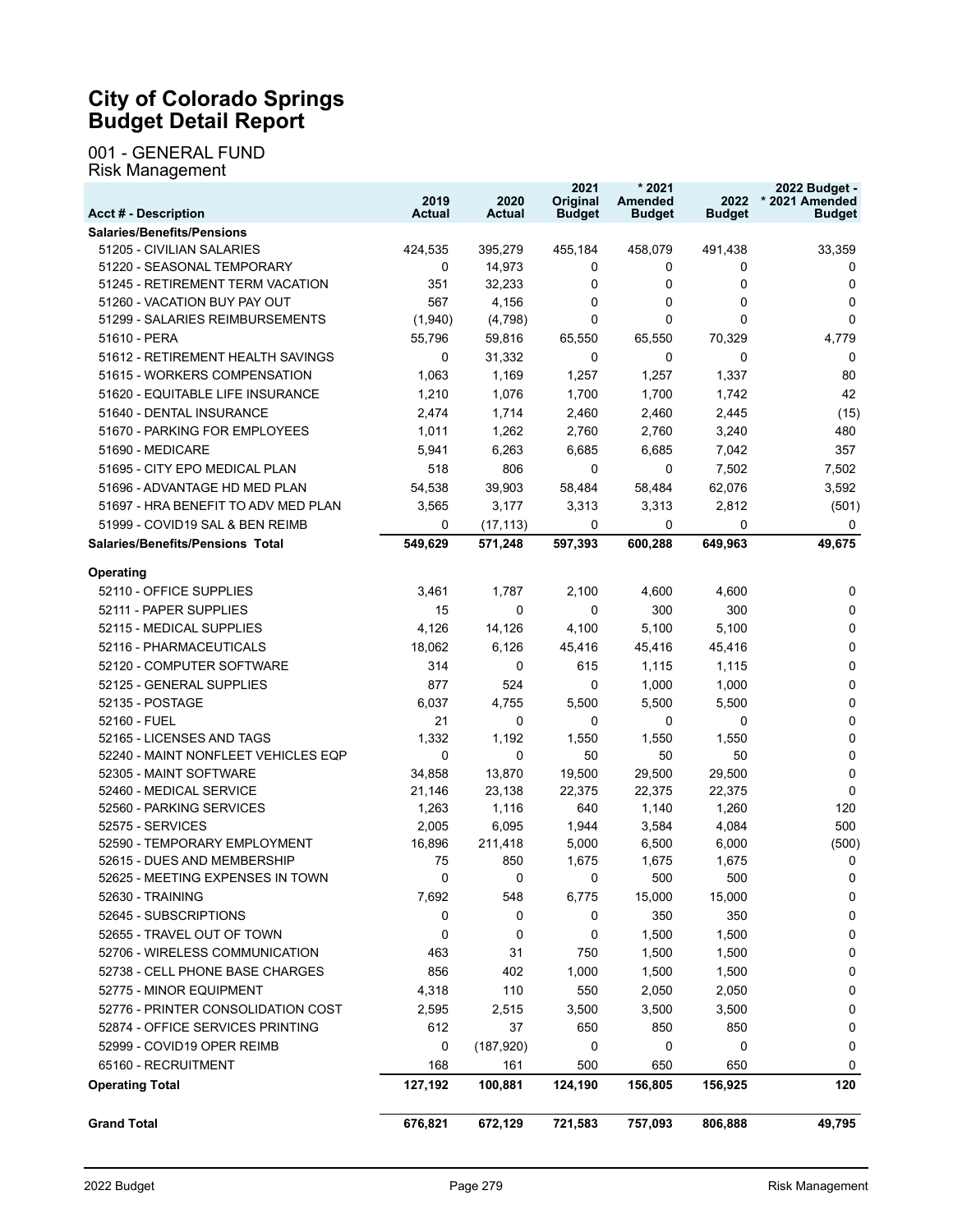# City of Colorado Springs Budget Detail Report

001 - GENERAL FUND
Risk Management

| Acct # - Description | 2019 Actual | 2020 Actual | 2021 Original Budget | * 2021 Amended Budget | 2022 Budget | 2022 Budget - * 2021 Amended Budget |
|---|---|---|---|---|---|---|
| **Salaries/Benefits/Pensions** | | | | | | |
| 51205 - CIVILIAN SALARIES | 424,535 | 395,279 | 455,184 | 458,079 | 491,438 | 33,359 |
| 51220 - SEASONAL TEMPORARY | 0 | 14,973 | 0 | 0 | 0 | 0 |
| 51245 - RETIREMENT TERM VACATION | 351 | 32,233 | 0 | 0 | 0 | 0 |
| 51260 - VACATION BUY PAY OUT | 567 | 4,156 | 0 | 0 | 0 | 0 |
| 51299 - SALARIES REIMBURSEMENTS | (1,940) | (4,798) | 0 | 0 | 0 | 0 |
| 51610 - PERA | 55,796 | 59,816 | 65,550 | 65,550 | 70,329 | 4,779 |
| 51612 - RETIREMENT HEALTH SAVINGS | 0 | 31,332 | 0 | 0 | 0 | 0 |
| 51615 - WORKERS COMPENSATION | 1,063 | 1,169 | 1,257 | 1,257 | 1,337 | 80 |
| 51620 - EQUITABLE LIFE INSURANCE | 1,210 | 1,076 | 1,700 | 1,700 | 1,742 | 42 |
| 51640 - DENTAL INSURANCE | 2,474 | 1,714 | 2,460 | 2,460 | 2,445 | (15) |
| 51670 - PARKING FOR EMPLOYEES | 1,011 | 1,262 | 2,760 | 2,760 | 3,240 | 480 |
| 51690 - MEDICARE | 5,941 | 6,263 | 6,685 | 6,685 | 7,042 | 357 |
| 51695 - CITY EPO MEDICAL PLAN | 518 | 806 | 0 | 0 | 7,502 | 7,502 |
| 51696 - ADVANTAGE HD MED PLAN | 54,538 | 39,903 | 58,484 | 58,484 | 62,076 | 3,592 |
| 51697 - HRA BENEFIT TO ADV MED PLAN | 3,565 | 3,177 | 3,313 | 3,313 | 2,812 | (501) |
| 51999 - COVID19 SAL & BEN REIMB | 0 | (17,113) | 0 | 0 | 0 | 0 |
| **Salaries/Benefits/Pensions Total** | **549,629** | **571,248** | **597,393** | **600,288** | **649,963** | **49,675** |
| **Operating** | | | | | | |
| 52110 - OFFICE SUPPLIES | 3,461 | 1,787 | 2,100 | 4,600 | 4,600 | 0 |
| 52111 - PAPER SUPPLIES | 15 | 0 | 0 | 300 | 300 | 0 |
| 52115 - MEDICAL SUPPLIES | 4,126 | 14,126 | 4,100 | 5,100 | 5,100 | 0 |
| 52116 - PHARMACEUTICALS | 18,062 | 6,126 | 45,416 | 45,416 | 45,416 | 0 |
| 52120 - COMPUTER SOFTWARE | 314 | 0 | 615 | 1,115 | 1,115 | 0 |
| 52125 - GENERAL SUPPLIES | 877 | 524 | 0 | 1,000 | 1,000 | 0 |
| 52135 - POSTAGE | 6,037 | 4,755 | 5,500 | 5,500 | 5,500 | 0 |
| 52160 - FUEL | 21 | 0 | 0 | 0 | 0 | 0 |
| 52165 - LICENSES AND TAGS | 1,332 | 1,192 | 1,550 | 1,550 | 1,550 | 0 |
| 52240 - MAINT NONFLEET VEHICLES EQP | 0 | 0 | 50 | 50 | 50 | 0 |
| 52305 - MAINT SOFTWARE | 34,858 | 13,870 | 19,500 | 29,500 | 29,500 | 0 |
| 52460 - MEDICAL SERVICE | 21,146 | 23,138 | 22,375 | 22,375 | 22,375 | 0 |
| 52560 - PARKING SERVICES | 1,263 | 1,116 | 640 | 1,140 | 1,260 | 120 |
| 52575 - SERVICES | 2,005 | 6,095 | 1,944 | 3,584 | 4,084 | 500 |
| 52590 - TEMPORARY EMPLOYMENT | 16,896 | 211,418 | 5,000 | 6,500 | 6,000 | (500) |
| 52615 - DUES AND MEMBERSHIP | 75 | 850 | 1,675 | 1,675 | 1,675 | 0 |
| 52625 - MEETING EXPENSES IN TOWN | 0 | 0 | 0 | 500 | 500 | 0 |
| 52630 - TRAINING | 7,692 | 548 | 6,775 | 15,000 | 15,000 | 0 |
| 52645 - SUBSCRIPTIONS | 0 | 0 | 0 | 350 | 350 | 0 |
| 52655 - TRAVEL OUT OF TOWN | 0 | 0 | 0 | 1,500 | 1,500 | 0 |
| 52706 - WIRELESS COMMUNICATION | 463 | 31 | 750 | 1,500 | 1,500 | 0 |
| 52738 - CELL PHONE BASE CHARGES | 856 | 402 | 1,000 | 1,500 | 1,500 | 0 |
| 52775 - MINOR EQUIPMENT | 4,318 | 110 | 550 | 2,050 | 2,050 | 0 |
| 52776 - PRINTER CONSOLIDATION COST | 2,595 | 2,515 | 3,500 | 3,500 | 3,500 | 0 |
| 52874 - OFFICE SERVICES PRINTING | 612 | 37 | 650 | 850 | 850 | 0 |
| 52999 - COVID19 OPER REIMB | 0 | (187,920) | 0 | 0 | 0 | 0 |
| 65160 - RECRUITMENT | 168 | 161 | 500 | 650 | 650 | 0 |
| **Operating Total** | **127,192** | **100,881** | **124,190** | **156,805** | **156,925** | **120** |
| **Grand Total** | **676,821** | **672,129** | **721,583** | **757,093** | **806,888** | **49,795** |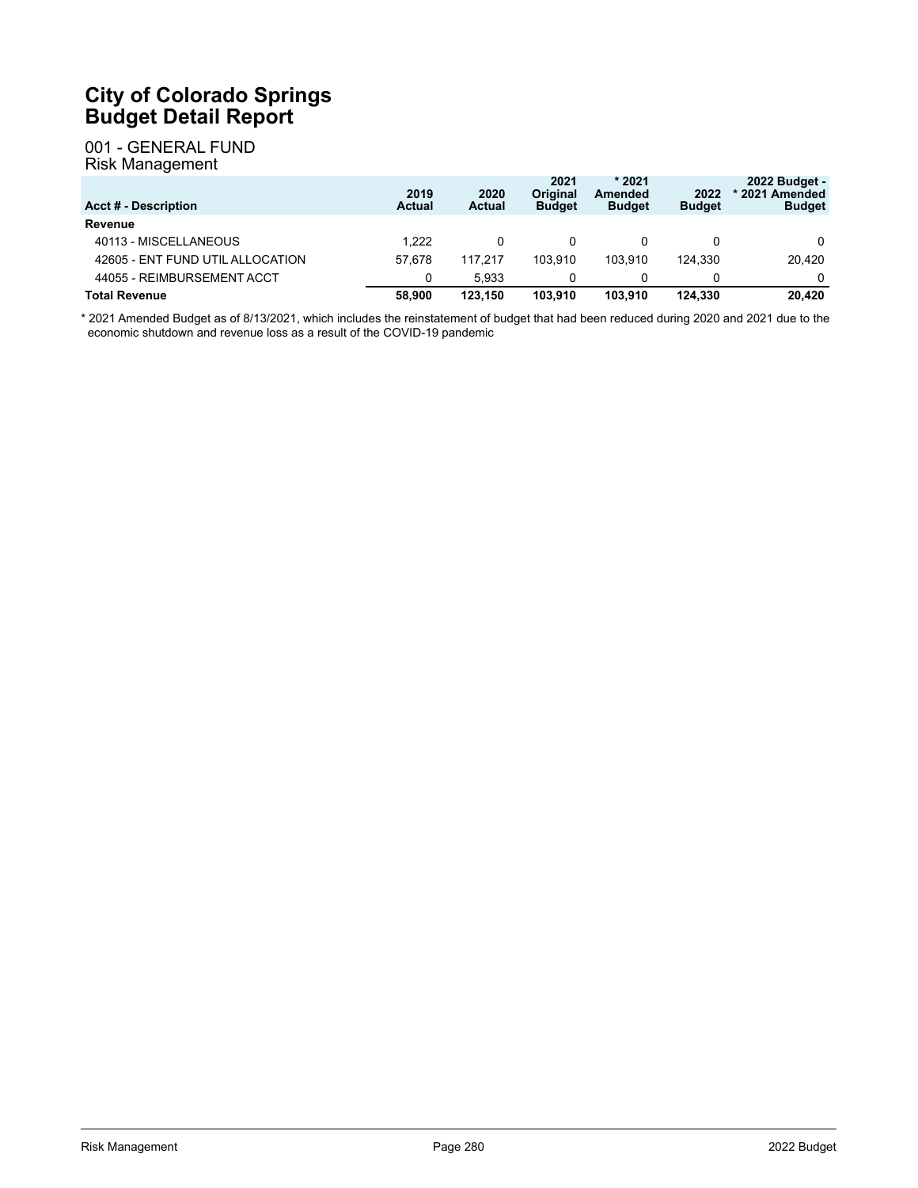# City of Colorado Springs
# Budget Detail Report

## 001 - GENERAL FUND
### Risk Management

| Acct # - Description | 2019 Actual | 2020 Actual | 2021 Original Budget | * 2021 Amended Budget | 2022 Budget | 2022 Budget - * 2021 Amended Budget |
|---|---|---|---|---|---|---|
| **Revenue** | | | | | | |
| 40113 - MISCELLANEOUS | 1,222 | 0 | 0 | 0 | 0 | 0 |
| 42605 - ENT FUND UTIL ALLOCATION | 57,678 | 117,217 | 103,910 | 103,910 | 124,330 | 20,420 |
| 44055 - REIMBURSEMENT ACCT | 0 | 5,933 | 0 | 0 | 0 | 0 |
| **Total Revenue** | **58,900** | **123,150** | **103,910** | **103,910** | **124,330** | **20,420** |

* 2021 Amended Budget as of 8/13/2021, which includes the reinstatement of budget that had been reduced during 2020 and 2021 due to the economic shutdown and revenue loss as a result of the COVID-19 pandemic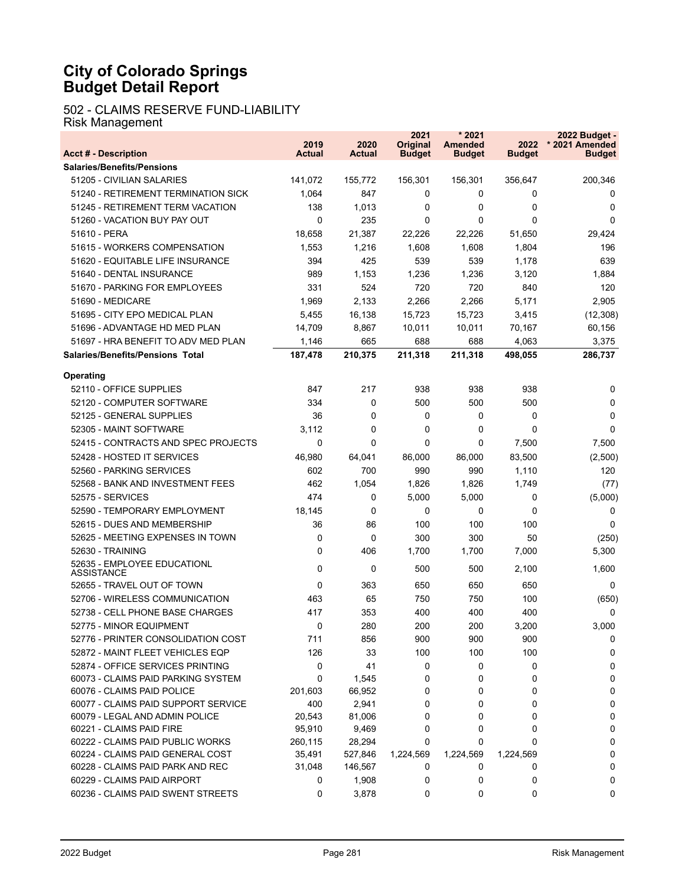# City of Colorado Springs
# Budget Detail Report

## 502 - CLAIMS RESERVE FUND-LIABILITY
### Risk Management

| Acct # - Description | 2019 Actual | 2020 Actual | 2021 Original Budget | * 2021 Amended Budget | 2022 Budget | 2022 Budget - * 2021 Amended Budget |
|---|---|---|---|---|---|---|
| **Salaries/Benefits/Pensions** | | | | | | |
| 51205 - CIVILIAN SALARIES | 141,072 | 155,772 | 156,301 | 156,301 | 356,647 | 200,346 |
| 51240 - RETIREMENT TERMINATION SICK | 1,064 | 847 | 0 | 0 | 0 | 0 |
| 51245 - RETIREMENT TERM VACATION | 138 | 1,013 | 0 | 0 | 0 | 0 |
| 51260 - VACATION BUY PAY OUT | 0 | 235 | 0 | 0 | 0 | 0 |
| 51610 - PERA | 18,658 | 21,387 | 22,226 | 22,226 | 51,650 | 29,424 |
| 51615 - WORKERS COMPENSATION | 1,553 | 1,216 | 1,608 | 1,608 | 1,804 | 196 |
| 51620 - EQUITABLE LIFE INSURANCE | 394 | 425 | 539 | 539 | 1,178 | 639 |
| 51640 - DENTAL INSURANCE | 989 | 1,153 | 1,236 | 1,236 | 3,120 | 1,884 |
| 51670 - PARKING FOR EMPLOYEES | 331 | 524 | 720 | 720 | 840 | 120 |
| 51690 - MEDICARE | 1,969 | 2,133 | 2,266 | 2,266 | 5,171 | 2,905 |
| 51695 - CITY EPO MEDICAL PLAN | 5,455 | 16,138 | 15,723 | 15,723 | 3,415 | (12,308) |
| 51696 - ADVANTAGE HD MED PLAN | 14,709 | 8,867 | 10,011 | 10,011 | 70,167 | 60,156 |
| 51697 - HRA BENEFIT TO ADV MED PLAN | 1,146 | 665 | 688 | 688 | 4,063 | 3,375 |
| **Salaries/Benefits/Pensions Total** | **187,478** | **210,375** | **211,318** | **211,318** | **498,055** | **286,737** |
| **Operating** | | | | | | |
| 52110 - OFFICE SUPPLIES | 847 | 217 | 938 | 938 | 938 | 0 |
| 52120 - COMPUTER SOFTWARE | 334 | 0 | 500 | 500 | 500 | 0 |
| 52125 - GENERAL SUPPLIES | 36 | 0 | 0 | 0 | 0 | 0 |
| 52305 - MAINT SOFTWARE | 3,112 | 0 | 0 | 0 | 0 | 0 |
| 52415 - CONTRACTS AND SPEC PROJECTS | 0 | 0 | 0 | 0 | 7,500 | 7,500 |
| 52428 - HOSTED IT SERVICES | 46,980 | 64,041 | 86,000 | 86,000 | 83,500 | (2,500) |
| 52560 - PARKING SERVICES | 602 | 700 | 990 | 990 | 1,110 | 120 |
| 52568 - BANK AND INVESTMENT FEES | 462 | 1,054 | 1,826 | 1,826 | 1,749 | (77) |
| 52575 - SERVICES | 474 | 0 | 5,000 | 5,000 | 0 | (5,000) |
| 52590 - TEMPORARY EMPLOYMENT | 18,145 | 0 | 0 | 0 | 0 | 0 |
| 52615 - DUES AND MEMBERSHIP | 36 | 86 | 100 | 100 | 100 | 0 |
| 52625 - MEETING EXPENSES IN TOWN | 0 | 0 | 300 | 300 | 50 | (250) |
| 52630 - TRAINING | 0 | 406 | 1,700 | 1,700 | 7,000 | 5,300 |
| 52635 - EMPLOYEE EDUCATIONL ASSISTANCE | 0 | 0 | 500 | 500 | 2,100 | 1,600 |
| 52655 - TRAVEL OUT OF TOWN | 0 | 363 | 650 | 650 | 650 | 0 |
| 52706 - WIRELESS COMMUNICATION | 463 | 65 | 750 | 750 | 100 | (650) |
| 52738 - CELL PHONE BASE CHARGES | 417 | 353 | 400 | 400 | 400 | 0 |
| 52775 - MINOR EQUIPMENT | 0 | 280 | 200 | 200 | 3,200 | 3,000 |
| 52776 - PRINTER CONSOLIDATION COST | 711 | 856 | 900 | 900 | 900 | 0 |
| 52872 - MAINT FLEET VEHICLES EQP | 126 | 33 | 100 | 100 | 100 | 0 |
| 52874 - OFFICE SERVICES PRINTING | 0 | 41 | 0 | 0 | 0 | 0 |
| 60073 - CLAIMS PAID PARKING SYSTEM | 0 | 1,545 | 0 | 0 | 0 | 0 |
| 60076 - CLAIMS PAID POLICE | 201,603 | 66,952 | 0 | 0 | 0 | 0 |
| 60077 - CLAIMS PAID SUPPORT SERVICE | 400 | 2,941 | 0 | 0 | 0 | 0 |
| 60079 - LEGAL AND ADMIN POLICE | 20,543 | 81,006 | 0 | 0 | 0 | 0 |
| 60221 - CLAIMS PAID FIRE | 95,910 | 9,469 | 0 | 0 | 0 | 0 |
| 60222 - CLAIMS PAID PUBLIC WORKS | 260,115 | 28,294 | 0 | 0 | 0 | 0 |
| 60224 - CLAIMS PAID GENERAL COST | 35,491 | 527,846 | 1,224,569 | 1,224,569 | 1,224,569 | 0 |
| 60228 - CLAIMS PAID PARK AND REC | 31,048 | 146,567 | 0 | 0 | 0 | 0 |
| 60229 - CLAIMS PAID AIRPORT | 0 | 1,908 | 0 | 0 | 0 | 0 |
| 60236 - CLAIMS PAID SWENT STREETS | 0 | 3,878 | 0 | 0 | 0 | 0 |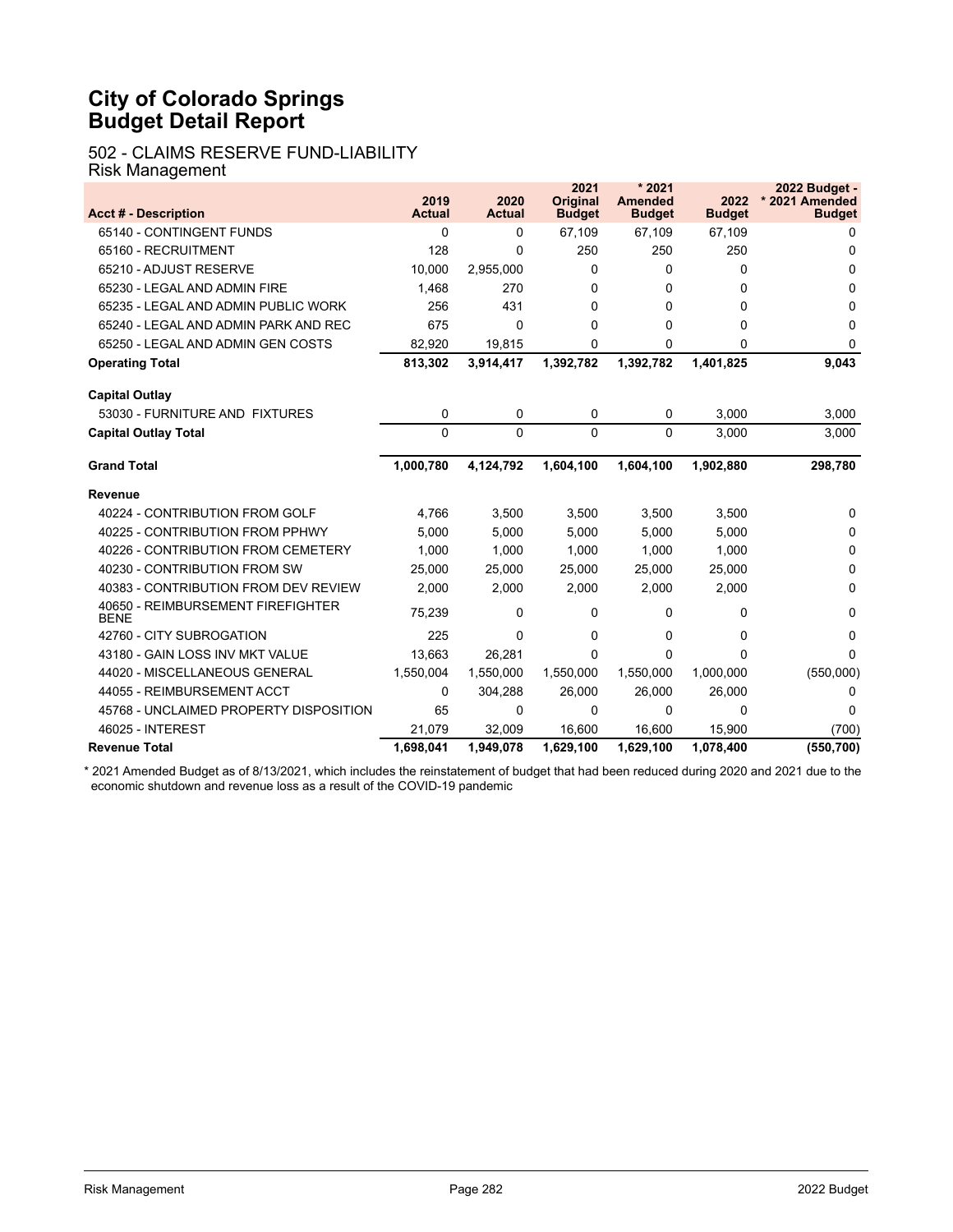# City of Colorado Springs
# Budget Detail Report

## 502 - CLAIMS RESERVE FUND-LIABILITY
### Risk Management

| Acct # - Description | 2019 Actual | 2020 Actual | 2021 Original Budget | * 2021 Amended Budget | 2022 Budget | 2022 Budget - * 2021 Amended Budget |
|---|---|---|---|---|---|---|
| 65140 - CONTINGENT FUNDS | 0 | 0 | 67,109 | 67,109 | 67,109 | 0 |
| 65160 - RECRUITMENT | 128 | 0 | 250 | 250 | 250 | 0 |
| 65210 - ADJUST RESERVE | 10,000 | 2,955,000 | 0 | 0 | 0 | 0 |
| 65230 - LEGAL AND ADMIN FIRE | 1,468 | 270 | 0 | 0 | 0 | 0 |
| 65235 - LEGAL AND ADMIN PUBLIC WORK | 256 | 431 | 0 | 0 | 0 | 0 |
| 65240 - LEGAL AND ADMIN PARK AND REC | 675 | 0 | 0 | 0 | 0 | 0 |
| 65250 - LEGAL AND ADMIN GEN COSTS | 82,920 | 19,815 | 0 | 0 | 0 | 0 |
| **Operating Total** | **813,302** | **3,914,417** | **1,392,782** | **1,392,782** | **1,401,825** | **9,043** |
| **Capital Outlay** | | | | | | |
| 53030 - FURNITURE AND FIXTURES | 0 | 0 | 0 | 0 | 3,000 | 3,000 |
| **Capital Outlay Total** | 0 | 0 | 0 | 0 | 3,000 | 3,000 |
| **Grand Total** | **1,000,780** | **4,124,792** | **1,604,100** | **1,604,100** | **1,902,880** | **298,780** |
| **Revenue** | | | | | | |
| 40224 - CONTRIBUTION FROM GOLF | 4,766 | 3,500 | 3,500 | 3,500 | 3,500 | 0 |
| 40225 - CONTRIBUTION FROM PPHWY | 5,000 | 5,000 | 5,000 | 5,000 | 5,000 | 0 |
| 40226 - CONTRIBUTION FROM CEMETERY | 1,000 | 1,000 | 1,000 | 1,000 | 1,000 | 0 |
| 40230 - CONTRIBUTION FROM SW | 25,000 | 25,000 | 25,000 | 25,000 | 25,000 | 0 |
| 40383 - CONTRIBUTION FROM DEV REVIEW | 2,000 | 2,000 | 2,000 | 2,000 | 2,000 | 0 |
| 40650 - REIMBURSEMENT FIREFIGHTER BENE | 75,239 | 0 | 0 | 0 | 0 | 0 |
| 42760 - CITY SUBROGATION | 225 | 0 | 0 | 0 | 0 | 0 |
| 43180 - GAIN LOSS INV MKT VALUE | 13,663 | 26,281 | 0 | 0 | 0 | 0 |
| 44020 - MISCELLANEOUS GENERAL | 1,550,004 | 1,550,000 | 1,550,000 | 1,550,000 | 1,000,000 | (550,000) |
| 44055 - REIMBURSEMENT ACCT | 0 | 304,288 | 26,000 | 26,000 | 26,000 | 0 |
| 45768 - UNCLAIMED PROPERTY DISPOSITION | 65 | 0 | 0 | 0 | 0 | 0 |
| 46025 - INTEREST | 21,079 | 32,009 | 16,600 | 16,600 | 15,900 | (700) |
| **Revenue Total** | **1,698,041** | **1,949,078** | **1,629,100** | **1,629,100** | **1,078,400** | **(550,700)** |

* 2021 Amended Budget as of 8/13/2021, which includes the reinstatement of budget that had been reduced during 2020 and 2021 due to the economic shutdown and revenue loss as a result of the COVID-19 pandemic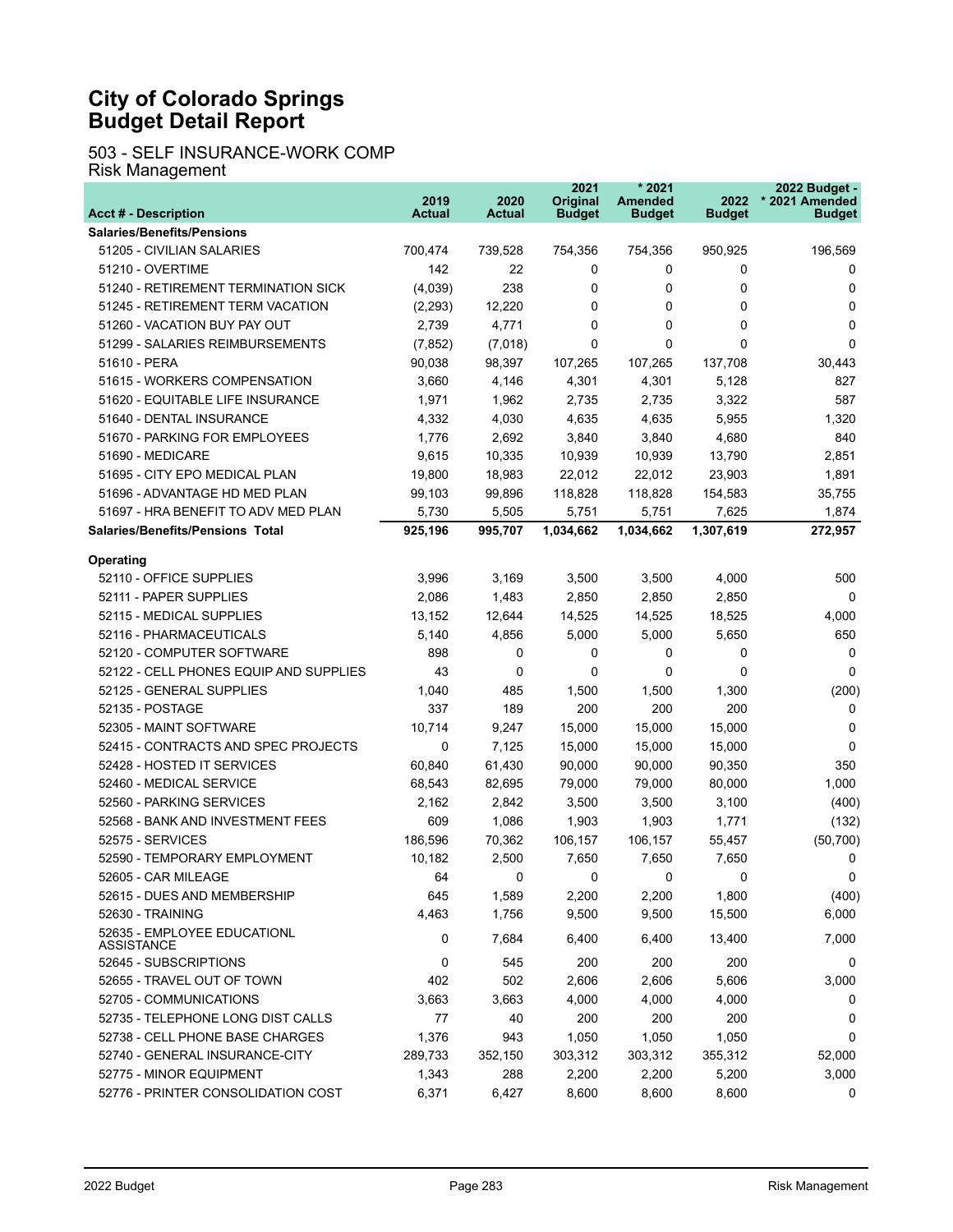# City of Colorado Springs
# Budget Detail Report

## 503 - SELF INSURANCE-WORK COMP
Risk Management

| Acct # - Description | 2019 Actual | 2020 Actual | 2021 Original Budget | * 2021 Amended Budget | 2022 Budget | 2022 Budget - * 2021 Amended Budget |
|---|---|---|---|---|---|---|
| **Salaries/Benefits/Pensions** | | | | | | |
| 51205 - CIVILIAN SALARIES | 700,474 | 739,528 | 754,356 | 754,356 | 950,925 | 196,569 |
| 51210 - OVERTIME | 142 | 22 | 0 | 0 | 0 | 0 |
| 51240 - RETIREMENT TERMINATION SICK | (4,039) | 238 | 0 | 0 | 0 | 0 |
| 51245 - RETIREMENT TERM VACATION | (2,293) | 12,220 | 0 | 0 | 0 | 0 |
| 51260 - VACATION BUY PAY OUT | 2,739 | 4,771 | 0 | 0 | 0 | 0 |
| 51299 - SALARIES REIMBURSEMENTS | (7,852) | (7,018) | 0 | 0 | 0 | 0 |
| 51610 - PERA | 90,038 | 98,397 | 107,265 | 107,265 | 137,708 | 30,443 |
| 51615 - WORKERS COMPENSATION | 3,660 | 4,146 | 4,301 | 4,301 | 5,128 | 827 |
| 51620 - EQUITABLE LIFE INSURANCE | 1,971 | 1,962 | 2,735 | 2,735 | 3,322 | 587 |
| 51640 - DENTAL INSURANCE | 4,332 | 4,030 | 4,635 | 4,635 | 5,955 | 1,320 |
| 51670 - PARKING FOR EMPLOYEES | 1,776 | 2,692 | 3,840 | 3,840 | 4,680 | 840 |
| 51690 - MEDICARE | 9,615 | 10,335 | 10,939 | 10,939 | 13,790 | 2,851 |
| 51695 - CITY EPO MEDICAL PLAN | 19,800 | 18,983 | 22,012 | 22,012 | 23,903 | 1,891 |
| 51696 - ADVANTAGE HD MED PLAN | 99,103 | 99,896 | 118,828 | 118,828 | 154,583 | 35,755 |
| 51697 - HRA BENEFIT TO ADV MED PLAN | 5,730 | 5,505 | 5,751 | 5,751 | 7,625 | 1,874 |
| **Salaries/Benefits/Pensions Total** | **925,196** | **995,707** | **1,034,662** | **1,034,662** | **1,307,619** | **272,957** |
| **Operating** | | | | | | |
| 52110 - OFFICE SUPPLIES | 3,996 | 3,169 | 3,500 | 3,500 | 4,000 | 500 |
| 52111 - PAPER SUPPLIES | 2,086 | 1,483 | 2,850 | 2,850 | 2,850 | 0 |
| 52115 - MEDICAL SUPPLIES | 13,152 | 12,644 | 14,525 | 14,525 | 18,525 | 4,000 |
| 52116 - PHARMACEUTICALS | 5,140 | 4,856 | 5,000 | 5,000 | 5,650 | 650 |
| 52120 - COMPUTER SOFTWARE | 898 | 0 | 0 | 0 | 0 | 0 |
| 52122 - CELL PHONES EQUIP AND SUPPLIES | 43 | 0 | 0 | 0 | 0 | 0 |
| 52125 - GENERAL SUPPLIES | 1,040 | 485 | 1,500 | 1,500 | 1,300 | (200) |
| 52135 - POSTAGE | 337 | 189 | 200 | 200 | 200 | 0 |
| 52305 - MAINT SOFTWARE | 10,714 | 9,247 | 15,000 | 15,000 | 15,000 | 0 |
| 52415 - CONTRACTS AND SPEC PROJECTS | 0 | 7,125 | 15,000 | 15,000 | 15,000 | 0 |
| 52428 - HOSTED IT SERVICES | 60,840 | 61,430 | 90,000 | 90,000 | 90,350 | 350 |
| 52460 - MEDICAL SERVICE | 68,543 | 82,695 | 79,000 | 79,000 | 80,000 | 1,000 |
| 52560 - PARKING SERVICES | 2,162 | 2,842 | 3,500 | 3,500 | 3,100 | (400) |
| 52568 - BANK AND INVESTMENT FEES | 609 | 1,086 | 1,903 | 1,903 | 1,771 | (132) |
| 52575 - SERVICES | 186,596 | 70,362 | 106,157 | 106,157 | 55,457 | (50,700) |
| 52590 - TEMPORARY EMPLOYMENT | 10,182 | 2,500 | 7,650 | 7,650 | 7,650 | 0 |
| 52605 - CAR MILEAGE | 64 | 0 | 0 | 0 | 0 | 0 |
| 52615 - DUES AND MEMBERSHIP | 645 | 1,589 | 2,200 | 2,200 | 1,800 | (400) |
| 52630 - TRAINING | 4,463 | 1,756 | 9,500 | 9,500 | 15,500 | 6,000 |
| 52635 - EMPLOYEE EDUCATIONL ASSISTANCE | 0 | 7,684 | 6,400 | 6,400 | 13,400 | 7,000 |
| 52645 - SUBSCRIPTIONS | 0 | 545 | 200 | 200 | 200 | 0 |
| 52655 - TRAVEL OUT OF TOWN | 402 | 502 | 2,606 | 2,606 | 5,606 | 3,000 |
| 52705 - COMMUNICATIONS | 3,663 | 3,663 | 4,000 | 4,000 | 4,000 | 0 |
| 52735 - TELEPHONE LONG DIST CALLS | 77 | 40 | 200 | 200 | 200 | 0 |
| 52738 - CELL PHONE BASE CHARGES | 1,376 | 943 | 1,050 | 1,050 | 1,050 | 0 |
| 52740 - GENERAL INSURANCE-CITY | 289,733 | 352,150 | 303,312 | 303,312 | 355,312 | 52,000 |
| 52775 - MINOR EQUIPMENT | 1,343 | 288 | 2,200 | 2,200 | 5,200 | 3,000 |
| 52776 - PRINTER CONSOLIDATION COST | 6,371 | 6,427 | 8,600 | 8,600 | 8,600 | 0 |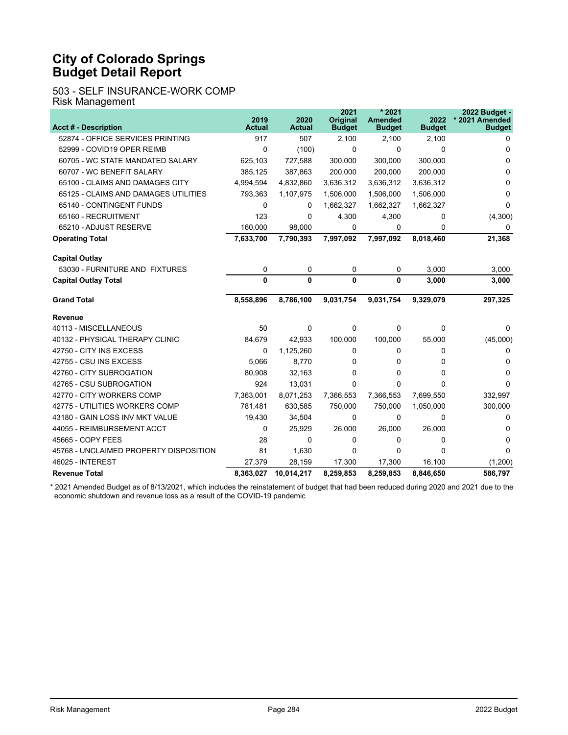# City of Colorado Springs
# Budget Detail Report

## 503 - SELF INSURANCE-WORK COMP
Risk Management

| Acct # - Description | 2019 Actual | 2020 Actual | 2021 Original Budget | * 2021 Amended Budget | 2022 Budget | 2022 Budget - * 2021 Amended Budget |
|---|---|---|---|---|---|---|
| 52874 - OFFICE SERVICES PRINTING | 917 | 507 | 2,100 | 2,100 | 2,100 | 0 |
| 52999 - COVID19 OPER REIMB | 0 | (100) | 0 | 0 | 0 | 0 |
| 60705 - WC STATE MANDATED SALARY | 625,103 | 727,588 | 300,000 | 300,000 | 300,000 | 0 |
| 60707 - WC BENEFIT SALARY | 385,125 | 387,863 | 200,000 | 200,000 | 200,000 | 0 |
| 65100 - CLAIMS AND DAMAGES CITY | 4,994,594 | 4,832,860 | 3,636,312 | 3,636,312 | 3,636,312 | 0 |
| 65125 - CLAIMS AND DAMAGES UTILITIES | 793,363 | 1,107,975 | 1,506,000 | 1,506,000 | 1,506,000 | 0 |
| 65140 - CONTINGENT FUNDS | 0 | 0 | 1,662,327 | 1,662,327 | 1,662,327 | 0 |
| 65160 - RECRUITMENT | 123 | 0 | 4,300 | 4,300 | 0 | (4,300) |
| 65210 - ADJUST RESERVE | 160,000 | 98,000 | 0 | 0 | 0 | 0 |
| **Operating Total** | **7,633,700** | **7,790,393** | **7,997,092** | **7,997,092** | **8,018,460** | **21,368** |
| **Capital Outlay** | | | | | | |
| 53030 - FURNITURE AND FIXTURES | 0 | 0 | 0 | 0 | 3,000 | 3,000 |
| **Capital Outlay Total** | **0** | **0** | **0** | **0** | **3,000** | **3,000** |
| **Grand Total** | **8,558,896** | **8,786,100** | **9,031,754** | **9,031,754** | **9,329,079** | **297,325** |
| **Revenue** | | | | | | |
| 40113 - MISCELLANEOUS | 50 | 0 | 0 | 0 | 0 | 0 |
| 40132 - PHYSICAL THERAPY CLINIC | 84,679 | 42,933 | 100,000 | 100,000 | 55,000 | (45,000) |
| 42750 - CITY INS EXCESS | 0 | 1,125,260 | 0 | 0 | 0 | 0 |
| 42755 - CSU INS EXCESS | 5,066 | 8,770 | 0 | 0 | 0 | 0 |
| 42760 - CITY SUBROGATION | 80,908 | 32,163 | 0 | 0 | 0 | 0 |
| 42765 - CSU SUBROGATION | 924 | 13,031 | 0 | 0 | 0 | 0 |
| 42770 - CITY WORKERS COMP | 7,363,001 | 8,071,253 | 7,366,553 | 7,366,553 | 7,699,550 | 332,997 |
| 42775 - UTILITIES WORKERS COMP | 781,481 | 630,585 | 750,000 | 750,000 | 1,050,000 | 300,000 |
| 43180 - GAIN LOSS INV MKT VALUE | 19,430 | 34,504 | 0 | 0 | 0 | 0 |
| 44055 - REIMBURSEMENT ACCT | 0 | 25,929 | 26,000 | 26,000 | 26,000 | 0 |
| 45665 - COPY FEES | 28 | 0 | 0 | 0 | 0 | 0 |
| 45768 - UNCLAIMED PROPERTY DISPOSITION | 81 | 1,630 | 0 | 0 | 0 | 0 |
| 46025 - INTEREST | 27,379 | 28,159 | 17,300 | 17,300 | 16,100 | (1,200) |
| **Revenue Total** | **8,363,027** | **10,014,217** | **8,259,853** | **8,259,853** | **8,846,650** | **586,797** |

* 2021 Amended Budget as of 8/13/2021, which includes the reinstatement of budget that had been reduced during 2020 and 2021 due to the economic shutdown and revenue loss as a result of the COVID-19 pandemic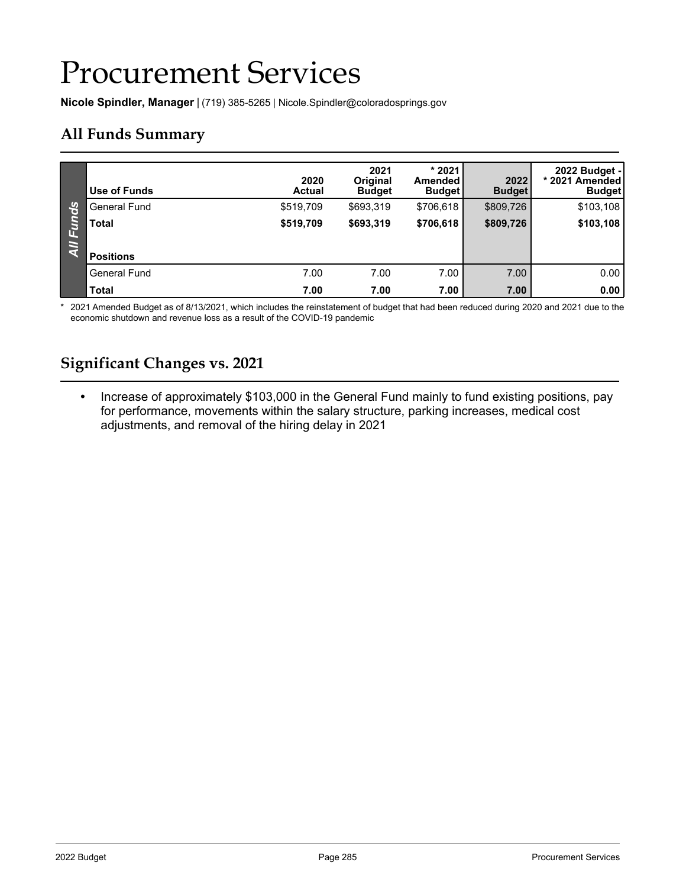# Procurement Services

**Nicole Spindler, Manager** | (719) 385-5265 | Nicole.Spindler@coloradosprings.gov

## All Funds Summary

| Use of Funds | 2020 Actual | 2021 Original Budget | * 2021 Amended Budget | 2022 Budget | 2022 Budget - * 2021 Amended Budget |
|---|---|---|---|---|---|
| General Fund | $519,709 | $693,319 | $706,618 | $809,726 | $103,108 |
| **Total** | **$519,709** | **$693,319** | **$706,618** | **$809,726** | **$103,108** |
| **Positions** | | | | | |
| General Fund | 7.00 | 7.00 | 7.00 | 7.00 | 0.00 |
| **Total** | **7.00** | **7.00** | **7.00** | **7.00** | **0.00** |

* 2021 Amended Budget as of 8/13/2021, which includes the reinstatement of budget that had been reduced during 2020 and 2021 due to the economic shutdown and revenue loss as a result of the COVID-19 pandemic

## Significant Changes vs. 2021

- Increase of approximately $103,000 in the General Fund mainly to fund existing positions, pay for performance, movements within the salary structure, parking increases, medical cost adjustments, and removal of the hiring delay in 2021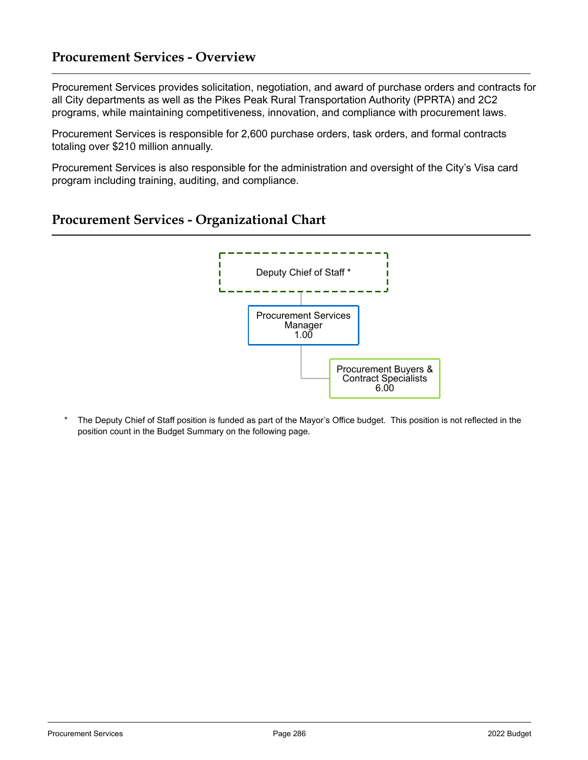## Procurement Services - Overview

Procurement Services provides solicitation, negotiation, and award of purchase orders and contracts for all City departments as well as the Pikes Peak Rural Transportation Authority (PPRTA) and 2C2 programs, while maintaining competitiveness, innovation, and compliance with procurement laws.

Procurement Services is responsible for 2,600 purchase orders, task orders, and formal contracts totaling over $210 million annually.

Procurement Services is also responsible for the administration and oversight of the City's Visa card program including training, auditing, and compliance.

## Procurement Services - Organizational Chart

Deputy Chief of Staff *

Procurement Services Manager
1.00

Procurement Buyers & Contract Specialists
6.00

\* The Deputy Chief of Staff position is funded as part of the Mayor's Office budget. This position is not reflected in the position count in the Budget Summary on the following page.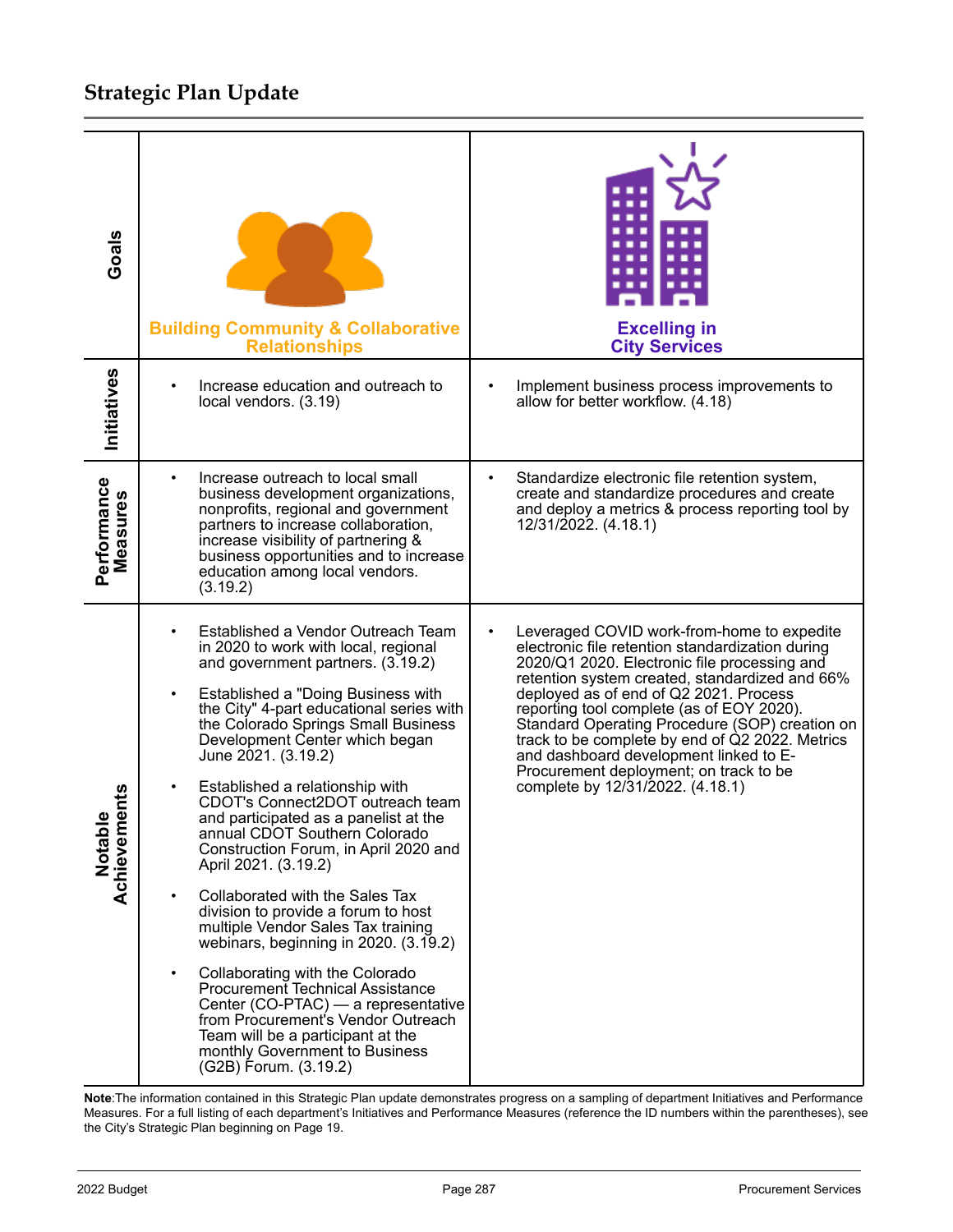## Strategic Plan Update

| | | |
|---|---|---|
| **Goals** | **Building Community & Collaborative Relationships** | **Excelling in City Services** |
| **Initiatives** | • Increase education and outreach to local vendors. (3.19) | • Implement business process improvements to allow for better workflow. (4.18) |
| **Performance Measures** | • Increase outreach to local small business development organizations, nonprofits, regional and government partners to increase collaboration, increase visibility of partnering & business opportunities and to increase education among local vendors. (3.19.2) | • Standardize electronic file retention system, create and standardize procedures and create and deploy a metrics & process reporting tool by 12/31/2022. (4.18.1) |
| **Notable Achievements** | • Established a Vendor Outreach Team in 2020 to work with local, regional and government partners. (3.19.2)<br><br>• Established a "Doing Business with the City" 4-part educational series with the Colorado Springs Small Business Development Center which began June 2021. (3.19.2)<br><br>• Established a relationship with CDOT's Connect2DOT outreach team and participated as a panelist at the annual CDOT Southern Colorado Construction Forum, in April 2020 and April 2021. (3.19.2)<br><br>• Collaborated with the Sales Tax division to provide a forum to host multiple Vendor Sales Tax training webinars, beginning in 2020. (3.19.2)<br><br>• Collaborating with the Colorado Procurement Technical Assistance Center (CO-PTAC) — a representative from Procurement's Vendor Outreach Team will be a participant at the monthly Government to Business (G2B) Forum. (3.19.2) | • Leveraged COVID work-from-home to expedite electronic file retention standardization during 2020/Q1 2020. Electronic file processing and retention system created, standardized and 66% deployed as of end of Q2 2021. Process reporting tool complete (as of EOY 2020). Standard Operating Procedure (SOP) creation on track to be complete by end of Q2 2022. Metrics and dashboard development linked to E-Procurement deployment; on track to be complete by 12/31/2022. (4.18.1) |

**Note**:The information contained in this Strategic Plan update demonstrates progress on a sampling of department Initiatives and Performance Measures. For a full listing of each department's Initiatives and Performance Measures (reference the ID numbers within the parentheses), see the City's Strategic Plan beginning on Page 19.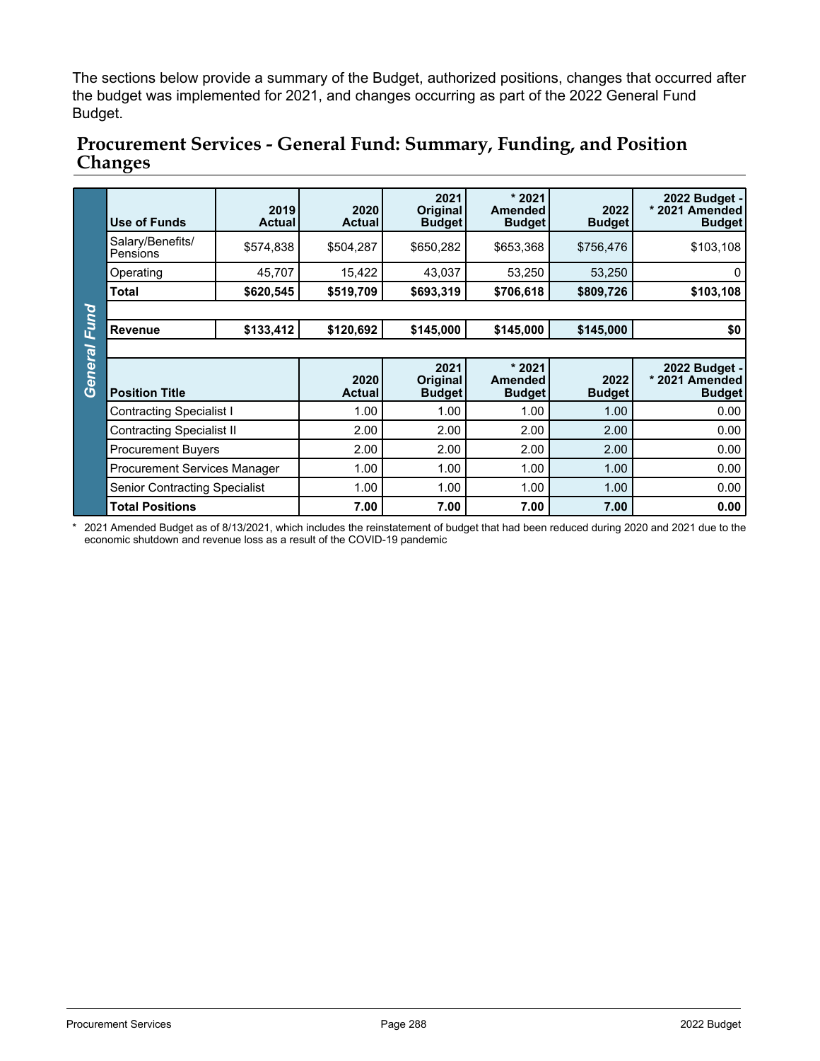The sections below provide a summary of the Budget, authorized positions, changes that occurred after the budget was implemented for 2021, and changes occurring as part of the 2022 General Fund Budget.

## Procurement Services - General Fund: Summary, Funding, and Position Changes

**General Fund**

| Use of Funds | 2019 Actual | 2020 Actual | 2021 Original Budget | * 2021 Amended Budget | 2022 Budget | 2022 Budget - * 2021 Amended Budget |
|---|---|---|---|---|---|---|
| Salary/Benefits/ Pensions | $574,838 | $504,287 | $650,282 | $653,368 | $756,476 | $103,108 |
| Operating | 45,707 | 15,422 | 43,037 | 53,250 | 53,250 | 0 |
| **Total** | **$620,545** | **$519,709** | **$693,319** | **$706,618** | **$809,726** | **$103,108** |
| | | | | | | |
| **Revenue** | **$133,412** | **$120,692** | **$145,000** | **$145,000** | **$145,000** | **$0** |

| Position Title | 2020 Actual | 2021 Original Budget | * 2021 Amended Budget | 2022 Budget | 2022 Budget - * 2021 Amended Budget |
|---|---|---|---|---|---|
| Contracting Specialist I | 1.00 | 1.00 | 1.00 | 1.00 | 0.00 |
| Contracting Specialist II | 2.00 | 2.00 | 2.00 | 2.00 | 0.00 |
| Procurement Buyers | 2.00 | 2.00 | 2.00 | 2.00 | 0.00 |
| Procurement Services Manager | 1.00 | 1.00 | 1.00 | 1.00 | 0.00 |
| Senior Contracting Specialist | 1.00 | 1.00 | 1.00 | 1.00 | 0.00 |
| **Total Positions** | **7.00** | **7.00** | **7.00** | **7.00** | **0.00** |

* 2021 Amended Budget as of 8/13/2021, which includes the reinstatement of budget that had been reduced during 2020 and 2021 due to the economic shutdown and revenue loss as a result of the COVID-19 pandemic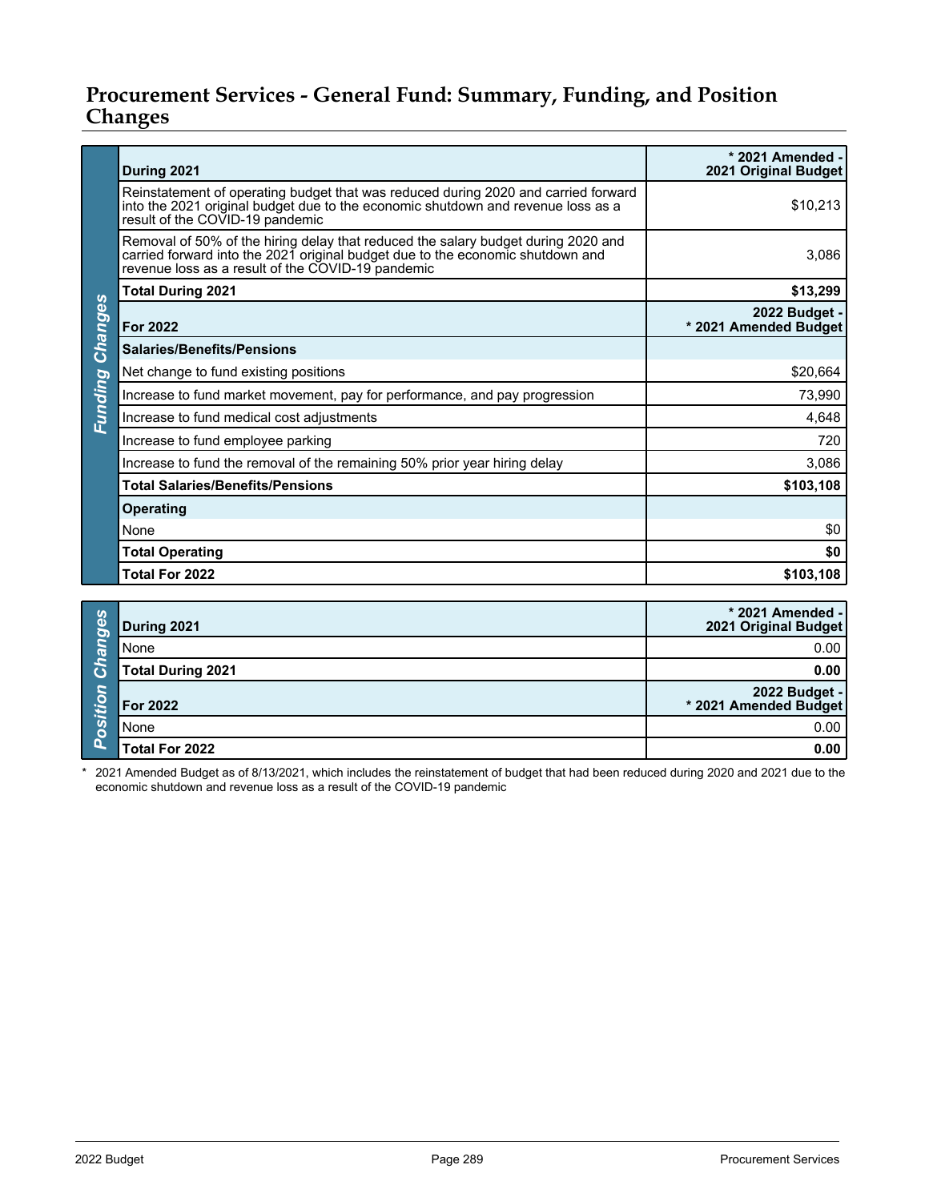## Procurement Services - General Fund: Summary, Funding, and Position Changes

**Funding Changes**

| During 2021 | * 2021 Amended - 2021 Original Budget |
|---|---|
| Reinstatement of operating budget that was reduced during 2020 and carried forward into the 2021 original budget due to the economic shutdown and revenue loss as a result of the COVID-19 pandemic | $10,213 |
| Removal of 50% of the hiring delay that reduced the salary budget during 2020 and carried forward into the 2021 original budget due to the economic shutdown and revenue loss as a result of the COVID-19 pandemic | 3,086 |
| **Total During 2021** | **$13,299** |
| **For 2022** | **2022 Budget - * 2021 Amended Budget** |
| **Salaries/Benefits/Pensions** | |
| Net change to fund existing positions | $20,664 |
| Increase to fund market movement, pay for performance, and pay progression | 73,990 |
| Increase to fund medical cost adjustments | 4,648 |
| Increase to fund employee parking | 720 |
| Increase to fund the removal of the remaining 50% prior year hiring delay | 3,086 |
| **Total Salaries/Benefits/Pensions** | **$103,108** |
| **Operating** | |
| None | $0 |
| **Total Operating** | **$0** |
| **Total For 2022** | **$103,108** |

**Position Changes**

| During 2021 | * 2021 Amended - 2021 Original Budget |
|---|---|
| None | 0.00 |
| **Total During 2021** | **0.00** |
| **For 2022** | **2022 Budget - * 2021 Amended Budget** |
| None | 0.00 |
| **Total For 2022** | **0.00** |

\* 2021 Amended Budget as of 8/13/2021, which includes the reinstatement of budget that had been reduced during 2020 and 2021 due to the economic shutdown and revenue loss as a result of the COVID-19 pandemic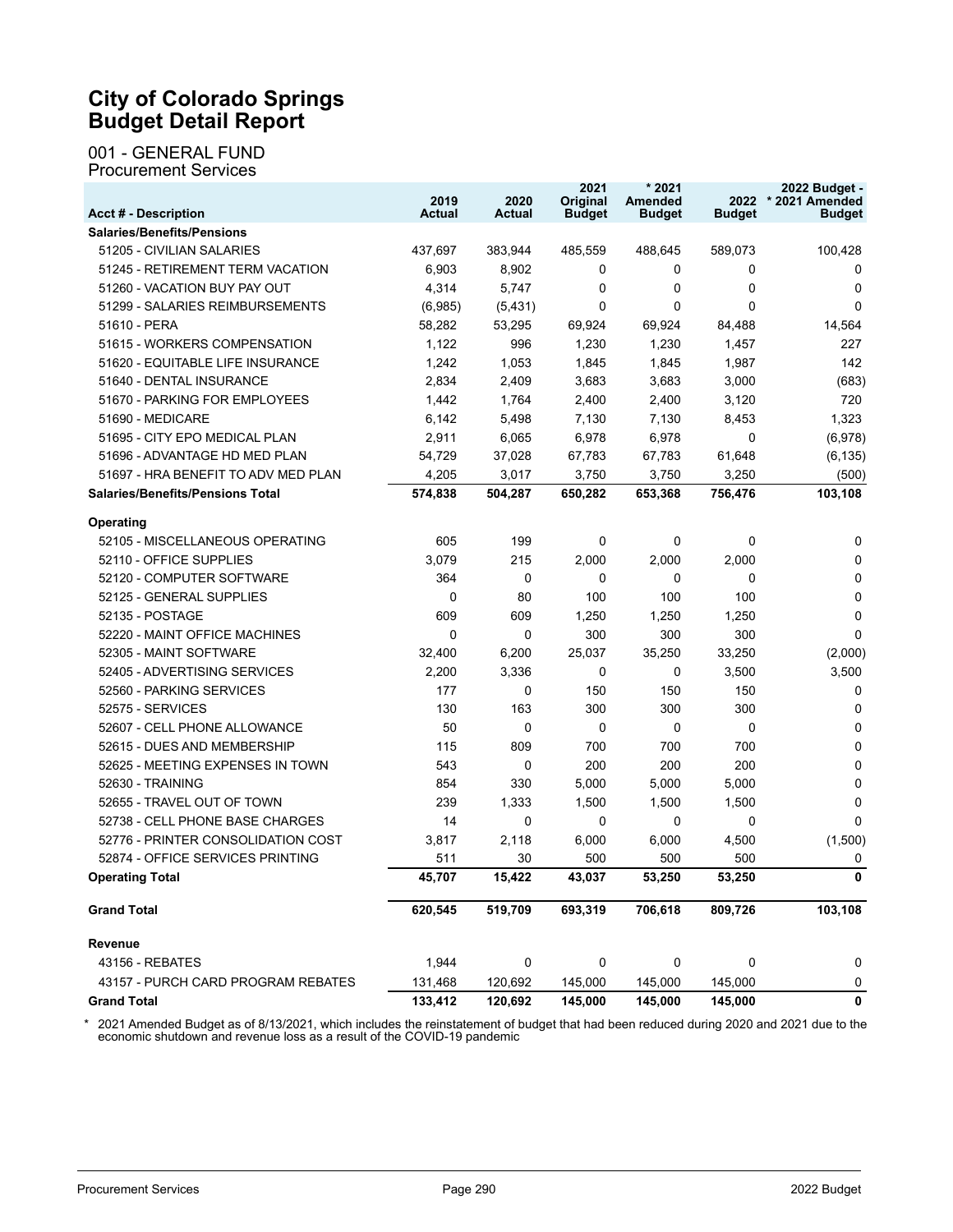# City of Colorado Springs Budget Detail Report

## 001 - GENERAL FUND

### Procurement Services

| Acct # - Description | 2019 Actual | 2020 Actual | 2021 Original Budget | * 2021 Amended Budget | 2022 Budget | 2022 Budget - * 2021 Amended Budget |
|---|---|---|---|---|---|---|
| **Salaries/Benefits/Pensions** | | | | | | |
| 51205 - CIVILIAN SALARIES | 437,697 | 383,944 | 485,559 | 488,645 | 589,073 | 100,428 |
| 51245 - RETIREMENT TERM VACATION | 6,903 | 8,902 | 0 | 0 | 0 | 0 |
| 51260 - VACATION BUY PAY OUT | 4,314 | 5,747 | 0 | 0 | 0 | 0 |
| 51299 - SALARIES REIMBURSEMENTS | (6,985) | (5,431) | 0 | 0 | 0 | 0 |
| 51610 - PERA | 58,282 | 53,295 | 69,924 | 69,924 | 84,488 | 14,564 |
| 51615 - WORKERS COMPENSATION | 1,122 | 996 | 1,230 | 1,230 | 1,457 | 227 |
| 51620 - EQUITABLE LIFE INSURANCE | 1,242 | 1,053 | 1,845 | 1,845 | 1,987 | 142 |
| 51640 - DENTAL INSURANCE | 2,834 | 2,409 | 3,683 | 3,683 | 3,000 | (683) |
| 51670 - PARKING FOR EMPLOYEES | 1,442 | 1,764 | 2,400 | 2,400 | 3,120 | 720 |
| 51690 - MEDICARE | 6,142 | 5,498 | 7,130 | 7,130 | 8,453 | 1,323 |
| 51695 - CITY EPO MEDICAL PLAN | 2,911 | 6,065 | 6,978 | 6,978 | 0 | (6,978) |
| 51696 - ADVANTAGE HD MED PLAN | 54,729 | 37,028 | 67,783 | 67,783 | 61,648 | (6,135) |
| 51697 - HRA BENEFIT TO ADV MED PLAN | 4,205 | 3,017 | 3,750 | 3,750 | 3,250 | (500) |
| **Salaries/Benefits/Pensions Total** | **574,838** | **504,287** | **650,282** | **653,368** | **756,476** | **103,108** |
| **Operating** | | | | | | |
| 52105 - MISCELLANEOUS OPERATING | 605 | 199 | 0 | 0 | 0 | 0 |
| 52110 - OFFICE SUPPLIES | 3,079 | 215 | 2,000 | 2,000 | 2,000 | 0 |
| 52120 - COMPUTER SOFTWARE | 364 | 0 | 0 | 0 | 0 | 0 |
| 52125 - GENERAL SUPPLIES | 0 | 80 | 100 | 100 | 100 | 0 |
| 52135 - POSTAGE | 609 | 609 | 1,250 | 1,250 | 1,250 | 0 |
| 52220 - MAINT OFFICE MACHINES | 0 | 0 | 300 | 300 | 300 | 0 |
| 52305 - MAINT SOFTWARE | 32,400 | 6,200 | 25,037 | 35,250 | 33,250 | (2,000) |
| 52405 - ADVERTISING SERVICES | 2,200 | 3,336 | 0 | 0 | 3,500 | 3,500 |
| 52560 - PARKING SERVICES | 177 | 0 | 150 | 150 | 150 | 0 |
| 52575 - SERVICES | 130 | 163 | 300 | 300 | 300 | 0 |
| 52607 - CELL PHONE ALLOWANCE | 50 | 0 | 0 | 0 | 0 | 0 |
| 52615 - DUES AND MEMBERSHIP | 115 | 809 | 700 | 700 | 700 | 0 |
| 52625 - MEETING EXPENSES IN TOWN | 543 | 0 | 200 | 200 | 200 | 0 |
| 52630 - TRAINING | 854 | 330 | 5,000 | 5,000 | 5,000 | 0 |
| 52655 - TRAVEL OUT OF TOWN | 239 | 1,333 | 1,500 | 1,500 | 1,500 | 0 |
| 52738 - CELL PHONE BASE CHARGES | 14 | 0 | 0 | 0 | 0 | 0 |
| 52776 - PRINTER CONSOLIDATION COST | 3,817 | 2,118 | 6,000 | 6,000 | 4,500 | (1,500) |
| 52874 - OFFICE SERVICES PRINTING | 511 | 30 | 500 | 500 | 500 | 0 |
| **Operating Total** | **45,707** | **15,422** | **43,037** | **53,250** | **53,250** | **0** |
| **Grand Total** | **620,545** | **519,709** | **693,319** | **706,618** | **809,726** | **103,108** |
| **Revenue** | | | | | | |
| 43156 - REBATES | 1,944 | 0 | 0 | 0 | 0 | 0 |
| 43157 - PURCH CARD PROGRAM REBATES | 131,468 | 120,692 | 145,000 | 145,000 | 145,000 | 0 |
| **Grand Total** | **133,412** | **120,692** | **145,000** | **145,000** | **145,000** | **0** |

\* 2021 Amended Budget as of 8/13/2021, which includes the reinstatement of budget that had been reduced during 2020 and 2021 due to the economic shutdown and revenue loss as a result of the COVID-19 pandemic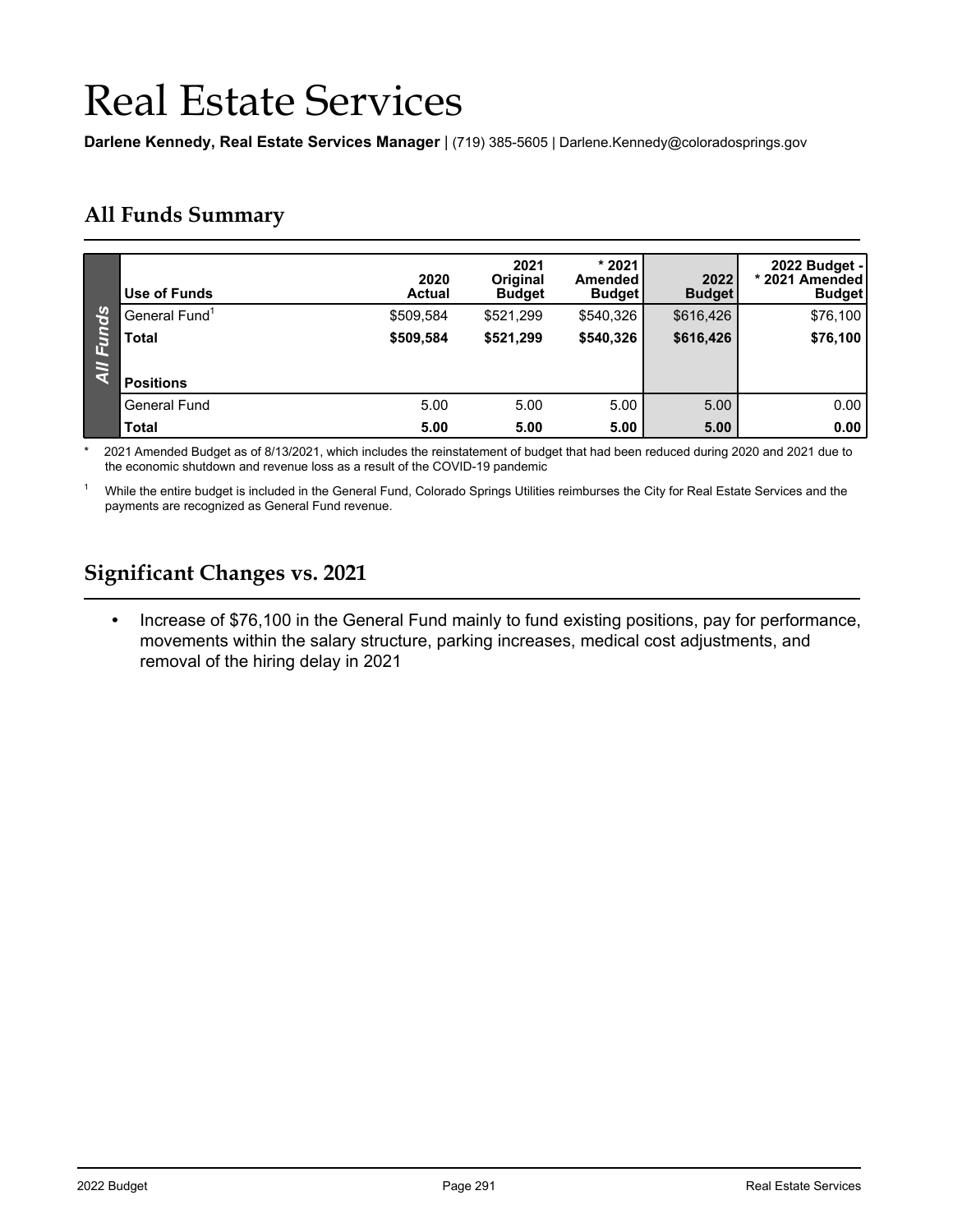# Real Estate Services

**Darlene Kennedy, Real Estate Services Manager** | (719) 385-5605 | Darlene.Kennedy@coloradosprings.gov

## All Funds Summary

| Use of Funds | 2020 Actual | 2021 Original Budget | * 2021 Amended Budget | 2022 Budget | 2022 Budget - * 2021 Amended Budget |
|---|---|---|---|---|---|
| General Fund[1] | $509,584 | $521,299 | $540,326 | $616,426 | $76,100 |
| **Total** | **$509,584** | **$521,299** | **$540,326** | **$616,426** | **$76,100** |
| **Positions** | | | | | |
| General Fund | 5.00 | 5.00 | 5.00 | 5.00 | 0.00 |
| **Total** | **5.00** | **5.00** | **5.00** | **5.00** | **0.00** |

\* 2021 Amended Budget as of 8/13/2021, which includes the reinstatement of budget that had been reduced during 2020 and 2021 due to the economic shutdown and revenue loss as a result of the COVID-19 pandemic

[1] While the entire budget is included in the General Fund, Colorado Springs Utilities reimburses the City for Real Estate Services and the payments are recognized as General Fund revenue.

## Significant Changes vs. 2021

- Increase of $76,100 in the General Fund mainly to fund existing positions, pay for performance, movements within the salary structure, parking increases, medical cost adjustments, and removal of the hiring delay in 2021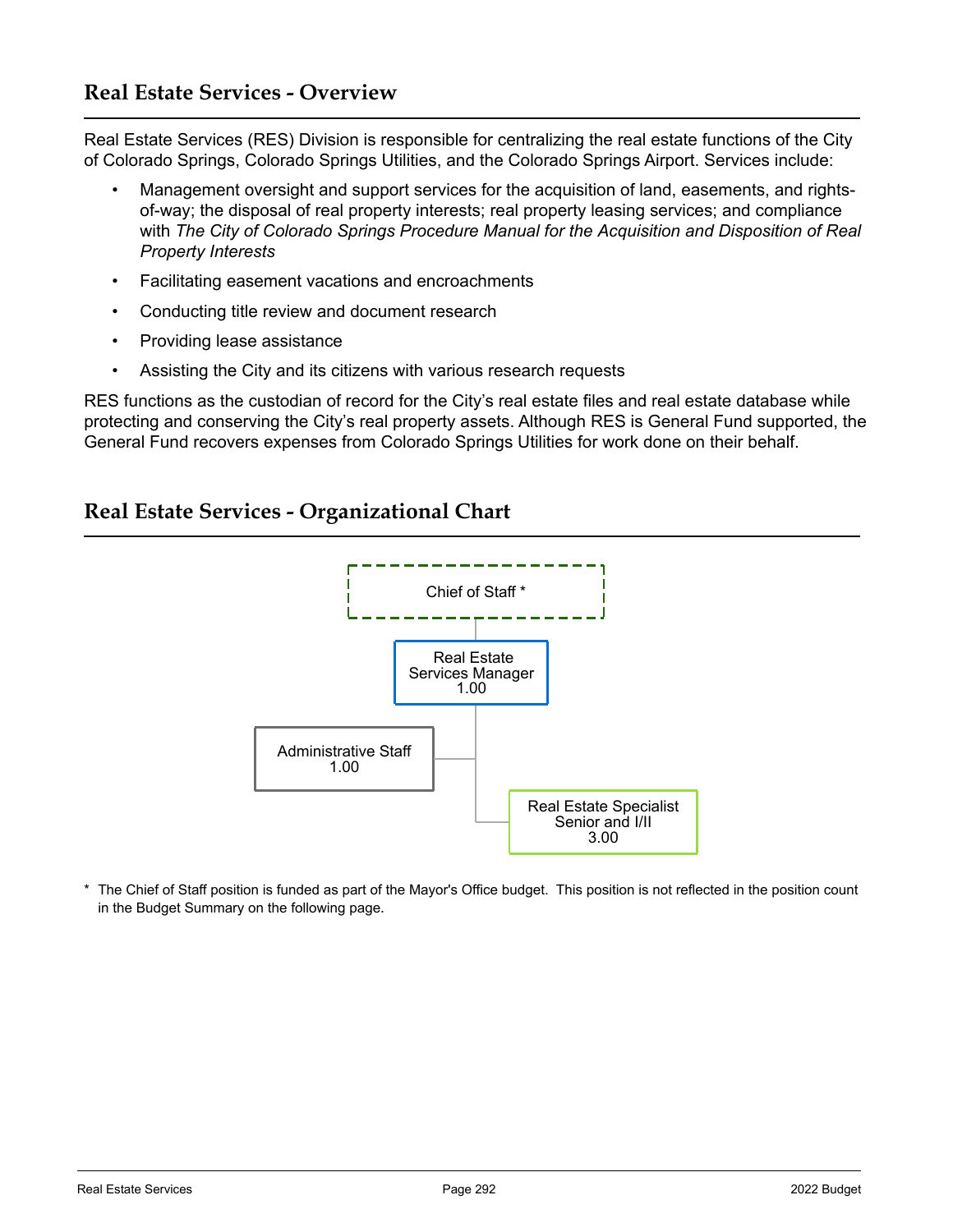## Real Estate Services - Overview

Real Estate Services (RES) Division is responsible for centralizing the real estate functions of the City of Colorado Springs, Colorado Springs Utilities, and the Colorado Springs Airport. Services include:

- Management oversight and support services for the acquisition of land, easements, and rights-of-way; the disposal of real property interests; real property leasing services; and compliance with *The City of Colorado Springs Procedure Manual for the Acquisition and Disposition of Real Property Interests*
- Facilitating easement vacations and encroachments
- Conducting title review and document research
- Providing lease assistance
- Assisting the City and its citizens with various research requests

RES functions as the custodian of record for the City's real estate files and real estate database while protecting and conserving the City's real property assets. Although RES is General Fund supported, the General Fund recovers expenses from Colorado Springs Utilities for work done on their behalf.

## Real Estate Services - Organizational Chart

Chief of Staff *

Real Estate Services Manager 1.00

Administrative Staff 1.00

Real Estate Specialist Senior and I/II 3.00

\* The Chief of Staff position is funded as part of the Mayor's Office budget. This position is not reflected in the position count in the Budget Summary on the following page.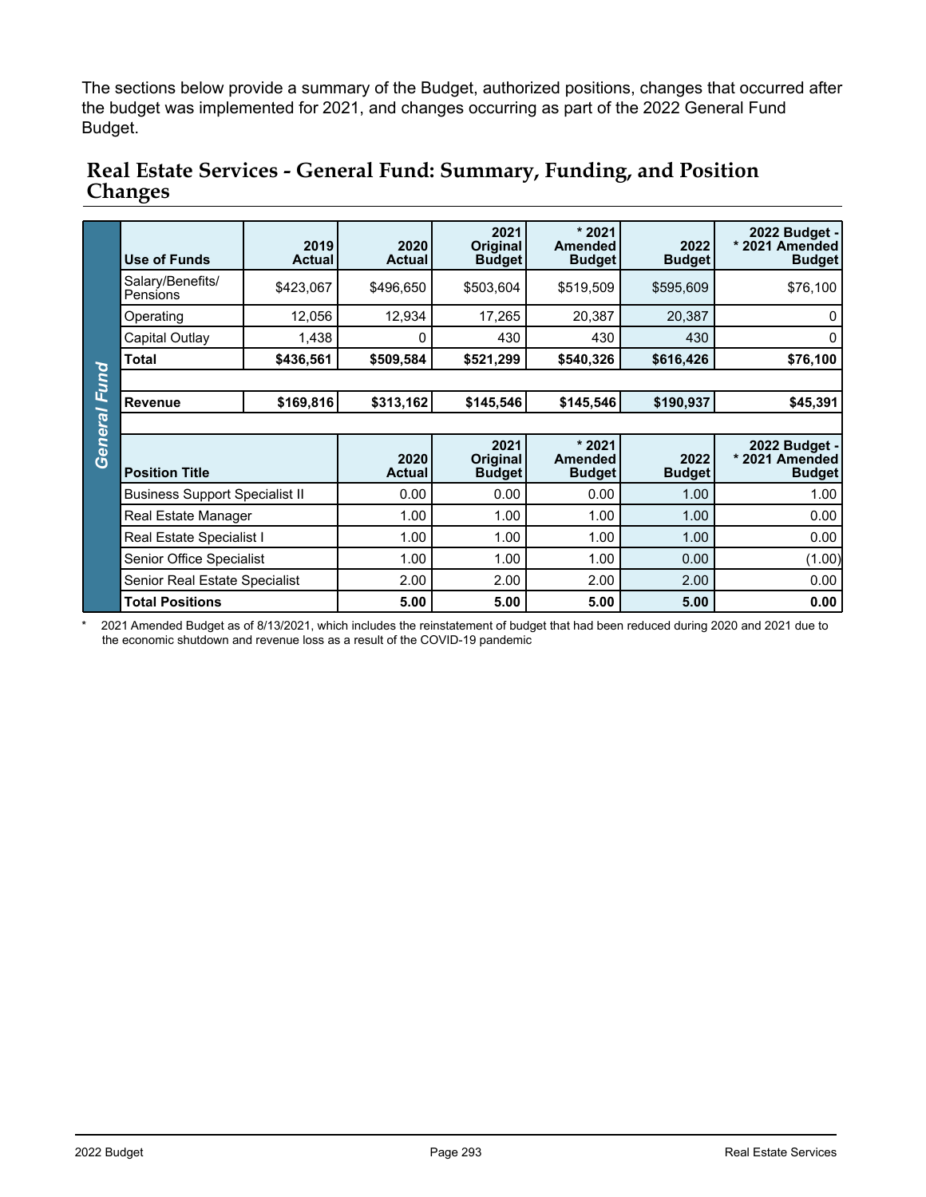The sections below provide a summary of the Budget, authorized positions, changes that occurred after the budget was implemented for 2021, and changes occurring as part of the 2022 General Fund Budget.

## Real Estate Services - General Fund: Summary, Funding, and Position Changes

**General Fund**

| Use of Funds | 2019 Actual | 2020 Actual | 2021 Original Budget | * 2021 Amended Budget | 2022 Budget | 2022 Budget - * 2021 Amended Budget |
|---|---|---|---|---|---|---|
| Salary/Benefits/ Pensions | $423,067 | $496,650 | $503,604 | $519,509 | $595,609 | $76,100 |
| Operating | 12,056 | 12,934 | 17,265 | 20,387 | 20,387 | 0 |
| Capital Outlay | 1,438 | 0 | 430 | 430 | 430 | 0 |
| **Total** | **$436,561** | **$509,584** | **$521,299** | **$540,326** | **$616,426** | **$76,100** |
| | | | | | | |
| **Revenue** | **$169,816** | **$313,162** | **$145,546** | **$145,546** | **$190,937** | **$45,391** |

| Position Title | 2020 Actual | 2021 Original Budget | * 2021 Amended Budget | 2022 Budget | 2022 Budget - * 2021 Amended Budget |
|---|---|---|---|---|---|
| Business Support Specialist II | 0.00 | 0.00 | 0.00 | 1.00 | 1.00 |
| Real Estate Manager | 1.00 | 1.00 | 1.00 | 1.00 | 0.00 |
| Real Estate Specialist I | 1.00 | 1.00 | 1.00 | 1.00 | 0.00 |
| Senior Office Specialist | 1.00 | 1.00 | 1.00 | 0.00 | (1.00) |
| Senior Real Estate Specialist | 2.00 | 2.00 | 2.00 | 2.00 | 0.00 |
| **Total Positions** | **5.00** | **5.00** | **5.00** | **5.00** | **0.00** |

* 2021 Amended Budget as of 8/13/2021, which includes the reinstatement of budget that had been reduced during 2020 and 2021 due to the economic shutdown and revenue loss as a result of the COVID-19 pandemic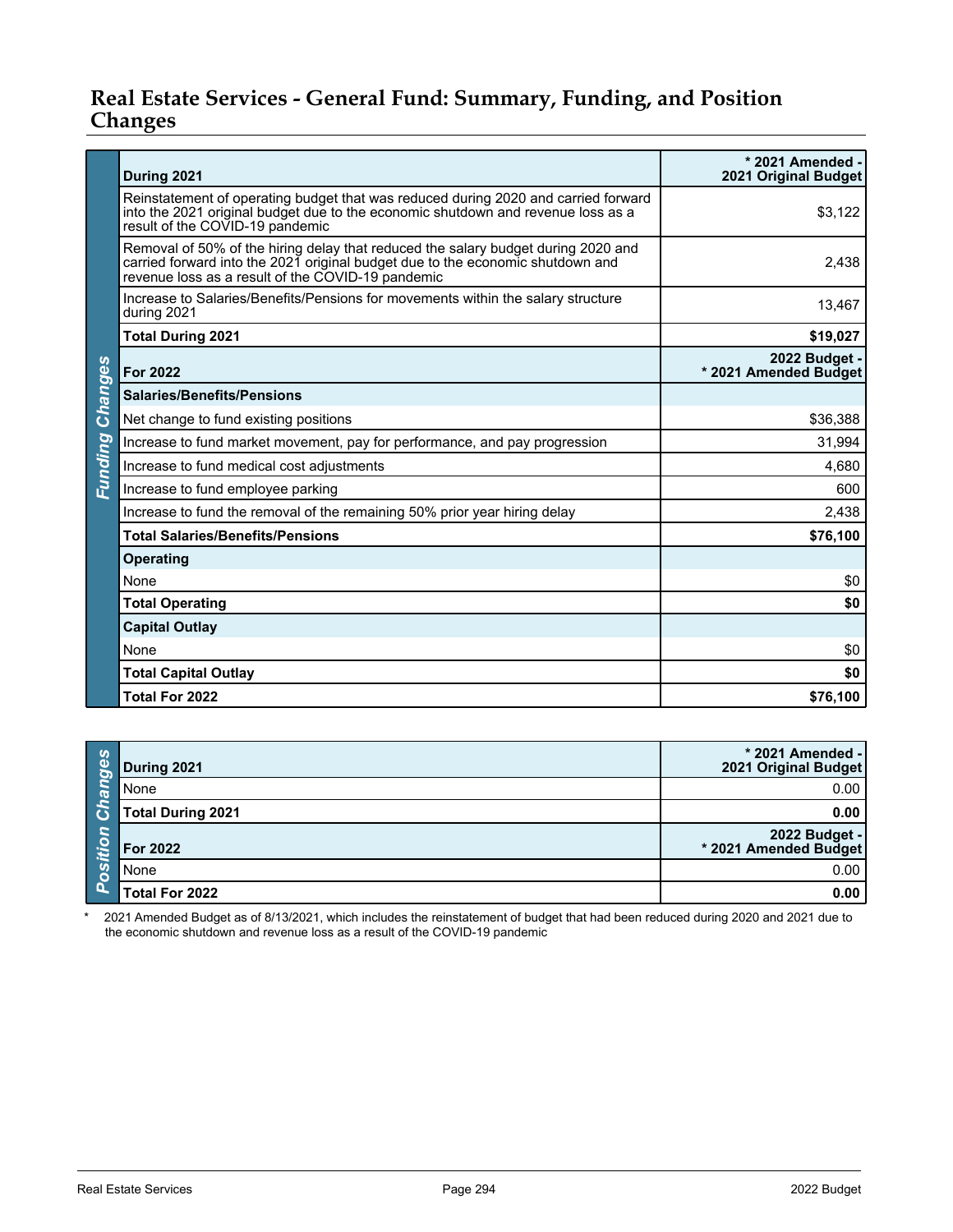## Real Estate Services - General Fund: Summary, Funding, and Position Changes

**Funding Changes**

| During 2021 | * 2021 Amended - 2021 Original Budget |
|---|---|
| Reinstatement of operating budget that was reduced during 2020 and carried forward into the 2021 original budget due to the economic shutdown and revenue loss as a result of the COVID-19 pandemic | $3,122 |
| Removal of 50% of the hiring delay that reduced the salary budget during 2020 and carried forward into the 2021 original budget due to the economic shutdown and revenue loss as a result of the COVID-19 pandemic | 2,438 |
| Increase to Salaries/Benefits/Pensions for movements within the salary structure during 2021 | 13,467 |
| **Total During 2021** | **$19,027** |
| **For 2022** | **2022 Budget - * 2021 Amended Budget** |
| **Salaries/Benefits/Pensions** | |
| Net change to fund existing positions | $36,388 |
| Increase to fund market movement, pay for performance, and pay progression | 31,994 |
| Increase to fund medical cost adjustments | 4,680 |
| Increase to fund employee parking | 600 |
| Increase to fund the removal of the remaining 50% prior year hiring delay | 2,438 |
| **Total Salaries/Benefits/Pensions** | **$76,100** |
| **Operating** | |
| None | $0 |
| **Total Operating** | **$0** |
| **Capital Outlay** | |
| None | $0 |
| **Total Capital Outlay** | **$0** |
| **Total For 2022** | **$76,100** |

**Position Changes**

| During 2021 | * 2021 Amended - 2021 Original Budget |
|---|---|
| None | 0.00 |
| **Total During 2021** | **0.00** |
| **For 2022** | **2022 Budget - * 2021 Amended Budget** |
| None | 0.00 |
| **Total For 2022** | **0.00** |

\* 2021 Amended Budget as of 8/13/2021, which includes the reinstatement of budget that had been reduced during 2020 and 2021 due to the economic shutdown and revenue loss as a result of the COVID-19 pandemic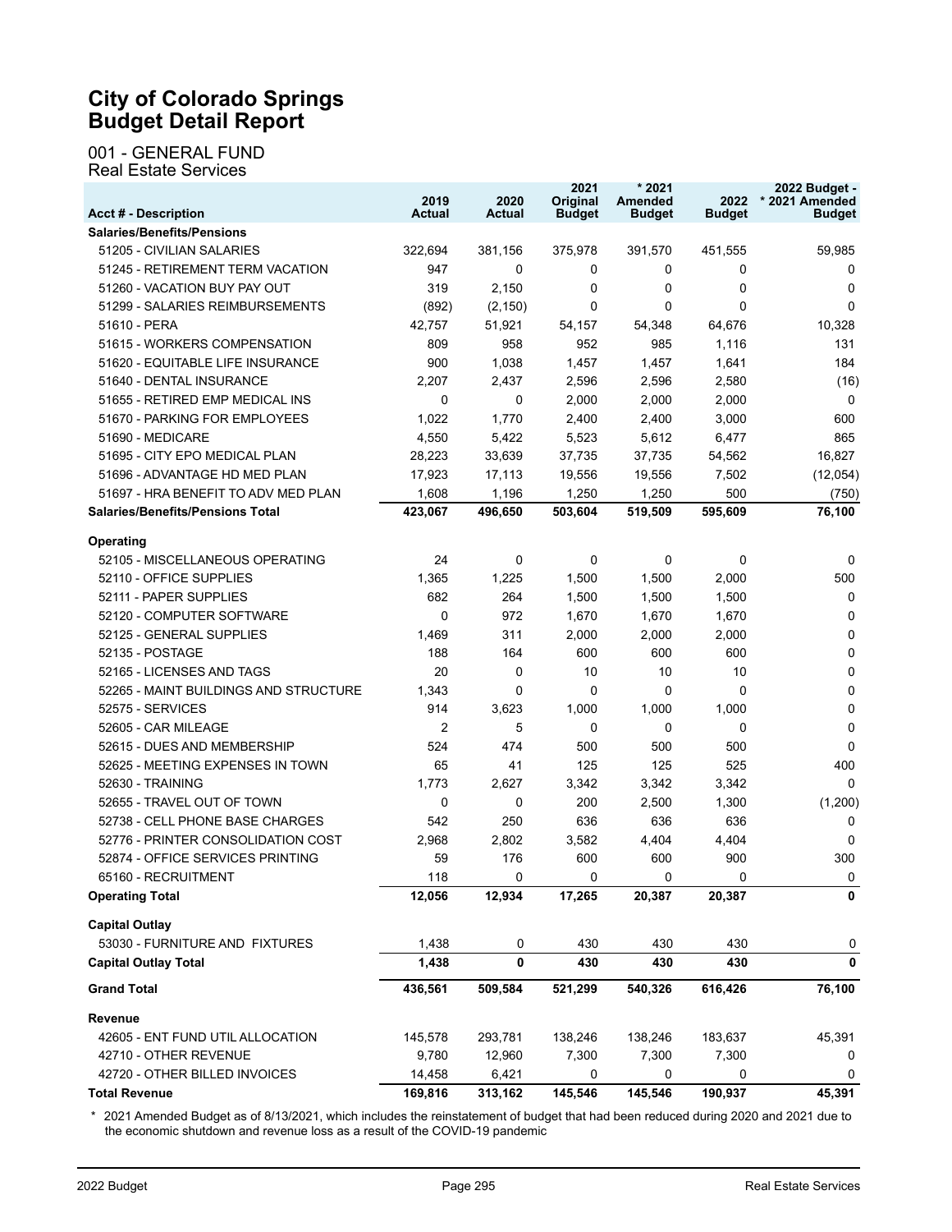# City of Colorado Springs Budget Detail Report

## 001 - GENERAL FUND

### Real Estate Services

| Acct # - Description | 2019 Actual | 2020 Actual | 2021 Original Budget | * 2021 Amended Budget | 2022 Budget | 2022 Budget - * 2021 Amended Budget |
|---|---|---|---|---|---|---|
| **Salaries/Benefits/Pensions** | | | | | | |
| 51205 - CIVILIAN SALARIES | 322,694 | 381,156 | 375,978 | 391,570 | 451,555 | 59,985 |
| 51245 - RETIREMENT TERM VACATION | 947 | 0 | 0 | 0 | 0 | 0 |
| 51260 - VACATION BUY PAY OUT | 319 | 2,150 | 0 | 0 | 0 | 0 |
| 51299 - SALARIES REIMBURSEMENTS | (892) | (2,150) | 0 | 0 | 0 | 0 |
| 51610 - PERA | 42,757 | 51,921 | 54,157 | 54,348 | 64,676 | 10,328 |
| 51615 - WORKERS COMPENSATION | 809 | 958 | 952 | 985 | 1,116 | 131 |
| 51620 - EQUITABLE LIFE INSURANCE | 900 | 1,038 | 1,457 | 1,457 | 1,641 | 184 |
| 51640 - DENTAL INSURANCE | 2,207 | 2,437 | 2,596 | 2,596 | 2,580 | (16) |
| 51655 - RETIRED EMP MEDICAL INS | 0 | 0 | 2,000 | 2,000 | 2,000 | 0 |
| 51670 - PARKING FOR EMPLOYEES | 1,022 | 1,770 | 2,400 | 2,400 | 3,000 | 600 |
| 51690 - MEDICARE | 4,550 | 5,422 | 5,523 | 5,612 | 6,477 | 865 |
| 51695 - CITY EPO MEDICAL PLAN | 28,223 | 33,639 | 37,735 | 37,735 | 54,562 | 16,827 |
| 51696 - ADVANTAGE HD MED PLAN | 17,923 | 17,113 | 19,556 | 19,556 | 7,502 | (12,054) |
| 51697 - HRA BENEFIT TO ADV MED PLAN | 1,608 | 1,196 | 1,250 | 1,250 | 500 | (750) |
| **Salaries/Benefits/Pensions Total** | **423,067** | **496,650** | **503,604** | **519,509** | **595,609** | **76,100** |
| **Operating** | | | | | | |
| 52105 - MISCELLANEOUS OPERATING | 24 | 0 | 0 | 0 | 0 | 0 |
| 52110 - OFFICE SUPPLIES | 1,365 | 1,225 | 1,500 | 1,500 | 2,000 | 500 |
| 52111 - PAPER SUPPLIES | 682 | 264 | 1,500 | 1,500 | 1,500 | 0 |
| 52120 - COMPUTER SOFTWARE | 0 | 972 | 1,670 | 1,670 | 1,670 | 0 |
| 52125 - GENERAL SUPPLIES | 1,469 | 311 | 2,000 | 2,000 | 2,000 | 0 |
| 52135 - POSTAGE | 188 | 164 | 600 | 600 | 600 | 0 |
| 52165 - LICENSES AND TAGS | 20 | 0 | 10 | 10 | 10 | 0 |
| 52265 - MAINT BUILDINGS AND STRUCTURE | 1,343 | 0 | 0 | 0 | 0 | 0 |
| 52575 - SERVICES | 914 | 3,623 | 1,000 | 1,000 | 1,000 | 0 |
| 52605 - CAR MILEAGE | 2 | 5 | 0 | 0 | 0 | 0 |
| 52615 - DUES AND MEMBERSHIP | 524 | 474 | 500 | 500 | 500 | 0 |
| 52625 - MEETING EXPENSES IN TOWN | 65 | 41 | 125 | 125 | 525 | 400 |
| 52630 - TRAINING | 1,773 | 2,627 | 3,342 | 3,342 | 3,342 | 0 |
| 52655 - TRAVEL OUT OF TOWN | 0 | 0 | 200 | 2,500 | 1,300 | (1,200) |
| 52738 - CELL PHONE BASE CHARGES | 542 | 250 | 636 | 636 | 636 | 0 |
| 52776 - PRINTER CONSOLIDATION COST | 2,968 | 2,802 | 3,582 | 4,404 | 4,404 | 0 |
| 52874 - OFFICE SERVICES PRINTING | 59 | 176 | 600 | 600 | 900 | 300 |
| 65160 - RECRUITMENT | 118 | 0 | 0 | 0 | 0 | 0 |
| **Operating Total** | **12,056** | **12,934** | **17,265** | **20,387** | **20,387** | **0** |
| **Capital Outlay** | | | | | | |
| 53030 - FURNITURE AND FIXTURES | 1,438 | 0 | 430 | 430 | 430 | 0 |
| **Capital Outlay Total** | **1,438** | **0** | **430** | **430** | **430** | **0** |
| **Grand Total** | **436,561** | **509,584** | **521,299** | **540,326** | **616,426** | **76,100** |
| **Revenue** | | | | | | |
| 42605 - ENT FUND UTIL ALLOCATION | 145,578 | 293,781 | 138,246 | 138,246 | 183,637 | 45,391 |
| 42710 - OTHER REVENUE | 9,780 | 12,960 | 7,300 | 7,300 | 7,300 | 0 |
| 42720 - OTHER BILLED INVOICES | 14,458 | 6,421 | 0 | 0 | 0 | 0 |
| **Total Revenue** | **169,816** | **313,162** | **145,546** | **145,546** | **190,937** | **45,391** |

\* 2021 Amended Budget as of 8/13/2021, which includes the reinstatement of budget that had been reduced during 2020 and 2021 due to the economic shutdown and revenue loss as a result of the COVID-19 pandemic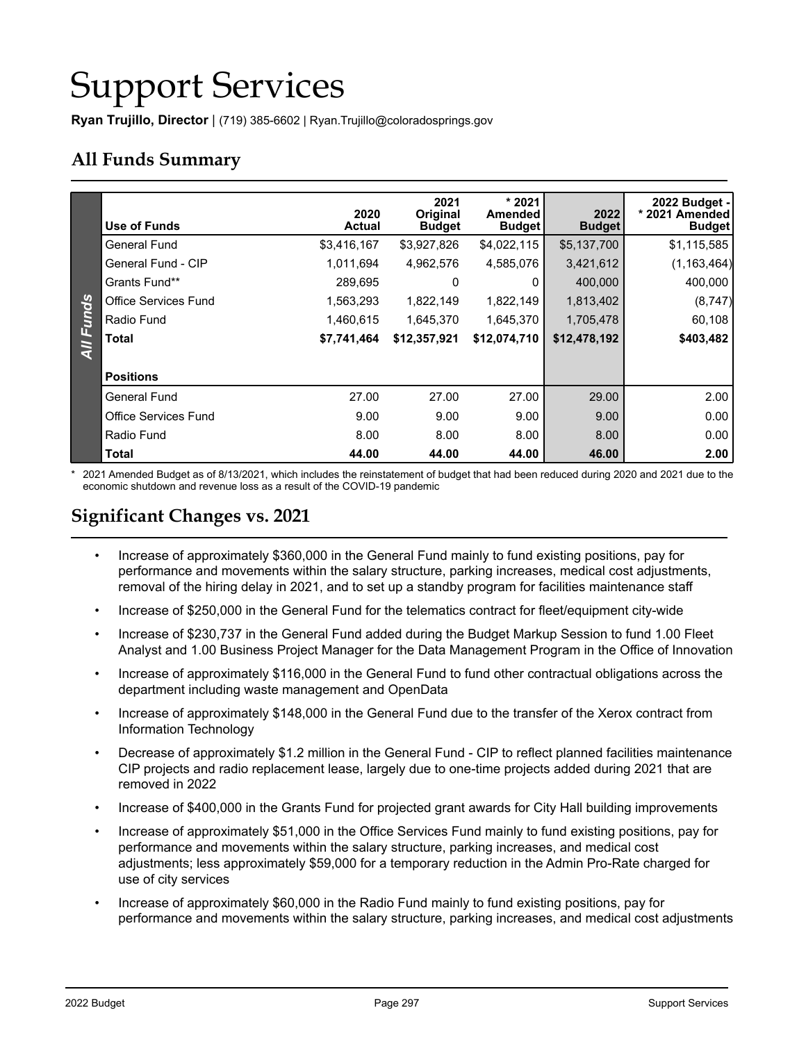# Support Services

**Ryan Trujillo, Director** | (719) 385-6602 | Ryan.Trujillo@coloradosprings.gov

## All Funds Summary

| Use of Funds | 2020 Actual | 2021 Original Budget | * 2021 Amended Budget | 2022 Budget | 2022 Budget - * 2021 Amended Budget |
|---|---|---|---|---|---|
| General Fund | $3,416,167 | $3,927,826 | $4,022,115 | $5,137,700 | $1,115,585 |
| General Fund - CIP | 1,011,694 | 4,962,576 | 4,585,076 | 3,421,612 | (1,163,464) |
| Grants Fund** | 289,695 | 0 | 0 | 400,000 | 400,000 |
| Office Services Fund | 1,563,293 | 1,822,149 | 1,822,149 | 1,813,402 | (8,747) |
| Radio Fund | 1,460,615 | 1,645,370 | 1,645,370 | 1,705,478 | 60,108 |
| **Total** | **$7,741,464** | **$12,357,921** | **$12,074,710** | **$12,478,192** | **$403,482** |
| **Positions** | | | | | |
| General Fund | 27.00 | 27.00 | 27.00 | 29.00 | 2.00 |
| Office Services Fund | 9.00 | 9.00 | 9.00 | 9.00 | 0.00 |
| Radio Fund | 8.00 | 8.00 | 8.00 | 8.00 | 0.00 |
| **Total** | **44.00** | **44.00** | **44.00** | **46.00** | **2.00** |

\* 2021 Amended Budget as of 8/13/2021, which includes the reinstatement of budget that had been reduced during 2020 and 2021 due to the economic shutdown and revenue loss as a result of the COVID-19 pandemic

## Significant Changes vs. 2021

- Increase of approximately $360,000 in the General Fund mainly to fund existing positions, pay for performance and movements within the salary structure, parking increases, medical cost adjustments, removal of the hiring delay in 2021, and to set up a standby program for facilities maintenance staff
- Increase of $250,000 in the General Fund for the telematics contract for fleet/equipment city-wide
- Increase of $230,737 in the General Fund added during the Budget Markup Session to fund 1.00 Fleet Analyst and 1.00 Business Project Manager for the Data Management Program in the Office of Innovation
- Increase of approximately $116,000 in the General Fund to fund other contractual obligations across the department including waste management and OpenData
- Increase of approximately $148,000 in the General Fund due to the transfer of the Xerox contract from Information Technology
- Decrease of approximately $1.2 million in the General Fund - CIP to reflect planned facilities maintenance CIP projects and radio replacement lease, largely due to one-time projects added during 2021 that are removed in 2022
- Increase of $400,000 in the Grants Fund for projected grant awards for City Hall building improvements
- Increase of approximately $51,000 in the Office Services Fund mainly to fund existing positions, pay for performance and movements within the salary structure, parking increases, and medical cost adjustments; less approximately $59,000 for a temporary reduction in the Admin Pro-Rate charged for use of city services
- Increase of approximately $60,000 in the Radio Fund mainly to fund existing positions, pay for performance and movements within the salary structure, parking increases, and medical cost adjustments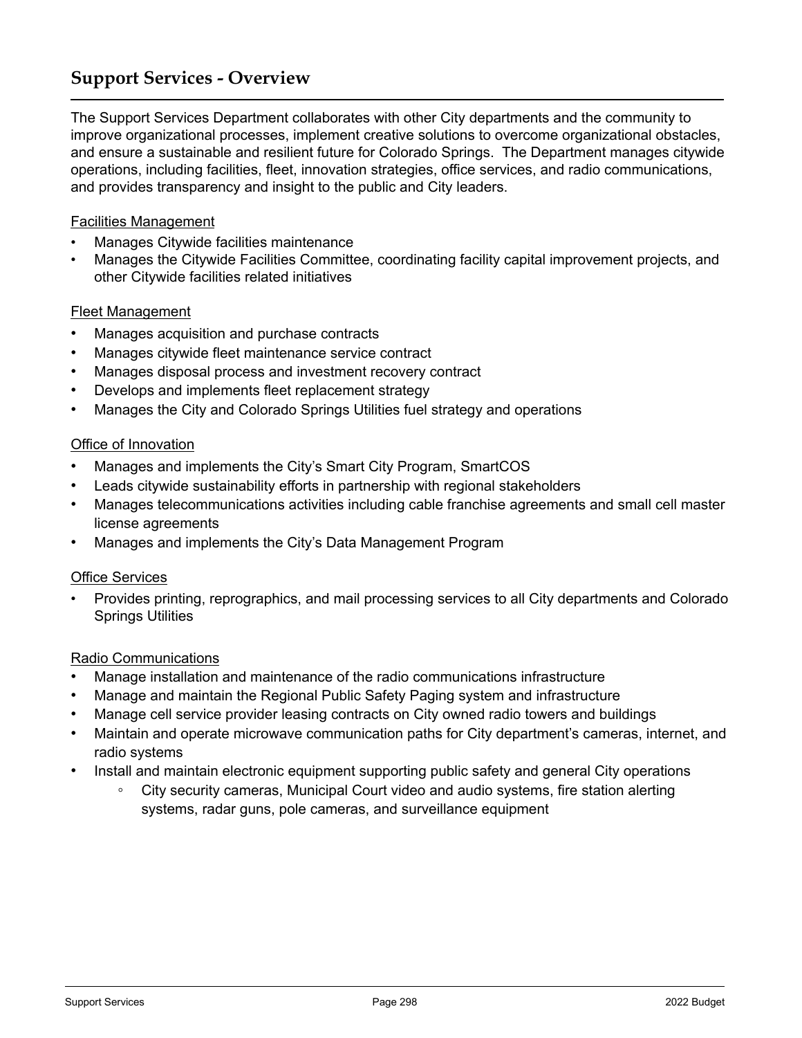# Support Services - Overview

The Support Services Department collaborates with other City departments and the community to improve organizational processes, implement creative solutions to overcome organizational obstacles, and ensure a sustainable and resilient future for Colorado Springs. The Department manages citywide operations, including facilities, fleet, innovation strategies, office services, and radio communications, and provides transparency and insight to the public and City leaders.

<u>Facilities Management</u>

- Manages Citywide facilities maintenance
- Manages the Citywide Facilities Committee, coordinating facility capital improvement projects, and other Citywide facilities related initiatives

<u>Fleet Management</u>

- Manages acquisition and purchase contracts
- Manages citywide fleet maintenance service contract
- Manages disposal process and investment recovery contract
- Develops and implements fleet replacement strategy
- Manages the City and Colorado Springs Utilities fuel strategy and operations

<u>Office of Innovation</u>

- Manages and implements the City's Smart City Program, SmartCOS
- Leads citywide sustainability efforts in partnership with regional stakeholders
- Manages telecommunications activities including cable franchise agreements and small cell master license agreements
- Manages and implements the City's Data Management Program

<u>Office Services</u>

- Provides printing, reprographics, and mail processing services to all City departments and Colorado Springs Utilities

<u>Radio Communications</u>

- Manage installation and maintenance of the radio communications infrastructure
- Manage and maintain the Regional Public Safety Paging system and infrastructure
- Manage cell service provider leasing contracts on City owned radio towers and buildings
- Maintain and operate microwave communication paths for City department's cameras, internet, and radio systems
- Install and maintain electronic equipment supporting public safety and general City operations
    - City security cameras, Municipal Court video and audio systems, fire station alerting systems, radar guns, pole cameras, and surveillance equipment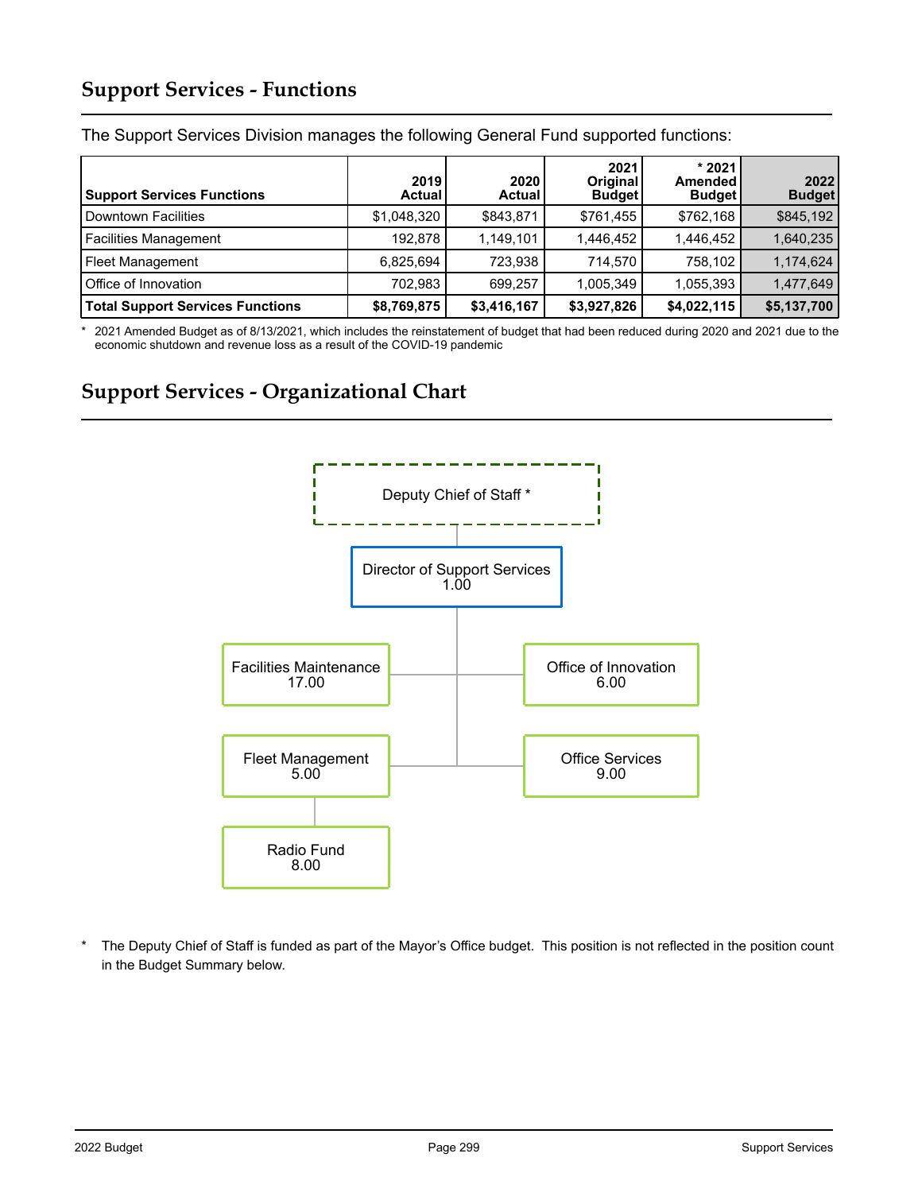## Support Services - Functions

The Support Services Division manages the following General Fund supported functions:

| Support Services Functions | 2019 Actual | 2020 Actual | 2021 Original Budget | * 2021 Amended Budget | 2022 Budget |
|---|---|---|---|---|---|
| Downtown Facilities | $1,048,320 | $843,871 | $761,455 | $762,168 | $845,192 |
| Facilities Management | 192,878 | 1,149,101 | 1,446,452 | 1,446,452 | 1,640,235 |
| Fleet Management | 6,825,694 | 723,938 | 714,570 | 758,102 | 1,174,624 |
| Office of Innovation | 702,983 | 699,257 | 1,005,349 | 1,055,393 | 1,477,649 |
| **Total Support Services Functions** | **$8,769,875** | **$3,416,167** | **$3,927,826** | **$4,022,115** | **$5,137,700** |

\* 2021 Amended Budget as of 8/13/2021, which includes the reinstatement of budget that had been reduced during 2020 and 2021 due to the economic shutdown and revenue loss as a result of the COVID-19 pandemic

## Support Services - Organizational Chart

- Deputy Chief of Staff *
  - Director of Support Services 1.00
    - Facilities Maintenance 17.00
    - Office of Innovation 6.00
    - Fleet Management 5.00
      - Radio Fund 8.00
    - Office Services 9.00

\* The Deputy Chief of Staff is funded as part of the Mayor's Office budget. This position is not reflected in the position count in the Budget Summary below.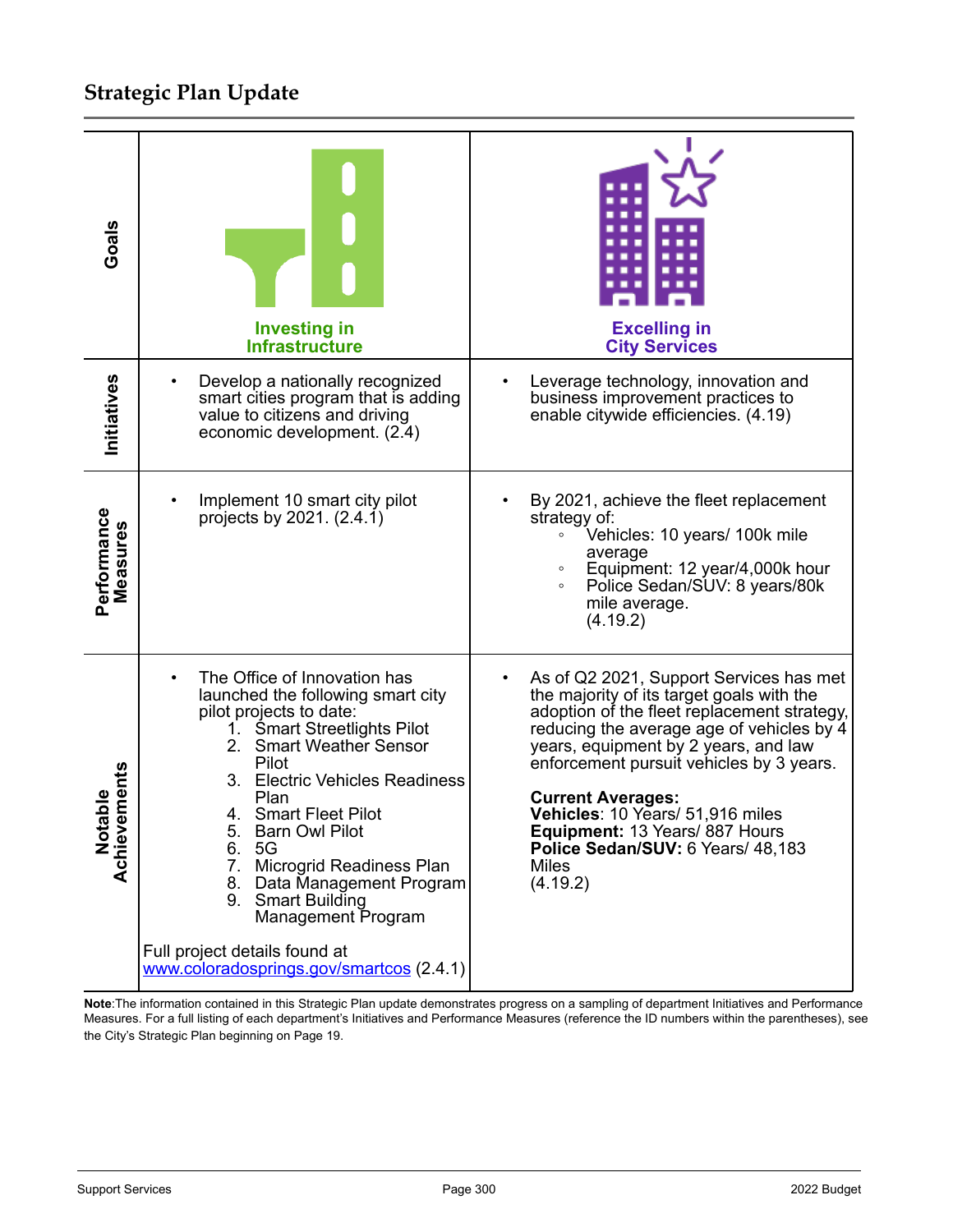## Strategic Plan Update

| | Investing in Infrastructure | Excelling in City Services |
|---|---|---|
| **Goals** | Investing in Infrastructure | Excelling in City Services |
| **Initiatives** | • Develop a nationally recognized smart cities program that is adding value to citizens and driving economic development. (2.4) | • Leverage technology, innovation and business improvement practices to enable citywide efficiencies. (4.19) |
| **Performance Measures** | • Implement 10 smart city pilot projects by 2021. (2.4.1) | • By 2021, achieve the fleet replacement strategy of:<br>◦ Vehicles: 10 years/ 100k mile average<br>◦ Equipment: 12 year/4,000k hour<br>◦ Police Sedan/SUV: 8 years/80k mile average.<br>(4.19.2) |
| **Notable Achievements** | • The Office of Innovation has launched the following smart city pilot projects to date:<br>1. Smart Streetlights Pilot<br>2. Smart Weather Sensor Pilot<br>3. Electric Vehicles Readiness Plan<br>4. Smart Fleet Pilot<br>5. Barn Owl Pilot<br>6. 5G<br>7. Microgrid Readiness Plan<br>8. Data Management Program<br>9. Smart Building Management Program<br><br>Full project details found at www.coloradosprings.gov/smartcos (2.4.1) | • As of Q2 2021, Support Services has met the majority of its target goals with the adoption of the fleet replacement strategy, reducing the average age of vehicles by 4 years, equipment by 2 years, and law enforcement pursuit vehicles by 3 years.<br><br>**Current Averages:**<br>**Vehicles**: 10 Years/ 51,916 miles<br>**Equipment:** 13 Years/ 887 Hours<br>**Police Sedan/SUV:** 6 Years/ 48,183 Miles<br>(4.19.2) |

**Note**:The information contained in this Strategic Plan update demonstrates progress on a sampling of department Initiatives and Performance Measures. For a full listing of each department's Initiatives and Performance Measures (reference the ID numbers within the parentheses), see the City's Strategic Plan beginning on Page 19.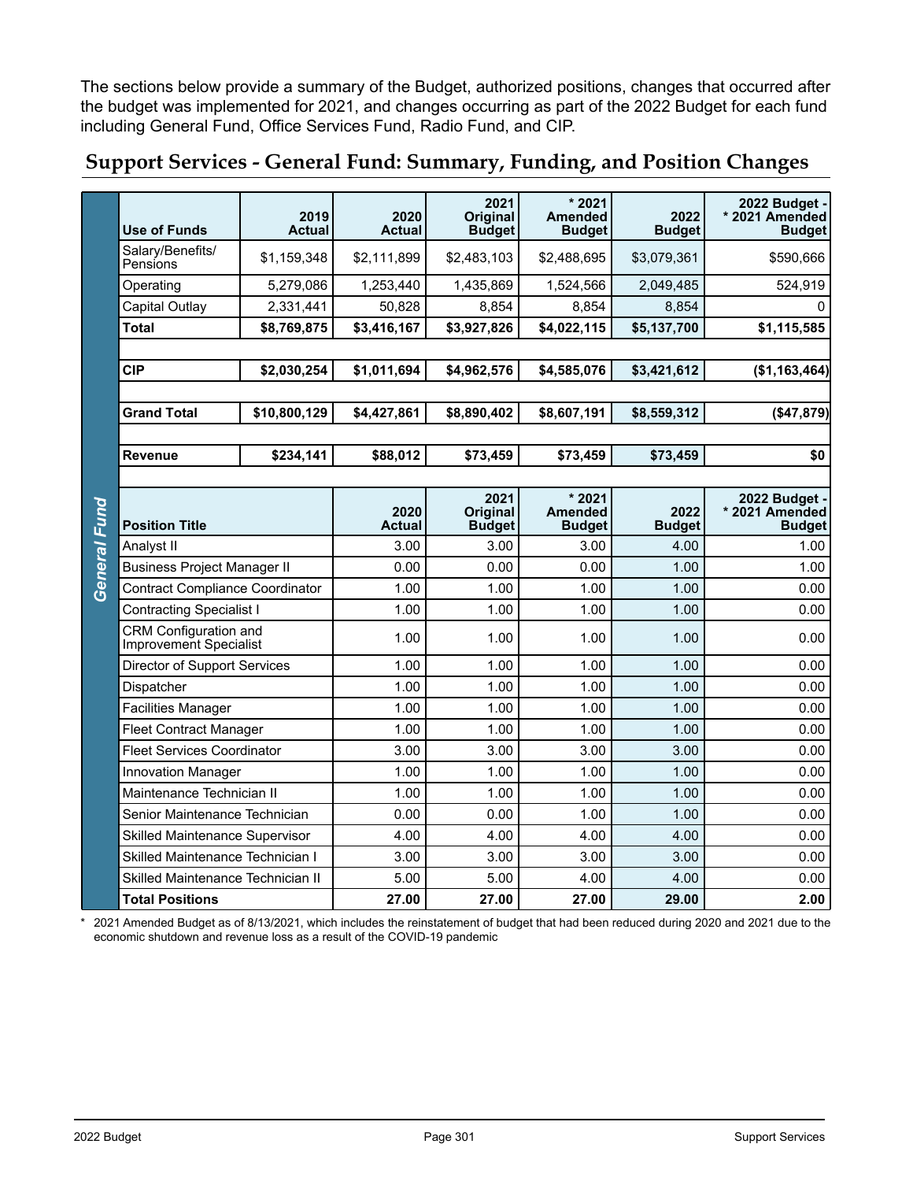The sections below provide a summary of the Budget, authorized positions, changes that occurred after the budget was implemented for 2021, and changes occurring as part of the 2022 Budget for each fund including General Fund, Office Services Fund, Radio Fund, and CIP.

## Support Services - General Fund: Summary, Funding, and Position Changes

**General Fund**

| Use of Funds | 2019 Actual | 2020 Actual | 2021 Original Budget | * 2021 Amended Budget | 2022 Budget | 2022 Budget - * 2021 Amended Budget |
|---|---|---|---|---|---|---|
| Salary/Benefits/ Pensions | $1,159,348 | $2,111,899 | $2,483,103 | $2,488,695 | $3,079,361 | $590,666 |
| Operating | 5,279,086 | 1,253,440 | 1,435,869 | 1,524,566 | 2,049,485 | 524,919 |
| Capital Outlay | 2,331,441 | 50,828 | 8,854 | 8,854 | 8,854 | 0 |
| **Total** | **$8,769,875** | **$3,416,167** | **$3,927,826** | **$4,022,115** | **$5,137,700** | **$1,115,585** |
| | | | | | | |
| **CIP** | **$2,030,254** | **$1,011,694** | **$4,962,576** | **$4,585,076** | **$3,421,612** | **($1,163,464)** |
| | | | | | | |
| **Grand Total** | **$10,800,129** | **$4,427,861** | **$8,890,402** | **$8,607,191** | **$8,559,312** | **($47,879)** |
| | | | | | | |
| **Revenue** | **$234,141** | **$88,012** | **$73,459** | **$73,459** | **$73,459** | **$0** |

| Position Title | 2020 Actual | 2021 Original Budget | * 2021 Amended Budget | 2022 Budget | 2022 Budget - * 2021 Amended Budget |
|---|---|---|---|---|---|
| Analyst II | 3.00 | 3.00 | 3.00 | 4.00 | 1.00 |
| Business Project Manager II | 0.00 | 0.00 | 0.00 | 1.00 | 1.00 |
| Contract Compliance Coordinator | 1.00 | 1.00 | 1.00 | 1.00 | 0.00 |
| Contracting Specialist I | 1.00 | 1.00 | 1.00 | 1.00 | 0.00 |
| CRM Configuration and Improvement Specialist | 1.00 | 1.00 | 1.00 | 1.00 | 0.00 |
| Director of Support Services | 1.00 | 1.00 | 1.00 | 1.00 | 0.00 |
| Dispatcher | 1.00 | 1.00 | 1.00 | 1.00 | 0.00 |
| Facilities Manager | 1.00 | 1.00 | 1.00 | 1.00 | 0.00 |
| Fleet Contract Manager | 1.00 | 1.00 | 1.00 | 1.00 | 0.00 |
| Fleet Services Coordinator | 3.00 | 3.00 | 3.00 | 3.00 | 0.00 |
| Innovation Manager | 1.00 | 1.00 | 1.00 | 1.00 | 0.00 |
| Maintenance Technician II | 1.00 | 1.00 | 1.00 | 1.00 | 0.00 |
| Senior Maintenance Technician | 0.00 | 0.00 | 1.00 | 1.00 | 0.00 |
| Skilled Maintenance Supervisor | 4.00 | 4.00 | 4.00 | 4.00 | 0.00 |
| Skilled Maintenance Technician I | 3.00 | 3.00 | 3.00 | 3.00 | 0.00 |
| Skilled Maintenance Technician II | 5.00 | 5.00 | 4.00 | 4.00 | 0.00 |
| **Total Positions** | **27.00** | **27.00** | **27.00** | **29.00** | **2.00** |

\* 2021 Amended Budget as of 8/13/2021, which includes the reinstatement of budget that had been reduced during 2020 and 2021 due to the economic shutdown and revenue loss as a result of the COVID-19 pandemic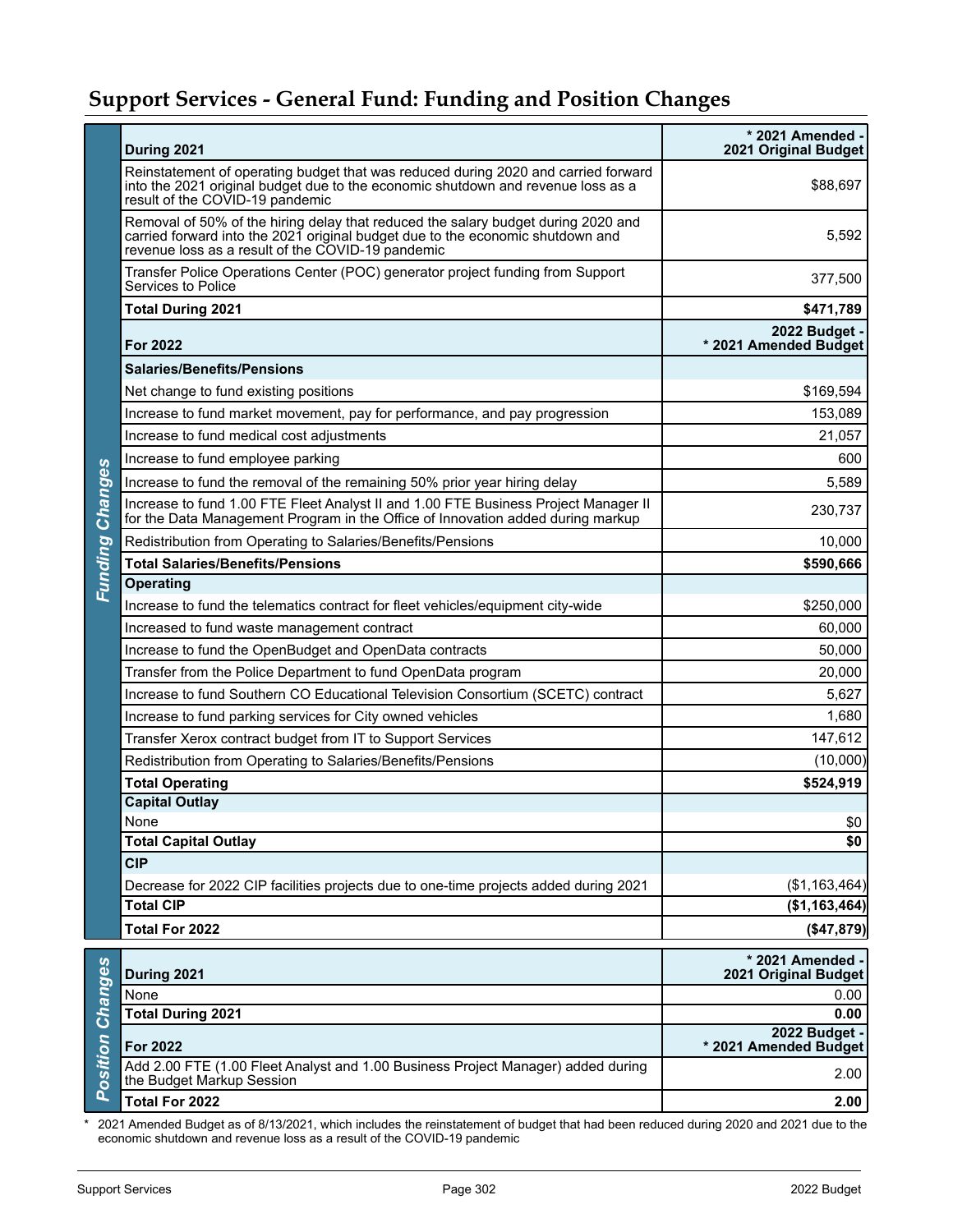## Support Services - General Fund: Funding and Position Changes

### Funding Changes

| During 2021 | * 2021 Amended - 2021 Original Budget |
|---|---|
| Reinstatement of operating budget that was reduced during 2020 and carried forward into the 2021 original budget due to the economic shutdown and revenue loss as a result of the COVID-19 pandemic | $88,697 |
| Removal of 50% of the hiring delay that reduced the salary budget during 2020 and carried forward into the 2021 original budget due to the economic shutdown and revenue loss as a result of the COVID-19 pandemic | 5,592 |
| Transfer Police Operations Center (POC) generator project funding from Support Services to Police | 377,500 |
| **Total During 2021** | **$471,789** |
| **For 2022** | **2022 Budget - * 2021 Amended Budget** |
| **Salaries/Benefits/Pensions** | |
| Net change to fund existing positions | $169,594 |
| Increase to fund market movement, pay for performance, and pay progression | 153,089 |
| Increase to fund medical cost adjustments | 21,057 |
| Increase to fund employee parking | 600 |
| Increase to fund the removal of the remaining 50% prior year hiring delay | 5,589 |
| Increase to fund 1.00 FTE Fleet Analyst II and 1.00 FTE Business Project Manager II for the Data Management Program in the Office of Innovation added during markup | 230,737 |
| Redistribution from Operating to Salaries/Benefits/Pensions | 10,000 |
| **Total Salaries/Benefits/Pensions** | **$590,666** |
| **Operating** | |
| Increase to fund the telematics contract for fleet vehicles/equipment city-wide | $250,000 |
| Increased to fund waste management contract | 60,000 |
| Increase to fund the OpenBudget and OpenData contracts | 50,000 |
| Transfer from the Police Department to fund OpenData program | 20,000 |
| Increase to fund Southern CO Educational Television Consortium (SCETC) contract | 5,627 |
| Increase to fund parking services for City owned vehicles | 1,680 |
| Transfer Xerox contract budget from IT to Support Services | 147,612 |
| Redistribution from Operating to Salaries/Benefits/Pensions | (10,000) |
| **Total Operating** | **$524,919** |
| **Capital Outlay** | |
| None | $0 |
| **Total Capital Outlay** | **$0** |
| **CIP** | |
| Decrease for 2022 CIP facilities projects due to one-time projects added during 2021 | ($1,163,464) |
| **Total CIP** | **($1,163,464)** |
| **Total For 2022** | **($47,879)** |

### Position Changes

| During 2021 | * 2021 Amended - 2021 Original Budget |
|---|---|
| None | 0.00 |
| **Total During 2021** | **0.00** |
| **For 2022** | **2022 Budget - * 2021 Amended Budget** |
| Add 2.00 FTE (1.00 Fleet Analyst and 1.00 Business Project Manager) added during the Budget Markup Session | 2.00 |
| **Total For 2022** | **2.00** |

* 2021 Amended Budget as of 8/13/2021, which includes the reinstatement of budget that had been reduced during 2020 and 2021 due to the economic shutdown and revenue loss as a result of the COVID-19 pandemic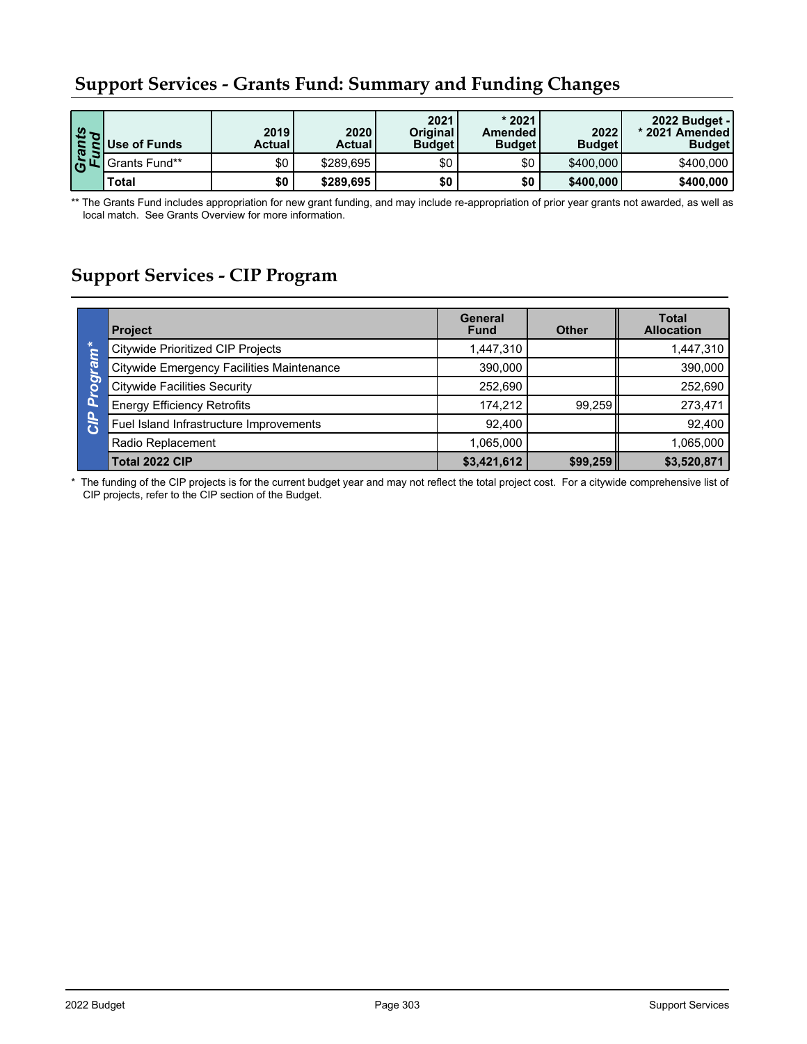## Support Services - Grants Fund: Summary and Funding Changes

| Grants Fund | Use of Funds | 2019 Actual | 2020 Actual | 2021 Original Budget | * 2021 Amended Budget | 2022 Budget | 2022 Budget - * 2021 Amended Budget |
|---|---|---|---|---|---|---|---|
| | Grants Fund** | $0 | $289,695 | $0 | $0 | $400,000 | $400,000 |
| | **Total** | **$0** | **$289,695** | **$0** | **$0** | **$400,000** | **$400,000** |

** The Grants Fund includes appropriation for new grant funding, and may include re-appropriation of prior year grants not awarded, as well as local match. See Grants Overview for more information.

## Support Services - CIP Program

| CIP Program* | Project | General Fund | Other | Total Allocation |
|---|---|---|---|---|
| | Citywide Prioritized CIP Projects | 1,447,310 | | 1,447,310 |
| | Citywide Emergency Facilities Maintenance | 390,000 | | 390,000 |
| | Citywide Facilities Security | 252,690 | | 252,690 |
| | Energy Efficiency Retrofits | 174,212 | 99,259 | 273,471 |
| | Fuel Island Infrastructure Improvements | 92,400 | | 92,400 |
| | Radio Replacement | 1,065,000 | | 1,065,000 |
| | **Total 2022 CIP** | **$3,421,612** | **$99,259** | **$3,520,871** |

* The funding of the CIP projects is for the current budget year and may not reflect the total project cost. For a citywide comprehensive list of CIP projects, refer to the CIP section of the Budget.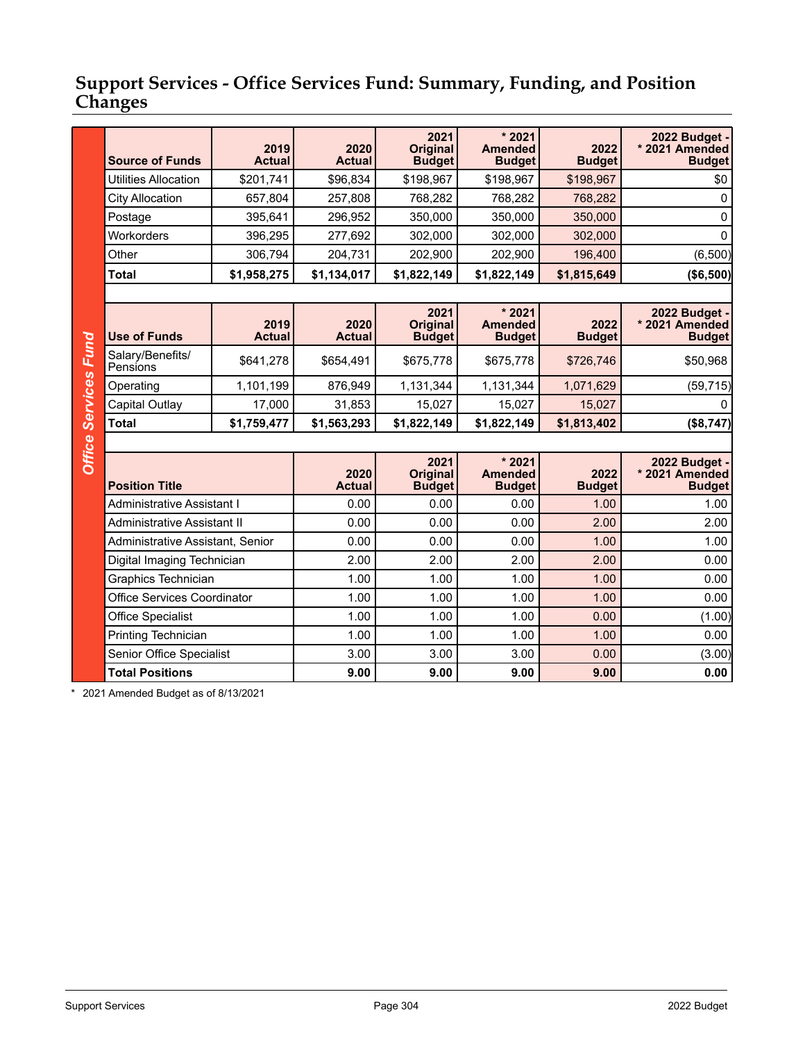# Support Services - Office Services Fund: Summary, Funding, and Position Changes

*Office Services Fund*

| Source of Funds | 2019 Actual | 2020 Actual | 2021 Original Budget | * 2021 Amended Budget | 2022 Budget | 2022 Budget - * 2021 Amended Budget |
|---|---|---|---|---|---|---|
| Utilities Allocation | $201,741 | $96,834 | $198,967 | $198,967 | $198,967 | $0 |
| City Allocation | 657,804 | 257,808 | 768,282 | 768,282 | 768,282 | 0 |
| Postage | 395,641 | 296,952 | 350,000 | 350,000 | 350,000 | 0 |
| Workorders | 396,295 | 277,692 | 302,000 | 302,000 | 302,000 | 0 |
| Other | 306,794 | 204,731 | 202,900 | 202,900 | 196,400 | (6,500) |
| **Total** | **$1,958,275** | **$1,134,017** | **$1,822,149** | **$1,822,149** | **$1,815,649** | **($6,500)** |

| Use of Funds | 2019 Actual | 2020 Actual | 2021 Original Budget | * 2021 Amended Budget | 2022 Budget | 2022 Budget - * 2021 Amended Budget |
|---|---|---|---|---|---|---|
| Salary/Benefits/ Pensions | $641,278 | $654,491 | $675,778 | $675,778 | $726,746 | $50,968 |
| Operating | 1,101,199 | 876,949 | 1,131,344 | 1,131,344 | 1,071,629 | (59,715) |
| Capital Outlay | 17,000 | 31,853 | 15,027 | 15,027 | 15,027 | 0 |
| **Total** | **$1,759,477** | **$1,563,293** | **$1,822,149** | **$1,822,149** | **$1,813,402** | **($8,747)** |

| Position Title | 2020 Actual | 2021 Original Budget | * 2021 Amended Budget | 2022 Budget | 2022 Budget - * 2021 Amended Budget |
|---|---|---|---|---|---|
| Administrative Assistant I | 0.00 | 0.00 | 0.00 | 1.00 | 1.00 |
| Administrative Assistant II | 0.00 | 0.00 | 0.00 | 2.00 | 2.00 |
| Administrative Assistant, Senior | 0.00 | 0.00 | 0.00 | 1.00 | 1.00 |
| Digital Imaging Technician | 2.00 | 2.00 | 2.00 | 2.00 | 0.00 |
| Graphics Technician | 1.00 | 1.00 | 1.00 | 1.00 | 0.00 |
| Office Services Coordinator | 1.00 | 1.00 | 1.00 | 1.00 | 0.00 |
| Office Specialist | 1.00 | 1.00 | 1.00 | 0.00 | (1.00) |
| Printing Technician | 1.00 | 1.00 | 1.00 | 1.00 | 0.00 |
| Senior Office Specialist | 3.00 | 3.00 | 3.00 | 0.00 | (3.00) |
| **Total Positions** | **9.00** | **9.00** | **9.00** | **9.00** | **0.00** |

\* 2021 Amended Budget as of 8/13/2021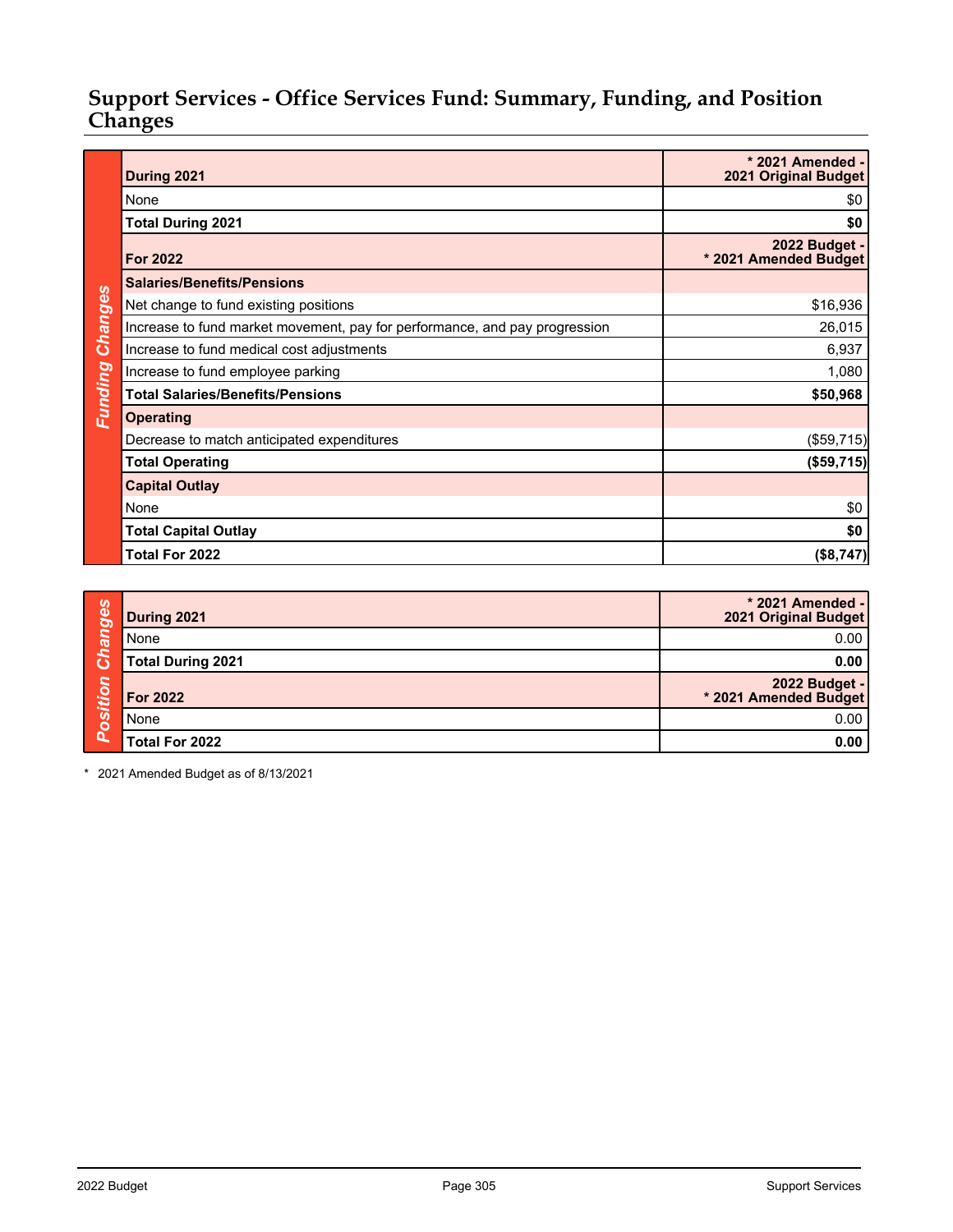## Support Services - Office Services Fund: Summary, Funding, and Position Changes

**Funding Changes**

| During 2021 | * 2021 Amended - 2021 Original Budget |
|---|---|
| None | $0 |
| **Total During 2021** | **$0** |
| **For 2022** | **2022 Budget - * 2021 Amended Budget** |
| **Salaries/Benefits/Pensions** | |
| Net change to fund existing positions | $16,936 |
| Increase to fund market movement, pay for performance, and pay progression | 26,015 |
| Increase to fund medical cost adjustments | 6,937 |
| Increase to fund employee parking | 1,080 |
| **Total Salaries/Benefits/Pensions** | **$50,968** |
| **Operating** | |
| Decrease to match anticipated expenditures | ($59,715) |
| **Total Operating** | **($59,715)** |
| **Capital Outlay** | |
| None | $0 |
| **Total Capital Outlay** | **$0** |
| **Total For 2022** | **($8,747)** |

**Position Changes**

| During 2021 | * 2021 Amended - 2021 Original Budget |
|---|---|
| None | 0.00 |
| **Total During 2021** | **0.00** |
| **For 2022** | **2022 Budget - * 2021 Amended Budget** |
| None | 0.00 |
| **Total For 2022** | **0.00** |

\* 2021 Amended Budget as of 8/13/2021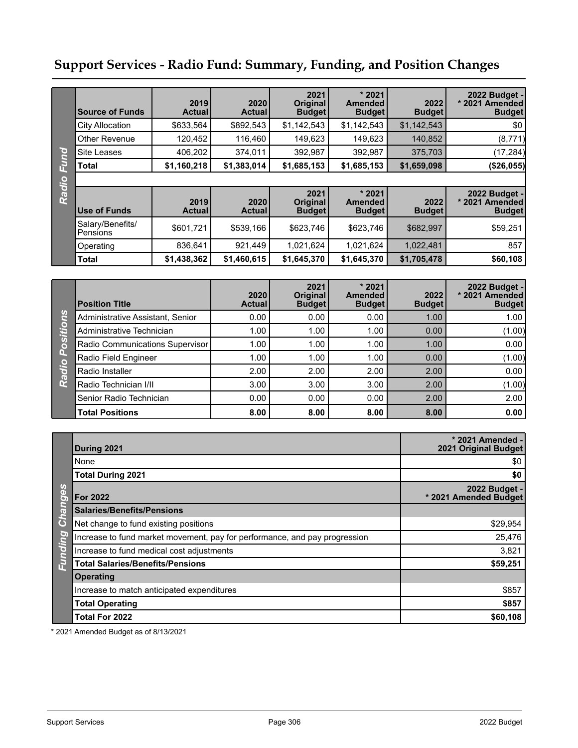# Support Services - Radio Fund: Summary, Funding, and Position Changes

**Radio Fund**

| Source of Funds | 2019 Actual | 2020 Actual | 2021 Original Budget | * 2021 Amended Budget | 2022 Budget | 2022 Budget - * 2021 Amended Budget |
|---|---|---|---|---|---|---|
| City Allocation | $633,564 | $892,543 | $1,142,543 | $1,142,543 | $1,142,543 | $0 |
| Other Revenue | 120,452 | 116,460 | 149,623 | 149,623 | 140,852 | (8,771) |
| Site Leases | 406,202 | 374,011 | 392,987 | 392,987 | 375,703 | (17,284) |
| **Total** | **$1,160,218** | **$1,383,014** | **$1,685,153** | **$1,685,153** | **$1,659,098** | **($26,055)** |

| Use of Funds | 2019 Actual | 2020 Actual | 2021 Original Budget | * 2021 Amended Budget | 2022 Budget | 2022 Budget - * 2021 Amended Budget |
|---|---|---|---|---|---|---|
| Salary/Benefits/ Pensions | $601,721 | $539,166 | $623,746 | $623,746 | $682,997 | $59,251 |
| Operating | 836,641 | 921,449 | 1,021,624 | 1,021,624 | 1,022,481 | 857 |
| **Total** | **$1,438,362** | **$1,460,615** | **$1,645,370** | **$1,645,370** | **$1,705,478** | **$60,108** |

**Radio Positions**

| Position Title | 2020 Actual | 2021 Original Budget | * 2021 Amended Budget | 2022 Budget | 2022 Budget - * 2021 Amended Budget |
|---|---|---|---|---|---|
| Administrative Assistant, Senior | 0.00 | 0.00 | 0.00 | 1.00 | 1.00 |
| Administrative Technician | 1.00 | 1.00 | 1.00 | 0.00 | (1.00) |
| Radio Communications Supervisor | 1.00 | 1.00 | 1.00 | 1.00 | 0.00 |
| Radio Field Engineer | 1.00 | 1.00 | 1.00 | 0.00 | (1.00) |
| Radio Installer | 2.00 | 2.00 | 2.00 | 2.00 | 0.00 |
| Radio Technician I/II | 3.00 | 3.00 | 3.00 | 2.00 | (1.00) |
| Senior Radio Technician | 0.00 | 0.00 | 0.00 | 2.00 | 2.00 |
| **Total Positions** | **8.00** | **8.00** | **8.00** | **8.00** | **0.00** |

**Funding Changes**

| During 2021 | * 2021 Amended - 2021 Original Budget |
|---|---|
| None | $0 |
| **Total During 2021** | **$0** |
| **For 2022** | **2022 Budget - * 2021 Amended Budget** |
| **Salaries/Benefits/Pensions** | |
| Net change to fund existing positions | $29,954 |
| Increase to fund market movement, pay for performance, and pay progression | 25,476 |
| Increase to fund medical cost adjustments | 3,821 |
| **Total Salaries/Benefits/Pensions** | **$59,251** |
| **Operating** | |
| Increase to match anticipated expenditures | $857 |
| **Total Operating** | **$857** |
| **Total For 2022** | **$60,108** |

* 2021 Amended Budget as of 8/13/2021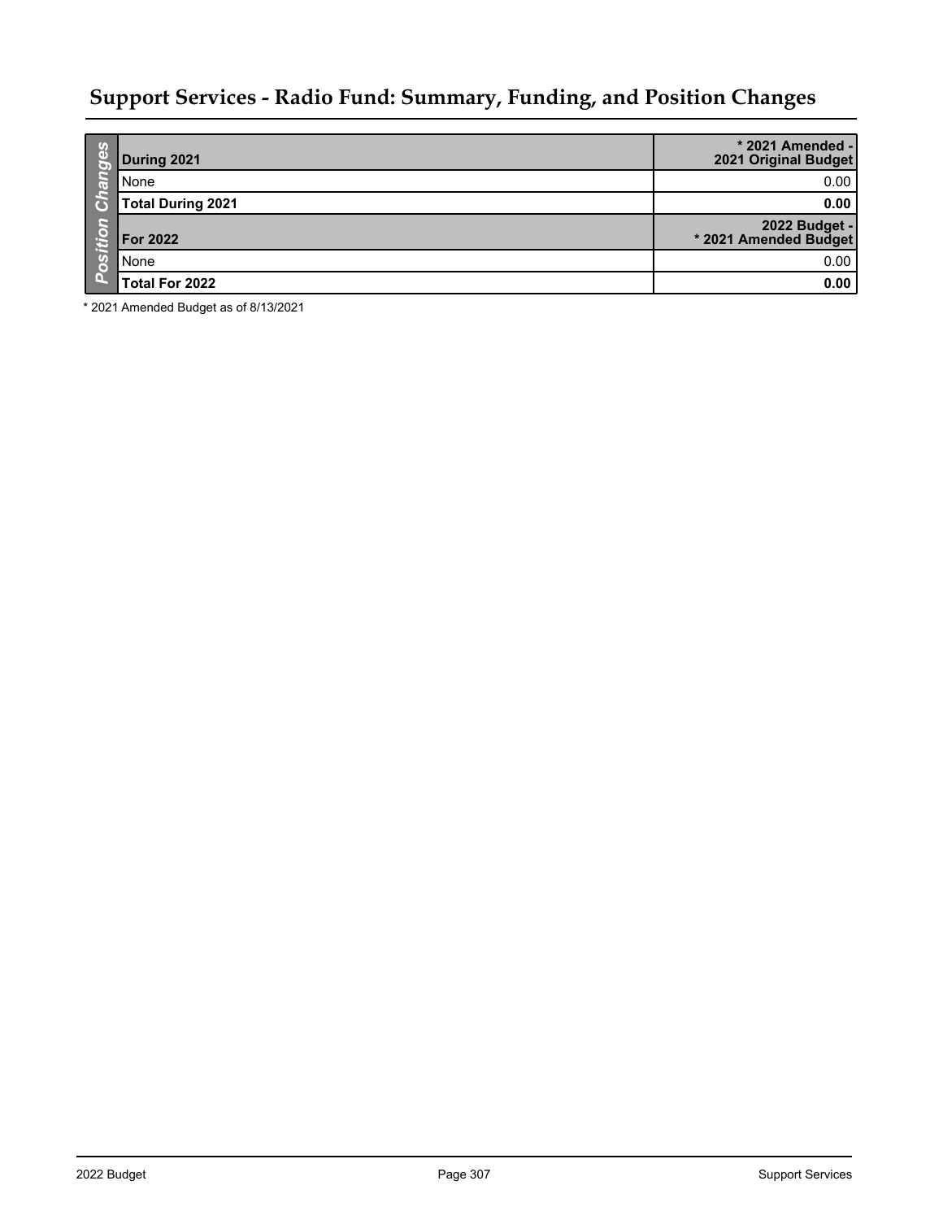## Support Services - Radio Fund: Summary, Funding, and Position Changes

**Position Changes**

| During 2021 | * 2021 Amended - 2021 Original Budget |
|---|---|
| None | 0.00 |
| **Total During 2021** | **0.00** |
| **For 2022** | **2022 Budget - * 2021 Amended Budget** |
| None | 0.00 |
| **Total For 2022** | **0.00** |

* 2021 Amended Budget as of 8/13/2021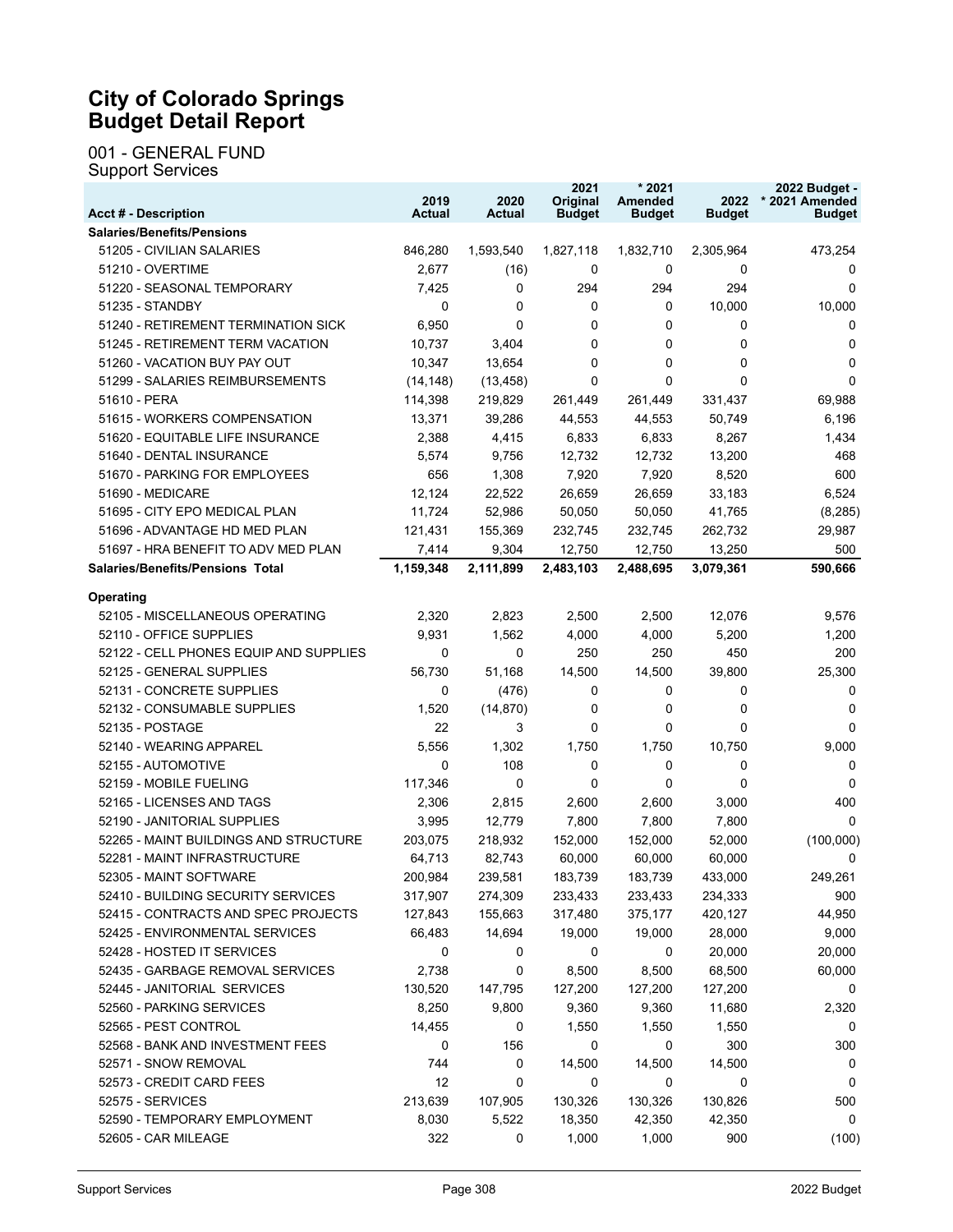# City of Colorado Springs
# Budget Detail Report

## 001 - GENERAL FUND
### Support Services

| Acct # - Description | 2019 Actual | 2020 Actual | 2021 Original Budget | * 2021 Amended Budget | 2022 Budget | 2022 Budget - * 2021 Amended Budget |
|---|---|---|---|---|---|---|
| **Salaries/Benefits/Pensions** | | | | | | |
| 51205 - CIVILIAN SALARIES | 846,280 | 1,593,540 | 1,827,118 | 1,832,710 | 2,305,964 | 473,254 |
| 51210 - OVERTIME | 2,677 | (16) | 0 | 0 | 0 | 0 |
| 51220 - SEASONAL TEMPORARY | 7,425 | 0 | 294 | 294 | 294 | 0 |
| 51235 - STANDBY | 0 | 0 | 0 | 0 | 10,000 | 10,000 |
| 51240 - RETIREMENT TERMINATION SICK | 6,950 | 0 | 0 | 0 | 0 | 0 |
| 51245 - RETIREMENT TERM VACATION | 10,737 | 3,404 | 0 | 0 | 0 | 0 |
| 51260 - VACATION BUY PAY OUT | 10,347 | 13,654 | 0 | 0 | 0 | 0 |
| 51299 - SALARIES REIMBURSEMENTS | (14,148) | (13,458) | 0 | 0 | 0 | 0 |
| 51610 - PERA | 114,398 | 219,829 | 261,449 | 261,449 | 331,437 | 69,988 |
| 51615 - WORKERS COMPENSATION | 13,371 | 39,286 | 44,553 | 44,553 | 50,749 | 6,196 |
| 51620 - EQUITABLE LIFE INSURANCE | 2,388 | 4,415 | 6,833 | 6,833 | 8,267 | 1,434 |
| 51640 - DENTAL INSURANCE | 5,574 | 9,756 | 12,732 | 12,732 | 13,200 | 468 |
| 51670 - PARKING FOR EMPLOYEES | 656 | 1,308 | 7,920 | 7,920 | 8,520 | 600 |
| 51690 - MEDICARE | 12,124 | 22,522 | 26,659 | 26,659 | 33,183 | 6,524 |
| 51695 - CITY EPO MEDICAL PLAN | 11,724 | 52,986 | 50,050 | 50,050 | 41,765 | (8,285) |
| 51696 - ADVANTAGE HD MED PLAN | 121,431 | 155,369 | 232,745 | 232,745 | 262,732 | 29,987 |
| 51697 - HRA BENEFIT TO ADV MED PLAN | 7,414 | 9,304 | 12,750 | 12,750 | 13,250 | 500 |
| **Salaries/Benefits/Pensions Total** | **1,159,348** | **2,111,899** | **2,483,103** | **2,488,695** | **3,079,361** | **590,666** |
| **Operating** | | | | | | |
| 52105 - MISCELLANEOUS OPERATING | 2,320 | 2,823 | 2,500 | 2,500 | 12,076 | 9,576 |
| 52110 - OFFICE SUPPLIES | 9,931 | 1,562 | 4,000 | 4,000 | 5,200 | 1,200 |
| 52122 - CELL PHONES EQUIP AND SUPPLIES | 0 | 0 | 250 | 250 | 450 | 200 |
| 52125 - GENERAL SUPPLIES | 56,730 | 51,168 | 14,500 | 14,500 | 39,800 | 25,300 |
| 52131 - CONCRETE SUPPLIES | 0 | (476) | 0 | 0 | 0 | 0 |
| 52132 - CONSUMABLE SUPPLIES | 1,520 | (14,870) | 0 | 0 | 0 | 0 |
| 52135 - POSTAGE | 22 | 3 | 0 | 0 | 0 | 0 |
| 52140 - WEARING APPAREL | 5,556 | 1,302 | 1,750 | 1,750 | 10,750 | 9,000 |
| 52155 - AUTOMOTIVE | 0 | 108 | 0 | 0 | 0 | 0 |
| 52159 - MOBILE FUELING | 117,346 | 0 | 0 | 0 | 0 | 0 |
| 52165 - LICENSES AND TAGS | 2,306 | 2,815 | 2,600 | 2,600 | 3,000 | 400 |
| 52190 - JANITORIAL SUPPLIES | 3,995 | 12,779 | 7,800 | 7,800 | 7,800 | 0 |
| 52265 - MAINT BUILDINGS AND STRUCTURE | 203,075 | 218,932 | 152,000 | 152,000 | 52,000 | (100,000) |
| 52281 - MAINT INFRASTRUCTURE | 64,713 | 82,743 | 60,000 | 60,000 | 60,000 | 0 |
| 52305 - MAINT SOFTWARE | 200,984 | 239,581 | 183,739 | 183,739 | 433,000 | 249,261 |
| 52410 - BUILDING SECURITY SERVICES | 317,907 | 274,309 | 233,433 | 233,433 | 234,333 | 900 |
| 52415 - CONTRACTS AND SPEC PROJECTS | 127,843 | 155,663 | 317,480 | 375,177 | 420,127 | 44,950 |
| 52425 - ENVIRONMENTAL SERVICES | 66,483 | 14,694 | 19,000 | 19,000 | 28,000 | 9,000 |
| 52428 - HOSTED IT SERVICES | 0 | 0 | 0 | 0 | 20,000 | 20,000 |
| 52435 - GARBAGE REMOVAL SERVICES | 2,738 | 0 | 8,500 | 8,500 | 68,500 | 60,000 |
| 52445 - JANITORIAL SERVICES | 130,520 | 147,795 | 127,200 | 127,200 | 127,200 | 0 |
| 52560 - PARKING SERVICES | 8,250 | 9,800 | 9,360 | 9,360 | 11,680 | 2,320 |
| 52565 - PEST CONTROL | 14,455 | 0 | 1,550 | 1,550 | 1,550 | 0 |
| 52568 - BANK AND INVESTMENT FEES | 0 | 156 | 0 | 0 | 300 | 300 |
| 52571 - SNOW REMOVAL | 744 | 0 | 14,500 | 14,500 | 14,500 | 0 |
| 52573 - CREDIT CARD FEES | 12 | 0 | 0 | 0 | 0 | 0 |
| 52575 - SERVICES | 213,639 | 107,905 | 130,326 | 130,326 | 130,826 | 500 |
| 52590 - TEMPORARY EMPLOYMENT | 8,030 | 5,522 | 18,350 | 42,350 | 42,350 | 0 |
| 52605 - CAR MILEAGE | 322 | 0 | 1,000 | 1,000 | 900 | (100) |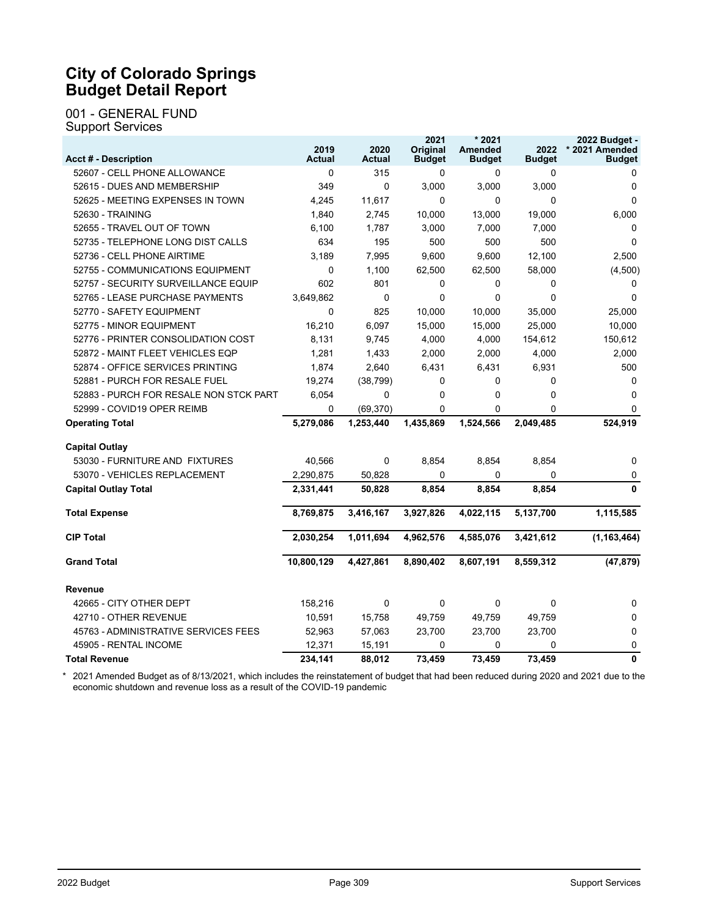# City of Colorado Springs
# Budget Detail Report

## 001 - GENERAL FUND
### Support Services

| Acct # - Description | 2019 Actual | 2020 Actual | 2021 Original Budget | * 2021 Amended Budget | 2022 Budget | 2022 Budget - * 2021 Amended Budget |
|---|---|---|---|---|---|---|
| 52607 - CELL PHONE ALLOWANCE | 0 | 315 | 0 | 0 | 0 | 0 |
| 52615 - DUES AND MEMBERSHIP | 349 | 0 | 3,000 | 3,000 | 3,000 | 0 |
| 52625 - MEETING EXPENSES IN TOWN | 4,245 | 11,617 | 0 | 0 | 0 | 0 |
| 52630 - TRAINING | 1,840 | 2,745 | 10,000 | 13,000 | 19,000 | 6,000 |
| 52655 - TRAVEL OUT OF TOWN | 6,100 | 1,787 | 3,000 | 7,000 | 7,000 | 0 |
| 52735 - TELEPHONE LONG DIST CALLS | 634 | 195 | 500 | 500 | 500 | 0 |
| 52736 - CELL PHONE AIRTIME | 3,189 | 7,995 | 9,600 | 9,600 | 12,100 | 2,500 |
| 52755 - COMMUNICATIONS EQUIPMENT | 0 | 1,100 | 62,500 | 62,500 | 58,000 | (4,500) |
| 52757 - SECURITY SURVEILLANCE EQUIP | 602 | 801 | 0 | 0 | 0 | 0 |
| 52765 - LEASE PURCHASE PAYMENTS | 3,649,862 | 0 | 0 | 0 | 0 | 0 |
| 52770 - SAFETY EQUIPMENT | 0 | 825 | 10,000 | 10,000 | 35,000 | 25,000 |
| 52775 - MINOR EQUIPMENT | 16,210 | 6,097 | 15,000 | 15,000 | 25,000 | 10,000 |
| 52776 - PRINTER CONSOLIDATION COST | 8,131 | 9,745 | 4,000 | 4,000 | 154,612 | 150,612 |
| 52872 - MAINT FLEET VEHICLES EQP | 1,281 | 1,433 | 2,000 | 2,000 | 4,000 | 2,000 |
| 52874 - OFFICE SERVICES PRINTING | 1,874 | 2,640 | 6,431 | 6,431 | 6,931 | 500 |
| 52881 - PURCH FOR RESALE FUEL | 19,274 | (38,799) | 0 | 0 | 0 | 0 |
| 52883 - PURCH FOR RESALE NON STCK PART | 6,054 | 0 | 0 | 0 | 0 | 0 |
| 52999 - COVID19 OPER REIMB | 0 | (69,370) | 0 | 0 | 0 | 0 |
| **Operating Total** | **5,279,086** | **1,253,440** | **1,435,869** | **1,524,566** | **2,049,485** | **524,919** |
| **Capital Outlay** | | | | | | |
| 53030 - FURNITURE AND FIXTURES | 40,566 | 0 | 8,854 | 8,854 | 8,854 | 0 |
| 53070 - VEHICLES REPLACEMENT | 2,290,875 | 50,828 | 0 | 0 | 0 | 0 |
| **Capital Outlay Total** | **2,331,441** | **50,828** | **8,854** | **8,854** | **8,854** | **0** |
| **Total Expense** | **8,769,875** | **3,416,167** | **3,927,826** | **4,022,115** | **5,137,700** | **1,115,585** |
| **CIP Total** | **2,030,254** | **1,011,694** | **4,962,576** | **4,585,076** | **3,421,612** | **(1,163,464)** |
| **Grand Total** | **10,800,129** | **4,427,861** | **8,890,402** | **8,607,191** | **8,559,312** | **(47,879)** |
| **Revenue** | | | | | | |
| 42665 - CITY OTHER DEPT | 158,216 | 0 | 0 | 0 | 0 | 0 |
| 42710 - OTHER REVENUE | 10,591 | 15,758 | 49,759 | 49,759 | 49,759 | 0 |
| 45763 - ADMINISTRATIVE SERVICES FEES | 52,963 | 57,063 | 23,700 | 23,700 | 23,700 | 0 |
| 45905 - RENTAL INCOME | 12,371 | 15,191 | 0 | 0 | 0 | 0 |
| **Total Revenue** | **234,141** | **88,012** | **73,459** | **73,459** | **73,459** | **0** |

\* 2021 Amended Budget as of 8/13/2021, which includes the reinstatement of budget that had been reduced during 2020 and 2021 due to the economic shutdown and revenue loss as a result of the COVID-19 pandemic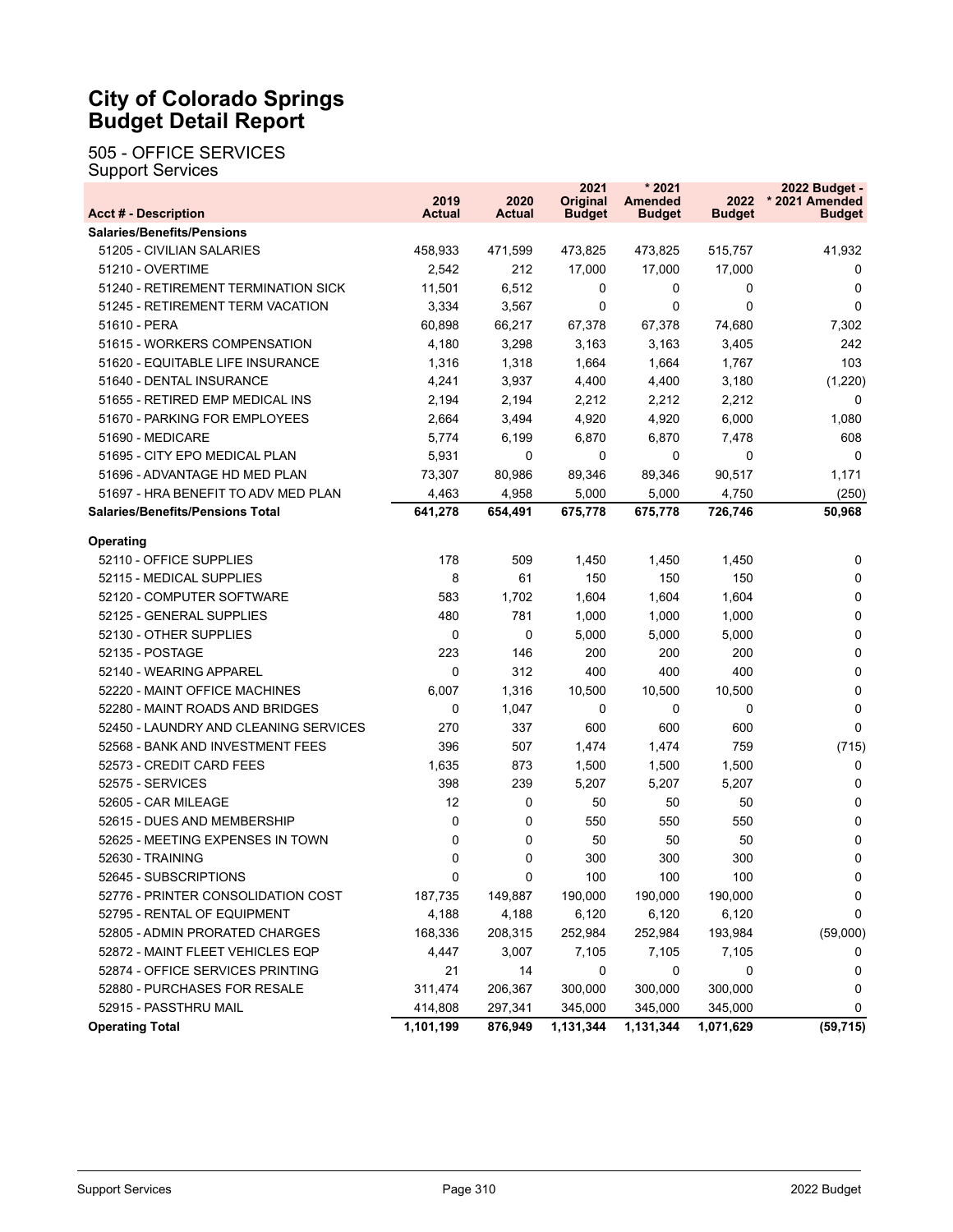# City of Colorado Springs Budget Detail Report

## 505 - OFFICE SERVICES

### Support Services

| Acct # - Description | 2019 Actual | 2020 Actual | 2021 Original Budget | * 2021 Amended Budget | 2022 Budget | 2022 Budget - * 2021 Amended Budget |
|---|---|---|---|---|---|---|
| **Salaries/Benefits/Pensions** | | | | | | |
| 51205 - CIVILIAN SALARIES | 458,933 | 471,599 | 473,825 | 473,825 | 515,757 | 41,932 |
| 51210 - OVERTIME | 2,542 | 212 | 17,000 | 17,000 | 17,000 | 0 |
| 51240 - RETIREMENT TERMINATION SICK | 11,501 | 6,512 | 0 | 0 | 0 | 0 |
| 51245 - RETIREMENT TERM VACATION | 3,334 | 3,567 | 0 | 0 | 0 | 0 |
| 51610 - PERA | 60,898 | 66,217 | 67,378 | 67,378 | 74,680 | 7,302 |
| 51615 - WORKERS COMPENSATION | 4,180 | 3,298 | 3,163 | 3,163 | 3,405 | 242 |
| 51620 - EQUITABLE LIFE INSURANCE | 1,316 | 1,318 | 1,664 | 1,664 | 1,767 | 103 |
| 51640 - DENTAL INSURANCE | 4,241 | 3,937 | 4,400 | 4,400 | 3,180 | (1,220) |
| 51655 - RETIRED EMP MEDICAL INS | 2,194 | 2,194 | 2,212 | 2,212 | 2,212 | 0 |
| 51670 - PARKING FOR EMPLOYEES | 2,664 | 3,494 | 4,920 | 4,920 | 6,000 | 1,080 |
| 51690 - MEDICARE | 5,774 | 6,199 | 6,870 | 6,870 | 7,478 | 608 |
| 51695 - CITY EPO MEDICAL PLAN | 5,931 | 0 | 0 | 0 | 0 | 0 |
| 51696 - ADVANTAGE HD MED PLAN | 73,307 | 80,986 | 89,346 | 89,346 | 90,517 | 1,171 |
| 51697 - HRA BENEFIT TO ADV MED PLAN | 4,463 | 4,958 | 5,000 | 5,000 | 4,750 | (250) |
| **Salaries/Benefits/Pensions Total** | **641,278** | **654,491** | **675,778** | **675,778** | **726,746** | **50,968** |
| **Operating** | | | | | | |
| 52110 - OFFICE SUPPLIES | 178 | 509 | 1,450 | 1,450 | 1,450 | 0 |
| 52115 - MEDICAL SUPPLIES | 8 | 61 | 150 | 150 | 150 | 0 |
| 52120 - COMPUTER SOFTWARE | 583 | 1,702 | 1,604 | 1,604 | 1,604 | 0 |
| 52125 - GENERAL SUPPLIES | 480 | 781 | 1,000 | 1,000 | 1,000 | 0 |
| 52130 - OTHER SUPPLIES | 0 | 0 | 5,000 | 5,000 | 5,000 | 0 |
| 52135 - POSTAGE | 223 | 146 | 200 | 200 | 200 | 0 |
| 52140 - WEARING APPAREL | 0 | 312 | 400 | 400 | 400 | 0 |
| 52220 - MAINT OFFICE MACHINES | 6,007 | 1,316 | 10,500 | 10,500 | 10,500 | 0 |
| 52280 - MAINT ROADS AND BRIDGES | 0 | 1,047 | 0 | 0 | 0 | 0 |
| 52450 - LAUNDRY AND CLEANING SERVICES | 270 | 337 | 600 | 600 | 600 | 0 |
| 52568 - BANK AND INVESTMENT FEES | 396 | 507 | 1,474 | 1,474 | 759 | (715) |
| 52573 - CREDIT CARD FEES | 1,635 | 873 | 1,500 | 1,500 | 1,500 | 0 |
| 52575 - SERVICES | 398 | 239 | 5,207 | 5,207 | 5,207 | 0 |
| 52605 - CAR MILEAGE | 12 | 0 | 50 | 50 | 50 | 0 |
| 52615 - DUES AND MEMBERSHIP | 0 | 0 | 550 | 550 | 550 | 0 |
| 52625 - MEETING EXPENSES IN TOWN | 0 | 0 | 50 | 50 | 50 | 0 |
| 52630 - TRAINING | 0 | 0 | 300 | 300 | 300 | 0 |
| 52645 - SUBSCRIPTIONS | 0 | 0 | 100 | 100 | 100 | 0 |
| 52776 - PRINTER CONSOLIDATION COST | 187,735 | 149,887 | 190,000 | 190,000 | 190,000 | 0 |
| 52795 - RENTAL OF EQUIPMENT | 4,188 | 4,188 | 6,120 | 6,120 | 6,120 | 0 |
| 52805 - ADMIN PRORATED CHARGES | 168,336 | 208,315 | 252,984 | 252,984 | 193,984 | (59,000) |
| 52872 - MAINT FLEET VEHICLES EQP | 4,447 | 3,007 | 7,105 | 7,105 | 7,105 | 0 |
| 52874 - OFFICE SERVICES PRINTING | 21 | 14 | 0 | 0 | 0 | 0 |
| 52880 - PURCHASES FOR RESALE | 311,474 | 206,367 | 300,000 | 300,000 | 300,000 | 0 |
| 52915 - PASSTHRU MAIL | 414,808 | 297,341 | 345,000 | 345,000 | 345,000 | 0 |
| **Operating Total** | **1,101,199** | **876,949** | **1,131,344** | **1,131,344** | **1,071,629** | **(59,715)** |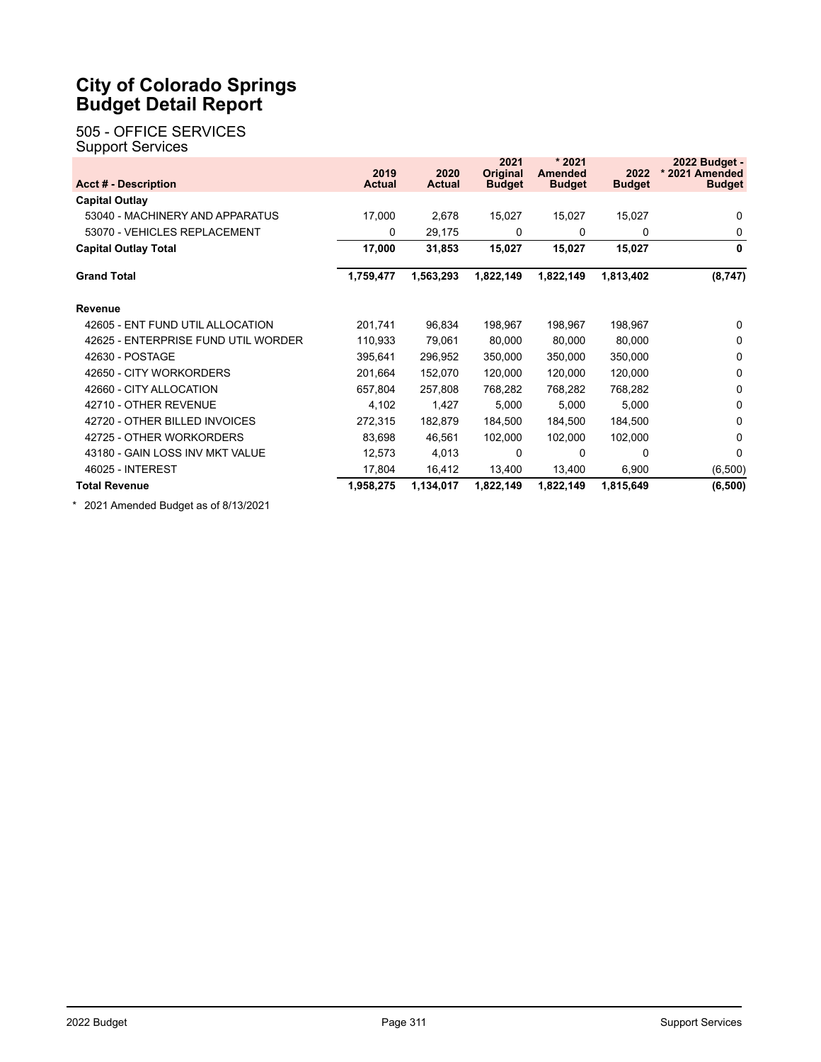# City of Colorado Springs
# Budget Detail Report

505 - OFFICE SERVICES
Support Services

| Acct # - Description | 2019 Actual | 2020 Actual | 2021 Original Budget | * 2021 Amended Budget | 2022 Budget | 2022 Budget - * 2021 Amended Budget |
|---|---|---|---|---|---|---|
| **Capital Outlay** | | | | | | |
| 53040 - MACHINERY AND APPARATUS | 17,000 | 2,678 | 15,027 | 15,027 | 15,027 | 0 |
| 53070 - VEHICLES REPLACEMENT | 0 | 29,175 | 0 | 0 | 0 | 0 |
| **Capital Outlay Total** | **17,000** | **31,853** | **15,027** | **15,027** | **15,027** | **0** |
| **Grand Total** | **1,759,477** | **1,563,293** | **1,822,149** | **1,822,149** | **1,813,402** | **(8,747)** |
| **Revenue** | | | | | | |
| 42605 - ENT FUND UTIL ALLOCATION | 201,741 | 96,834 | 198,967 | 198,967 | 198,967 | 0 |
| 42625 - ENTERPRISE FUND UTIL WORDER | 110,933 | 79,061 | 80,000 | 80,000 | 80,000 | 0 |
| 42630 - POSTAGE | 395,641 | 296,952 | 350,000 | 350,000 | 350,000 | 0 |
| 42650 - CITY WORKORDERS | 201,664 | 152,070 | 120,000 | 120,000 | 120,000 | 0 |
| 42660 - CITY ALLOCATION | 657,804 | 257,808 | 768,282 | 768,282 | 768,282 | 0 |
| 42710 - OTHER REVENUE | 4,102 | 1,427 | 5,000 | 5,000 | 5,000 | 0 |
| 42720 - OTHER BILLED INVOICES | 272,315 | 182,879 | 184,500 | 184,500 | 184,500 | 0 |
| 42725 - OTHER WORKORDERS | 83,698 | 46,561 | 102,000 | 102,000 | 102,000 | 0 |
| 43180 - GAIN LOSS INV MKT VALUE | 12,573 | 4,013 | 0 | 0 | 0 | 0 |
| 46025 - INTEREST | 17,804 | 16,412 | 13,400 | 13,400 | 6,900 | (6,500) |
| **Total Revenue** | **1,958,275** | **1,134,017** | **1,822,149** | **1,822,149** | **1,815,649** | **(6,500)** |

* 2021 Amended Budget as of 8/13/2021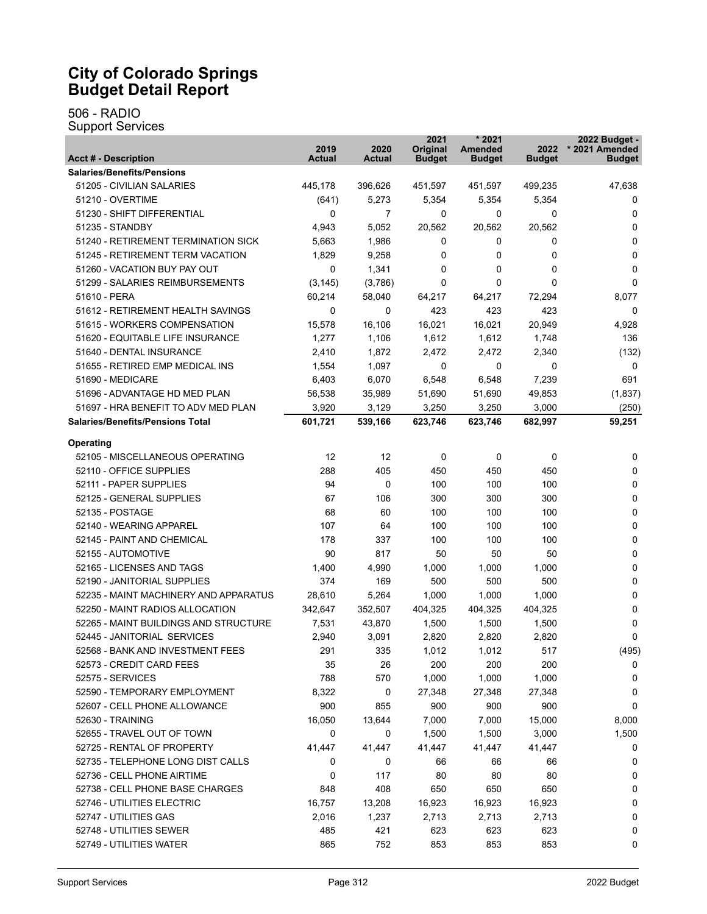# City of Colorado Springs
# Budget Detail Report

## 506 - RADIO
### Support Services

| Acct # - Description | 2019 Actual | 2020 Actual | 2021 Original Budget | * 2021 Amended Budget | 2022 Budget | 2022 Budget - * 2021 Amended Budget |
|---|---|---|---|---|---|---|
| **Salaries/Benefits/Pensions** | | | | | | |
| 51205 - CIVILIAN SALARIES | 445,178 | 396,626 | 451,597 | 451,597 | 499,235 | 47,638 |
| 51210 - OVERTIME | (641) | 5,273 | 5,354 | 5,354 | 5,354 | 0 |
| 51230 - SHIFT DIFFERENTIAL | 0 | 7 | 0 | 0 | 0 | 0 |
| 51235 - STANDBY | 4,943 | 5,052 | 20,562 | 20,562 | 20,562 | 0 |
| 51240 - RETIREMENT TERMINATION SICK | 5,663 | 1,986 | 0 | 0 | 0 | 0 |
| 51245 - RETIREMENT TERM VACATION | 1,829 | 9,258 | 0 | 0 | 0 | 0 |
| 51260 - VACATION BUY PAY OUT | 0 | 1,341 | 0 | 0 | 0 | 0 |
| 51299 - SALARIES REIMBURSEMENTS | (3,145) | (3,786) | 0 | 0 | 0 | 0 |
| 51610 - PERA | 60,214 | 58,040 | 64,217 | 64,217 | 72,294 | 8,077 |
| 51612 - RETIREMENT HEALTH SAVINGS | 0 | 0 | 423 | 423 | 423 | 0 |
| 51615 - WORKERS COMPENSATION | 15,578 | 16,106 | 16,021 | 16,021 | 20,949 | 4,928 |
| 51620 - EQUITABLE LIFE INSURANCE | 1,277 | 1,106 | 1,612 | 1,612 | 1,748 | 136 |
| 51640 - DENTAL INSURANCE | 2,410 | 1,872 | 2,472 | 2,472 | 2,340 | (132) |
| 51655 - RETIRED EMP MEDICAL INS | 1,554 | 1,097 | 0 | 0 | 0 | 0 |
| 51690 - MEDICARE | 6,403 | 6,070 | 6,548 | 6,548 | 7,239 | 691 |
| 51696 - ADVANTAGE HD MED PLAN | 56,538 | 35,989 | 51,690 | 51,690 | 49,853 | (1,837) |
| 51697 - HRA BENEFIT TO ADV MED PLAN | 3,920 | 3,129 | 3,250 | 3,250 | 3,000 | (250) |
| **Salaries/Benefits/Pensions Total** | **601,721** | **539,166** | **623,746** | **623,746** | **682,997** | **59,251** |
| **Operating** | | | | | | |
| 52105 - MISCELLANEOUS OPERATING | 12 | 12 | 0 | 0 | 0 | 0 |
| 52110 - OFFICE SUPPLIES | 288 | 405 | 450 | 450 | 450 | 0 |
| 52111 - PAPER SUPPLIES | 94 | 0 | 100 | 100 | 100 | 0 |
| 52125 - GENERAL SUPPLIES | 67 | 106 | 300 | 300 | 300 | 0 |
| 52135 - POSTAGE | 68 | 60 | 100 | 100 | 100 | 0 |
| 52140 - WEARING APPAREL | 107 | 64 | 100 | 100 | 100 | 0 |
| 52145 - PAINT AND CHEMICAL | 178 | 337 | 100 | 100 | 100 | 0 |
| 52155 - AUTOMOTIVE | 90 | 817 | 50 | 50 | 50 | 0 |
| 52165 - LICENSES AND TAGS | 1,400 | 4,990 | 1,000 | 1,000 | 1,000 | 0 |
| 52190 - JANITORIAL SUPPLIES | 374 | 169 | 500 | 500 | 500 | 0 |
| 52235 - MAINT MACHINERY AND APPARATUS | 28,610 | 5,264 | 1,000 | 1,000 | 1,000 | 0 |
| 52250 - MAINT RADIOS ALLOCATION | 342,647 | 352,507 | 404,325 | 404,325 | 404,325 | 0 |
| 52265 - MAINT BUILDINGS AND STRUCTURE | 7,531 | 43,870 | 1,500 | 1,500 | 1,500 | 0 |
| 52445 - JANITORIAL SERVICES | 2,940 | 3,091 | 2,820 | 2,820 | 2,820 | 0 |
| 52568 - BANK AND INVESTMENT FEES | 291 | 335 | 1,012 | 1,012 | 517 | (495) |
| 52573 - CREDIT CARD FEES | 35 | 26 | 200 | 200 | 200 | 0 |
| 52575 - SERVICES | 788 | 570 | 1,000 | 1,000 | 1,000 | 0 |
| 52590 - TEMPORARY EMPLOYMENT | 8,322 | 0 | 27,348 | 27,348 | 27,348 | 0 |
| 52607 - CELL PHONE ALLOWANCE | 900 | 855 | 900 | 900 | 900 | 0 |
| 52630 - TRAINING | 16,050 | 13,644 | 7,000 | 7,000 | 15,000 | 8,000 |
| 52655 - TRAVEL OUT OF TOWN | 0 | 0 | 1,500 | 1,500 | 3,000 | 1,500 |
| 52725 - RENTAL OF PROPERTY | 41,447 | 41,447 | 41,447 | 41,447 | 41,447 | 0 |
| 52735 - TELEPHONE LONG DIST CALLS | 0 | 0 | 66 | 66 | 66 | 0 |
| 52736 - CELL PHONE AIRTIME | 0 | 117 | 80 | 80 | 80 | 0 |
| 52738 - CELL PHONE BASE CHARGES | 848 | 408 | 650 | 650 | 650 | 0 |
| 52746 - UTILITIES ELECTRIC | 16,757 | 13,208 | 16,923 | 16,923 | 16,923 | 0 |
| 52747 - UTILITIES GAS | 2,016 | 1,237 | 2,713 | 2,713 | 2,713 | 0 |
| 52748 - UTILITIES SEWER | 485 | 421 | 623 | 623 | 623 | 0 |
| 52749 - UTILITIES WATER | 865 | 752 | 853 | 853 | 853 | 0 |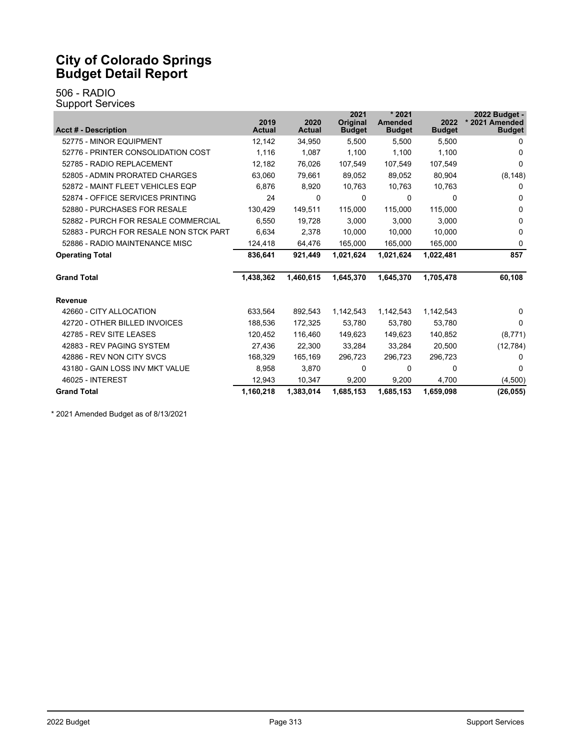# City of Colorado Springs
# Budget Detail Report

506 - RADIO
Support Services

| Acct # - Description | 2019 Actual | 2020 Actual | 2021 Original Budget | * 2021 Amended Budget | 2022 Budget | 2022 Budget - * 2021 Amended Budget |
|---|---|---|---|---|---|---|
| 52775 - MINOR EQUIPMENT | 12,142 | 34,950 | 5,500 | 5,500 | 5,500 | 0 |
| 52776 - PRINTER CONSOLIDATION COST | 1,116 | 1,087 | 1,100 | 1,100 | 1,100 | 0 |
| 52785 - RADIO REPLACEMENT | 12,182 | 76,026 | 107,549 | 107,549 | 107,549 | 0 |
| 52805 - ADMIN PRORATED CHARGES | 63,060 | 79,661 | 89,052 | 89,052 | 80,904 | (8,148) |
| 52872 - MAINT FLEET VEHICLES EQP | 6,876 | 8,920 | 10,763 | 10,763 | 10,763 | 0 |
| 52874 - OFFICE SERVICES PRINTING | 24 | 0 | 0 | 0 | 0 | 0 |
| 52880 - PURCHASES FOR RESALE | 130,429 | 149,511 | 115,000 | 115,000 | 115,000 | 0 |
| 52882 - PURCH FOR RESALE COMMERCIAL | 6,550 | 19,728 | 3,000 | 3,000 | 3,000 | 0 |
| 52883 - PURCH FOR RESALE NON STCK PART | 6,634 | 2,378 | 10,000 | 10,000 | 10,000 | 0 |
| 52886 - RADIO MAINTENANCE MISC | 124,418 | 64,476 | 165,000 | 165,000 | 165,000 | 0 |
| **Operating Total** | **836,641** | **921,449** | **1,021,624** | **1,021,624** | **1,022,481** | **857** |
| **Grand Total** | **1,438,362** | **1,460,615** | **1,645,370** | **1,645,370** | **1,705,478** | **60,108** |
| **Revenue** | | | | | | |
| 42660 - CITY ALLOCATION | 633,564 | 892,543 | 1,142,543 | 1,142,543 | 1,142,543 | 0 |
| 42720 - OTHER BILLED INVOICES | 188,536 | 172,325 | 53,780 | 53,780 | 53,780 | 0 |
| 42785 - REV SITE LEASES | 120,452 | 116,460 | 149,623 | 149,623 | 140,852 | (8,771) |
| 42883 - REV PAGING SYSTEM | 27,436 | 22,300 | 33,284 | 33,284 | 20,500 | (12,784) |
| 42886 - REV NON CITY SVCS | 168,329 | 165,169 | 296,723 | 296,723 | 296,723 | 0 |
| 43180 - GAIN LOSS INV MKT VALUE | 8,958 | 3,870 | 0 | 0 | 0 | 0 |
| 46025 - INTEREST | 12,943 | 10,347 | 9,200 | 9,200 | 4,700 | (4,500) |
| **Grand Total** | **1,160,218** | **1,383,014** | **1,685,153** | **1,685,153** | **1,659,098** | **(26,055)** |

* 2021 Amended Budget as of 8/13/2021